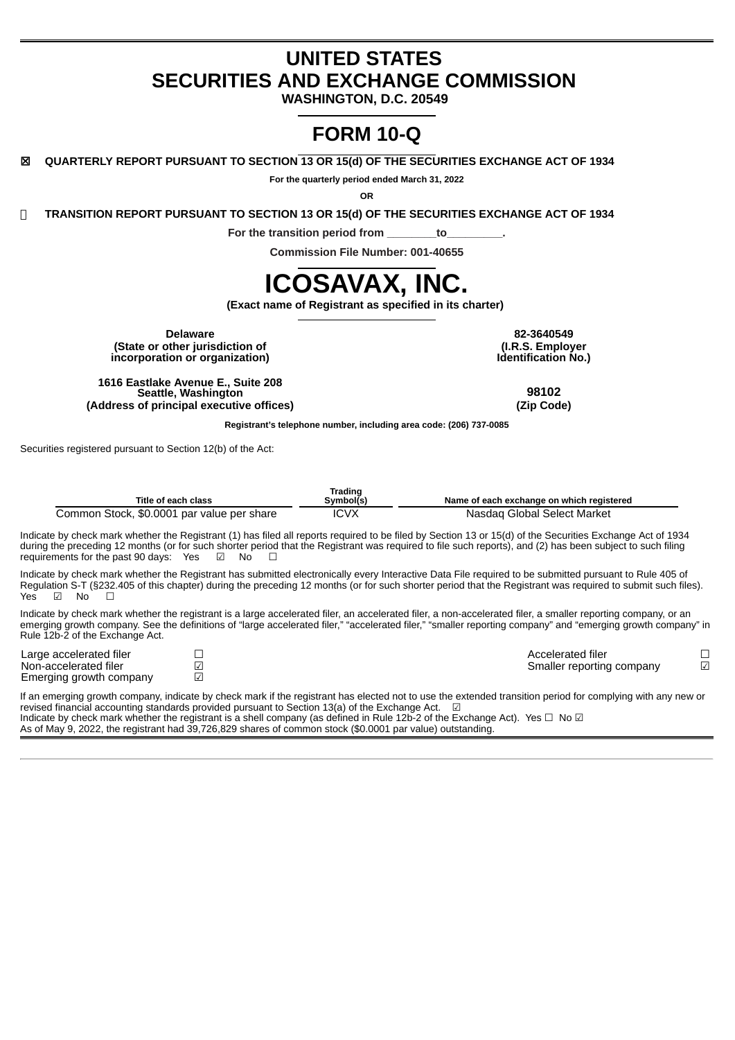# UNITED STATES
# SECURITIES AND EXCHANGE COMMISSION
**WASHINGTON, D.C. 20549**

# FORM 10-Q

☒ **QUARTERLY REPORT PURSUANT TO SECTION 13 OR 15(d) OF THE SECURITIES EXCHANGE ACT OF 1934**

**For the quarterly period ended March 31, 2022**

**OR**

☐ **TRANSITION REPORT PURSUANT TO SECTION 13 OR 15(d) OF THE SECURITIES EXCHANGE ACT OF 1934**

**For the transition period from ________to_________.**

**Commission File Number: 001-40655**

# ICOSAVAX, INC.

**(Exact name of Registrant as specified in its charter)**

| | |
|---|---|
| **Delaware**<br>**(State or other jurisdiction of incorporation or organization)** | **82-3640549**<br>**(I.R.S. Employer Identification No.)** |
| **1616 Eastlake Avenue E., Suite 208**<br>**Seattle, Washington**<br>**(Address of principal executive offices)** | **98102**<br>**(Zip Code)** |

**Registrant's telephone number, including area code: (206) 737-0085**

Securities registered pursuant to Section 12(b) of the Act:

| Title of each class | Trading Symbol(s) | Name of each exchange on which registered |
|---|---|---|
| Common Stock, $0.0001 par value per share | ICVX | Nasdaq Global Select Market |

Indicate by check mark whether the Registrant (1) has filed all reports required to be filed by Section 13 or 15(d) of the Securities Exchange Act of 1934 during the preceding 12 months (or for such shorter period that the Registrant was required to file such reports), and (2) has been subject to such filing requirements for the past 90 days: Yes ☑ No ☐

Indicate by check mark whether the Registrant has submitted electronically every Interactive Data File required to be submitted pursuant to Rule 405 of Regulation S-T (§232.405 of this chapter) during the preceding 12 months (or for such shorter period that the Registrant was required to submit such files). Yes ☑ No ☐

Indicate by check mark whether the registrant is a large accelerated filer, an accelerated filer, a non-accelerated filer, a smaller reporting company, or an emerging growth company. See the definitions of "large accelerated filer," "accelerated filer," "smaller reporting company" and "emerging growth company" in Rule 12b-2 of the Exchange Act.

| | | | |
|---|---|---|---|
| Large accelerated filer | ☐ | Accelerated filer | ☐ |
| Non-accelerated filer | ☑ | Smaller reporting company | ☑ |
| Emerging growth company | ☑ | | |

If an emerging growth company, indicate by check mark if the registrant has elected not to use the extended transition period for complying with any new or revised financial accounting standards provided pursuant to Section 13(a) of the Exchange Act. ☑
Indicate by check mark whether the registrant is a shell company (as defined in Rule 12b-2 of the Exchange Act). Yes ☐ No ☑
As of May 9, 2022, the registrant had 39,726,829 shares of common stock ($0.0001 par value) outstanding.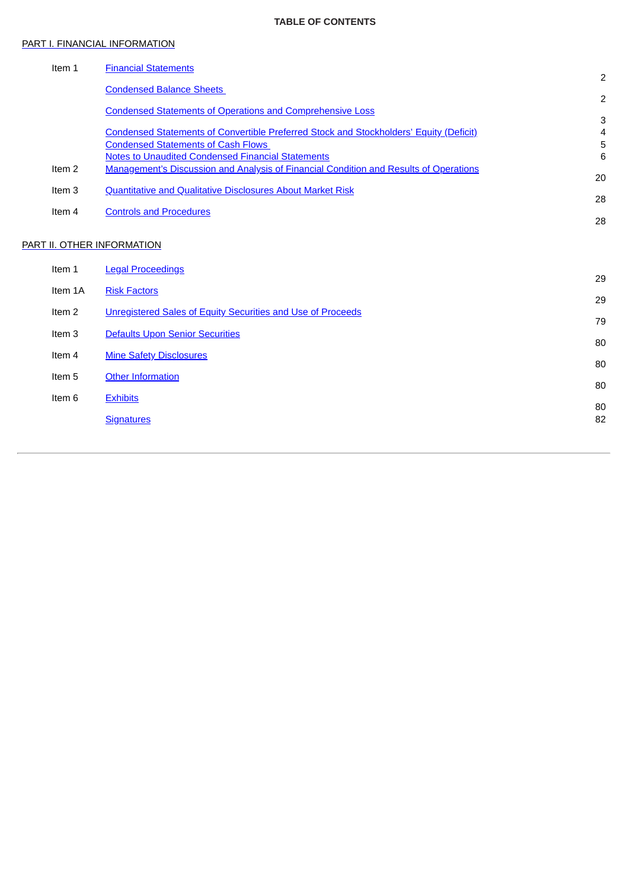**TABLE OF CONTENTS**

PART I. FINANCIAL INFORMATION

| | | |
|---|---|---|
| Item 1 | Financial Statements | 2 |
| | Condensed Balance Sheets | 2 |
| | Condensed Statements of Operations and Comprehensive Loss | 3 |
| | Condensed Statements of Convertible Preferred Stock and Stockholders' Equity (Deficit) | 4 |
| | Condensed Statements of Cash Flows | 5 |
| | Notes to Unaudited Condensed Financial Statements | 6 |
| Item 2 | Management's Discussion and Analysis of Financial Condition and Results of Operations | 20 |
| Item 3 | Quantitative and Qualitative Disclosures About Market Risk | 28 |
| Item 4 | Controls and Procedures | 28 |

PART II. OTHER INFORMATION

| | | |
|---|---|---|
| Item 1 | Legal Proceedings | 29 |
| Item 1A | Risk Factors | 29 |
| Item 2 | Unregistered Sales of Equity Securities and Use of Proceeds | 79 |
| Item 3 | Defaults Upon Senior Securities | 80 |
| Item 4 | Mine Safety Disclosures | 80 |
| Item 5 | Other Information | 80 |
| Item 6 | Exhibits | 80 |
| | Signatures | 82 |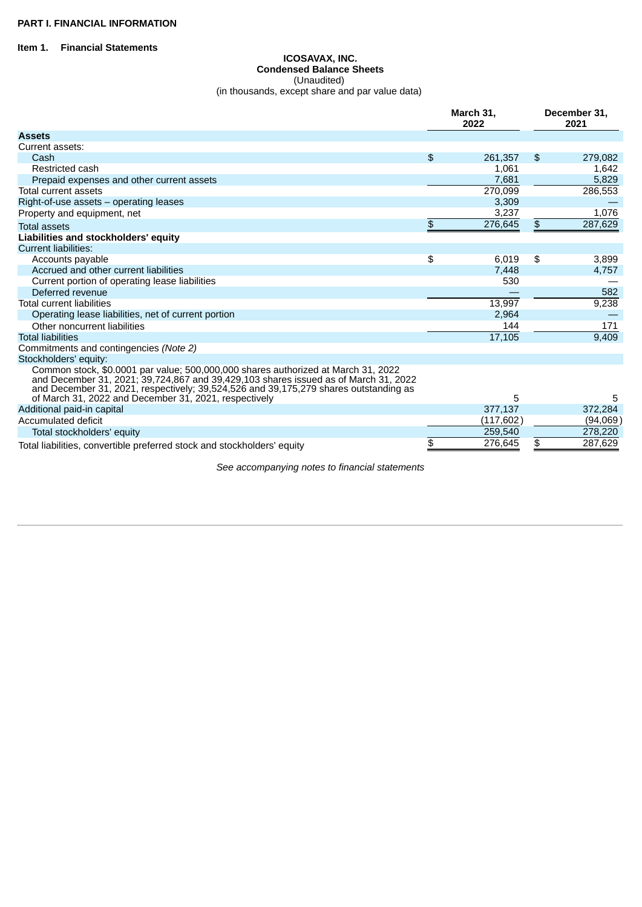**PART I. FINANCIAL INFORMATION**

**Item 1. Financial Statements**

**ICOSAVAX, INC.**
**Condensed Balance Sheets**
(Unaudited)
(in thousands, except share and par value data)

| | March 31, 2022 | December 31, 2021 |
|---|---|---|
| **Assets** | | |
| Current assets: | | |
| Cash | $ 261,357 | $ 279,082 |
| Restricted cash | 1,061 | 1,642 |
| Prepaid expenses and other current assets | 7,681 | 5,829 |
| Total current assets | 270,099 | 286,553 |
| Right-of-use assets – operating leases | 3,309 | — |
| Property and equipment, net | 3,237 | 1,076 |
| Total assets | $ 276,645 | $ 287,629 |
| **Liabilities and stockholders' equity** | | |
| Current liabilities: | | |
| Accounts payable | $ 6,019 | $ 3,899 |
| Accrued and other current liabilities | 7,448 | 4,757 |
| Current portion of operating lease liabilities | 530 | — |
| Deferred revenue | — | 582 |
| Total current liabilities | 13,997 | 9,238 |
| Operating lease liabilities, net of current portion | 2,964 | — |
| Other noncurrent liabilities | 144 | 171 |
| Total liabilities | 17,105 | 9,409 |
| Commitments and contingencies *(Note 2)* | | |
| Stockholders' equity: | | |
| Common stock, $0.0001 par value; 500,000,000 shares authorized at March 31, 2022 and December 31, 2021; 39,724,867 and 39,429,103 shares issued as of March 31, 2022 and December 31, 2021, respectively; 39,524,526 and 39,175,279 shares outstanding as of March 31, 2022 and December 31, 2021, respectively | 5 | 5 |
| Additional paid-in capital | 377,137 | 372,284 |
| Accumulated deficit | (117,602) | (94,069) |
| Total stockholders' equity | 259,540 | 278,220 |
| Total liabilities, convertible preferred stock and stockholders' equity | $ 276,645 | $ 287,629 |

*See accompanying notes to financial statements*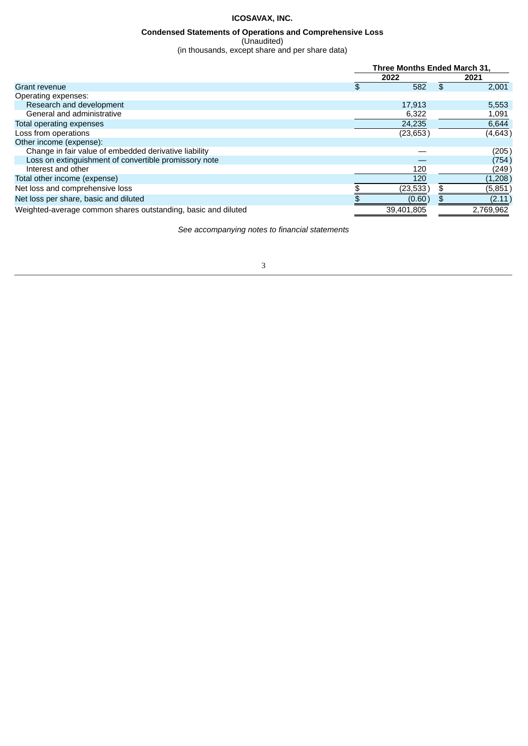**ICOSAVAX, INC.**

**Condensed Statements of Operations and Comprehensive Loss**

(Unaudited)

(in thousands, except share and per share data)

| | Three Months Ended March 31, | |
|---|---|---|
| | 2022 | 2021 |
| Grant revenue | $ 582 | $ 2,001 |
| Operating expenses: | | |
| Research and development | 17,913 | 5,553 |
| General and administrative | 6,322 | 1,091 |
| Total operating expenses | 24,235 | 6,644 |
| Loss from operations | (23,653) | (4,643) |
| Other income (expense): | | |
| Change in fair value of embedded derivative liability | — | (205) |
| Loss on extinguishment of convertible promissory note | — | (754) |
| Interest and other | 120 | (249) |
| Total other income (expense) | 120 | (1,208) |
| Net loss and comprehensive loss | $ (23,533) | $ (5,851) |
| Net loss per share, basic and diluted | $ (0.60) | $ (2.11) |
| Weighted-average common shares outstanding, basic and diluted | 39,401,805 | 2,769,962 |

*See accompanying notes to financial statements*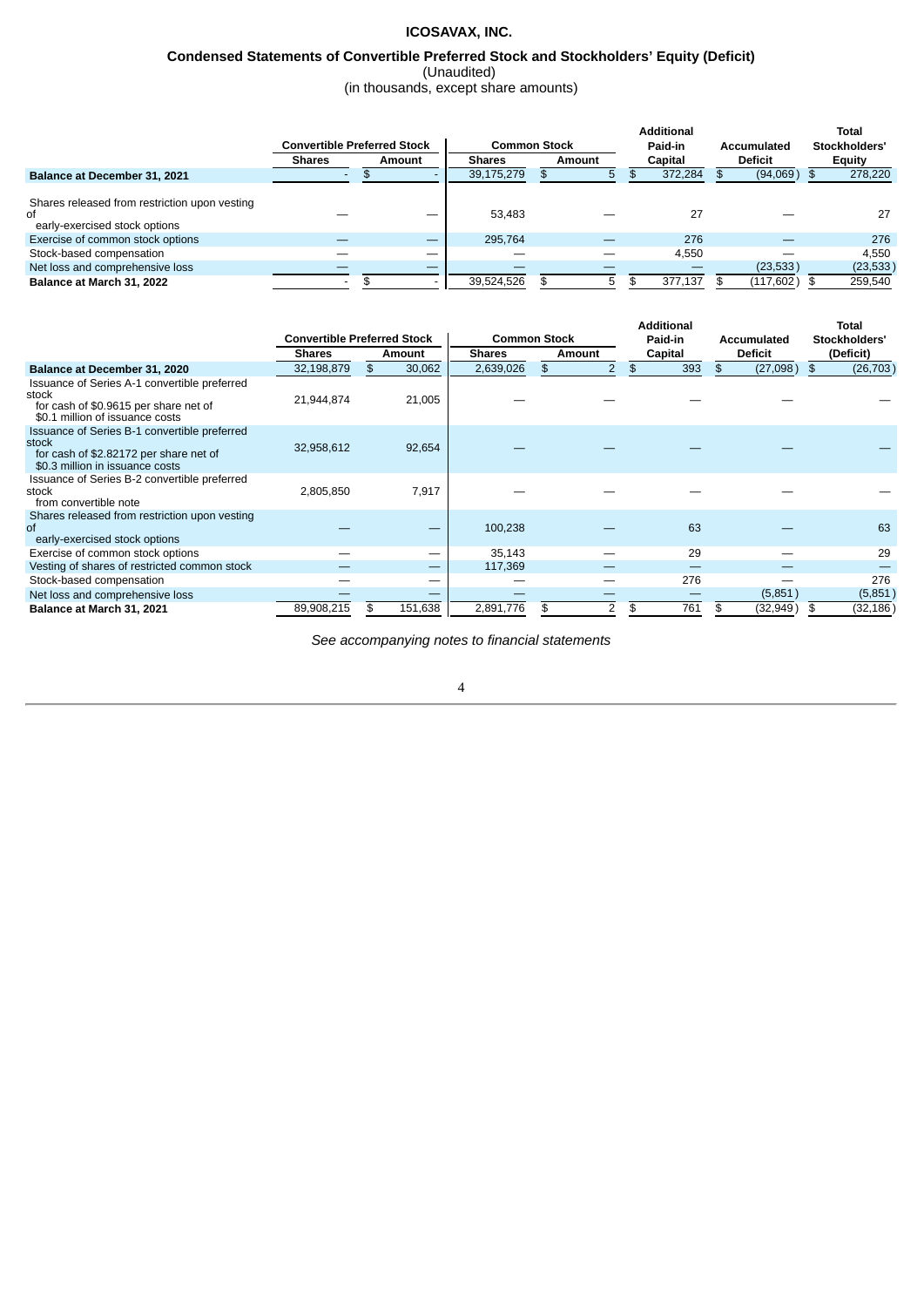# ICOSAVAX, INC.

## Condensed Statements of Convertible Preferred Stock and Stockholders' Equity (Deficit)

(Unaudited)

(in thousands, except share amounts)

| | Convertible Preferred Stock | | Common Stock | | Additional Paid-in Capital | Accumulated Deficit | Total Stockholders' Equity |
|---|---|---|---|---|---|---|---|
| | Shares | Amount | Shares | Amount | | | |
| **Balance at December 31, 2021** | - | $ - | 39,175,279 | $ 5 | $ 372,284 | $ (94,069) | $ 278,220 |
| Shares released from restriction upon vesting of early-exercised stock options | — | — | 53,483 | — | 27 | — | 27 |
| Exercise of common stock options | — | — | 295,764 | — | 276 | — | 276 |
| Stock-based compensation | — | — | — | — | 4,550 | — | 4,550 |
| Net loss and comprehensive loss | — | — | — | — | — | (23,533) | (23,533) |
| **Balance at March 31, 2022** | - | $ - | 39,524,526 | $ 5 | $ 377,137 | $ (117,602) | $ 259,540 |

| | Convertible Preferred Stock | | Common Stock | | Additional Paid-in Capital | Accumulated Deficit | Total Stockholders' (Deficit) |
|---|---|---|---|---|---|---|---|
| | Shares | Amount | Shares | Amount | | | |
| **Balance at December 31, 2020** | 32,198,879 | $ 30,062 | 2,639,026 | $ 2 | $ 393 | $ (27,098) | $ (26,703) |
| Issuance of Series A-1 convertible preferred stock for cash of $0.9615 per share net of $0.1 million of issuance costs | 21,944,874 | 21,005 | — | — | — | — | — |
| Issuance of Series B-1 convertible preferred stock for cash of $2.82172 per share net of $0.3 million in issuance costs | 32,958,612 | 92,654 | — | — | — | — | — |
| Issuance of Series B-2 convertible preferred stock from convertible note | 2,805,850 | 7,917 | — | — | — | — | — |
| Shares released from restriction upon vesting of early-exercised stock options | — | — | 100,238 | — | 63 | — | 63 |
| Exercise of common stock options | — | — | 35,143 | — | 29 | — | 29 |
| Vesting of shares of restricted common stock | — | — | 117,369 | — | — | — | — |
| Stock-based compensation | — | — | — | — | 276 | — | 276 |
| Net loss and comprehensive loss | — | — | — | — | — | (5,851) | (5,851) |
| **Balance at March 31, 2021** | 89,908,215 | $ 151,638 | 2,891,776 | $ 2 | $ 761 | $ (32,949) | $ (32,186) |

*See accompanying notes to financial statements*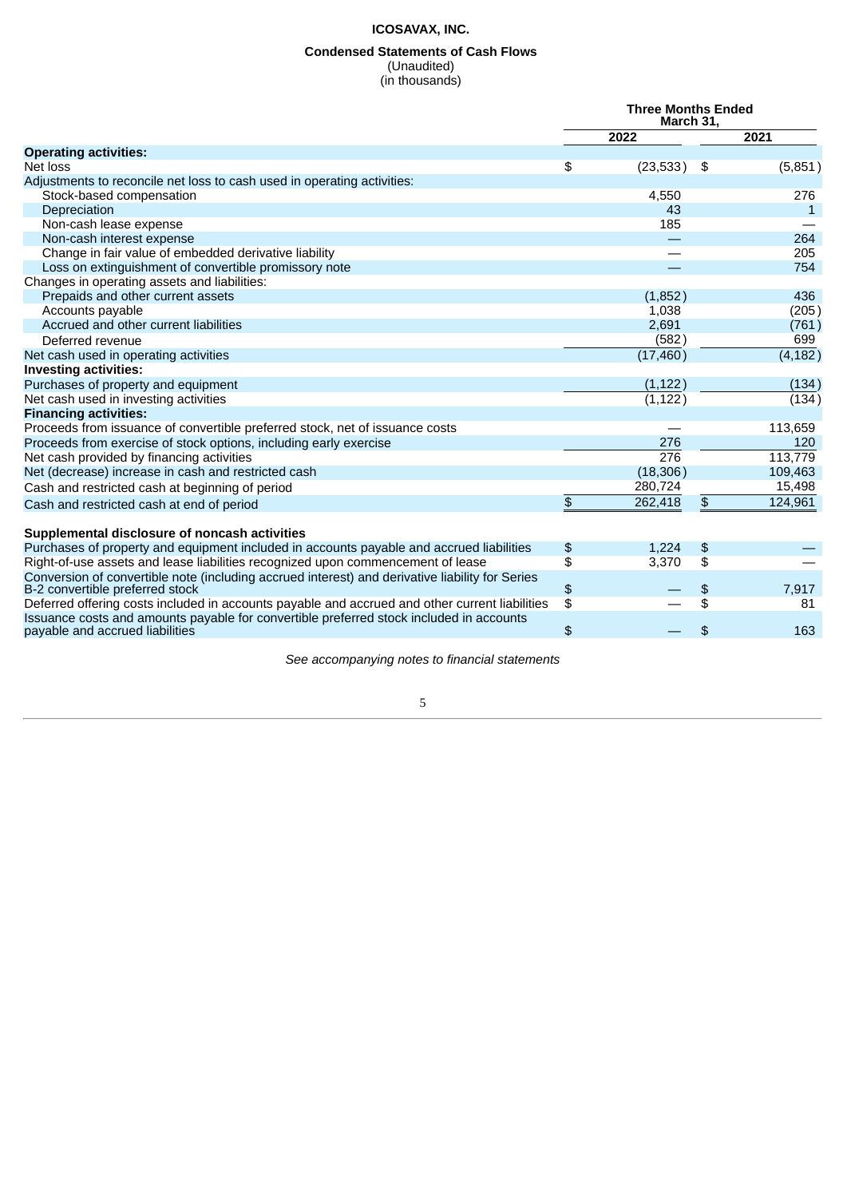**ICOSAVAX, INC.**

**Condensed Statements of Cash Flows**
(Unaudited)
(in thousands)

| | Three Months Ended March 31, | |
|---|---|---|
| | 2022 | 2021 |
| **Operating activities:** | | |
| Net loss | $ (23,533) | $ (5,851) |
| Adjustments to reconcile net loss to cash used in operating activities: | | |
| Stock-based compensation | 4,550 | 276 |
| Depreciation | 43 | 1 |
| Non-cash lease expense | 185 | — |
| Non-cash interest expense | — | 264 |
| Change in fair value of embedded derivative liability | — | 205 |
| Loss on extinguishment of convertible promissory note | — | 754 |
| Changes in operating assets and liabilities: | | |
| Prepaids and other current assets | (1,852) | 436 |
| Accounts payable | 1,038 | (205) |
| Accrued and other current liabilities | 2,691 | (761) |
| Deferred revenue | (582) | 699 |
| Net cash used in operating activities | (17,460) | (4,182) |
| **Investing activities:** | | |
| Purchases of property and equipment | (1,122) | (134) |
| Net cash used in investing activities | (1,122) | (134) |
| **Financing activities:** | | |
| Proceeds from issuance of convertible preferred stock, net of issuance costs | — | 113,659 |
| Proceeds from exercise of stock options, including early exercise | 276 | 120 |
| Net cash provided by financing activities | 276 | 113,779 |
| Net (decrease) increase in cash and restricted cash | (18,306) | 109,463 |
| Cash and restricted cash at beginning of period | 280,724 | 15,498 |
| Cash and restricted cash at end of period | $ 262,418 | $ 124,961 |
| | | |
| **Supplemental disclosure of noncash activities** | | |
| Purchases of property and equipment included in accounts payable and accrued liabilities | $ 1,224 | $ — |
| Right-of-use assets and lease liabilities recognized upon commencement of lease | $ 3,370 | $ — |
| Conversion of convertible note (including accrued interest) and derivative liability for Series B-2 convertible preferred stock | $ — | $ 7,917 |
| Deferred offering costs included in accounts payable and accrued and other current liabilities | $ — | $ 81 |
| Issuance costs and amounts payable for convertible preferred stock included in accounts payable and accrued liabilities | $ — | $ 163 |

*See accompanying notes to financial statements*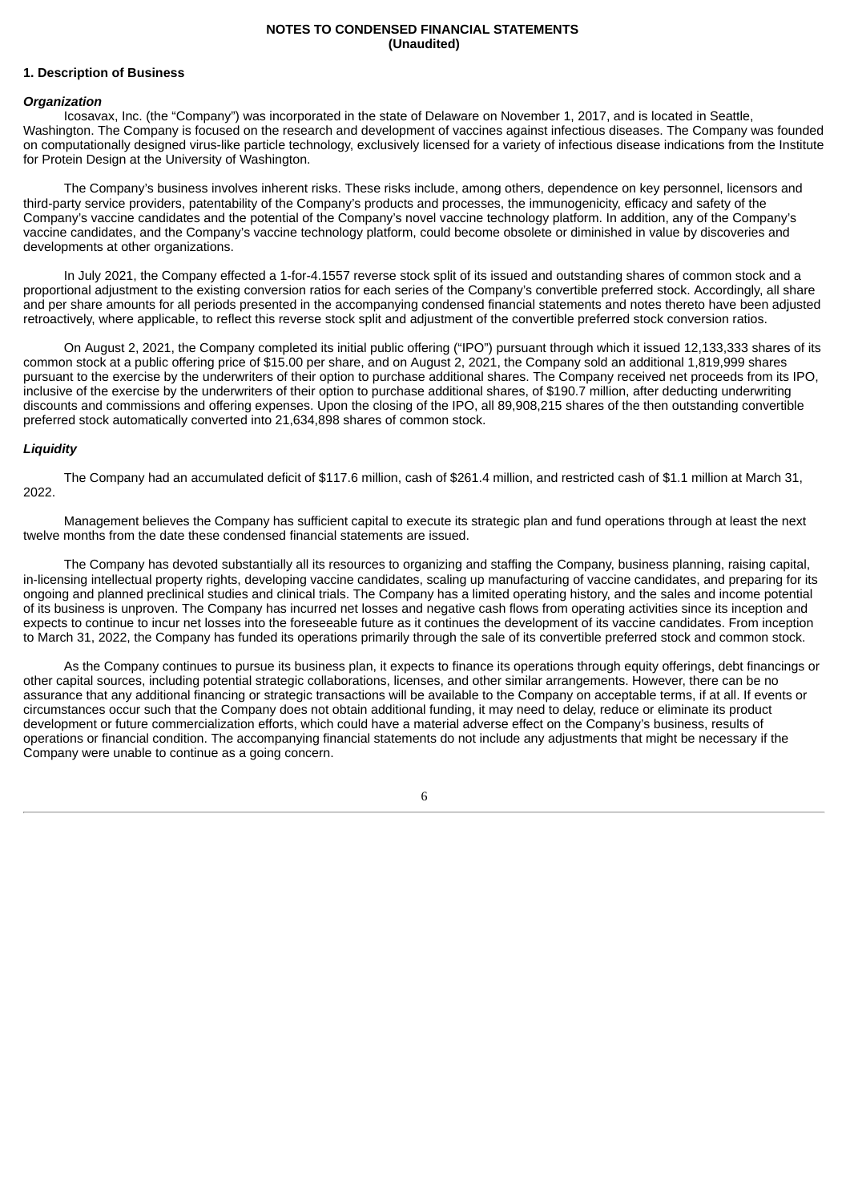**NOTES TO CONDENSED FINANCIAL STATEMENTS**
**(Unaudited)**

## 1. Description of Business

### *Organization*

Icosavax, Inc. (the "Company") was incorporated in the state of Delaware on November 1, 2017, and is located in Seattle, Washington. The Company is focused on the research and development of vaccines against infectious diseases. The Company was founded on computationally designed virus-like particle technology, exclusively licensed for a variety of infectious disease indications from the Institute for Protein Design at the University of Washington.

The Company's business involves inherent risks. These risks include, among others, dependence on key personnel, licensors and third-party service providers, patentability of the Company's products and processes, the immunogenicity, efficacy and safety of the Company's vaccine candidates and the potential of the Company's novel vaccine technology platform. In addition, any of the Company's vaccine candidates, and the Company's vaccine technology platform, could become obsolete or diminished in value by discoveries and developments at other organizations.

In July 2021, the Company effected a 1-for-4.1557 reverse stock split of its issued and outstanding shares of common stock and a proportional adjustment to the existing conversion ratios for each series of the Company's convertible preferred stock. Accordingly, all share and per share amounts for all periods presented in the accompanying condensed financial statements and notes thereto have been adjusted retroactively, where applicable, to reflect this reverse stock split and adjustment of the convertible preferred stock conversion ratios.

On August 2, 2021, the Company completed its initial public offering ("IPO") pursuant through which it issued 12,133,333 shares of its common stock at a public offering price of $15.00 per share, and on August 2, 2021, the Company sold an additional 1,819,999 shares pursuant to the exercise by the underwriters of their option to purchase additional shares. The Company received net proceeds from its IPO, inclusive of the exercise by the underwriters of their option to purchase additional shares, of $190.7 million, after deducting underwriting discounts and commissions and offering expenses. Upon the closing of the IPO, all 89,908,215 shares of the then outstanding convertible preferred stock automatically converted into 21,634,898 shares of common stock.

### *Liquidity*

The Company had an accumulated deficit of $117.6 million, cash of $261.4 million, and restricted cash of $1.1 million at March 31, 2022.

Management believes the Company has sufficient capital to execute its strategic plan and fund operations through at least the next twelve months from the date these condensed financial statements are issued.

The Company has devoted substantially all its resources to organizing and staffing the Company, business planning, raising capital, in-licensing intellectual property rights, developing vaccine candidates, scaling up manufacturing of vaccine candidates, and preparing for its ongoing and planned preclinical studies and clinical trials. The Company has a limited operating history, and the sales and income potential of its business is unproven. The Company has incurred net losses and negative cash flows from operating activities since its inception and expects to continue to incur net losses into the foreseeable future as it continues the development of its vaccine candidates. From inception to March 31, 2022, the Company has funded its operations primarily through the sale of its convertible preferred stock and common stock.

As the Company continues to pursue its business plan, it expects to finance its operations through equity offerings, debt financings or other capital sources, including potential strategic collaborations, licenses, and other similar arrangements. However, there can be no assurance that any additional financing or strategic transactions will be available to the Company on acceptable terms, if at all. If events or circumstances occur such that the Company does not obtain additional funding, it may need to delay, reduce or eliminate its product development or future commercialization efforts, which could have a material adverse effect on the Company's business, results of operations or financial condition. The accompanying financial statements do not include any adjustments that might be necessary if the Company were unable to continue as a going concern.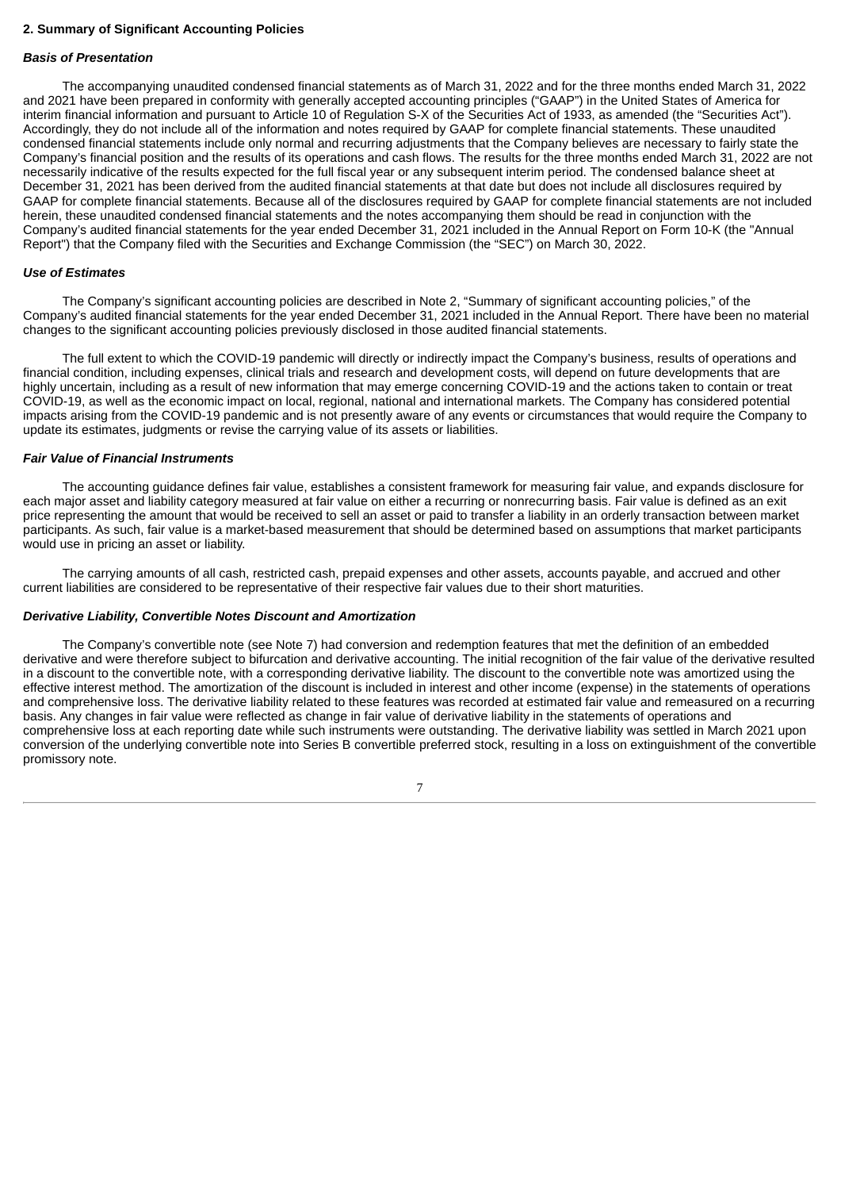## 2. Summary of Significant Accounting Policies

### *Basis of Presentation*

The accompanying unaudited condensed financial statements as of March 31, 2022 and for the three months ended March 31, 2022 and 2021 have been prepared in conformity with generally accepted accounting principles ("GAAP") in the United States of America for interim financial information and pursuant to Article 10 of Regulation S-X of the Securities Act of 1933, as amended (the "Securities Act"). Accordingly, they do not include all of the information and notes required by GAAP for complete financial statements. These unaudited condensed financial statements include only normal and recurring adjustments that the Company believes are necessary to fairly state the Company's financial position and the results of its operations and cash flows. The results for the three months ended March 31, 2022 are not necessarily indicative of the results expected for the full fiscal year or any subsequent interim period. The condensed balance sheet at December 31, 2021 has been derived from the audited financial statements at that date but does not include all disclosures required by GAAP for complete financial statements. Because all of the disclosures required by GAAP for complete financial statements are not included herein, these unaudited condensed financial statements and the notes accompanying them should be read in conjunction with the Company's audited financial statements for the year ended December 31, 2021 included in the Annual Report on Form 10-K (the "Annual Report") that the Company filed with the Securities and Exchange Commission (the "SEC") on March 30, 2022.

### *Use of Estimates*

The Company's significant accounting policies are described in Note 2, "Summary of significant accounting policies," of the Company's audited financial statements for the year ended December 31, 2021 included in the Annual Report. There have been no material changes to the significant accounting policies previously disclosed in those audited financial statements.

The full extent to which the COVID-19 pandemic will directly or indirectly impact the Company's business, results of operations and financial condition, including expenses, clinical trials and research and development costs, will depend on future developments that are highly uncertain, including as a result of new information that may emerge concerning COVID-19 and the actions taken to contain or treat COVID-19, as well as the economic impact on local, regional, national and international markets. The Company has considered potential impacts arising from the COVID-19 pandemic and is not presently aware of any events or circumstances that would require the Company to update its estimates, judgments or revise the carrying value of its assets or liabilities.

### *Fair Value of Financial Instruments*

The accounting guidance defines fair value, establishes a consistent framework for measuring fair value, and expands disclosure for each major asset and liability category measured at fair value on either a recurring or nonrecurring basis. Fair value is defined as an exit price representing the amount that would be received to sell an asset or paid to transfer a liability in an orderly transaction between market participants. As such, fair value is a market-based measurement that should be determined based on assumptions that market participants would use in pricing an asset or liability.

The carrying amounts of all cash, restricted cash, prepaid expenses and other assets, accounts payable, and accrued and other current liabilities are considered to be representative of their respective fair values due to their short maturities.

### *Derivative Liability, Convertible Notes Discount and Amortization*

The Company's convertible note (see Note 7) had conversion and redemption features that met the definition of an embedded derivative and were therefore subject to bifurcation and derivative accounting. The initial recognition of the fair value of the derivative resulted in a discount to the convertible note, with a corresponding derivative liability. The discount to the convertible note was amortized using the effective interest method. The amortization of the discount is included in interest and other income (expense) in the statements of operations and comprehensive loss. The derivative liability related to these features was recorded at estimated fair value and remeasured on a recurring basis. Any changes in fair value were reflected as change in fair value of derivative liability in the statements of operations and comprehensive loss at each reporting date while such instruments were outstanding. The derivative liability was settled in March 2021 upon conversion of the underlying convertible note into Series B convertible preferred stock, resulting in a loss on extinguishment of the convertible promissory note.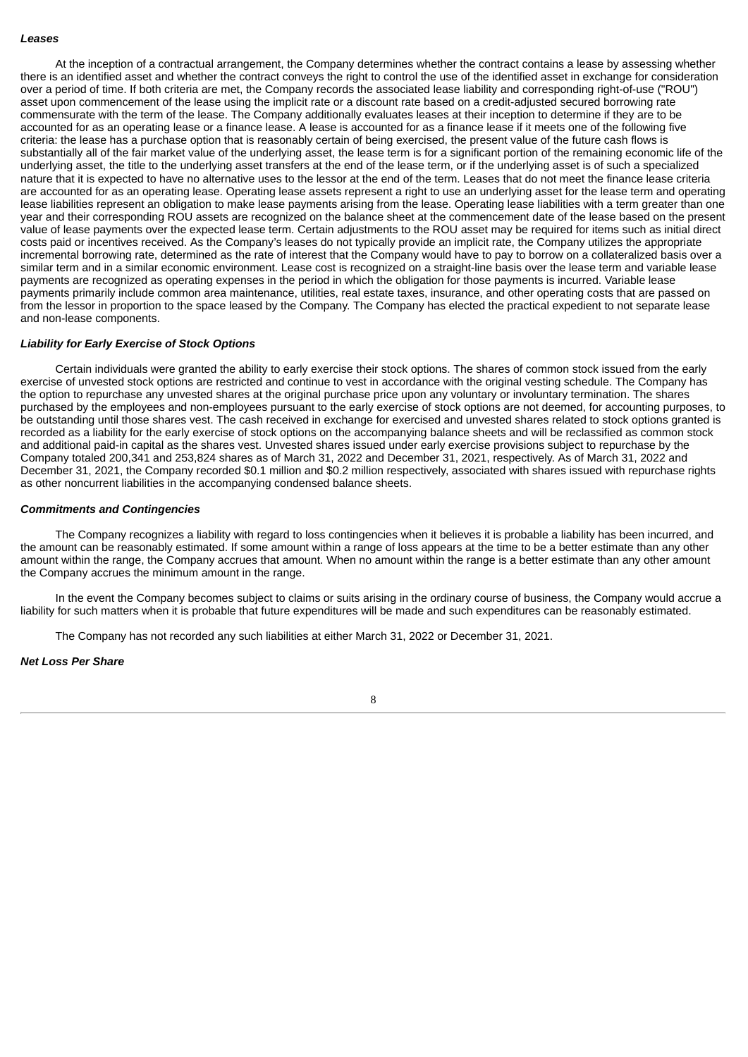***Leases***

At the inception of a contractual arrangement, the Company determines whether the contract contains a lease by assessing whether there is an identified asset and whether the contract conveys the right to control the use of the identified asset in exchange for consideration over a period of time. If both criteria are met, the Company records the associated lease liability and corresponding right-of-use ("ROU") asset upon commencement of the lease using the implicit rate or a discount rate based on a credit-adjusted secured borrowing rate commensurate with the term of the lease. The Company additionally evaluates leases at their inception to determine if they are to be accounted for as an operating lease or a finance lease. A lease is accounted for as a finance lease if it meets one of the following five criteria: the lease has a purchase option that is reasonably certain of being exercised, the present value of the future cash flows is substantially all of the fair market value of the underlying asset, the lease term is for a significant portion of the remaining economic life of the underlying asset, the title to the underlying asset transfers at the end of the lease term, or if the underlying asset is of such a specialized nature that it is expected to have no alternative uses to the lessor at the end of the term. Leases that do not meet the finance lease criteria are accounted for as an operating lease. Operating lease assets represent a right to use an underlying asset for the lease term and operating lease liabilities represent an obligation to make lease payments arising from the lease. Operating lease liabilities with a term greater than one year and their corresponding ROU assets are recognized on the balance sheet at the commencement date of the lease based on the present value of lease payments over the expected lease term. Certain adjustments to the ROU asset may be required for items such as initial direct costs paid or incentives received. As the Company's leases do not typically provide an implicit rate, the Company utilizes the appropriate incremental borrowing rate, determined as the rate of interest that the Company would have to pay to borrow on a collateralized basis over a similar term and in a similar economic environment. Lease cost is recognized on a straight-line basis over the lease term and variable lease payments are recognized as operating expenses in the period in which the obligation for those payments is incurred. Variable lease payments primarily include common area maintenance, utilities, real estate taxes, insurance, and other operating costs that are passed on from the lessor in proportion to the space leased by the Company. The Company has elected the practical expedient to not separate lease and non-lease components.

***Liability for Early Exercise of Stock Options***

Certain individuals were granted the ability to early exercise their stock options. The shares of common stock issued from the early exercise of unvested stock options are restricted and continue to vest in accordance with the original vesting schedule. The Company has the option to repurchase any unvested shares at the original purchase price upon any voluntary or involuntary termination. The shares purchased by the employees and non-employees pursuant to the early exercise of stock options are not deemed, for accounting purposes, to be outstanding until those shares vest. The cash received in exchange for exercised and unvested shares related to stock options granted is recorded as a liability for the early exercise of stock options on the accompanying balance sheets and will be reclassified as common stock and additional paid-in capital as the shares vest. Unvested shares issued under early exercise provisions subject to repurchase by the Company totaled 200,341 and 253,824 shares as of March 31, 2022 and December 31, 2021, respectively. As of March 31, 2022 and December 31, 2021, the Company recorded $0.1 million and $0.2 million respectively, associated with shares issued with repurchase rights as other noncurrent liabilities in the accompanying condensed balance sheets.

***Commitments and Contingencies***

The Company recognizes a liability with regard to loss contingencies when it believes it is probable a liability has been incurred, and the amount can be reasonably estimated. If some amount within a range of loss appears at the time to be a better estimate than any other amount within the range, the Company accrues that amount. When no amount within the range is a better estimate than any other amount the Company accrues the minimum amount in the range.

In the event the Company becomes subject to claims or suits arising in the ordinary course of business, the Company would accrue a liability for such matters when it is probable that future expenditures will be made and such expenditures can be reasonably estimated.

The Company has not recorded any such liabilities at either March 31, 2022 or December 31, 2021.

***Net Loss Per Share***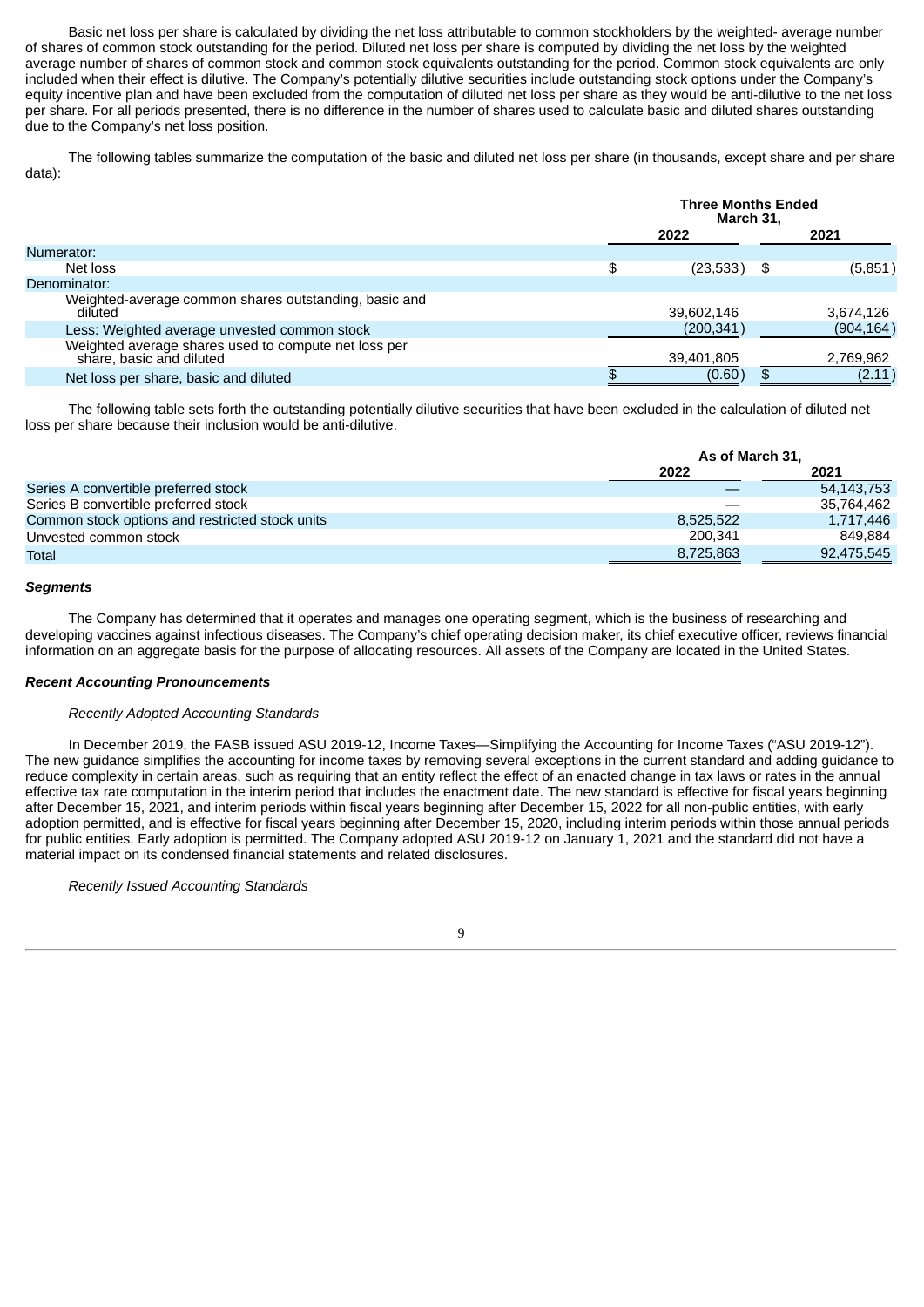Basic net loss per share is calculated by dividing the net loss attributable to common stockholders by the weighted- average number of shares of common stock outstanding for the period. Diluted net loss per share is computed by dividing the net loss by the weighted average number of shares of common stock and common stock equivalents outstanding for the period. Common stock equivalents are only included when their effect is dilutive. The Company's potentially dilutive securities include outstanding stock options under the Company's equity incentive plan and have been excluded from the computation of diluted net loss per share as they would be anti-dilutive to the net loss per share. For all periods presented, there is no difference in the number of shares used to calculate basic and diluted shares outstanding due to the Company's net loss position.

The following tables summarize the computation of the basic and diluted net loss per share (in thousands, except share and per share data):

| | Three Months Ended March 31, | |
|---|---|---|
| | 2022 | 2021 |
| Numerator: | | |
| Net loss | $ (23,533) | $ (5,851) |
| Denominator: | | |
| Weighted-average common shares outstanding, basic and diluted | 39,602,146 | 3,674,126 |
| Less: Weighted average unvested common stock | (200,341) | (904,164) |
| Weighted average shares used to compute net loss per share, basic and diluted | 39,401,805 | 2,769,962 |
| Net loss per share, basic and diluted | $ (0.60) | $ (2.11) |

The following table sets forth the outstanding potentially dilutive securities that have been excluded in the calculation of diluted net loss per share because their inclusion would be anti-dilutive.

| | As of March 31, | |
|---|---|---|
| | 2022 | 2021 |
| Series A convertible preferred stock | — | 54,143,753 |
| Series B convertible preferred stock | — | 35,764,462 |
| Common stock options and restricted stock units | 8,525,522 | 1,717,446 |
| Unvested common stock | 200,341 | 849,884 |
| Total | 8,725,863 | 92,475,545 |

***Segments***

The Company has determined that it operates and manages one operating segment, which is the business of researching and developing vaccines against infectious diseases. The Company's chief operating decision maker, its chief executive officer, reviews financial information on an aggregate basis for the purpose of allocating resources. All assets of the Company are located in the United States.

***Recent Accounting Pronouncements***

*Recently Adopted Accounting Standards*

In December 2019, the FASB issued ASU 2019-12, Income Taxes—Simplifying the Accounting for Income Taxes ("ASU 2019-12"). The new guidance simplifies the accounting for income taxes by removing several exceptions in the current standard and adding guidance to reduce complexity in certain areas, such as requiring that an entity reflect the effect of an enacted change in tax laws or rates in the annual effective tax rate computation in the interim period that includes the enactment date. The new standard is effective for fiscal years beginning after December 15, 2021, and interim periods within fiscal years beginning after December 15, 2022 for all non-public entities, with early adoption permitted, and is effective for fiscal years beginning after December 15, 2020, including interim periods within those annual periods for public entities. Early adoption is permitted. The Company adopted ASU 2019-12 on January 1, 2021 and the standard did not have a material impact on its condensed financial statements and related disclosures.

*Recently Issued Accounting Standards*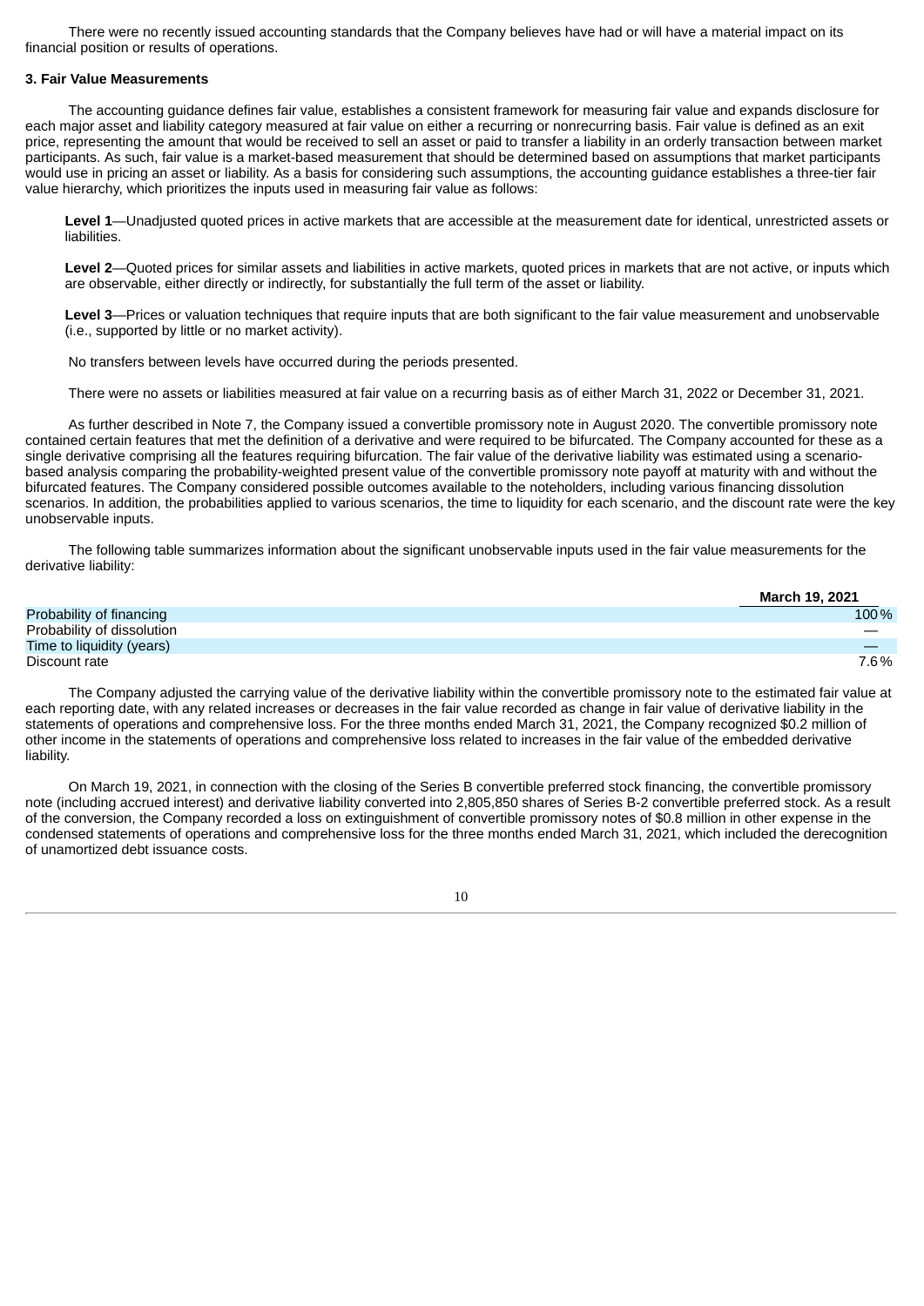There were no recently issued accounting standards that the Company believes have had or will have a material impact on its financial position or results of operations.

### 3. Fair Value Measurements

The accounting guidance defines fair value, establishes a consistent framework for measuring fair value and expands disclosure for each major asset and liability category measured at fair value on either a recurring or nonrecurring basis. Fair value is defined as an exit price, representing the amount that would be received to sell an asset or paid to transfer a liability in an orderly transaction between market participants. As such, fair value is a market-based measurement that should be determined based on assumptions that market participants would use in pricing an asset or liability. As a basis for considering such assumptions, the accounting guidance establishes a three-tier fair value hierarchy, which prioritizes the inputs used in measuring fair value as follows:

**Level 1**—Unadjusted quoted prices in active markets that are accessible at the measurement date for identical, unrestricted assets or liabilities.

**Level 2**—Quoted prices for similar assets and liabilities in active markets, quoted prices in markets that are not active, or inputs which are observable, either directly or indirectly, for substantially the full term of the asset or liability.

**Level 3**—Prices or valuation techniques that require inputs that are both significant to the fair value measurement and unobservable (i.e., supported by little or no market activity).

No transfers between levels have occurred during the periods presented.

There were no assets or liabilities measured at fair value on a recurring basis as of either March 31, 2022 or December 31, 2021.

As further described in Note 7, the Company issued a convertible promissory note in August 2020. The convertible promissory note contained certain features that met the definition of a derivative and were required to be bifurcated. The Company accounted for these as a single derivative comprising all the features requiring bifurcation. The fair value of the derivative liability was estimated using a scenario-based analysis comparing the probability-weighted present value of the convertible promissory note payoff at maturity with and without the bifurcated features. The Company considered possible outcomes available to the noteholders, including various financing dissolution scenarios. In addition, the probabilities applied to various scenarios, the time to liquidity for each scenario, and the discount rate were the key unobservable inputs.

The following table summarizes information about the significant unobservable inputs used in the fair value measurements for the derivative liability:

| | March 19, 2021 |
|---|---|
| Probability of financing | 100% |
| Probability of dissolution | — |
| Time to liquidity (years) | — |
| Discount rate | 7.6% |

The Company adjusted the carrying value of the derivative liability within the convertible promissory note to the estimated fair value at each reporting date, with any related increases or decreases in the fair value recorded as change in fair value of derivative liability in the statements of operations and comprehensive loss. For the three months ended March 31, 2021, the Company recognized $0.2 million of other income in the statements of operations and comprehensive loss related to increases in the fair value of the embedded derivative liability.

On March 19, 2021, in connection with the closing of the Series B convertible preferred stock financing, the convertible promissory note (including accrued interest) and derivative liability converted into 2,805,850 shares of Series B-2 convertible preferred stock. As a result of the conversion, the Company recorded a loss on extinguishment of convertible promissory notes of $0.8 million in other expense in the condensed statements of operations and comprehensive loss for the three months ended March 31, 2021, which included the derecognition of unamortized debt issuance costs.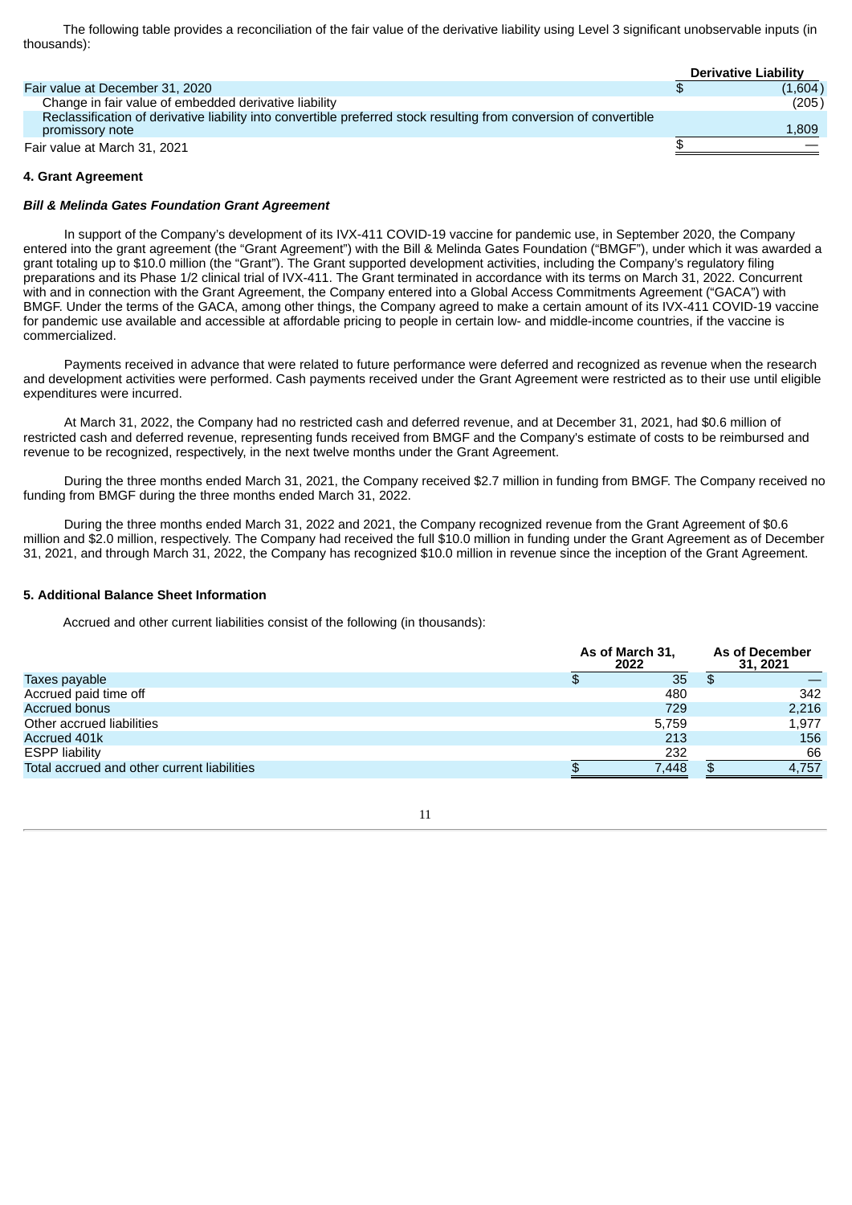The following table provides a reconciliation of the fair value of the derivative liability using Level 3 significant unobservable inputs (in thousands):

| | Derivative Liability |
|---|---|
| Fair value at December 31, 2020 | $ (1,604) |
| Change in fair value of embedded derivative liability | (205) |
| Reclassification of derivative liability into convertible preferred stock resulting from conversion of convertible promissory note | 1,809 |
| Fair value at March 31, 2021 | $ — |

**4. Grant Agreement**

***Bill & Melinda Gates Foundation Grant Agreement***

In support of the Company's development of its IVX-411 COVID-19 vaccine for pandemic use, in September 2020, the Company entered into the grant agreement (the "Grant Agreement") with the Bill & Melinda Gates Foundation ("BMGF"), under which it was awarded a grant totaling up to $10.0 million (the "Grant"). The Grant supported development activities, including the Company's regulatory filing preparations and its Phase 1/2 clinical trial of IVX-411. The Grant terminated in accordance with its terms on March 31, 2022. Concurrent with and in connection with the Grant Agreement, the Company entered into a Global Access Commitments Agreement ("GACA") with BMGF. Under the terms of the GACA, among other things, the Company agreed to make a certain amount of its IVX-411 COVID-19 vaccine for pandemic use available and accessible at affordable pricing to people in certain low- and middle-income countries, if the vaccine is commercialized.

Payments received in advance that were related to future performance were deferred and recognized as revenue when the research and development activities were performed. Cash payments received under the Grant Agreement were restricted as to their use until eligible expenditures were incurred.

At March 31, 2022, the Company had no restricted cash and deferred revenue, and at December 31, 2021, had $0.6 million of restricted cash and deferred revenue, representing funds received from BMGF and the Company's estimate of costs to be reimbursed and revenue to be recognized, respectively, in the next twelve months under the Grant Agreement.

During the three months ended March 31, 2021, the Company received $2.7 million in funding from BMGF. The Company received no funding from BMGF during the three months ended March 31, 2022.

During the three months ended March 31, 2022 and 2021, the Company recognized revenue from the Grant Agreement of $0.6 million and $2.0 million, respectively. The Company had received the full $10.0 million in funding under the Grant Agreement as of December 31, 2021, and through March 31, 2022, the Company has recognized $10.0 million in revenue since the inception of the Grant Agreement.

**5. Additional Balance Sheet Information**

Accrued and other current liabilities consist of the following (in thousands):

| | As of March 31, 2022 | As of December 31, 2021 |
|---|---|---|
| Taxes payable | $ 35 | $ — |
| Accrued paid time off | 480 | 342 |
| Accrued bonus | 729 | 2,216 |
| Other accrued liabilities | 5,759 | 1,977 |
| Accrued 401k | 213 | 156 |
| ESPP liability | 232 | 66 |
| Total accrued and other current liabilities | $ 7,448 | $ 4,757 |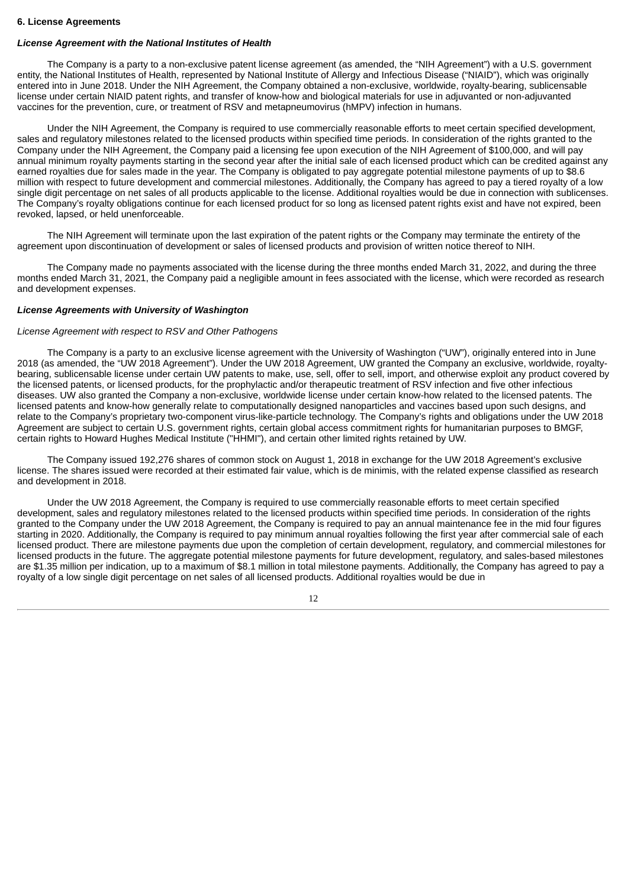**6. License Agreements**

***License Agreement with the National Institutes of Health***

The Company is a party to a non-exclusive patent license agreement (as amended, the "NIH Agreement") with a U.S. government entity, the National Institutes of Health, represented by National Institute of Allergy and Infectious Disease ("NIAID"), which was originally entered into in June 2018. Under the NIH Agreement, the Company obtained a non-exclusive, worldwide, royalty-bearing, sublicensable license under certain NIAID patent rights, and transfer of know-how and biological materials for use in adjuvanted or non-adjuvanted vaccines for the prevention, cure, or treatment of RSV and metapneumovirus (hMPV) infection in humans.

Under the NIH Agreement, the Company is required to use commercially reasonable efforts to meet certain specified development, sales and regulatory milestones related to the licensed products within specified time periods. In consideration of the rights granted to the Company under the NIH Agreement, the Company paid a licensing fee upon execution of the NIH Agreement of $100,000, and will pay annual minimum royalty payments starting in the second year after the initial sale of each licensed product which can be credited against any earned royalties due for sales made in the year. The Company is obligated to pay aggregate potential milestone payments of up to $8.6 million with respect to future development and commercial milestones. Additionally, the Company has agreed to pay a tiered royalty of a low single digit percentage on net sales of all products applicable to the license. Additional royalties would be due in connection with sublicenses. The Company's royalty obligations continue for each licensed product for so long as licensed patent rights exist and have not expired, been revoked, lapsed, or held unenforceable.

The NIH Agreement will terminate upon the last expiration of the patent rights or the Company may terminate the entirety of the agreement upon discontinuation of development or sales of licensed products and provision of written notice thereof to NIH.

The Company made no payments associated with the license during the three months ended March 31, 2022, and during the three months ended March 31, 2021, the Company paid a negligible amount in fees associated with the license, which were recorded as research and development expenses.

***License Agreements with University of Washington***

*License Agreement with respect to RSV and Other Pathogens*

The Company is a party to an exclusive license agreement with the University of Washington ("UW"), originally entered into in June 2018 (as amended, the "UW 2018 Agreement"). Under the UW 2018 Agreement, UW granted the Company an exclusive, worldwide, royalty-bearing, sublicensable license under certain UW patents to make, use, sell, offer to sell, import, and otherwise exploit any product covered by the licensed patents, or licensed products, for the prophylactic and/or therapeutic treatment of RSV infection and five other infectious diseases. UW also granted the Company a non-exclusive, worldwide license under certain know-how related to the licensed patents. The licensed patents and know-how generally relate to computationally designed nanoparticles and vaccines based upon such designs, and relate to the Company's proprietary two-component virus-like-particle technology. The Company's rights and obligations under the UW 2018 Agreement are subject to certain U.S. government rights, certain global access commitment rights for humanitarian purposes to BMGF, certain rights to Howard Hughes Medical Institute ("HHMI"), and certain other limited rights retained by UW.

The Company issued 192,276 shares of common stock on August 1, 2018 in exchange for the UW 2018 Agreement's exclusive license. The shares issued were recorded at their estimated fair value, which is de minimis, with the related expense classified as research and development in 2018.

Under the UW 2018 Agreement, the Company is required to use commercially reasonable efforts to meet certain specified development, sales and regulatory milestones related to the licensed products within specified time periods. In consideration of the rights granted to the Company under the UW 2018 Agreement, the Company is required to pay an annual maintenance fee in the mid four figures starting in 2020. Additionally, the Company is required to pay minimum annual royalties following the first year after commercial sale of each licensed product. There are milestone payments due upon the completion of certain development, regulatory, and commercial milestones for licensed products in the future. The aggregate potential milestone payments for future development, regulatory, and sales-based milestones are $1.35 million per indication, up to a maximum of $8.1 million in total milestone payments. Additionally, the Company has agreed to pay a royalty of a low single digit percentage on net sales of all licensed products. Additional royalties would be due in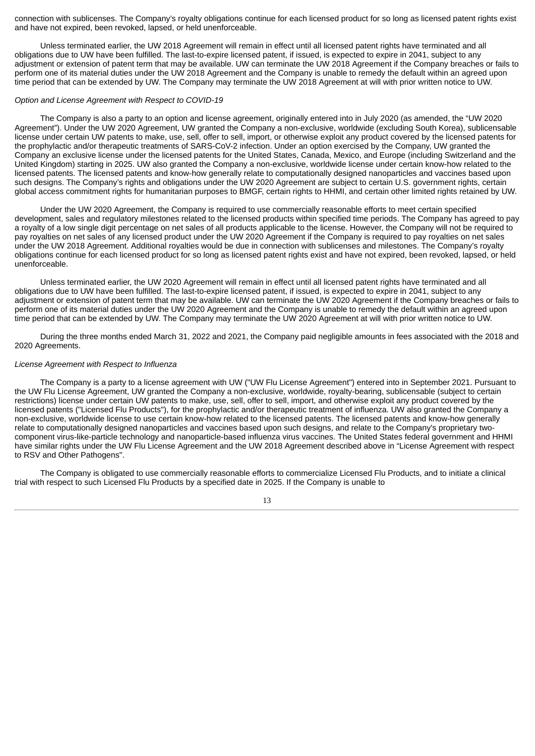connection with sublicenses. The Company's royalty obligations continue for each licensed product for so long as licensed patent rights exist and have not expired, been revoked, lapsed, or held unenforceable.

Unless terminated earlier, the UW 2018 Agreement will remain in effect until all licensed patent rights have terminated and all obligations due to UW have been fulfilled. The last-to-expire licensed patent, if issued, is expected to expire in 2041, subject to any adjustment or extension of patent term that may be available. UW can terminate the UW 2018 Agreement if the Company breaches or fails to perform one of its material duties under the UW 2018 Agreement and the Company is unable to remedy the default within an agreed upon time period that can be extended by UW. The Company may terminate the UW 2018 Agreement at will with prior written notice to UW.

*Option and License Agreement with Respect to COVID-19*

The Company is also a party to an option and license agreement, originally entered into in July 2020 (as amended, the "UW 2020 Agreement"). Under the UW 2020 Agreement, UW granted the Company a non-exclusive, worldwide (excluding South Korea), sublicensable license under certain UW patents to make, use, sell, offer to sell, import, or otherwise exploit any product covered by the licensed patents for the prophylactic and/or therapeutic treatments of SARS-CoV-2 infection. Under an option exercised by the Company, UW granted the Company an exclusive license under the licensed patents for the United States, Canada, Mexico, and Europe (including Switzerland and the United Kingdom) starting in 2025. UW also granted the Company a non-exclusive, worldwide license under certain know-how related to the licensed patents. The licensed patents and know-how generally relate to computationally designed nanoparticles and vaccines based upon such designs. The Company's rights and obligations under the UW 2020 Agreement are subject to certain U.S. government rights, certain global access commitment rights for humanitarian purposes to BMGF, certain rights to HHMI, and certain other limited rights retained by UW.

Under the UW 2020 Agreement, the Company is required to use commercially reasonable efforts to meet certain specified development, sales and regulatory milestones related to the licensed products within specified time periods. The Company has agreed to pay a royalty of a low single digit percentage on net sales of all products applicable to the license. However, the Company will not be required to pay royalties on net sales of any licensed product under the UW 2020 Agreement if the Company is required to pay royalties on net sales under the UW 2018 Agreement. Additional royalties would be due in connection with sublicenses and milestones. The Company's royalty obligations continue for each licensed product for so long as licensed patent rights exist and have not expired, been revoked, lapsed, or held unenforceable.

Unless terminated earlier, the UW 2020 Agreement will remain in effect until all licensed patent rights have terminated and all obligations due to UW have been fulfilled. The last-to-expire licensed patent, if issued, is expected to expire in 2041, subject to any adjustment or extension of patent term that may be available. UW can terminate the UW 2020 Agreement if the Company breaches or fails to perform one of its material duties under the UW 2020 Agreement and the Company is unable to remedy the default within an agreed upon time period that can be extended by UW. The Company may terminate the UW 2020 Agreement at will with prior written notice to UW.

During the three months ended March 31, 2022 and 2021, the Company paid negligible amounts in fees associated with the 2018 and 2020 Agreements.

*License Agreement with Respect to Influenza*

The Company is a party to a license agreement with UW ("UW Flu License Agreement") entered into in September 2021. Pursuant to the UW Flu License Agreement, UW granted the Company a non-exclusive, worldwide, royalty-bearing, sublicensable (subject to certain restrictions) license under certain UW patents to make, use, sell, offer to sell, import, and otherwise exploit any product covered by the licensed patents ("Licensed Flu Products"), for the prophylactic and/or therapeutic treatment of influenza. UW also granted the Company a non-exclusive, worldwide license to use certain know-how related to the licensed patents. The licensed patents and know-how generally relate to computationally designed nanoparticles and vaccines based upon such designs, and relate to the Company's proprietary two-component virus-like-particle technology and nanoparticle-based influenza virus vaccines. The United States federal government and HHMI have similar rights under the UW Flu License Agreement and the UW 2018 Agreement described above in "License Agreement with respect to RSV and Other Pathogens".

The Company is obligated to use commercially reasonable efforts to commercialize Licensed Flu Products, and to initiate a clinical trial with respect to such Licensed Flu Products by a specified date in 2025. If the Company is unable to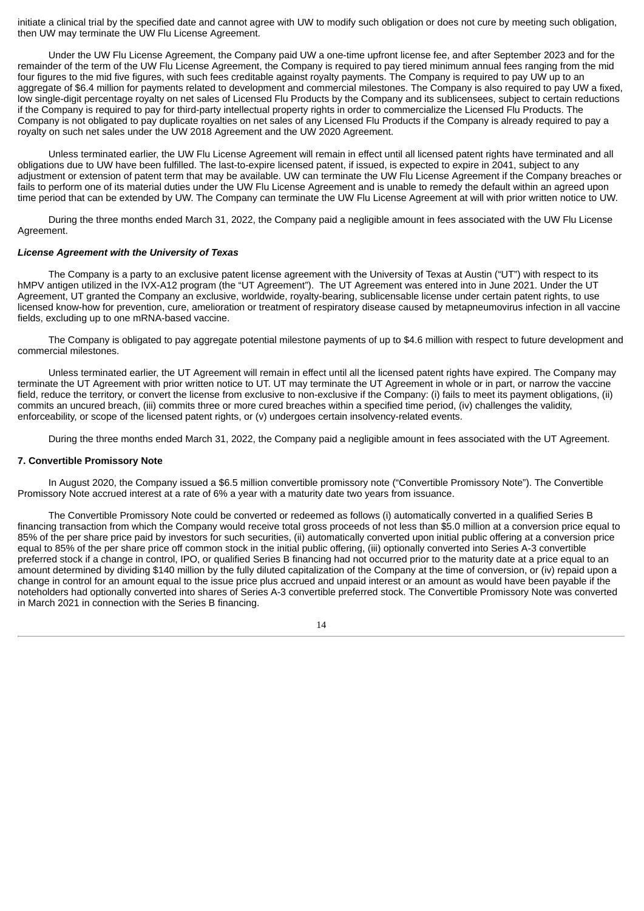initiate a clinical trial by the specified date and cannot agree with UW to modify such obligation or does not cure by meeting such obligation, then UW may terminate the UW Flu License Agreement.

Under the UW Flu License Agreement, the Company paid UW a one-time upfront license fee, and after September 2023 and for the remainder of the term of the UW Flu License Agreement, the Company is required to pay tiered minimum annual fees ranging from the mid four figures to the mid five figures, with such fees creditable against royalty payments. The Company is required to pay UW up to an aggregate of $6.4 million for payments related to development and commercial milestones. The Company is also required to pay UW a fixed, low single-digit percentage royalty on net sales of Licensed Flu Products by the Company and its sublicensees, subject to certain reductions if the Company is required to pay for third-party intellectual property rights in order to commercialize the Licensed Flu Products. The Company is not obligated to pay duplicate royalties on net sales of any Licensed Flu Products if the Company is already required to pay a royalty on such net sales under the UW 2018 Agreement and the UW 2020 Agreement.

Unless terminated earlier, the UW Flu License Agreement will remain in effect until all licensed patent rights have terminated and all obligations due to UW have been fulfilled. The last-to-expire licensed patent, if issued, is expected to expire in 2041, subject to any adjustment or extension of patent term that may be available. UW can terminate the UW Flu License Agreement if the Company breaches or fails to perform one of its material duties under the UW Flu License Agreement and is unable to remedy the default within an agreed upon time period that can be extended by UW. The Company can terminate the UW Flu License Agreement at will with prior written notice to UW.

During the three months ended March 31, 2022, the Company paid a negligible amount in fees associated with the UW Flu License Agreement.

***License Agreement with the University of Texas***

The Company is a party to an exclusive patent license agreement with the University of Texas at Austin ("UT") with respect to its hMPV antigen utilized in the IVX-A12 program (the "UT Agreement"). The UT Agreement was entered into in June 2021. Under the UT Agreement, UT granted the Company an exclusive, worldwide, royalty-bearing, sublicensable license under certain patent rights, to use licensed know-how for prevention, cure, amelioration or treatment of respiratory disease caused by metapneumovirus infection in all vaccine fields, excluding up to one mRNA-based vaccine.

The Company is obligated to pay aggregate potential milestone payments of up to $4.6 million with respect to future development and commercial milestones.

Unless terminated earlier, the UT Agreement will remain in effect until all the licensed patent rights have expired. The Company may terminate the UT Agreement with prior written notice to UT. UT may terminate the UT Agreement in whole or in part, or narrow the vaccine field, reduce the territory, or convert the license from exclusive to non-exclusive if the Company: (i) fails to meet its payment obligations, (ii) commits an uncured breach, (iii) commits three or more cured breaches within a specified time period, (iv) challenges the validity, enforceability, or scope of the licensed patent rights, or (v) undergoes certain insolvency-related events.

During the three months ended March 31, 2022, the Company paid a negligible amount in fees associated with the UT Agreement.

**7. Convertible Promissory Note**

In August 2020, the Company issued a $6.5 million convertible promissory note ("Convertible Promissory Note"). The Convertible Promissory Note accrued interest at a rate of 6% a year with a maturity date two years from issuance.

The Convertible Promissory Note could be converted or redeemed as follows (i) automatically converted in a qualified Series B financing transaction from which the Company would receive total gross proceeds of not less than $5.0 million at a conversion price equal to 85% of the per share price paid by investors for such securities, (ii) automatically converted upon initial public offering at a conversion price equal to 85% of the per share price off common stock in the initial public offering, (iii) optionally converted into Series A-3 convertible preferred stock if a change in control, IPO, or qualified Series B financing had not occurred prior to the maturity date at a price equal to an amount determined by dividing $140 million by the fully diluted capitalization of the Company at the time of conversion, or (iv) repaid upon a change in control for an amount equal to the issue price plus accrued and unpaid interest or an amount as would have been payable if the noteholders had optionally converted into shares of Series A-3 convertible preferred stock. The Convertible Promissory Note was converted in March 2021 in connection with the Series B financing.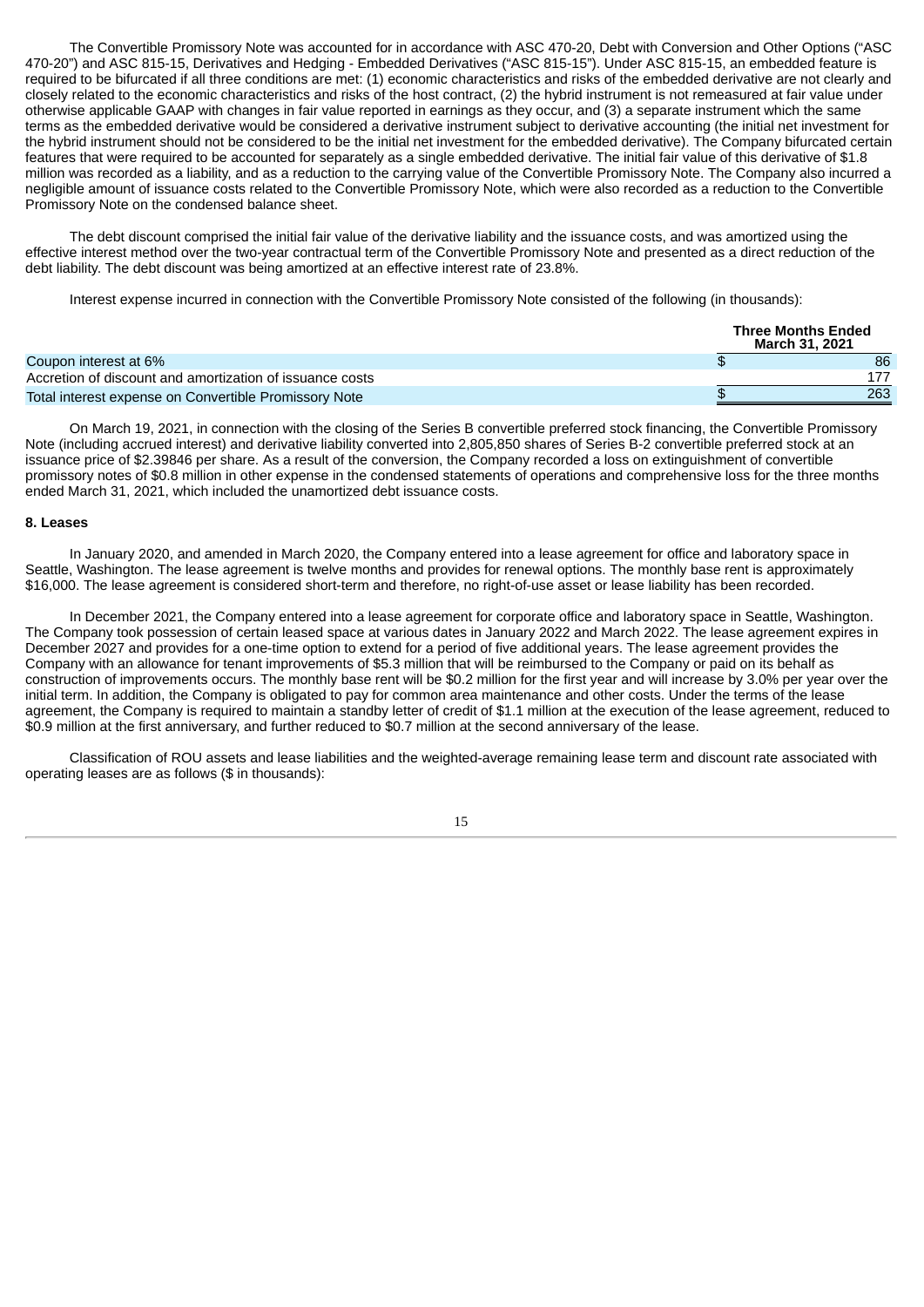The Convertible Promissory Note was accounted for in accordance with ASC 470-20, Debt with Conversion and Other Options ("ASC 470-20") and ASC 815-15, Derivatives and Hedging - Embedded Derivatives ("ASC 815-15"). Under ASC 815-15, an embedded feature is required to be bifurcated if all three conditions are met: (1) economic characteristics and risks of the embedded derivative are not clearly and closely related to the economic characteristics and risks of the host contract, (2) the hybrid instrument is not remeasured at fair value under otherwise applicable GAAP with changes in fair value reported in earnings as they occur, and (3) a separate instrument which the same terms as the embedded derivative would be considered a derivative instrument subject to derivative accounting (the initial net investment for the hybrid instrument should not be considered to be the initial net investment for the embedded derivative). The Company bifurcated certain features that were required to be accounted for separately as a single embedded derivative. The initial fair value of this derivative of $1.8 million was recorded as a liability, and as a reduction to the carrying value of the Convertible Promissory Note. The Company also incurred a negligible amount of issuance costs related to the Convertible Promissory Note, which were also recorded as a reduction to the Convertible Promissory Note on the condensed balance sheet.

The debt discount comprised the initial fair value of the derivative liability and the issuance costs, and was amortized using the effective interest method over the two-year contractual term of the Convertible Promissory Note and presented as a direct reduction of the debt liability. The debt discount was being amortized at an effective interest rate of 23.8%.

Interest expense incurred in connection with the Convertible Promissory Note consisted of the following (in thousands):

| | Three Months Ended March 31, 2021 |
|---|---|
| Coupon interest at 6% | $ 86 |
| Accretion of discount and amortization of issuance costs | 177 |
| Total interest expense on Convertible Promissory Note | $ 263 |

On March 19, 2021, in connection with the closing of the Series B convertible preferred stock financing, the Convertible Promissory Note (including accrued interest) and derivative liability converted into 2,805,850 shares of Series B-2 convertible preferred stock at an issuance price of $2.39846 per share. As a result of the conversion, the Company recorded a loss on extinguishment of convertible promissory notes of $0.8 million in other expense in the condensed statements of operations and comprehensive loss for the three months ended March 31, 2021, which included the unamortized debt issuance costs.

**8. Leases**

In January 2020, and amended in March 2020, the Company entered into a lease agreement for office and laboratory space in Seattle, Washington. The lease agreement is twelve months and provides for renewal options. The monthly base rent is approximately $16,000. The lease agreement is considered short-term and therefore, no right-of-use asset or lease liability has been recorded.

In December 2021, the Company entered into a lease agreement for corporate office and laboratory space in Seattle, Washington. The Company took possession of certain leased space at various dates in January 2022 and March 2022. The lease agreement expires in December 2027 and provides for a one-time option to extend for a period of five additional years. The lease agreement provides the Company with an allowance for tenant improvements of $5.3 million that will be reimbursed to the Company or paid on its behalf as construction of improvements occurs. The monthly base rent will be $0.2 million for the first year and will increase by 3.0% per year over the initial term. In addition, the Company is obligated to pay for common area maintenance and other costs. Under the terms of the lease agreement, the Company is required to maintain a standby letter of credit of $1.1 million at the execution of the lease agreement, reduced to $0.9 million at the first anniversary, and further reduced to $0.7 million at the second anniversary of the lease.

Classification of ROU assets and lease liabilities and the weighted-average remaining lease term and discount rate associated with operating leases are as follows ($ in thousands):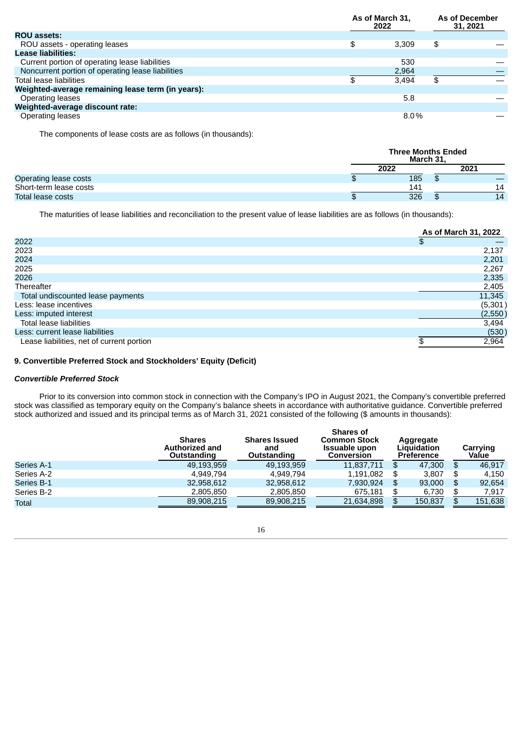| | As of March 31, 2022 | As of December 31, 2021 |
|---|---|---|
| **ROU assets:** | | |
| ROU assets - operating leases | $ 3,309 | $ — |
| **Lease liabilities:** | | |
| Current portion of operating lease liabilities | 530 | — |
| Noncurrent portion of operating lease liabilities | 2,964 | — |
| Total lease liabilities | $ 3,494 | $ — |
| **Weighted-average remaining lease term (in years):** | | |
| Operating leases | 5.8 | — |
| **Weighted-average discount rate:** | | |
| Operating leases | 8.0% | — |

The components of lease costs are as follows (in thousands):

| | Three Months Ended March 31, | |
|---|---|---|
| | 2022 | 2021 |
| Operating lease costs | $ 185 | $ — |
| Short-term lease costs | 141 | 14 |
| Total lease costs | $ 326 | $ 14 |

The maturities of lease liabilities and reconciliation to the present value of lease liabilities are as follows (in thousands):

| | As of March 31, 2022 |
|---|---|
| 2022 | $ — |
| 2023 | 2,137 |
| 2024 | 2,201 |
| 2025 | 2,267 |
| 2026 | 2,335 |
| Thereafter | 2,405 |
| Total undiscounted lease payments | 11,345 |
| Less: lease incentives | (5,301) |
| Less: imputed interest | (2,550) |
| Total lease liabilities | 3,494 |
| Less: current lease liabilities | (530) |
| Lease liabilities, net of current portion | $ 2,964 |

### 9. Convertible Preferred Stock and Stockholders' Equity (Deficit)

***Convertible Preferred Stock***

Prior to its conversion into common stock in connection with the Company's IPO in August 2021, the Company's convertible preferred stock was classified as temporary equity on the Company's balance sheets in accordance with authoritative guidance. Convertible preferred stock authorized and issued and its principal terms as of March 31, 2021 consisted of the following ($ amounts in thousands):

| | Shares Authorized and Outstanding | Shares Issued and Outstanding | Shares of Common Stock Issuable upon Conversion | Aggregate Liquidation Preference | Carrying Value |
|---|---|---|---|---|---|
| Series A-1 | 49,193,959 | 49,193,959 | 11,837,711 | $ 47,300 | $ 46,917 |
| Series A-2 | 4,949,794 | 4,949,794 | 1,191,082 | $ 3,807 | $ 4,150 |
| Series B-1 | 32,958,612 | 32,958,612 | 7,930,924 | $ 93,000 | $ 92,654 |
| Series B-2 | 2,805,850 | 2,805,850 | 675,181 | $ 6,730 | $ 7,917 |
| Total | 89,908,215 | 89,908,215 | 21,634,898 | $ 150,837 | $ 151,638 |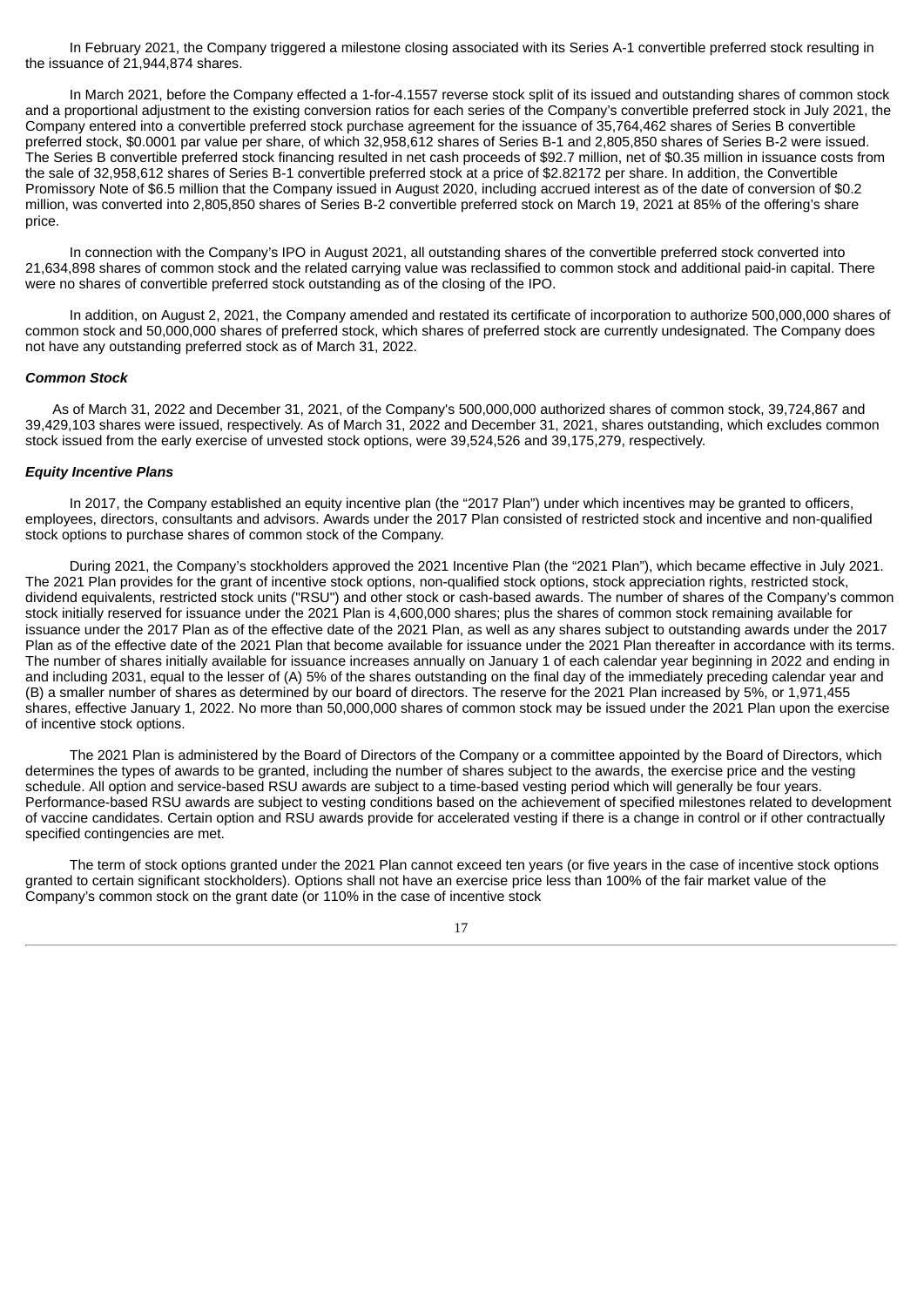In February 2021, the Company triggered a milestone closing associated with its Series A-1 convertible preferred stock resulting in the issuance of 21,944,874 shares.

In March 2021, before the Company effected a 1-for-4.1557 reverse stock split of its issued and outstanding shares of common stock and a proportional adjustment to the existing conversion ratios for each series of the Company's convertible preferred stock in July 2021, the Company entered into a convertible preferred stock purchase agreement for the issuance of 35,764,462 shares of Series B convertible preferred stock, $0.0001 par value per share, of which 32,958,612 shares of Series B-1 and 2,805,850 shares of Series B-2 were issued. The Series B convertible preferred stock financing resulted in net cash proceeds of $92.7 million, net of $0.35 million in issuance costs from the sale of 32,958,612 shares of Series B-1 convertible preferred stock at a price of $2.82172 per share. In addition, the Convertible Promissory Note of $6.5 million that the Company issued in August 2020, including accrued interest as of the date of conversion of $0.2 million, was converted into 2,805,850 shares of Series B-2 convertible preferred stock on March 19, 2021 at 85% of the offering's share price.

In connection with the Company's IPO in August 2021, all outstanding shares of the convertible preferred stock converted into 21,634,898 shares of common stock and the related carrying value was reclassified to common stock and additional paid-in capital. There were no shares of convertible preferred stock outstanding as of the closing of the IPO.

In addition, on August 2, 2021, the Company amended and restated its certificate of incorporation to authorize 500,000,000 shares of common stock and 50,000,000 shares of preferred stock, which shares of preferred stock are currently undesignated. The Company does not have any outstanding preferred stock as of March 31, 2022.

***Common Stock***

As of March 31, 2022 and December 31, 2021, of the Company's 500,000,000 authorized shares of common stock, 39,724,867 and 39,429,103 shares were issued, respectively. As of March 31, 2022 and December 31, 2021, shares outstanding, which excludes common stock issued from the early exercise of unvested stock options, were 39,524,526 and 39,175,279, respectively.

***Equity Incentive Plans***

In 2017, the Company established an equity incentive plan (the "2017 Plan") under which incentives may be granted to officers, employees, directors, consultants and advisors. Awards under the 2017 Plan consisted of restricted stock and incentive and non-qualified stock options to purchase shares of common stock of the Company.

During 2021, the Company's stockholders approved the 2021 Incentive Plan (the "2021 Plan"), which became effective in July 2021. The 2021 Plan provides for the grant of incentive stock options, non-qualified stock options, stock appreciation rights, restricted stock, dividend equivalents, restricted stock units ("RSU") and other stock or cash-based awards. The number of shares of the Company's common stock initially reserved for issuance under the 2021 Plan is 4,600,000 shares; plus the shares of common stock remaining available for issuance under the 2017 Plan as of the effective date of the 2021 Plan, as well as any shares subject to outstanding awards under the 2017 Plan as of the effective date of the 2021 Plan that become available for issuance under the 2021 Plan thereafter in accordance with its terms. The number of shares initially available for issuance increases annually on January 1 of each calendar year beginning in 2022 and ending in and including 2031, equal to the lesser of (A) 5% of the shares outstanding on the final day of the immediately preceding calendar year and (B) a smaller number of shares as determined by our board of directors. The reserve for the 2021 Plan increased by 5%, or 1,971,455 shares, effective January 1, 2022. No more than 50,000,000 shares of common stock may be issued under the 2021 Plan upon the exercise of incentive stock options.

The 2021 Plan is administered by the Board of Directors of the Company or a committee appointed by the Board of Directors, which determines the types of awards to be granted, including the number of shares subject to the awards, the exercise price and the vesting schedule. All option and service-based RSU awards are subject to a time-based vesting period which will generally be four years. Performance-based RSU awards are subject to vesting conditions based on the achievement of specified milestones related to development of vaccine candidates. Certain option and RSU awards provide for accelerated vesting if there is a change in control or if other contractually specified contingencies are met.

The term of stock options granted under the 2021 Plan cannot exceed ten years (or five years in the case of incentive stock options granted to certain significant stockholders). Options shall not have an exercise price less than 100% of the fair market value of the Company's common stock on the grant date (or 110% in the case of incentive stock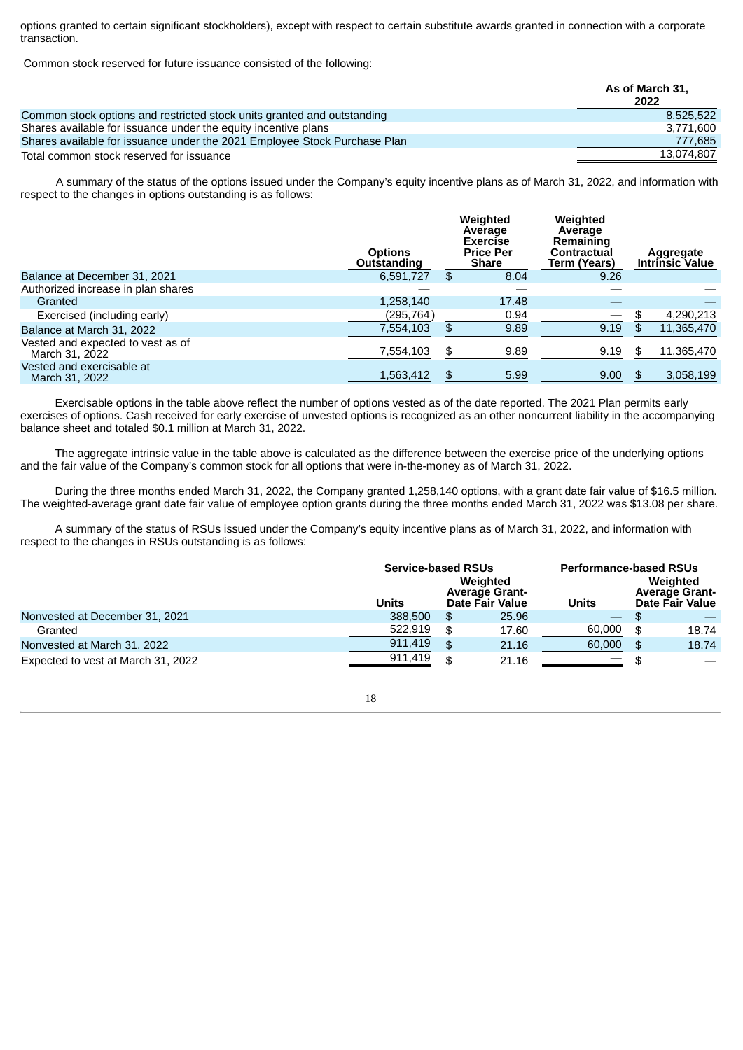options granted to certain significant stockholders), except with respect to certain substitute awards granted in connection with a corporate transaction.

Common stock reserved for future issuance consisted of the following:

| | As of March 31, 2022 |
|---|---|
| Common stock options and restricted stock units granted and outstanding | 8,525,522 |
| Shares available for issuance under the equity incentive plans | 3,771,600 |
| Shares available for issuance under the 2021 Employee Stock Purchase Plan | 777,685 |
| Total common stock reserved for issuance | 13,074,807 |

A summary of the status of the options issued under the Company's equity incentive plans as of March 31, 2022, and information with respect to the changes in options outstanding is as follows:

| | Options Outstanding | Weighted Average Exercise Price Per Share | Weighted Average Remaining Contractual Term (Years) | Aggregate Intrinsic Value |
|---|---|---|---|---|
| Balance at December 31, 2021 | 6,591,727 | $ 8.04 | 9.26 | |
| Authorized increase in plan shares | — | — | — | — |
| Granted | 1,258,140 | 17.48 | — | — |
| Exercised (including early) | (295,764) | 0.94 | — | $ 4,290,213 |
| Balance at March 31, 2022 | 7,554,103 | $ 9.89 | 9.19 | $ 11,365,470 |
| Vested and expected to vest as of March 31, 2022 | 7,554,103 | $ 9.89 | 9.19 | $ 11,365,470 |
| Vested and exercisable at March 31, 2022 | 1,563,412 | $ 5.99 | 9.00 | $ 3,058,199 |

Exercisable options in the table above reflect the number of options vested as of the date reported. The 2021 Plan permits early exercises of options. Cash received for early exercise of unvested options is recognized as an other noncurrent liability in the accompanying balance sheet and totaled $0.1 million at March 31, 2022.

The aggregate intrinsic value in the table above is calculated as the difference between the exercise price of the underlying options and the fair value of the Company's common stock for all options that were in-the-money as of March 31, 2022.

During the three months ended March 31, 2022, the Company granted 1,258,140 options, with a grant date fair value of $16.5 million. The weighted-average grant date fair value of employee option grants during the three months ended March 31, 2022 was $13.08 per share.

A summary of the status of RSUs issued under the Company's equity incentive plans as of March 31, 2022, and information with respect to the changes in RSUs outstanding is as follows:

| | Service-based RSUs | | Performance-based RSUs | |
|---|---|---|---|---|
| | Units | Weighted Average Grant-Date Fair Value | Units | Weighted Average Grant-Date Fair Value |
| Nonvested at December 31, 2021 | 388,500 | $ 25.96 | — | $ — |
| Granted | 522,919 | $ 17.60 | 60,000 | $ 18.74 |
| Nonvested at March 31, 2022 | 911,419 | $ 21.16 | 60,000 | $ 18.74 |
| Expected to vest at March 31, 2022 | 911,419 | $ 21.16 | — | $ — |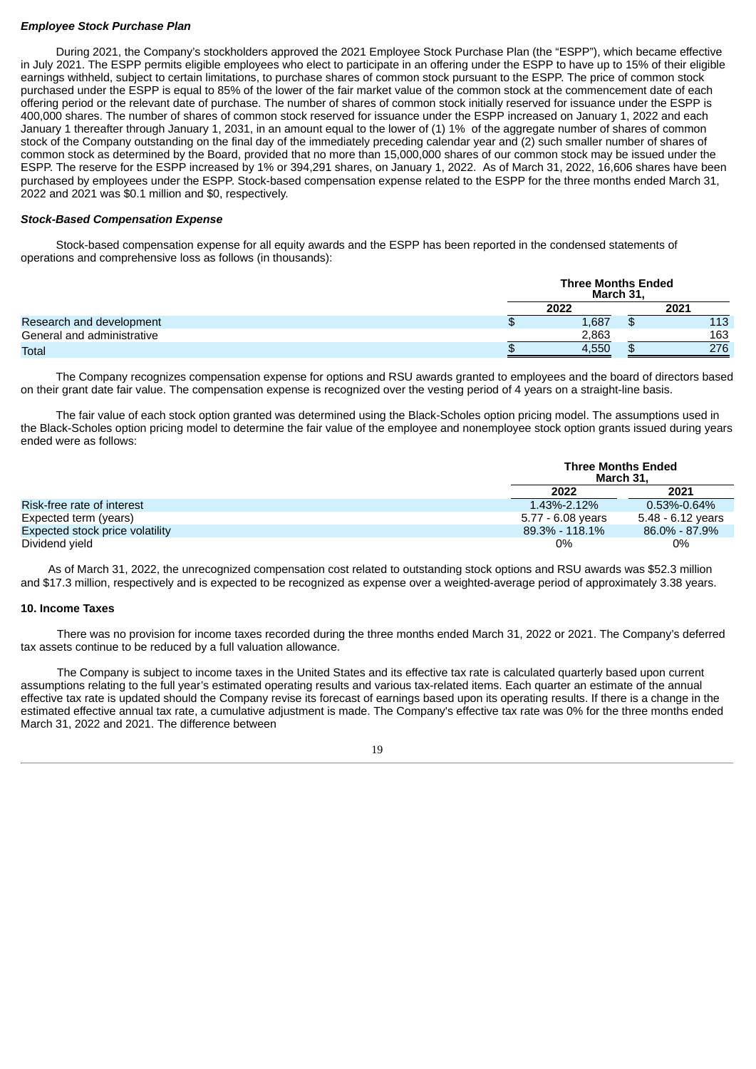***Employee Stock Purchase Plan***

During 2021, the Company's stockholders approved the 2021 Employee Stock Purchase Plan (the "ESPP"), which became effective in July 2021. The ESPP permits eligible employees who elect to participate in an offering under the ESPP to have up to 15% of their eligible earnings withheld, subject to certain limitations, to purchase shares of common stock pursuant to the ESPP. The price of common stock purchased under the ESPP is equal to 85% of the lower of the fair market value of the common stock at the commencement date of each offering period or the relevant date of purchase. The number of shares of common stock initially reserved for issuance under the ESPP is 400,000 shares. The number of shares of common stock reserved for issuance under the ESPP increased on January 1, 2022 and each January 1 thereafter through January 1, 2031, in an amount equal to the lower of (1) 1% of the aggregate number of shares of common stock of the Company outstanding on the final day of the immediately preceding calendar year and (2) such smaller number of shares of common stock as determined by the Board, provided that no more than 15,000,000 shares of our common stock may be issued under the ESPP. The reserve for the ESPP increased by 1% or 394,291 shares, on January 1, 2022. As of March 31, 2022, 16,606 shares have been purchased by employees under the ESPP. Stock-based compensation expense related to the ESPP for the three months ended March 31, 2022 and 2021 was $0.1 million and $0, respectively.

***Stock-Based Compensation Expense***

Stock-based compensation expense for all equity awards and the ESPP has been reported in the condensed statements of operations and comprehensive loss as follows (in thousands):

| | Three Months Ended March 31, | |
|---|---|---|
| | 2022 | 2021 |
| Research and development | $ 1,687 | $ 113 |
| General and administrative | 2,863 | 163 |
| Total | $ 4,550 | $ 276 |

The Company recognizes compensation expense for options and RSU awards granted to employees and the board of directors based on their grant date fair value. The compensation expense is recognized over the vesting period of 4 years on a straight-line basis.

The fair value of each stock option granted was determined using the Black-Scholes option pricing model. The assumptions used in the Black-Scholes option pricing model to determine the fair value of the employee and nonemployee stock option grants issued during years ended were as follows:

| | Three Months Ended March 31, | |
|---|---|---|
| | 2022 | 2021 |
| Risk-free rate of interest | 1.43%-2.12% | 0.53%-0.64% |
| Expected term (years) | 5.77 - 6.08 years | 5.48 - 6.12 years |
| Expected stock price volatility | 89.3% - 118.1% | 86.0% - 87.9% |
| Dividend yield | 0% | 0% |

As of March 31, 2022, the unrecognized compensation cost related to outstanding stock options and RSU awards was $52.3 million and $17.3 million, respectively and is expected to be recognized as expense over a weighted-average period of approximately 3.38 years.

**10. Income Taxes**

There was no provision for income taxes recorded during the three months ended March 31, 2022 or 2021. The Company's deferred tax assets continue to be reduced by a full valuation allowance.

The Company is subject to income taxes in the United States and its effective tax rate is calculated quarterly based upon current assumptions relating to the full year's estimated operating results and various tax-related items. Each quarter an estimate of the annual effective tax rate is updated should the Company revise its forecast of earnings based upon its operating results. If there is a change in the estimated effective annual tax rate, a cumulative adjustment is made. The Company's effective tax rate was 0% for the three months ended March 31, 2022 and 2021. The difference between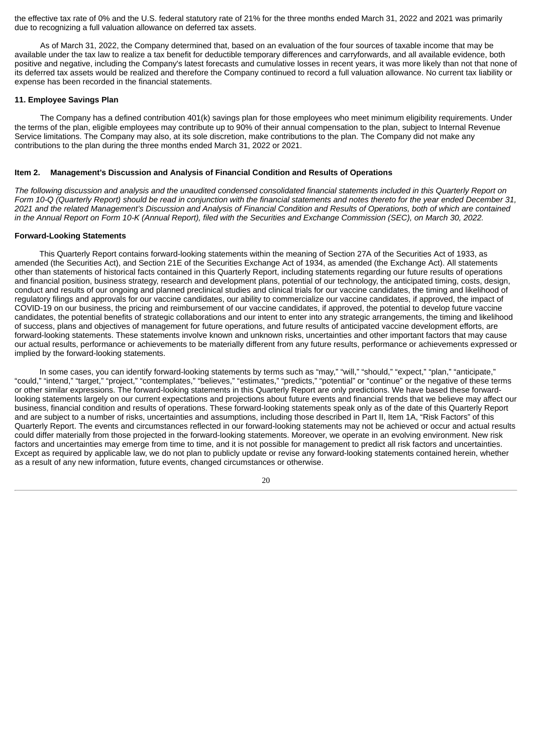the effective tax rate of 0% and the U.S. federal statutory rate of 21% for the three months ended March 31, 2022 and 2021 was primarily due to recognizing a full valuation allowance on deferred tax assets.

As of March 31, 2022, the Company determined that, based on an evaluation of the four sources of taxable income that may be available under the tax law to realize a tax benefit for deductible temporary differences and carryforwards, and all available evidence, both positive and negative, including the Company's latest forecasts and cumulative losses in recent years, it was more likely than not that none of its deferred tax assets would be realized and therefore the Company continued to record a full valuation allowance. No current tax liability or expense has been recorded in the financial statements.

### 11. Employee Savings Plan

The Company has a defined contribution 401(k) savings plan for those employees who meet minimum eligibility requirements. Under the terms of the plan, eligible employees may contribute up to 90% of their annual compensation to the plan, subject to Internal Revenue Service limitations. The Company may also, at its sole discretion, make contributions to the plan. The Company did not make any contributions to the plan during the three months ended March 31, 2022 or 2021.

## Item 2. Management's Discussion and Analysis of Financial Condition and Results of Operations

*The following discussion and analysis and the unaudited condensed consolidated financial statements included in this Quarterly Report on Form 10-Q (Quarterly Report) should be read in conjunction with the financial statements and notes thereto for the year ended December 31, 2021 and the related Management's Discussion and Analysis of Financial Condition and Results of Operations, both of which are contained in the Annual Report on Form 10-K (Annual Report), filed with the Securities and Exchange Commission (SEC), on March 30, 2022.*

### Forward-Looking Statements

This Quarterly Report contains forward-looking statements within the meaning of Section 27A of the Securities Act of 1933, as amended (the Securities Act), and Section 21E of the Securities Exchange Act of 1934, as amended (the Exchange Act). All statements other than statements of historical facts contained in this Quarterly Report, including statements regarding our future results of operations and financial position, business strategy, research and development plans, potential of our technology, the anticipated timing, costs, design, conduct and results of our ongoing and planned preclinical studies and clinical trials for our vaccine candidates, the timing and likelihood of regulatory filings and approvals for our vaccine candidates, our ability to commercialize our vaccine candidates, if approved, the impact of COVID-19 on our business, the pricing and reimbursement of our vaccine candidates, if approved, the potential to develop future vaccine candidates, the potential benefits of strategic collaborations and our intent to enter into any strategic arrangements, the timing and likelihood of success, plans and objectives of management for future operations, and future results of anticipated vaccine development efforts, are forward-looking statements. These statements involve known and unknown risks, uncertainties and other important factors that may cause our actual results, performance or achievements to be materially different from any future results, performance or achievements expressed or implied by the forward-looking statements.

In some cases, you can identify forward-looking statements by terms such as "may," "will," "should," "expect," "plan," "anticipate," "could," "intend," "target," "project," "contemplates," "believes," "estimates," "predicts," "potential" or "continue" or the negative of these terms or other similar expressions. The forward-looking statements in this Quarterly Report are only predictions. We have based these forward-looking statements largely on our current expectations and projections about future events and financial trends that we believe may affect our business, financial condition and results of operations. These forward-looking statements speak only as of the date of this Quarterly Report and are subject to a number of risks, uncertainties and assumptions, including those described in Part II, Item 1A, "Risk Factors" of this Quarterly Report. The events and circumstances reflected in our forward-looking statements may not be achieved or occur and actual results could differ materially from those projected in the forward-looking statements. Moreover, we operate in an evolving environment. New risk factors and uncertainties may emerge from time to time, and it is not possible for management to predict all risk factors and uncertainties. Except as required by applicable law, we do not plan to publicly update or revise any forward-looking statements contained herein, whether as a result of any new information, future events, changed circumstances or otherwise.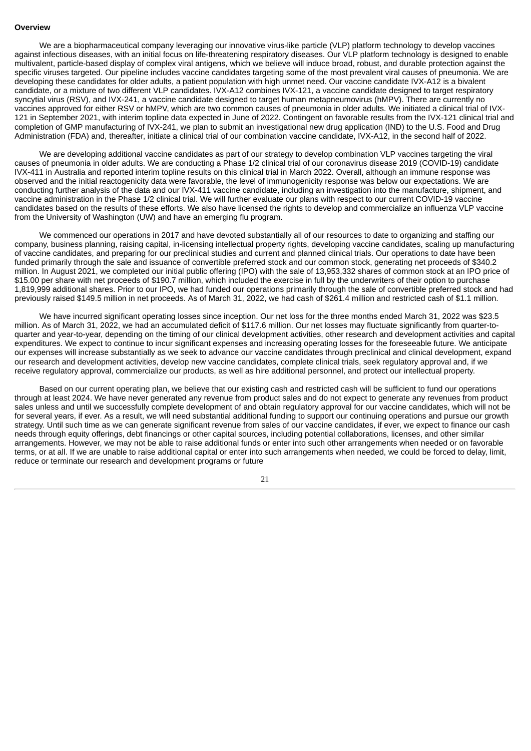**Overview**

We are a biopharmaceutical company leveraging our innovative virus-like particle (VLP) platform technology to develop vaccines against infectious diseases, with an initial focus on life-threatening respiratory diseases. Our VLP platform technology is designed to enable multivalent, particle-based display of complex viral antigens, which we believe will induce broad, robust, and durable protection against the specific viruses targeted. Our pipeline includes vaccine candidates targeting some of the most prevalent viral causes of pneumonia. We are developing these candidates for older adults, a patient population with high unmet need. Our vaccine candidate IVX-A12 is a bivalent candidate, or a mixture of two different VLP candidates. IVX-A12 combines IVX-121, a vaccine candidate designed to target respiratory syncytial virus (RSV), and IVX-241, a vaccine candidate designed to target human metapneumovirus (hMPV). There are currently no vaccines approved for either RSV or hMPV, which are two common causes of pneumonia in older adults. We initiated a clinical trial of IVX-121 in September 2021, with interim topline data expected in June of 2022. Contingent on favorable results from the IVX-121 clinical trial and completion of GMP manufacturing of IVX-241, we plan to submit an investigational new drug application (IND) to the U.S. Food and Drug Administration (FDA) and, thereafter, initiate a clinical trial of our combination vaccine candidate, IVX-A12, in the second half of 2022.

We are developing additional vaccine candidates as part of our strategy to develop combination VLP vaccines targeting the viral causes of pneumonia in older adults. We are conducting a Phase 1/2 clinical trial of our coronavirus disease 2019 (COVID-19) candidate IVX-411 in Australia and reported interim topline results on this clinical trial in March 2022. Overall, although an immune response was observed and the initial reactogenicity data were favorable, the level of immunogenicity response was below our expectations. We are conducting further analysis of the data and our IVX-411 vaccine candidate, including an investigation into the manufacture, shipment, and vaccine administration in the Phase 1/2 clinical trial. We will further evaluate our plans with respect to our current COVID-19 vaccine candidates based on the results of these efforts. We also have licensed the rights to develop and commercialize an influenza VLP vaccine from the University of Washington (UW) and have an emerging flu program.

We commenced our operations in 2017 and have devoted substantially all of our resources to date to organizing and staffing our company, business planning, raising capital, in-licensing intellectual property rights, developing vaccine candidates, scaling up manufacturing of vaccine candidates, and preparing for our preclinical studies and current and planned clinical trials. Our operations to date have been funded primarily through the sale and issuance of convertible preferred stock and our common stock, generating net proceeds of $340.2 million. In August 2021, we completed our initial public offering (IPO) with the sale of 13,953,332 shares of common stock at an IPO price of $15.00 per share with net proceeds of $190.7 million, which included the exercise in full by the underwriters of their option to purchase 1,819,999 additional shares. Prior to our IPO, we had funded our operations primarily through the sale of convertible preferred stock and had previously raised $149.5 million in net proceeds. As of March 31, 2022, we had cash of $261.4 million and restricted cash of $1.1 million.

We have incurred significant operating losses since inception. Our net loss for the three months ended March 31, 2022 was $23.5 million. As of March 31, 2022, we had an accumulated deficit of $117.6 million. Our net losses may fluctuate significantly from quarter-to-quarter and year-to-year, depending on the timing of our clinical development activities, other research and development activities and capital expenditures. We expect to continue to incur significant expenses and increasing operating losses for the foreseeable future. We anticipate our expenses will increase substantially as we seek to advance our vaccine candidates through preclinical and clinical development, expand our research and development activities, develop new vaccine candidates, complete clinical trials, seek regulatory approval and, if we receive regulatory approval, commercialize our products, as well as hire additional personnel, and protect our intellectual property.

Based on our current operating plan, we believe that our existing cash and restricted cash will be sufficient to fund our operations through at least 2024. We have never generated any revenue from product sales and do not expect to generate any revenues from product sales unless and until we successfully complete development of and obtain regulatory approval for our vaccine candidates, which will not be for several years, if ever. As a result, we will need substantial additional funding to support our continuing operations and pursue our growth strategy. Until such time as we can generate significant revenue from sales of our vaccine candidates, if ever, we expect to finance our cash needs through equity offerings, debt financings or other capital sources, including potential collaborations, licenses, and other similar arrangements. However, we may not be able to raise additional funds or enter into such other arrangements when needed or on favorable terms, or at all. If we are unable to raise additional capital or enter into such arrangements when needed, we could be forced to delay, limit, reduce or terminate our research and development programs or future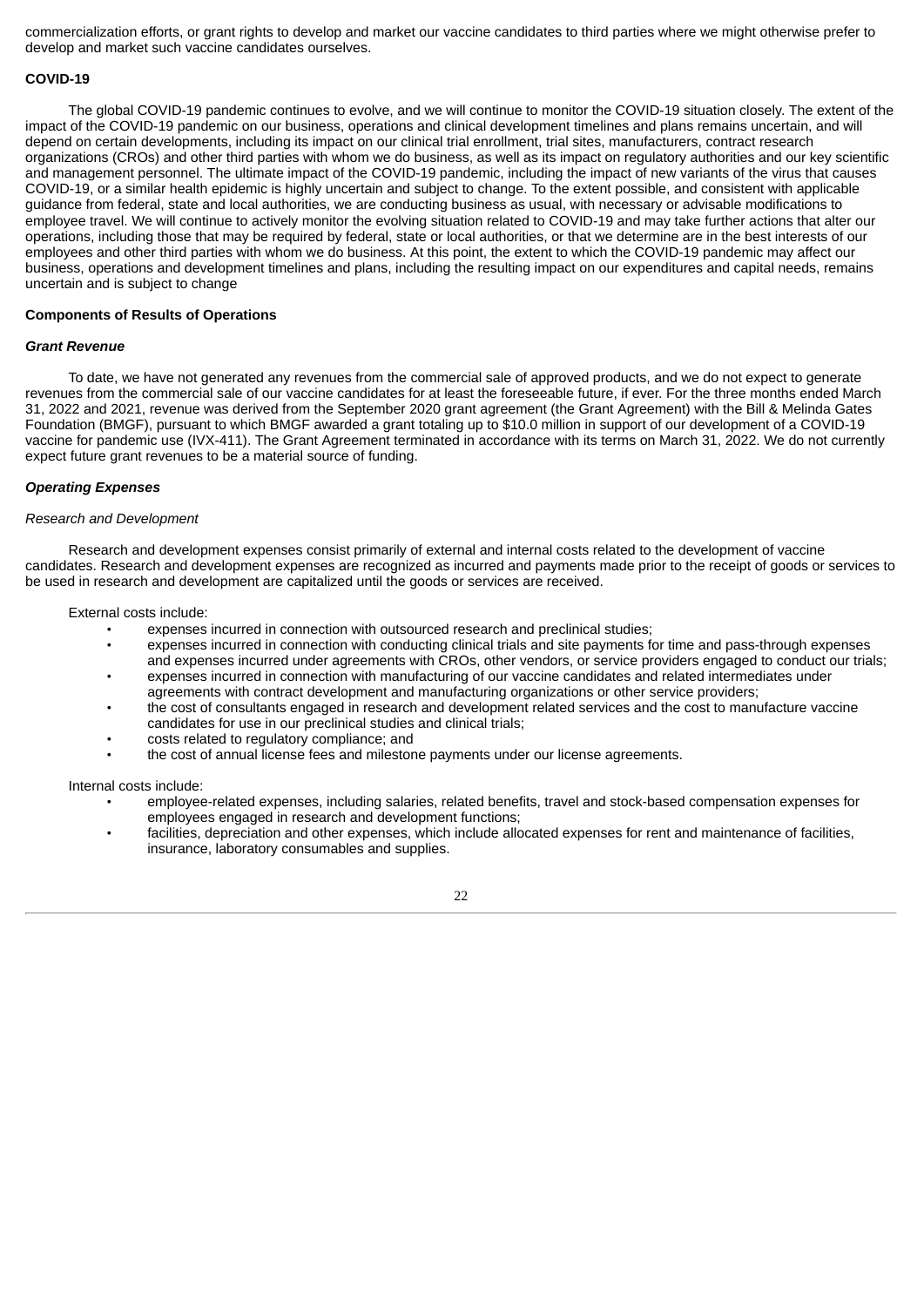commercialization efforts, or grant rights to develop and market our vaccine candidates to third parties where we might otherwise prefer to develop and market such vaccine candidates ourselves.

**COVID-19**

The global COVID-19 pandemic continues to evolve, and we will continue to monitor the COVID-19 situation closely. The extent of the impact of the COVID-19 pandemic on our business, operations and clinical development timelines and plans remains uncertain, and will depend on certain developments, including its impact on our clinical trial enrollment, trial sites, manufacturers, contract research organizations (CROs) and other third parties with whom we do business, as well as its impact on regulatory authorities and our key scientific and management personnel. The ultimate impact of the COVID-19 pandemic, including the impact of new variants of the virus that causes COVID-19, or a similar health epidemic is highly uncertain and subject to change. To the extent possible, and consistent with applicable guidance from federal, state and local authorities, we are conducting business as usual, with necessary or advisable modifications to employee travel. We will continue to actively monitor the evolving situation related to COVID-19 and may take further actions that alter our operations, including those that may be required by federal, state or local authorities, or that we determine are in the best interests of our employees and other third parties with whom we do business. At this point, the extent to which the COVID-19 pandemic may affect our business, operations and development timelines and plans, including the resulting impact on our expenditures and capital needs, remains uncertain and is subject to change

**Components of Results of Operations**

***Grant Revenue***

To date, we have not generated any revenues from the commercial sale of approved products, and we do not expect to generate revenues from the commercial sale of our vaccine candidates for at least the foreseeable future, if ever. For the three months ended March 31, 2022 and 2021, revenue was derived from the September 2020 grant agreement (the Grant Agreement) with the Bill & Melinda Gates Foundation (BMGF), pursuant to which BMGF awarded a grant totaling up to $10.0 million in support of our development of a COVID-19 vaccine for pandemic use (IVX-411). The Grant Agreement terminated in accordance with its terms on March 31, 2022. We do not currently expect future grant revenues to be a material source of funding.

***Operating Expenses***

*Research and Development*

Research and development expenses consist primarily of external and internal costs related to the development of vaccine candidates. Research and development expenses are recognized as incurred and payments made prior to the receipt of goods or services to be used in research and development are capitalized until the goods or services are received.

External costs include:

- expenses incurred in connection with outsourced research and preclinical studies;
- expenses incurred in connection with conducting clinical trials and site payments for time and pass-through expenses and expenses incurred under agreements with CROs, other vendors, or service providers engaged to conduct our trials;
- expenses incurred in connection with manufacturing of our vaccine candidates and related intermediates under agreements with contract development and manufacturing organizations or other service providers;
- the cost of consultants engaged in research and development related services and the cost to manufacture vaccine candidates for use in our preclinical studies and clinical trials;
- costs related to regulatory compliance; and
- the cost of annual license fees and milestone payments under our license agreements.

Internal costs include:

- employee-related expenses, including salaries, related benefits, travel and stock-based compensation expenses for employees engaged in research and development functions;
- facilities, depreciation and other expenses, which include allocated expenses for rent and maintenance of facilities, insurance, laboratory consumables and supplies.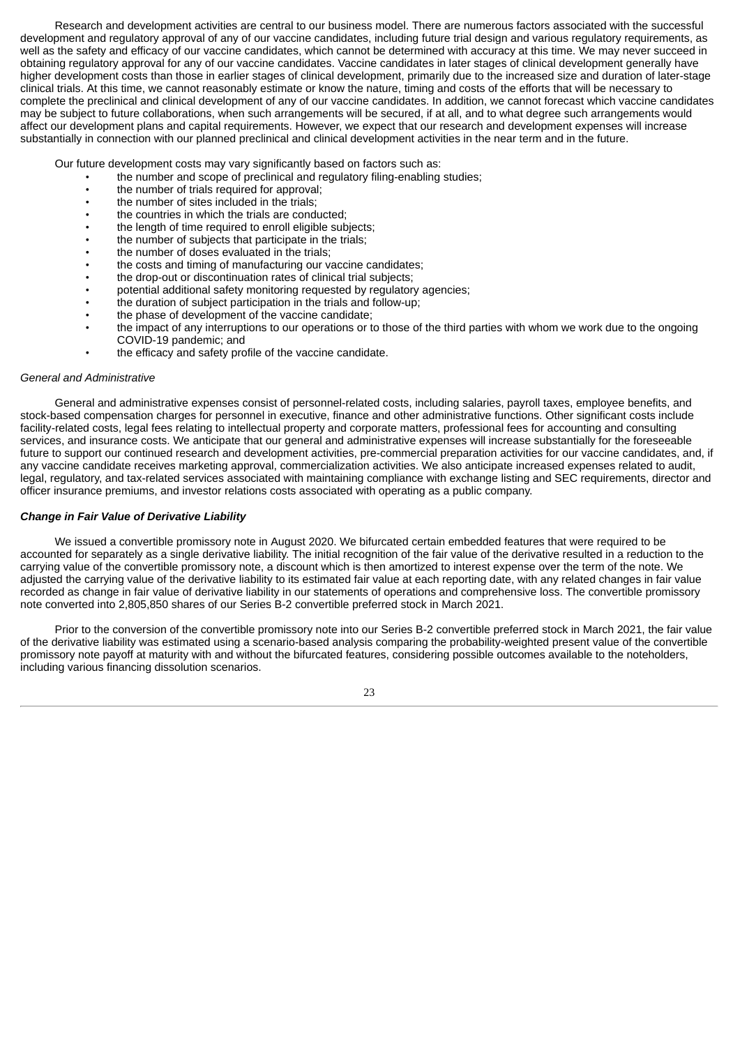Research and development activities are central to our business model. There are numerous factors associated with the successful development and regulatory approval of any of our vaccine candidates, including future trial design and various regulatory requirements, as well as the safety and efficacy of our vaccine candidates, which cannot be determined with accuracy at this time. We may never succeed in obtaining regulatory approval for any of our vaccine candidates. Vaccine candidates in later stages of clinical development generally have higher development costs than those in earlier stages of clinical development, primarily due to the increased size and duration of later-stage clinical trials. At this time, we cannot reasonably estimate or know the nature, timing and costs of the efforts that will be necessary to complete the preclinical and clinical development of any of our vaccine candidates. In addition, we cannot forecast which vaccine candidates may be subject to future collaborations, when such arrangements will be secured, if at all, and to what degree such arrangements would affect our development plans and capital requirements. However, we expect that our research and development expenses will increase substantially in connection with our planned preclinical and clinical development activities in the near term and in the future.

Our future development costs may vary significantly based on factors such as:

- the number and scope of preclinical and regulatory filing-enabling studies;
- the number of trials required for approval;
- the number of sites included in the trials;
- the countries in which the trials are conducted;
- the length of time required to enroll eligible subjects;
- the number of subjects that participate in the trials;
- the number of doses evaluated in the trials;
- the costs and timing of manufacturing our vaccine candidates;
- the drop-out or discontinuation rates of clinical trial subjects;
- potential additional safety monitoring requested by regulatory agencies;
- the duration of subject participation in the trials and follow-up;
- the phase of development of the vaccine candidate;
- the impact of any interruptions to our operations or to those of the third parties with whom we work due to the ongoing COVID-19 pandemic; and
- the efficacy and safety profile of the vaccine candidate.

*General and Administrative*

General and administrative expenses consist of personnel-related costs, including salaries, payroll taxes, employee benefits, and stock-based compensation charges for personnel in executive, finance and other administrative functions. Other significant costs include facility-related costs, legal fees relating to intellectual property and corporate matters, professional fees for accounting and consulting services, and insurance costs. We anticipate that our general and administrative expenses will increase substantially for the foreseeable future to support our continued research and development activities, pre-commercial preparation activities for our vaccine candidates, and, if any vaccine candidate receives marketing approval, commercialization activities. We also anticipate increased expenses related to audit, legal, regulatory, and tax-related services associated with maintaining compliance with exchange listing and SEC requirements, director and officer insurance premiums, and investor relations costs associated with operating as a public company.

***Change in Fair Value of Derivative Liability***

We issued a convertible promissory note in August 2020. We bifurcated certain embedded features that were required to be accounted for separately as a single derivative liability. The initial recognition of the fair value of the derivative resulted in a reduction to the carrying value of the convertible promissory note, a discount which is then amortized to interest expense over the term of the note. We adjusted the carrying value of the derivative liability to its estimated fair value at each reporting date, with any related changes in fair value recorded as change in fair value of derivative liability in our statements of operations and comprehensive loss. The convertible promissory note converted into 2,805,850 shares of our Series B-2 convertible preferred stock in March 2021.

Prior to the conversion of the convertible promissory note into our Series B-2 convertible preferred stock in March 2021, the fair value of the derivative liability was estimated using a scenario-based analysis comparing the probability-weighted present value of the convertible promissory note payoff at maturity with and without the bifurcated features, considering possible outcomes available to the noteholders, including various financing dissolution scenarios.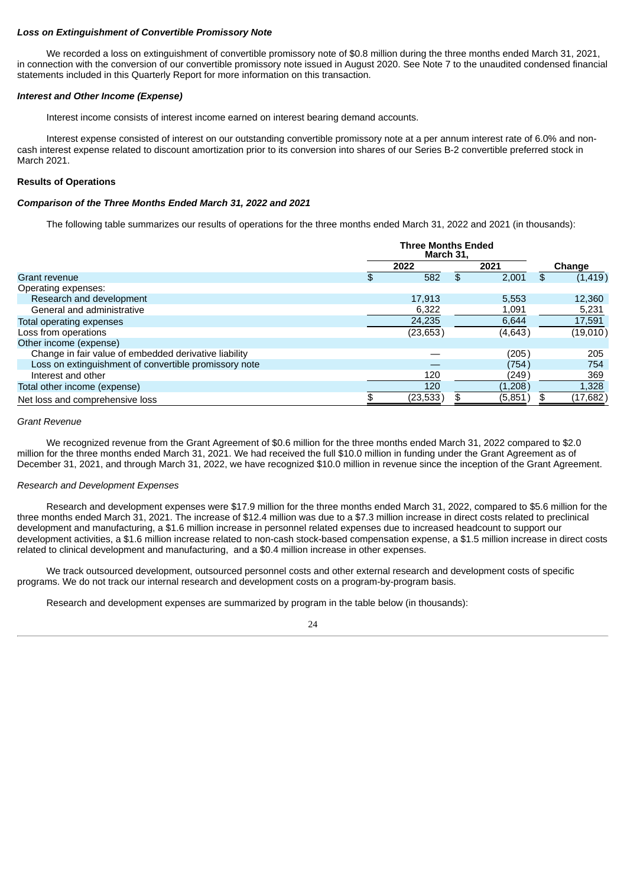***Loss on Extinguishment of Convertible Promissory Note***

We recorded a loss on extinguishment of convertible promissory note of $0.8 million during the three months ended March 31, 2021, in connection with the conversion of our convertible promissory note issued in August 2020. See Note 7 to the unaudited condensed financial statements included in this Quarterly Report for more information on this transaction.

***Interest and Other Income (Expense)***

Interest income consists of interest income earned on interest bearing demand accounts.

Interest expense consisted of interest on our outstanding convertible promissory note at a per annum interest rate of 6.0% and non-cash interest expense related to discount amortization prior to its conversion into shares of our Series B-2 convertible preferred stock in March 2021.

**Results of Operations**

***Comparison of the Three Months Ended March 31, 2022 and 2021***

The following table summarizes our results of operations for the three months ended March 31, 2022 and 2021 (in thousands):

| | Three Months Ended March 31, | | |
|---|---|---|---|
| | 2022 | 2021 | Change |
| Grant revenue | $ 582 | $ 2,001 | $ (1,419) |
| Operating expenses: | | | |
| Research and development | 17,913 | 5,553 | 12,360 |
| General and administrative | 6,322 | 1,091 | 5,231 |
| Total operating expenses | 24,235 | 6,644 | 17,591 |
| Loss from operations | (23,653) | (4,643) | (19,010) |
| Other income (expense) | | | |
| Change in fair value of embedded derivative liability | — | (205) | 205 |
| Loss on extinguishment of convertible promissory note | — | (754) | 754 |
| Interest and other | 120 | (249) | 369 |
| Total other income (expense) | 120 | (1,208) | 1,328 |
| Net loss and comprehensive loss | $ (23,533) | $ (5,851) | $ (17,682) |

*Grant Revenue*

We recognized revenue from the Grant Agreement of $0.6 million for the three months ended March 31, 2022 compared to $2.0 million for the three months ended March 31, 2021. We had received the full $10.0 million in funding under the Grant Agreement as of December 31, 2021, and through March 31, 2022, we have recognized $10.0 million in revenue since the inception of the Grant Agreement.

*Research and Development Expenses*

Research and development expenses were $17.9 million for the three months ended March 31, 2022, compared to $5.6 million for the three months ended March 31, 2021. The increase of $12.4 million was due to a $7.3 million increase in direct costs related to preclinical development and manufacturing, a $1.6 million increase in personnel related expenses due to increased headcount to support our development activities, a $1.6 million increase related to non-cash stock-based compensation expense, a $1.5 million increase in direct costs related to clinical development and manufacturing, and a $0.4 million increase in other expenses.

We track outsourced development, outsourced personnel costs and other external research and development costs of specific programs. We do not track our internal research and development costs on a program-by-program basis.

Research and development expenses are summarized by program in the table below (in thousands):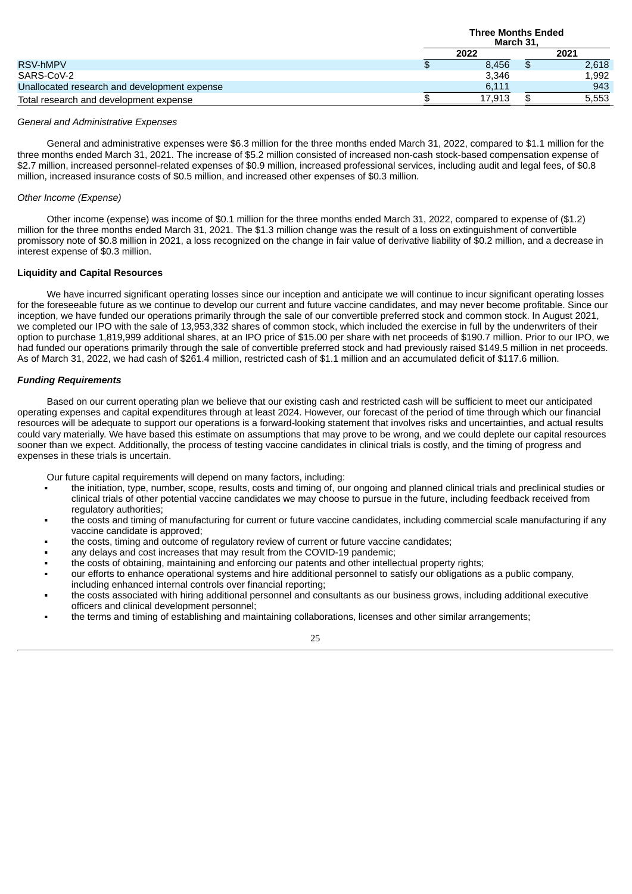| | Three Months Ended March 31, | |
|---|---|---|
| | 2022 | 2021 |
| RSV-hMPV | $ 8,456 | $ 2,618 |
| SARS-CoV-2 | 3,346 | 1,992 |
| Unallocated research and development expense | 6,111 | 943 |
| Total research and development expense | $ 17,913 | $ 5,553 |

*General and Administrative Expenses*

General and administrative expenses were $6.3 million for the three months ended March 31, 2022, compared to $1.1 million for the three months ended March 31, 2021. The increase of $5.2 million consisted of increased non-cash stock-based compensation expense of $2.7 million, increased personnel-related expenses of $0.9 million, increased professional services, including audit and legal fees, of $0.8 million, increased insurance costs of $0.5 million, and increased other expenses of $0.3 million.

*Other Income (Expense)*

Other income (expense) was income of $0.1 million for the three months ended March 31, 2022, compared to expense of ($1.2) million for the three months ended March 31, 2021. The $1.3 million change was the result of a loss on extinguishment of convertible promissory note of $0.8 million in 2021, a loss recognized on the change in fair value of derivative liability of $0.2 million, and a decrease in interest expense of $0.3 million.

**Liquidity and Capital Resources**

We have incurred significant operating losses since our inception and anticipate we will continue to incur significant operating losses for the foreseeable future as we continue to develop our current and future vaccine candidates, and may never become profitable. Since our inception, we have funded our operations primarily through the sale of our convertible preferred stock and common stock. In August 2021, we completed our IPO with the sale of 13,953,332 shares of common stock, which included the exercise in full by the underwriters of their option to purchase 1,819,999 additional shares, at an IPO price of $15.00 per share with net proceeds of $190.7 million. Prior to our IPO, we had funded our operations primarily through the sale of convertible preferred stock and had previously raised $149.5 million in net proceeds. As of March 31, 2022, we had cash of $261.4 million, restricted cash of $1.1 million and an accumulated deficit of $117.6 million.

***Funding Requirements***

Based on our current operating plan we believe that our existing cash and restricted cash will be sufficient to meet our anticipated operating expenses and capital expenditures through at least 2024. However, our forecast of the period of time through which our financial resources will be adequate to support our operations is a forward-looking statement that involves risks and uncertainties, and actual results could vary materially. We have based this estimate on assumptions that may prove to be wrong, and we could deplete our capital resources sooner than we expect. Additionally, the process of testing vaccine candidates in clinical trials is costly, and the timing of progress and expenses in these trials is uncertain.

Our future capital requirements will depend on many factors, including:

- the initiation, type, number, scope, results, costs and timing of, our ongoing and planned clinical trials and preclinical studies or clinical trials of other potential vaccine candidates we may choose to pursue in the future, including feedback received from regulatory authorities;
- the costs and timing of manufacturing for current or future vaccine candidates, including commercial scale manufacturing if any vaccine candidate is approved;
- the costs, timing and outcome of regulatory review of current or future vaccine candidates;
- any delays and cost increases that may result from the COVID-19 pandemic;
- the costs of obtaining, maintaining and enforcing our patents and other intellectual property rights;
- our efforts to enhance operational systems and hire additional personnel to satisfy our obligations as a public company, including enhanced internal controls over financial reporting;
- the costs associated with hiring additional personnel and consultants as our business grows, including additional executive officers and clinical development personnel;
- the terms and timing of establishing and maintaining collaborations, licenses and other similar arrangements;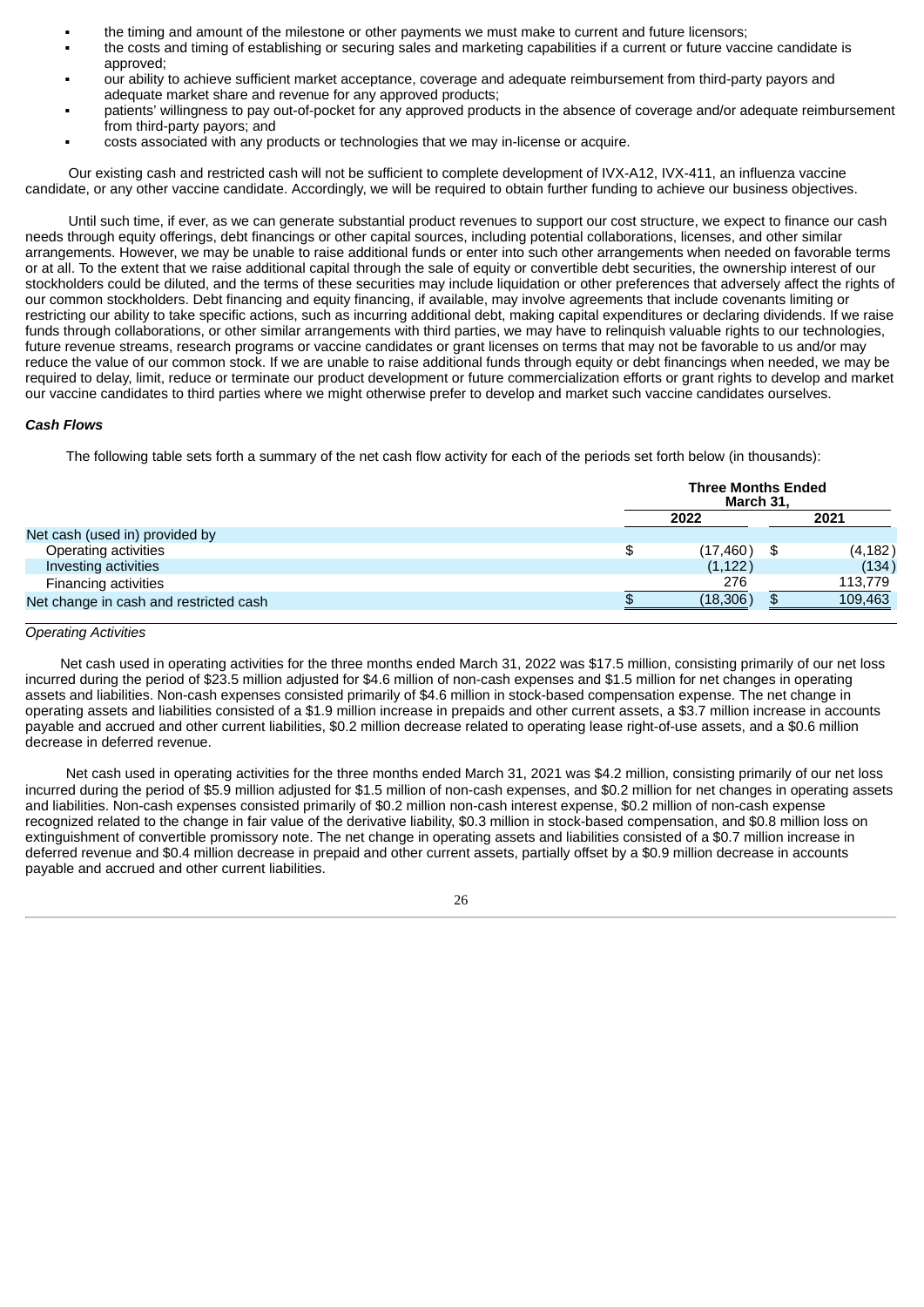- the timing and amount of the milestone or other payments we must make to current and future licensors;
- the costs and timing of establishing or securing sales and marketing capabilities if a current or future vaccine candidate is approved;
- our ability to achieve sufficient market acceptance, coverage and adequate reimbursement from third-party payors and adequate market share and revenue for any approved products;
- patients' willingness to pay out-of-pocket for any approved products in the absence of coverage and/or adequate reimbursement from third-party payors; and
- costs associated with any products or technologies that we may in-license or acquire.

Our existing cash and restricted cash will not be sufficient to complete development of IVX-A12, IVX-411, an influenza vaccine candidate, or any other vaccine candidate. Accordingly, we will be required to obtain further funding to achieve our business objectives.

Until such time, if ever, as we can generate substantial product revenues to support our cost structure, we expect to finance our cash needs through equity offerings, debt financings or other capital sources, including potential collaborations, licenses, and other similar arrangements. However, we may be unable to raise additional funds or enter into such other arrangements when needed on favorable terms or at all. To the extent that we raise additional capital through the sale of equity or convertible debt securities, the ownership interest of our stockholders could be diluted, and the terms of these securities may include liquidation or other preferences that adversely affect the rights of our common stockholders. Debt financing and equity financing, if available, may involve agreements that include covenants limiting or restricting our ability to take specific actions, such as incurring additional debt, making capital expenditures or declaring dividends. If we raise funds through collaborations, or other similar arrangements with third parties, we may have to relinquish valuable rights to our technologies, future revenue streams, research programs or vaccine candidates or grant licenses on terms that may not be favorable to us and/or may reduce the value of our common stock. If we are unable to raise additional funds through equity or debt financings when needed, we may be required to delay, limit, reduce or terminate our product development or future commercialization efforts or grant rights to develop and market our vaccine candidates to third parties where we might otherwise prefer to develop and market such vaccine candidates ourselves.

***Cash Flows***

The following table sets forth a summary of the net cash flow activity for each of the periods set forth below (in thousands):

| | Three Months Ended March 31, | |
|---|---|---|
| | 2022 | 2021 |
| Net cash (used in) provided by | | |
| Operating activities | $ (17,460) | $ (4,182) |
| Investing activities | (1,122) | (134) |
| Financing activities | 276 | 113,779 |
| Net change in cash and restricted cash | $ (18,306) | $ 109,463 |

*Operating Activities*

Net cash used in operating activities for the three months ended March 31, 2022 was $17.5 million, consisting primarily of our net loss incurred during the period of $23.5 million adjusted for $4.6 million of non-cash expenses and $1.5 million for net changes in operating assets and liabilities. Non-cash expenses consisted primarily of $4.6 million in stock-based compensation expense. The net change in operating assets and liabilities consisted of a $1.9 million increase in prepaids and other current assets, a $3.7 million increase in accounts payable and accrued and other current liabilities, $0.2 million decrease related to operating lease right-of-use assets, and a $0.6 million decrease in deferred revenue.

Net cash used in operating activities for the three months ended March 31, 2021 was $4.2 million, consisting primarily of our net loss incurred during the period of $5.9 million adjusted for $1.5 million of non-cash expenses, and $0.2 million for net changes in operating assets and liabilities. Non-cash expenses consisted primarily of $0.2 million non-cash interest expense, $0.2 million of non-cash expense recognized related to the change in fair value of the derivative liability, $0.3 million in stock-based compensation, and $0.8 million loss on extinguishment of convertible promissory note. The net change in operating assets and liabilities consisted of a $0.7 million increase in deferred revenue and $0.4 million decrease in prepaid and other current assets, partially offset by a $0.9 million decrease in accounts payable and accrued and other current liabilities.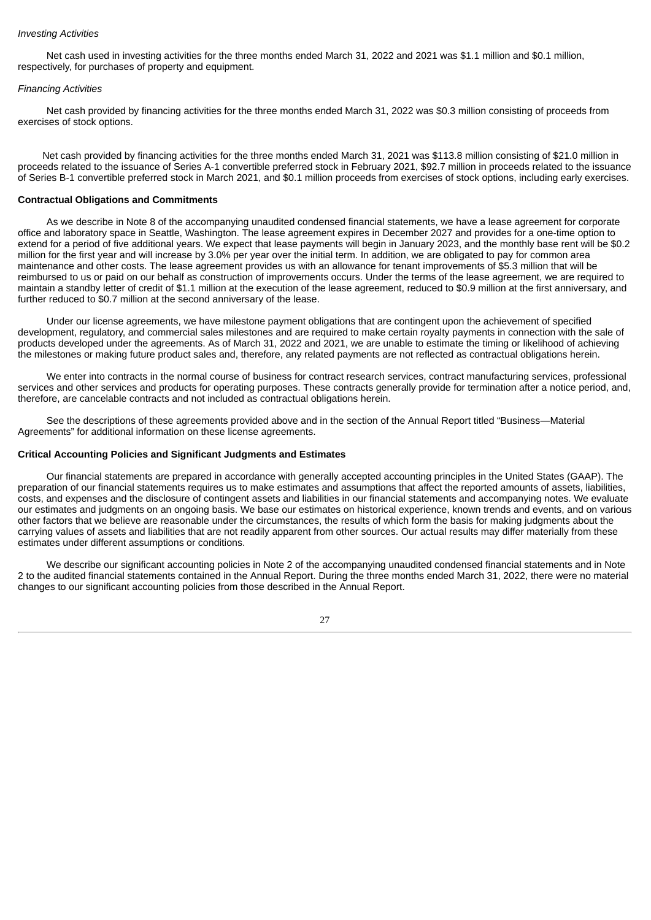*Investing Activities*

Net cash used in investing activities for the three months ended March 31, 2022 and 2021 was $1.1 million and $0.1 million, respectively, for purchases of property and equipment.

*Financing Activities*

Net cash provided by financing activities for the three months ended March 31, 2022 was $0.3 million consisting of proceeds from exercises of stock options.

Net cash provided by financing activities for the three months ended March 31, 2021 was $113.8 million consisting of $21.0 million in proceeds related to the issuance of Series A-1 convertible preferred stock in February 2021, $92.7 million in proceeds related to the issuance of Series B-1 convertible preferred stock in March 2021, and $0.1 million proceeds from exercises of stock options, including early exercises.

**Contractual Obligations and Commitments**

As we describe in Note 8 of the accompanying unaudited condensed financial statements, we have a lease agreement for corporate office and laboratory space in Seattle, Washington. The lease agreement expires in December 2027 and provides for a one-time option to extend for a period of five additional years. We expect that lease payments will begin in January 2023, and the monthly base rent will be $0.2 million for the first year and will increase by 3.0% per year over the initial term. In addition, we are obligated to pay for common area maintenance and other costs. The lease agreement provides us with an allowance for tenant improvements of $5.3 million that will be reimbursed to us or paid on our behalf as construction of improvements occurs. Under the terms of the lease agreement, we are required to maintain a standby letter of credit of $1.1 million at the execution of the lease agreement, reduced to $0.9 million at the first anniversary, and further reduced to $0.7 million at the second anniversary of the lease.

Under our license agreements, we have milestone payment obligations that are contingent upon the achievement of specified development, regulatory, and commercial sales milestones and are required to make certain royalty payments in connection with the sale of products developed under the agreements. As of March 31, 2022 and 2021, we are unable to estimate the timing or likelihood of achieving the milestones or making future product sales and, therefore, any related payments are not reflected as contractual obligations herein.

We enter into contracts in the normal course of business for contract research services, contract manufacturing services, professional services and other services and products for operating purposes. These contracts generally provide for termination after a notice period, and, therefore, are cancelable contracts and not included as contractual obligations herein.

See the descriptions of these agreements provided above and in the section of the Annual Report titled "Business—Material Agreements" for additional information on these license agreements.

**Critical Accounting Policies and Significant Judgments and Estimates**

Our financial statements are prepared in accordance with generally accepted accounting principles in the United States (GAAP). The preparation of our financial statements requires us to make estimates and assumptions that affect the reported amounts of assets, liabilities, costs, and expenses and the disclosure of contingent assets and liabilities in our financial statements and accompanying notes. We evaluate our estimates and judgments on an ongoing basis. We base our estimates on historical experience, known trends and events, and on various other factors that we believe are reasonable under the circumstances, the results of which form the basis for making judgments about the carrying values of assets and liabilities that are not readily apparent from other sources. Our actual results may differ materially from these estimates under different assumptions or conditions.

We describe our significant accounting policies in Note 2 of the accompanying unaudited condensed financial statements and in Note 2 to the audited financial statements contained in the Annual Report. During the three months ended March 31, 2022, there were no material changes to our significant accounting policies from those described in the Annual Report.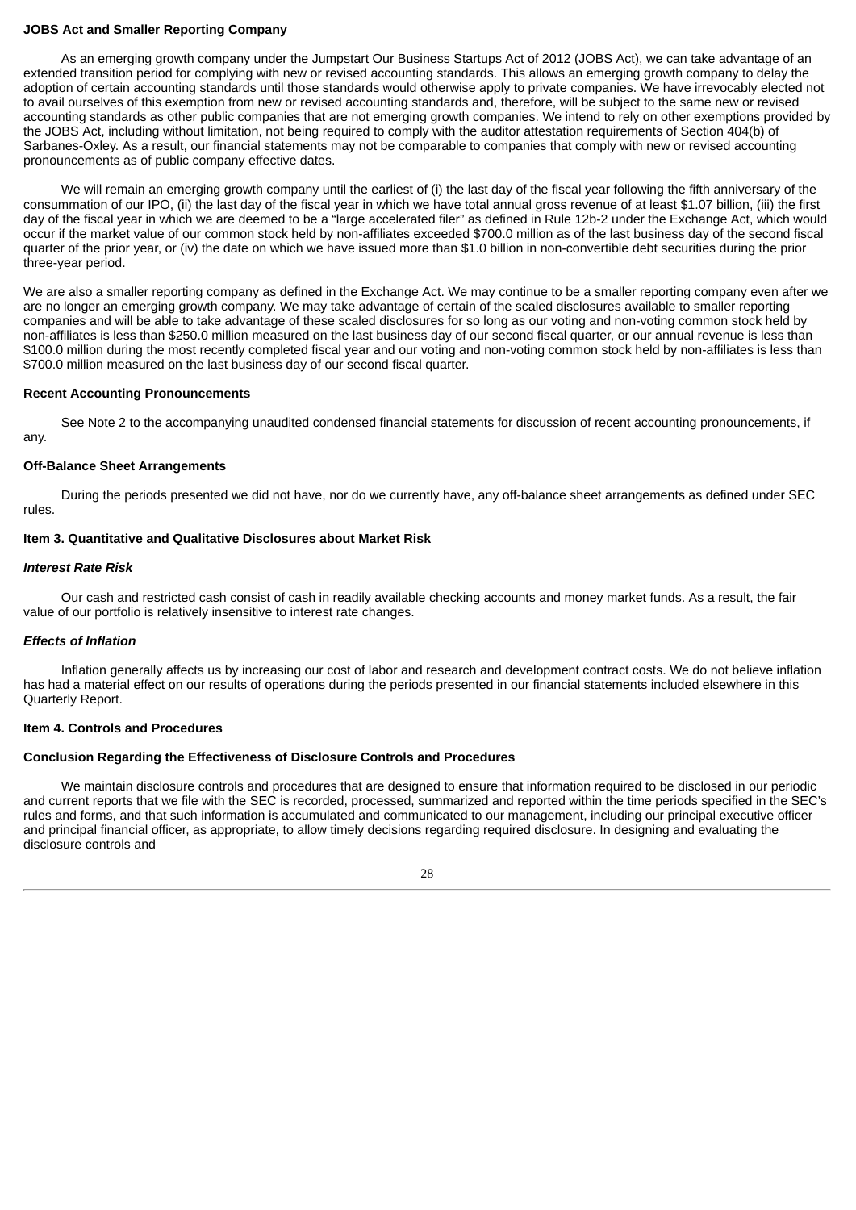**JOBS Act and Smaller Reporting Company**

As an emerging growth company under the Jumpstart Our Business Startups Act of 2012 (JOBS Act), we can take advantage of an extended transition period for complying with new or revised accounting standards. This allows an emerging growth company to delay the adoption of certain accounting standards until those standards would otherwise apply to private companies. We have irrevocably elected not to avail ourselves of this exemption from new or revised accounting standards and, therefore, will be subject to the same new or revised accounting standards as other public companies that are not emerging growth companies. We intend to rely on other exemptions provided by the JOBS Act, including without limitation, not being required to comply with the auditor attestation requirements of Section 404(b) of Sarbanes-Oxley. As a result, our financial statements may not be comparable to companies that comply with new or revised accounting pronouncements as of public company effective dates.

We will remain an emerging growth company until the earliest of (i) the last day of the fiscal year following the fifth anniversary of the consummation of our IPO, (ii) the last day of the fiscal year in which we have total annual gross revenue of at least $1.07 billion, (iii) the first day of the fiscal year in which we are deemed to be a "large accelerated filer" as defined in Rule 12b-2 under the Exchange Act, which would occur if the market value of our common stock held by non-affiliates exceeded $700.0 million as of the last business day of the second fiscal quarter of the prior year, or (iv) the date on which we have issued more than $1.0 billion in non-convertible debt securities during the prior three-year period.

We are also a smaller reporting company as defined in the Exchange Act. We may continue to be a smaller reporting company even after we are no longer an emerging growth company. We may take advantage of certain of the scaled disclosures available to smaller reporting companies and will be able to take advantage of these scaled disclosures for so long as our voting and non-voting common stock held by non-affiliates is less than $250.0 million measured on the last business day of our second fiscal quarter, or our annual revenue is less than $100.0 million during the most recently completed fiscal year and our voting and non-voting common stock held by non-affiliates is less than $700.0 million measured on the last business day of our second fiscal quarter.

**Recent Accounting Pronouncements**

See Note 2 to the accompanying unaudited condensed financial statements for discussion of recent accounting pronouncements, if any.

**Off-Balance Sheet Arrangements**

During the periods presented we did not have, nor do we currently have, any off-balance sheet arrangements as defined under SEC rules.

**Item 3. Quantitative and Qualitative Disclosures about Market Risk**

***Interest Rate Risk***

Our cash and restricted cash consist of cash in readily available checking accounts and money market funds. As a result, the fair value of our portfolio is relatively insensitive to interest rate changes.

***Effects of Inflation***

Inflation generally affects us by increasing our cost of labor and research and development contract costs. We do not believe inflation has had a material effect on our results of operations during the periods presented in our financial statements included elsewhere in this Quarterly Report.

**Item 4. Controls and Procedures**

**Conclusion Regarding the Effectiveness of Disclosure Controls and Procedures**

We maintain disclosure controls and procedures that are designed to ensure that information required to be disclosed in our periodic and current reports that we file with the SEC is recorded, processed, summarized and reported within the time periods specified in the SEC's rules and forms, and that such information is accumulated and communicated to our management, including our principal executive officer and principal financial officer, as appropriate, to allow timely decisions regarding required disclosure. In designing and evaluating the disclosure controls and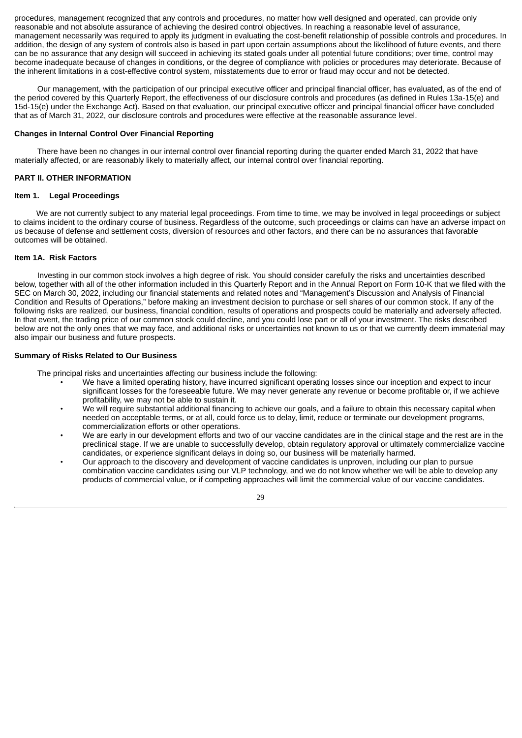procedures, management recognized that any controls and procedures, no matter how well designed and operated, can provide only reasonable and not absolute assurance of achieving the desired control objectives. In reaching a reasonable level of assurance, management necessarily was required to apply its judgment in evaluating the cost-benefit relationship of possible controls and procedures. In addition, the design of any system of controls also is based in part upon certain assumptions about the likelihood of future events, and there can be no assurance that any design will succeed in achieving its stated goals under all potential future conditions; over time, control may become inadequate because of changes in conditions, or the degree of compliance with policies or procedures may deteriorate. Because of the inherent limitations in a cost-effective control system, misstatements due to error or fraud may occur and not be detected.

Our management, with the participation of our principal executive officer and principal financial officer, has evaluated, as of the end of the period covered by this Quarterly Report, the effectiveness of our disclosure controls and procedures (as defined in Rules 13a-15(e) and 15d-15(e) under the Exchange Act). Based on that evaluation, our principal executive officer and principal financial officer have concluded that as of March 31, 2022, our disclosure controls and procedures were effective at the reasonable assurance level.

**Changes in Internal Control Over Financial Reporting**

There have been no changes in our internal control over financial reporting during the quarter ended March 31, 2022 that have materially affected, or are reasonably likely to materially affect, our internal control over financial reporting.

## PART II. OTHER INFORMATION

### Item 1. Legal Proceedings

We are not currently subject to any material legal proceedings. From time to time, we may be involved in legal proceedings or subject to claims incident to the ordinary course of business. Regardless of the outcome, such proceedings or claims can have an adverse impact on us because of defense and settlement costs, diversion of resources and other factors, and there can be no assurances that favorable outcomes will be obtained.

### Item 1A. Risk Factors

Investing in our common stock involves a high degree of risk. You should consider carefully the risks and uncertainties described below, together with all of the other information included in this Quarterly Report and in the Annual Report on Form 10-K that we filed with the SEC on March 30, 2022, including our financial statements and related notes and "Management's Discussion and Analysis of Financial Condition and Results of Operations," before making an investment decision to purchase or sell shares of our common stock. If any of the following risks are realized, our business, financial condition, results of operations and prospects could be materially and adversely affected. In that event, the trading price of our common stock could decline, and you could lose part or all of your investment. The risks described below are not the only ones that we may face, and additional risks or uncertainties not known to us or that we currently deem immaterial may also impair our business and future prospects.

**Summary of Risks Related to Our Business**

The principal risks and uncertainties affecting our business include the following:

- We have a limited operating history, have incurred significant operating losses since our inception and expect to incur significant losses for the foreseeable future. We may never generate any revenue or become profitable or, if we achieve profitability, we may not be able to sustain it.
- We will require substantial additional financing to achieve our goals, and a failure to obtain this necessary capital when needed on acceptable terms, or at all, could force us to delay, limit, reduce or terminate our development programs, commercialization efforts or other operations.
- We are early in our development efforts and two of our vaccine candidates are in the clinical stage and the rest are in the preclinical stage. If we are unable to successfully develop, obtain regulatory approval or ultimately commercialize vaccine candidates, or experience significant delays in doing so, our business will be materially harmed.
- Our approach to the discovery and development of vaccine candidates is unproven, including our plan to pursue combination vaccine candidates using our VLP technology, and we do not know whether we will be able to develop any products of commercial value, or if competing approaches will limit the commercial value of our vaccine candidates.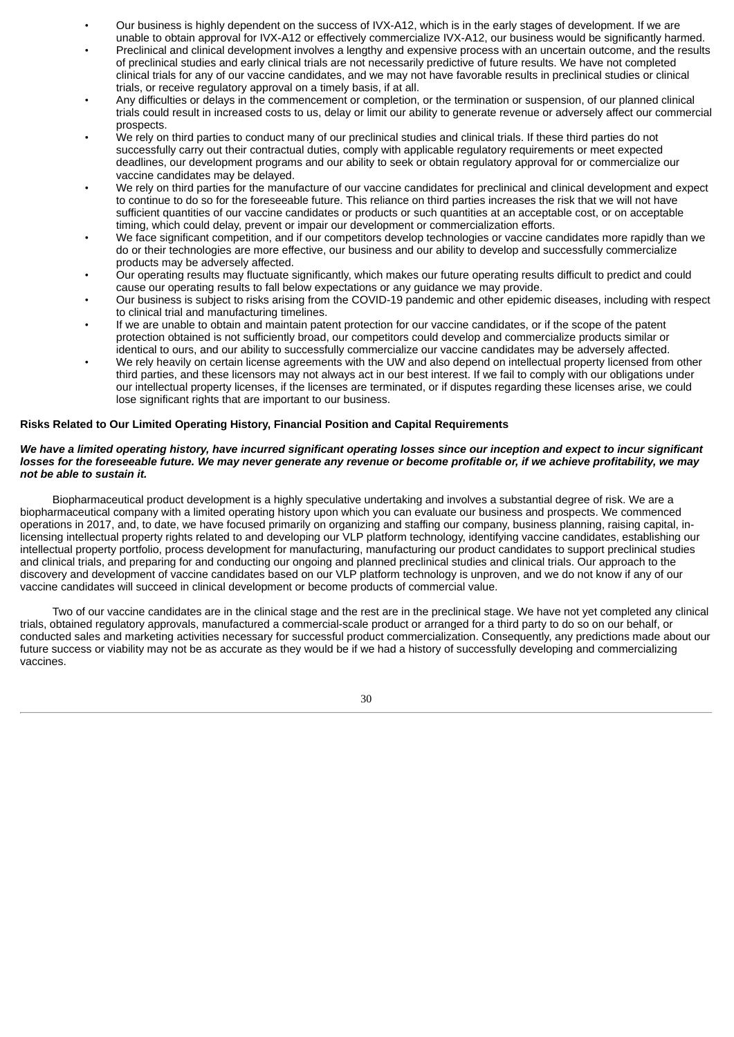- Our business is highly dependent on the success of IVX-A12, which is in the early stages of development. If we are unable to obtain approval for IVX-A12 or effectively commercialize IVX-A12, our business would be significantly harmed.
- Preclinical and clinical development involves a lengthy and expensive process with an uncertain outcome, and the results of preclinical studies and early clinical trials are not necessarily predictive of future results. We have not completed clinical trials for any of our vaccine candidates, and we may not have favorable results in preclinical studies or clinical trials, or receive regulatory approval on a timely basis, if at all.
- Any difficulties or delays in the commencement or completion, or the termination or suspension, of our planned clinical trials could result in increased costs to us, delay or limit our ability to generate revenue or adversely affect our commercial prospects.
- We rely on third parties to conduct many of our preclinical studies and clinical trials. If these third parties do not successfully carry out their contractual duties, comply with applicable regulatory requirements or meet expected deadlines, our development programs and our ability to seek or obtain regulatory approval for or commercialize our vaccine candidates may be delayed.
- We rely on third parties for the manufacture of our vaccine candidates for preclinical and clinical development and expect to continue to do so for the foreseeable future. This reliance on third parties increases the risk that we will not have sufficient quantities of our vaccine candidates or products or such quantities at an acceptable cost, or on acceptable timing, which could delay, prevent or impair our development or commercialization efforts.
- We face significant competition, and if our competitors develop technologies or vaccine candidates more rapidly than we do or their technologies are more effective, our business and our ability to develop and successfully commercialize products may be adversely affected.
- Our operating results may fluctuate significantly, which makes our future operating results difficult to predict and could cause our operating results to fall below expectations or any guidance we may provide.
- Our business is subject to risks arising from the COVID-19 pandemic and other epidemic diseases, including with respect to clinical trial and manufacturing timelines.
- If we are unable to obtain and maintain patent protection for our vaccine candidates, or if the scope of the patent protection obtained is not sufficiently broad, our competitors could develop and commercialize products similar or identical to ours, and our ability to successfully commercialize our vaccine candidates may be adversely affected.
- We rely heavily on certain license agreements with the UW and also depend on intellectual property licensed from other third parties, and these licensors may not always act in our best interest. If we fail to comply with our obligations under our intellectual property licenses, if the licenses are terminated, or if disputes regarding these licenses arise, we could lose significant rights that are important to our business.

**Risks Related to Our Limited Operating History, Financial Position and Capital Requirements**

***We have a limited operating history, have incurred significant operating losses since our inception and expect to incur significant losses for the foreseeable future. We may never generate any revenue or become profitable or, if we achieve profitability, we may not be able to sustain it.***

Biopharmaceutical product development is a highly speculative undertaking and involves a substantial degree of risk. We are a biopharmaceutical company with a limited operating history upon which you can evaluate our business and prospects. We commenced operations in 2017, and, to date, we have focused primarily on organizing and staffing our company, business planning, raising capital, in-licensing intellectual property rights related to and developing our VLP platform technology, identifying vaccine candidates, establishing our intellectual property portfolio, process development for manufacturing, manufacturing our product candidates to support preclinical studies and clinical trials, and preparing for and conducting our ongoing and planned preclinical studies and clinical trials. Our approach to the discovery and development of vaccine candidates based on our VLP platform technology is unproven, and we do not know if any of our vaccine candidates will succeed in clinical development or become products of commercial value.

Two of our vaccine candidates are in the clinical stage and the rest are in the preclinical stage. We have not yet completed any clinical trials, obtained regulatory approvals, manufactured a commercial-scale product or arranged for a third party to do so on our behalf, or conducted sales and marketing activities necessary for successful product commercialization. Consequently, any predictions made about our future success or viability may not be as accurate as they would be if we had a history of successfully developing and commercializing vaccines.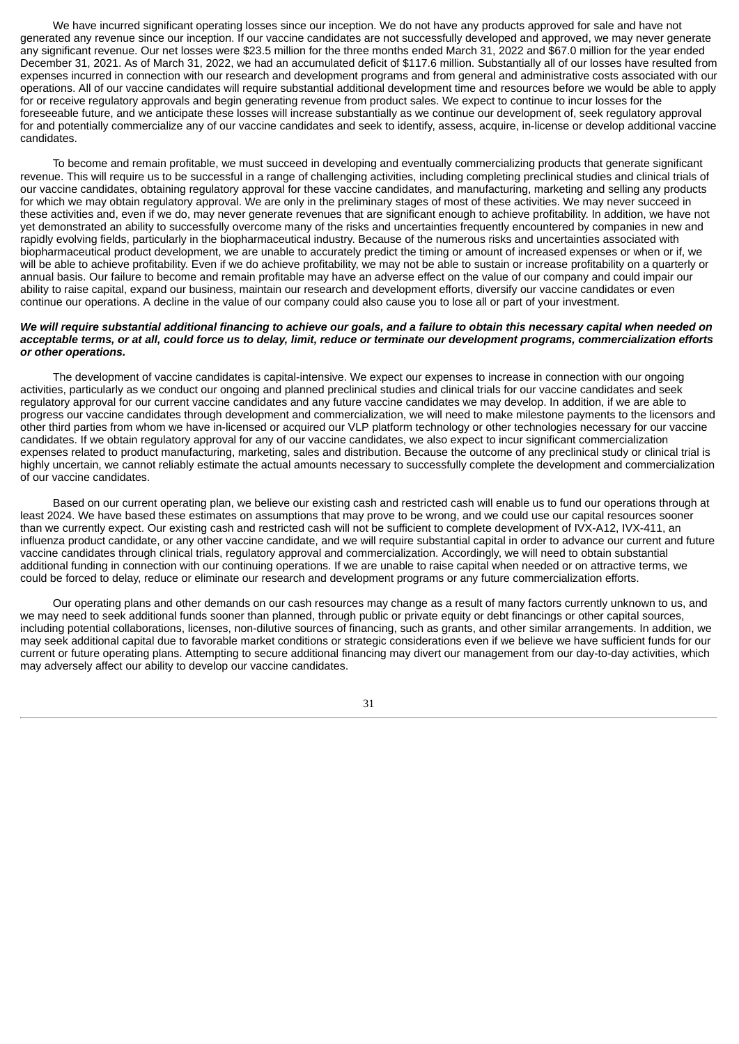We have incurred significant operating losses since our inception. We do not have any products approved for sale and have not generated any revenue since our inception. If our vaccine candidates are not successfully developed and approved, we may never generate any significant revenue. Our net losses were $23.5 million for the three months ended March 31, 2022 and $67.0 million for the year ended December 31, 2021. As of March 31, 2022, we had an accumulated deficit of $117.6 million. Substantially all of our losses have resulted from expenses incurred in connection with our research and development programs and from general and administrative costs associated with our operations. All of our vaccine candidates will require substantial additional development time and resources before we would be able to apply for or receive regulatory approvals and begin generating revenue from product sales. We expect to continue to incur losses for the foreseeable future, and we anticipate these losses will increase substantially as we continue our development of, seek regulatory approval for and potentially commercialize any of our vaccine candidates and seek to identify, assess, acquire, in-license or develop additional vaccine candidates.

To become and remain profitable, we must succeed in developing and eventually commercializing products that generate significant revenue. This will require us to be successful in a range of challenging activities, including completing preclinical studies and clinical trials of our vaccine candidates, obtaining regulatory approval for these vaccine candidates, and manufacturing, marketing and selling any products for which we may obtain regulatory approval. We are only in the preliminary stages of most of these activities. We may never succeed in these activities and, even if we do, may never generate revenues that are significant enough to achieve profitability. In addition, we have not yet demonstrated an ability to successfully overcome many of the risks and uncertainties frequently encountered by companies in new and rapidly evolving fields, particularly in the biopharmaceutical industry. Because of the numerous risks and uncertainties associated with biopharmaceutical product development, we are unable to accurately predict the timing or amount of increased expenses or when or if, we will be able to achieve profitability. Even if we do achieve profitability, we may not be able to sustain or increase profitability on a quarterly or annual basis. Our failure to become and remain profitable may have an adverse effect on the value of our company and could impair our ability to raise capital, expand our business, maintain our research and development efforts, diversify our vaccine candidates or even continue our operations. A decline in the value of our company could also cause you to lose all or part of your investment.

***We will require substantial additional financing to achieve our goals, and a failure to obtain this necessary capital when needed on acceptable terms, or at all, could force us to delay, limit, reduce or terminate our development programs, commercialization efforts or other operations.***

The development of vaccine candidates is capital-intensive. We expect our expenses to increase in connection with our ongoing activities, particularly as we conduct our ongoing and planned preclinical studies and clinical trials for our vaccine candidates and seek regulatory approval for our current vaccine candidates and any future vaccine candidates we may develop. In addition, if we are able to progress our vaccine candidates through development and commercialization, we will need to make milestone payments to the licensors and other third parties from whom we have in-licensed or acquired our VLP platform technology or other technologies necessary for our vaccine candidates. If we obtain regulatory approval for any of our vaccine candidates, we also expect to incur significant commercialization expenses related to product manufacturing, marketing, sales and distribution. Because the outcome of any preclinical study or clinical trial is highly uncertain, we cannot reliably estimate the actual amounts necessary to successfully complete the development and commercialization of our vaccine candidates.

Based on our current operating plan, we believe our existing cash and restricted cash will enable us to fund our operations through at least 2024. We have based these estimates on assumptions that may prove to be wrong, and we could use our capital resources sooner than we currently expect. Our existing cash and restricted cash will not be sufficient to complete development of IVX-A12, IVX-411, an influenza product candidate, or any other vaccine candidate, and we will require substantial capital in order to advance our current and future vaccine candidates through clinical trials, regulatory approval and commercialization. Accordingly, we will need to obtain substantial additional funding in connection with our continuing operations. If we are unable to raise capital when needed or on attractive terms, we could be forced to delay, reduce or eliminate our research and development programs or any future commercialization efforts.

Our operating plans and other demands on our cash resources may change as a result of many factors currently unknown to us, and we may need to seek additional funds sooner than planned, through public or private equity or debt financings or other capital sources, including potential collaborations, licenses, non-dilutive sources of financing, such as grants, and other similar arrangements. In addition, we may seek additional capital due to favorable market conditions or strategic considerations even if we believe we have sufficient funds for our current or future operating plans. Attempting to secure additional financing may divert our management from our day-to-day activities, which may adversely affect our ability to develop our vaccine candidates.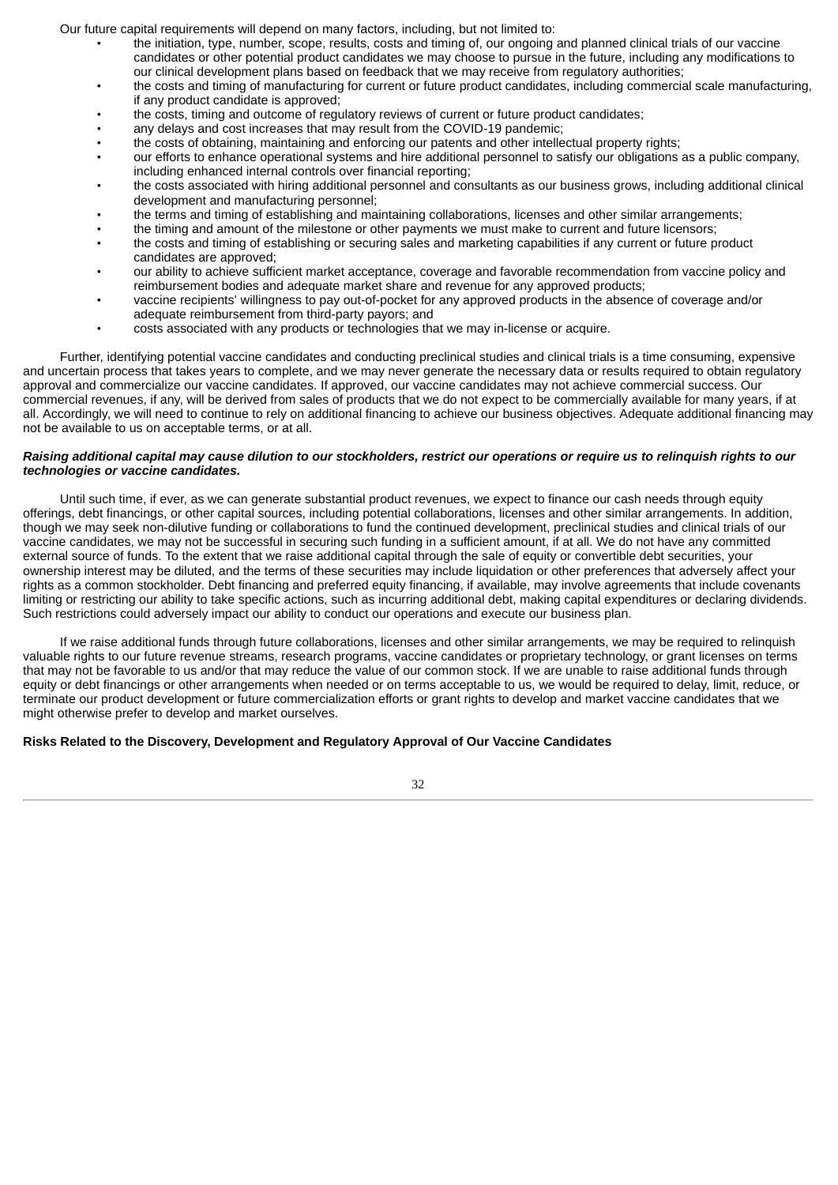Our future capital requirements will depend on many factors, including, but not limited to:

- the initiation, type, number, scope, results, costs and timing of, our ongoing and planned clinical trials of our vaccine candidates or other potential product candidates we may choose to pursue in the future, including any modifications to our clinical development plans based on feedback that we may receive from regulatory authorities;
- the costs and timing of manufacturing for current or future product candidates, including commercial scale manufacturing, if any product candidate is approved;
- the costs, timing and outcome of regulatory reviews of current or future product candidates;
- any delays and cost increases that may result from the COVID-19 pandemic;
- the costs of obtaining, maintaining and enforcing our patents and other intellectual property rights;
- our efforts to enhance operational systems and hire additional personnel to satisfy our obligations as a public company, including enhanced internal controls over financial reporting;
- the costs associated with hiring additional personnel and consultants as our business grows, including additional clinical development and manufacturing personnel;
- the terms and timing of establishing and maintaining collaborations, licenses and other similar arrangements;
- the timing and amount of the milestone or other payments we must make to current and future licensors;
- the costs and timing of establishing or securing sales and marketing capabilities if any current or future product candidates are approved;
- our ability to achieve sufficient market acceptance, coverage and favorable recommendation from vaccine policy and reimbursement bodies and adequate market share and revenue for any approved products;
- vaccine recipients' willingness to pay out-of-pocket for any approved products in the absence of coverage and/or adequate reimbursement from third-party payors; and
- costs associated with any products or technologies that we may in-license or acquire.

Further, identifying potential vaccine candidates and conducting preclinical studies and clinical trials is a time consuming, expensive and uncertain process that takes years to complete, and we may never generate the necessary data or results required to obtain regulatory approval and commercialize our vaccine candidates. If approved, our vaccine candidates may not achieve commercial success. Our commercial revenues, if any, will be derived from sales of products that we do not expect to be commercially available for many years, if at all. Accordingly, we will need to continue to rely on additional financing to achieve our business objectives. Adequate additional financing may not be available to us on acceptable terms, or at all.

***Raising additional capital may cause dilution to our stockholders, restrict our operations or require us to relinquish rights to our technologies or vaccine candidates.***

Until such time, if ever, as we can generate substantial product revenues, we expect to finance our cash needs through equity offerings, debt financings, or other capital sources, including potential collaborations, licenses and other similar arrangements. In addition, though we may seek non-dilutive funding or collaborations to fund the continued development, preclinical studies and clinical trials of our vaccine candidates, we may not be successful in securing such funding in a sufficient amount, if at all. We do not have any committed external source of funds. To the extent that we raise additional capital through the sale of equity or convertible debt securities, your ownership interest may be diluted, and the terms of these securities may include liquidation or other preferences that adversely affect your rights as a common stockholder. Debt financing and preferred equity financing, if available, may involve agreements that include covenants limiting or restricting our ability to take specific actions, such as incurring additional debt, making capital expenditures or declaring dividends. Such restrictions could adversely impact our ability to conduct our operations and execute our business plan.

If we raise additional funds through future collaborations, licenses and other similar arrangements, we may be required to relinquish valuable rights to our future revenue streams, research programs, vaccine candidates or proprietary technology, or grant licenses on terms that may not be favorable to us and/or that may reduce the value of our common stock. If we are unable to raise additional funds through equity or debt financings or other arrangements when needed or on terms acceptable to us, we would be required to delay, limit, reduce, or terminate our product development or future commercialization efforts or grant rights to develop and market vaccine candidates that we might otherwise prefer to develop and market ourselves.

**Risks Related to the Discovery, Development and Regulatory Approval of Our Vaccine Candidates**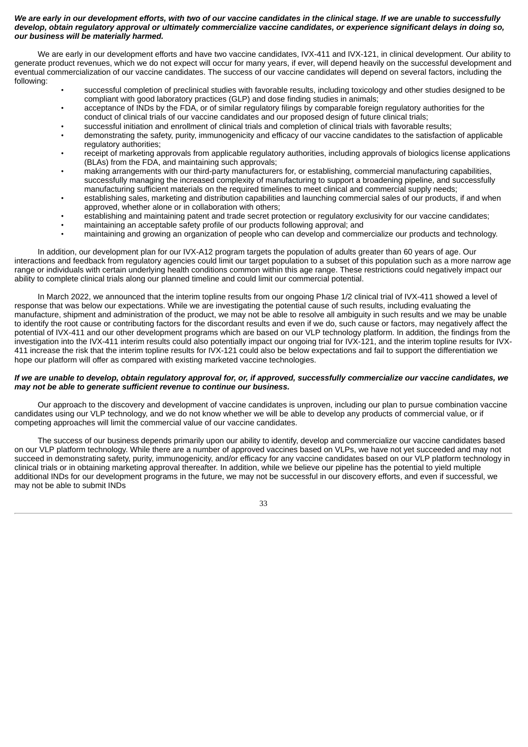***We are early in our development efforts, with two of our vaccine candidates in the clinical stage. If we are unable to successfully develop, obtain regulatory approval or ultimately commercialize vaccine candidates, or experience significant delays in doing so, our business will be materially harmed.***

We are early in our development efforts and have two vaccine candidates, IVX-411 and IVX-121, in clinical development. Our ability to generate product revenues, which we do not expect will occur for many years, if ever, will depend heavily on the successful development and eventual commercialization of our vaccine candidates. The success of our vaccine candidates will depend on several factors, including the following:

- successful completion of preclinical studies with favorable results, including toxicology and other studies designed to be compliant with good laboratory practices (GLP) and dose finding studies in animals;
- acceptance of INDs by the FDA, or of similar regulatory filings by comparable foreign regulatory authorities for the conduct of clinical trials of our vaccine candidates and our proposed design of future clinical trials;
- successful initiation and enrollment of clinical trials and completion of clinical trials with favorable results;
- demonstrating the safety, purity, immunogenicity and efficacy of our vaccine candidates to the satisfaction of applicable regulatory authorities;
- receipt of marketing approvals from applicable regulatory authorities, including approvals of biologics license applications (BLAs) from the FDA, and maintaining such approvals;
- making arrangements with our third-party manufacturers for, or establishing, commercial manufacturing capabilities, successfully managing the increased complexity of manufacturing to support a broadening pipeline, and successfully manufacturing sufficient materials on the required timelines to meet clinical and commercial supply needs;
- establishing sales, marketing and distribution capabilities and launching commercial sales of our products, if and when approved, whether alone or in collaboration with others;
- establishing and maintaining patent and trade secret protection or regulatory exclusivity for our vaccine candidates;
- maintaining an acceptable safety profile of our products following approval; and
- maintaining and growing an organization of people who can develop and commercialize our products and technology.

In addition, our development plan for our IVX-A12 program targets the population of adults greater than 60 years of age. Our interactions and feedback from regulatory agencies could limit our target population to a subset of this population such as a more narrow age range or individuals with certain underlying health conditions common within this age range. These restrictions could negatively impact our ability to complete clinical trials along our planned timeline and could limit our commercial potential.

In March 2022, we announced that the interim topline results from our ongoing Phase 1/2 clinical trial of IVX-411 showed a level of response that was below our expectations. While we are investigating the potential cause of such results, including evaluating the manufacture, shipment and administration of the product, we may not be able to resolve all ambiguity in such results and we may be unable to identify the root cause or contributing factors for the discordant results and even if we do, such cause or factors, may negatively affect the potential of IVX-411 and our other development programs which are based on our VLP technology platform. In addition, the findings from the investigation into the IVX-411 interim results could also potentially impact our ongoing trial for IVX-121, and the interim topline results for IVX-411 increase the risk that the interim topline results for IVX-121 could also be below expectations and fail to support the differentiation we hope our platform will offer as compared with existing marketed vaccine technologies.

***If we are unable to develop, obtain regulatory approval for, or, if approved, successfully commercialize our vaccine candidates, we may not be able to generate sufficient revenue to continue our business.***

Our approach to the discovery and development of vaccine candidates is unproven, including our plan to pursue combination vaccine candidates using our VLP technology, and we do not know whether we will be able to develop any products of commercial value, or if competing approaches will limit the commercial value of our vaccine candidates.

The success of our business depends primarily upon our ability to identify, develop and commercialize our vaccine candidates based on our VLP platform technology. While there are a number of approved vaccines based on VLPs, we have not yet succeeded and may not succeed in demonstrating safety, purity, immunogenicity, and/or efficacy for any vaccine candidates based on our VLP platform technology in clinical trials or in obtaining marketing approval thereafter. In addition, while we believe our pipeline has the potential to yield multiple additional INDs for our development programs in the future, we may not be successful in our discovery efforts, and even if successful, we may not be able to submit INDs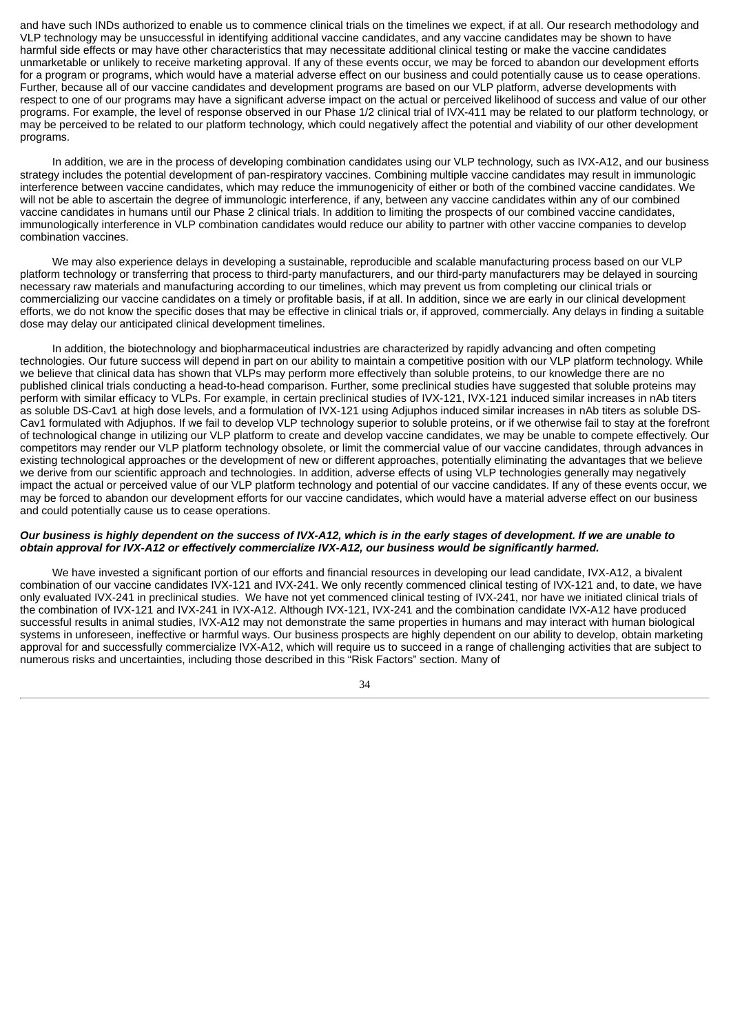and have such INDs authorized to enable us to commence clinical trials on the timelines we expect, if at all. Our research methodology and VLP technology may be unsuccessful in identifying additional vaccine candidates, and any vaccine candidates may be shown to have harmful side effects or may have other characteristics that may necessitate additional clinical testing or make the vaccine candidates unmarketable or unlikely to receive marketing approval. If any of these events occur, we may be forced to abandon our development efforts for a program or programs, which would have a material adverse effect on our business and could potentially cause us to cease operations. Further, because all of our vaccine candidates and development programs are based on our VLP platform, adverse developments with respect to one of our programs may have a significant adverse impact on the actual or perceived likelihood of success and value of our other programs. For example, the level of response observed in our Phase 1/2 clinical trial of IVX-411 may be related to our platform technology, or may be perceived to be related to our platform technology, which could negatively affect the potential and viability of our other development programs.

In addition, we are in the process of developing combination candidates using our VLP technology, such as IVX-A12, and our business strategy includes the potential development of pan-respiratory vaccines. Combining multiple vaccine candidates may result in immunologic interference between vaccine candidates, which may reduce the immunogenicity of either or both of the combined vaccine candidates. We will not be able to ascertain the degree of immunologic interference, if any, between any vaccine candidates within any of our combined vaccine candidates in humans until our Phase 2 clinical trials. In addition to limiting the prospects of our combined vaccine candidates, immunologically interference in VLP combination candidates would reduce our ability to partner with other vaccine companies to develop combination vaccines.

We may also experience delays in developing a sustainable, reproducible and scalable manufacturing process based on our VLP platform technology or transferring that process to third-party manufacturers, and our third-party manufacturers may be delayed in sourcing necessary raw materials and manufacturing according to our timelines, which may prevent us from completing our clinical trials or commercializing our vaccine candidates on a timely or profitable basis, if at all. In addition, since we are early in our clinical development efforts, we do not know the specific doses that may be effective in clinical trials or, if approved, commercially. Any delays in finding a suitable dose may delay our anticipated clinical development timelines.

In addition, the biotechnology and biopharmaceutical industries are characterized by rapidly advancing and often competing technologies. Our future success will depend in part on our ability to maintain a competitive position with our VLP platform technology. While we believe that clinical data has shown that VLPs may perform more effectively than soluble proteins, to our knowledge there are no published clinical trials conducting a head-to-head comparison. Further, some preclinical studies have suggested that soluble proteins may perform with similar efficacy to VLPs. For example, in certain preclinical studies of IVX-121, IVX-121 induced similar increases in nAb titers as soluble DS-Cav1 at high dose levels, and a formulation of IVX-121 using Adjuphos induced similar increases in nAb titers as soluble DS-Cav1 formulated with Adjuphos. If we fail to develop VLP technology superior to soluble proteins, or if we otherwise fail to stay at the forefront of technological change in utilizing our VLP platform to create and develop vaccine candidates, we may be unable to compete effectively. Our competitors may render our VLP platform technology obsolete, or limit the commercial value of our vaccine candidates, through advances in existing technological approaches or the development of new or different approaches, potentially eliminating the advantages that we believe we derive from our scientific approach and technologies. In addition, adverse effects of using VLP technologies generally may negatively impact the actual or perceived value of our VLP platform technology and potential of our vaccine candidates. If any of these events occur, we may be forced to abandon our development efforts for our vaccine candidates, which would have a material adverse effect on our business and could potentially cause us to cease operations.

***Our business is highly dependent on the success of IVX-A12, which is in the early stages of development. If we are unable to obtain approval for IVX-A12 or effectively commercialize IVX-A12, our business would be significantly harmed.***

We have invested a significant portion of our efforts and financial resources in developing our lead candidate, IVX-A12, a bivalent combination of our vaccine candidates IVX-121 and IVX-241. We only recently commenced clinical testing of IVX-121 and, to date, we have only evaluated IVX-241 in preclinical studies. We have not yet commenced clinical testing of IVX-241, nor have we initiated clinical trials of the combination of IVX-121 and IVX-241 in IVX-A12. Although IVX-121, IVX-241 and the combination candidate IVX-A12 have produced successful results in animal studies, IVX-A12 may not demonstrate the same properties in humans and may interact with human biological systems in unforeseen, ineffective or harmful ways. Our business prospects are highly dependent on our ability to develop, obtain marketing approval for and successfully commercialize IVX-A12, which will require us to succeed in a range of challenging activities that are subject to numerous risks and uncertainties, including those described in this "Risk Factors" section. Many of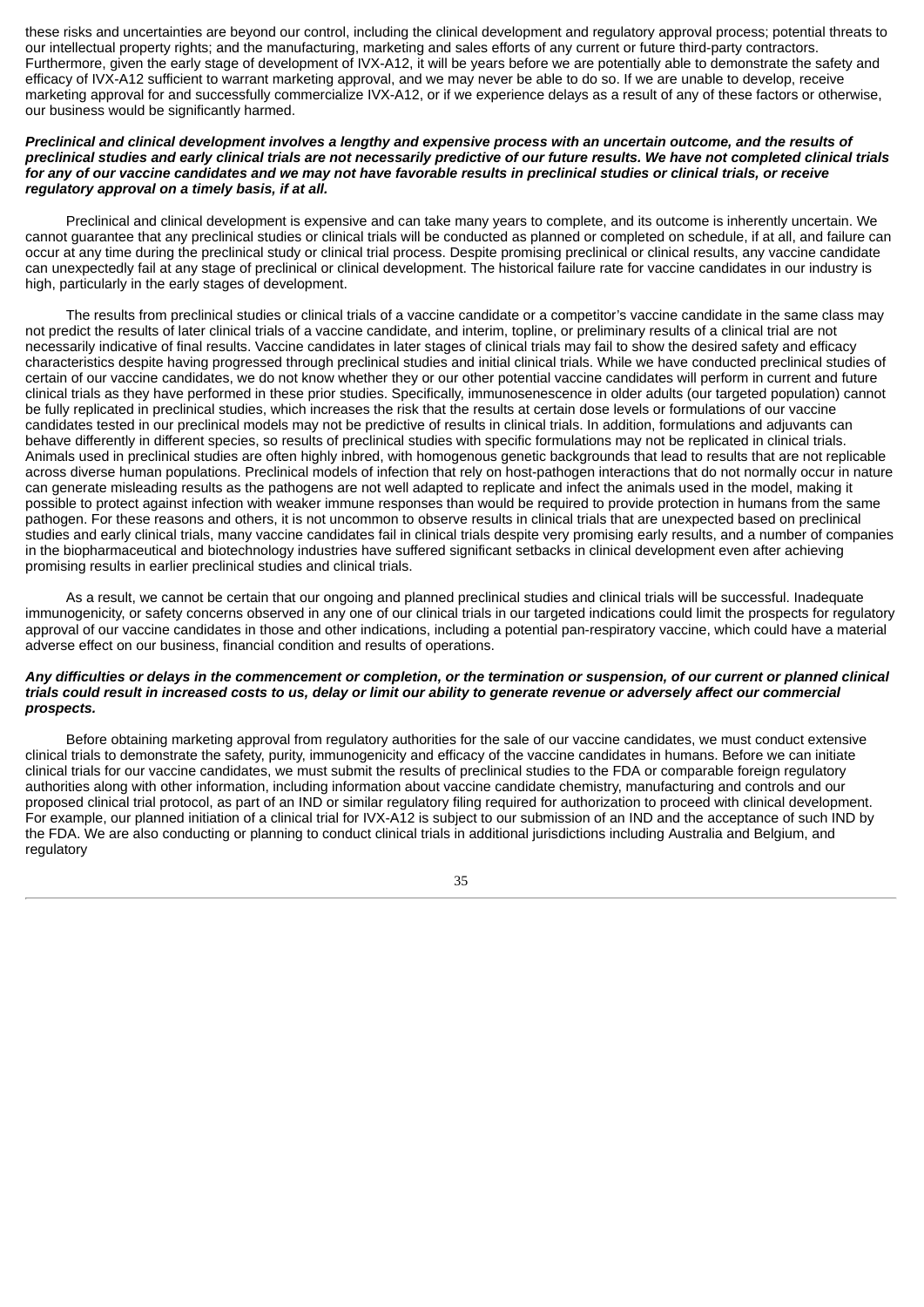these risks and uncertainties are beyond our control, including the clinical development and regulatory approval process; potential threats to our intellectual property rights; and the manufacturing, marketing and sales efforts of any current or future third-party contractors. Furthermore, given the early stage of development of IVX-A12, it will be years before we are potentially able to demonstrate the safety and efficacy of IVX-A12 sufficient to warrant marketing approval, and we may never be able to do so. If we are unable to develop, receive marketing approval for and successfully commercialize IVX-A12, or if we experience delays as a result of any of these factors or otherwise, our business would be significantly harmed.

***Preclinical and clinical development involves a lengthy and expensive process with an uncertain outcome, and the results of preclinical studies and early clinical trials are not necessarily predictive of our future results. We have not completed clinical trials for any of our vaccine candidates and we may not have favorable results in preclinical studies or clinical trials, or receive regulatory approval on a timely basis, if at all.***

Preclinical and clinical development is expensive and can take many years to complete, and its outcome is inherently uncertain. We cannot guarantee that any preclinical studies or clinical trials will be conducted as planned or completed on schedule, if at all, and failure can occur at any time during the preclinical study or clinical trial process. Despite promising preclinical or clinical results, any vaccine candidate can unexpectedly fail at any stage of preclinical or clinical development. The historical failure rate for vaccine candidates in our industry is high, particularly in the early stages of development.

The results from preclinical studies or clinical trials of a vaccine candidate or a competitor's vaccine candidate in the same class may not predict the results of later clinical trials of a vaccine candidate, and interim, topline, or preliminary results of a clinical trial are not necessarily indicative of final results. Vaccine candidates in later stages of clinical trials may fail to show the desired safety and efficacy characteristics despite having progressed through preclinical studies and initial clinical trials. While we have conducted preclinical studies of certain of our vaccine candidates, we do not know whether they or our other potential vaccine candidates will perform in current and future clinical trials as they have performed in these prior studies. Specifically, immunosenescence in older adults (our targeted population) cannot be fully replicated in preclinical studies, which increases the risk that the results at certain dose levels or formulations of our vaccine candidates tested in our preclinical models may not be predictive of results in clinical trials. In addition, formulations and adjuvants can behave differently in different species, so results of preclinical studies with specific formulations may not be replicated in clinical trials. Animals used in preclinical studies are often highly inbred, with homogenous genetic backgrounds that lead to results that are not replicable across diverse human populations. Preclinical models of infection that rely on host-pathogen interactions that do not normally occur in nature can generate misleading results as the pathogens are not well adapted to replicate and infect the animals used in the model, making it possible to protect against infection with weaker immune responses than would be required to provide protection in humans from the same pathogen. For these reasons and others, it is not uncommon to observe results in clinical trials that are unexpected based on preclinical studies and early clinical trials, many vaccine candidates fail in clinical trials despite very promising early results, and a number of companies in the biopharmaceutical and biotechnology industries have suffered significant setbacks in clinical development even after achieving promising results in earlier preclinical studies and clinical trials.

As a result, we cannot be certain that our ongoing and planned preclinical studies and clinical trials will be successful. Inadequate immunogenicity, or safety concerns observed in any one of our clinical trials in our targeted indications could limit the prospects for regulatory approval of our vaccine candidates in those and other indications, including a potential pan-respiratory vaccine, which could have a material adverse effect on our business, financial condition and results of operations.

***Any difficulties or delays in the commencement or completion, or the termination or suspension, of our current or planned clinical trials could result in increased costs to us, delay or limit our ability to generate revenue or adversely affect our commercial prospects.***

Before obtaining marketing approval from regulatory authorities for the sale of our vaccine candidates, we must conduct extensive clinical trials to demonstrate the safety, purity, immunogenicity and efficacy of the vaccine candidates in humans. Before we can initiate clinical trials for our vaccine candidates, we must submit the results of preclinical studies to the FDA or comparable foreign regulatory authorities along with other information, including information about vaccine candidate chemistry, manufacturing and controls and our proposed clinical trial protocol, as part of an IND or similar regulatory filing required for authorization to proceed with clinical development. For example, our planned initiation of a clinical trial for IVX-A12 is subject to our submission of an IND and the acceptance of such IND by the FDA. We are also conducting or planning to conduct clinical trials in additional jurisdictions including Australia and Belgium, and regulatory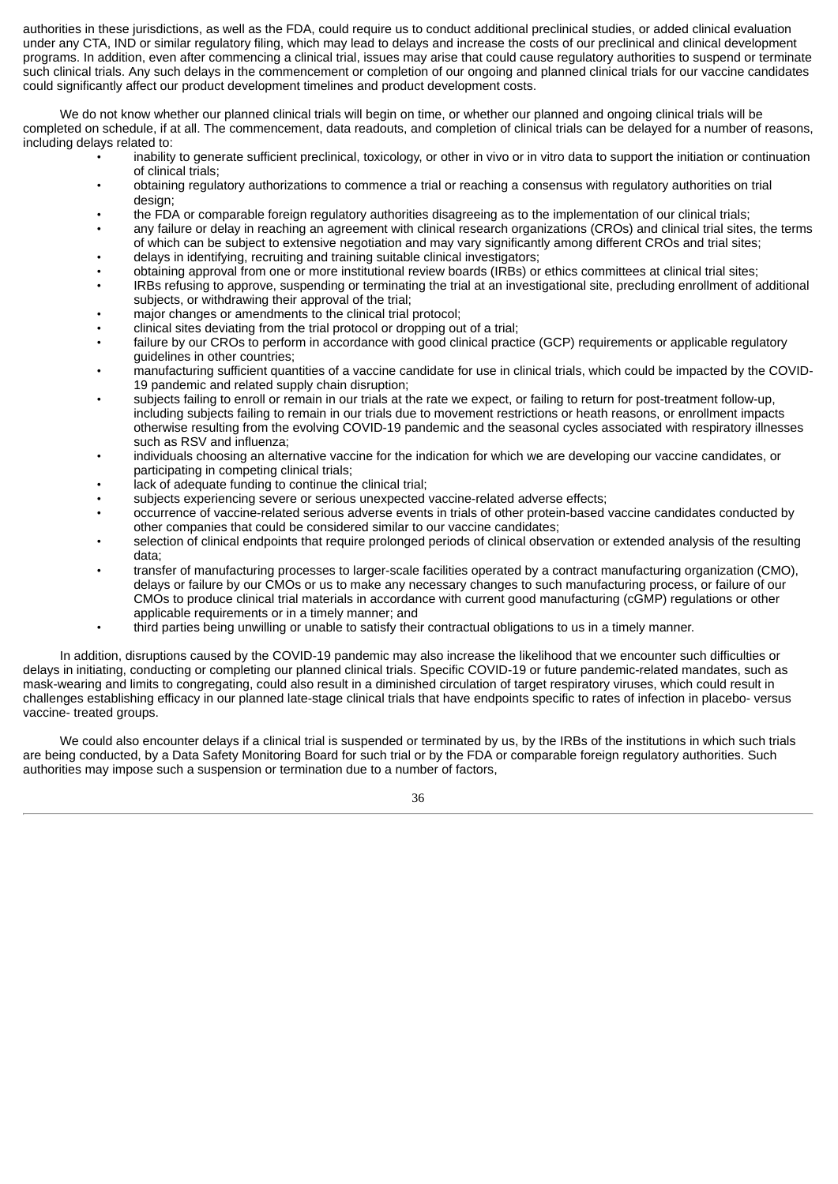authorities in these jurisdictions, as well as the FDA, could require us to conduct additional preclinical studies, or added clinical evaluation under any CTA, IND or similar regulatory filing, which may lead to delays and increase the costs of our preclinical and clinical development programs. In addition, even after commencing a clinical trial, issues may arise that could cause regulatory authorities to suspend or terminate such clinical trials. Any such delays in the commencement or completion of our ongoing and planned clinical trials for our vaccine candidates could significantly affect our product development timelines and product development costs.

We do not know whether our planned clinical trials will begin on time, or whether our planned and ongoing clinical trials will be completed on schedule, if at all. The commencement, data readouts, and completion of clinical trials can be delayed for a number of reasons, including delays related to:

- inability to generate sufficient preclinical, toxicology, or other in vivo or in vitro data to support the initiation or continuation of clinical trials;
- obtaining regulatory authorizations to commence a trial or reaching a consensus with regulatory authorities on trial design;
- the FDA or comparable foreign regulatory authorities disagreeing as to the implementation of our clinical trials;
- any failure or delay in reaching an agreement with clinical research organizations (CROs) and clinical trial sites, the terms of which can be subject to extensive negotiation and may vary significantly among different CROs and trial sites;
- delays in identifying, recruiting and training suitable clinical investigators;
- obtaining approval from one or more institutional review boards (IRBs) or ethics committees at clinical trial sites;
- IRBs refusing to approve, suspending or terminating the trial at an investigational site, precluding enrollment of additional subjects, or withdrawing their approval of the trial;
- major changes or amendments to the clinical trial protocol;
- clinical sites deviating from the trial protocol or dropping out of a trial;
- failure by our CROs to perform in accordance with good clinical practice (GCP) requirements or applicable regulatory guidelines in other countries;
- manufacturing sufficient quantities of a vaccine candidate for use in clinical trials, which could be impacted by the COVID-19 pandemic and related supply chain disruption;
- subjects failing to enroll or remain in our trials at the rate we expect, or failing to return for post-treatment follow-up, including subjects failing to remain in our trials due to movement restrictions or heath reasons, or enrollment impacts otherwise resulting from the evolving COVID-19 pandemic and the seasonal cycles associated with respiratory illnesses such as RSV and influenza;
- individuals choosing an alternative vaccine for the indication for which we are developing our vaccine candidates, or participating in competing clinical trials;
- lack of adequate funding to continue the clinical trial;
- subjects experiencing severe or serious unexpected vaccine-related adverse effects;
- occurrence of vaccine-related serious adverse events in trials of other protein-based vaccine candidates conducted by other companies that could be considered similar to our vaccine candidates;
- selection of clinical endpoints that require prolonged periods of clinical observation or extended analysis of the resulting data;
- transfer of manufacturing processes to larger-scale facilities operated by a contract manufacturing organization (CMO), delays or failure by our CMOs or us to make any necessary changes to such manufacturing process, or failure of our CMOs to produce clinical trial materials in accordance with current good manufacturing (cGMP) regulations or other applicable requirements or in a timely manner; and
- third parties being unwilling or unable to satisfy their contractual obligations to us in a timely manner.

In addition, disruptions caused by the COVID-19 pandemic may also increase the likelihood that we encounter such difficulties or delays in initiating, conducting or completing our planned clinical trials. Specific COVID-19 or future pandemic-related mandates, such as mask-wearing and limits to congregating, could also result in a diminished circulation of target respiratory viruses, which could result in challenges establishing efficacy in our planned late-stage clinical trials that have endpoints specific to rates of infection in placebo- versus vaccine- treated groups.

We could also encounter delays if a clinical trial is suspended or terminated by us, by the IRBs of the institutions in which such trials are being conducted, by a Data Safety Monitoring Board for such trial or by the FDA or comparable foreign regulatory authorities. Such authorities may impose such a suspension or termination due to a number of factors,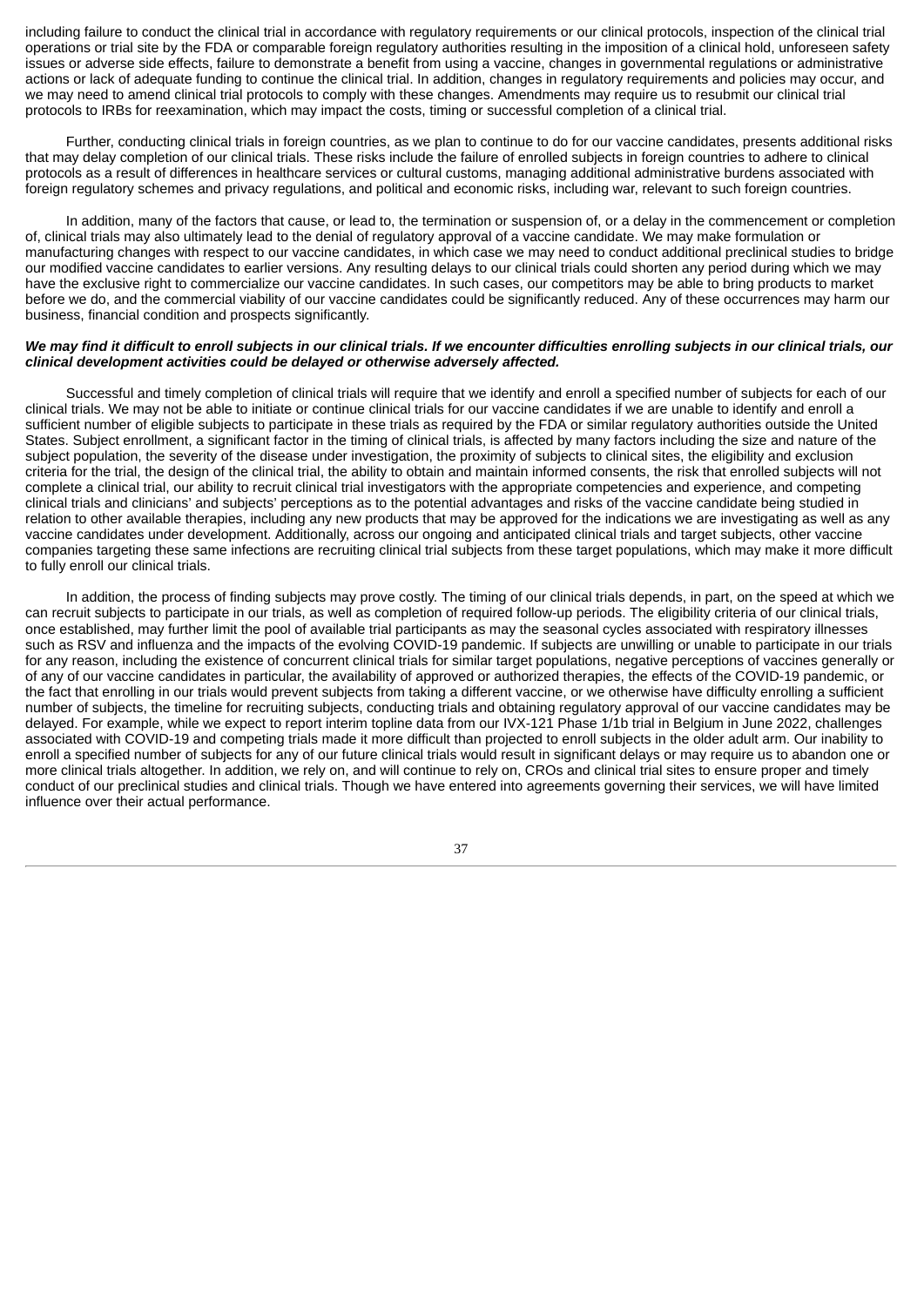including failure to conduct the clinical trial in accordance with regulatory requirements or our clinical protocols, inspection of the clinical trial operations or trial site by the FDA or comparable foreign regulatory authorities resulting in the imposition of a clinical hold, unforeseen safety issues or adverse side effects, failure to demonstrate a benefit from using a vaccine, changes in governmental regulations or administrative actions or lack of adequate funding to continue the clinical trial. In addition, changes in regulatory requirements and policies may occur, and we may need to amend clinical trial protocols to comply with these changes. Amendments may require us to resubmit our clinical trial protocols to IRBs for reexamination, which may impact the costs, timing or successful completion of a clinical trial.

Further, conducting clinical trials in foreign countries, as we plan to continue to do for our vaccine candidates, presents additional risks that may delay completion of our clinical trials. These risks include the failure of enrolled subjects in foreign countries to adhere to clinical protocols as a result of differences in healthcare services or cultural customs, managing additional administrative burdens associated with foreign regulatory schemes and privacy regulations, and political and economic risks, including war, relevant to such foreign countries.

In addition, many of the factors that cause, or lead to, the termination or suspension of, or a delay in the commencement or completion of, clinical trials may also ultimately lead to the denial of regulatory approval of a vaccine candidate. We may make formulation or manufacturing changes with respect to our vaccine candidates, in which case we may need to conduct additional preclinical studies to bridge our modified vaccine candidates to earlier versions. Any resulting delays to our clinical trials could shorten any period during which we may have the exclusive right to commercialize our vaccine candidates. In such cases, our competitors may be able to bring products to market before we do, and the commercial viability of our vaccine candidates could be significantly reduced. Any of these occurrences may harm our business, financial condition and prospects significantly.

***We may find it difficult to enroll subjects in our clinical trials. If we encounter difficulties enrolling subjects in our clinical trials, our clinical development activities could be delayed or otherwise adversely affected.***

Successful and timely completion of clinical trials will require that we identify and enroll a specified number of subjects for each of our clinical trials. We may not be able to initiate or continue clinical trials for our vaccine candidates if we are unable to identify and enroll a sufficient number of eligible subjects to participate in these trials as required by the FDA or similar regulatory authorities outside the United States. Subject enrollment, a significant factor in the timing of clinical trials, is affected by many factors including the size and nature of the subject population, the severity of the disease under investigation, the proximity of subjects to clinical sites, the eligibility and exclusion criteria for the trial, the design of the clinical trial, the ability to obtain and maintain informed consents, the risk that enrolled subjects will not complete a clinical trial, our ability to recruit clinical trial investigators with the appropriate competencies and experience, and competing clinical trials and clinicians' and subjects' perceptions as to the potential advantages and risks of the vaccine candidate being studied in relation to other available therapies, including any new products that may be approved for the indications we are investigating as well as any vaccine candidates under development. Additionally, across our ongoing and anticipated clinical trials and target subjects, other vaccine companies targeting these same infections are recruiting clinical trial subjects from these target populations, which may make it more difficult to fully enroll our clinical trials.

In addition, the process of finding subjects may prove costly. The timing of our clinical trials depends, in part, on the speed at which we can recruit subjects to participate in our trials, as well as completion of required follow-up periods. The eligibility criteria of our clinical trials, once established, may further limit the pool of available trial participants as may the seasonal cycles associated with respiratory illnesses such as RSV and influenza and the impacts of the evolving COVID-19 pandemic. If subjects are unwilling or unable to participate in our trials for any reason, including the existence of concurrent clinical trials for similar target populations, negative perceptions of vaccines generally or of any of our vaccine candidates in particular, the availability of approved or authorized therapies, the effects of the COVID-19 pandemic, or the fact that enrolling in our trials would prevent subjects from taking a different vaccine, or we otherwise have difficulty enrolling a sufficient number of subjects, the timeline for recruiting subjects, conducting trials and obtaining regulatory approval of our vaccine candidates may be delayed. For example, while we expect to report interim topline data from our IVX-121 Phase 1/1b trial in Belgium in June 2022, challenges associated with COVID-19 and competing trials made it more difficult than projected to enroll subjects in the older adult arm. Our inability to enroll a specified number of subjects for any of our future clinical trials would result in significant delays or may require us to abandon one or more clinical trials altogether. In addition, we rely on, and will continue to rely on, CROs and clinical trial sites to ensure proper and timely conduct of our preclinical studies and clinical trials. Though we have entered into agreements governing their services, we will have limited influence over their actual performance.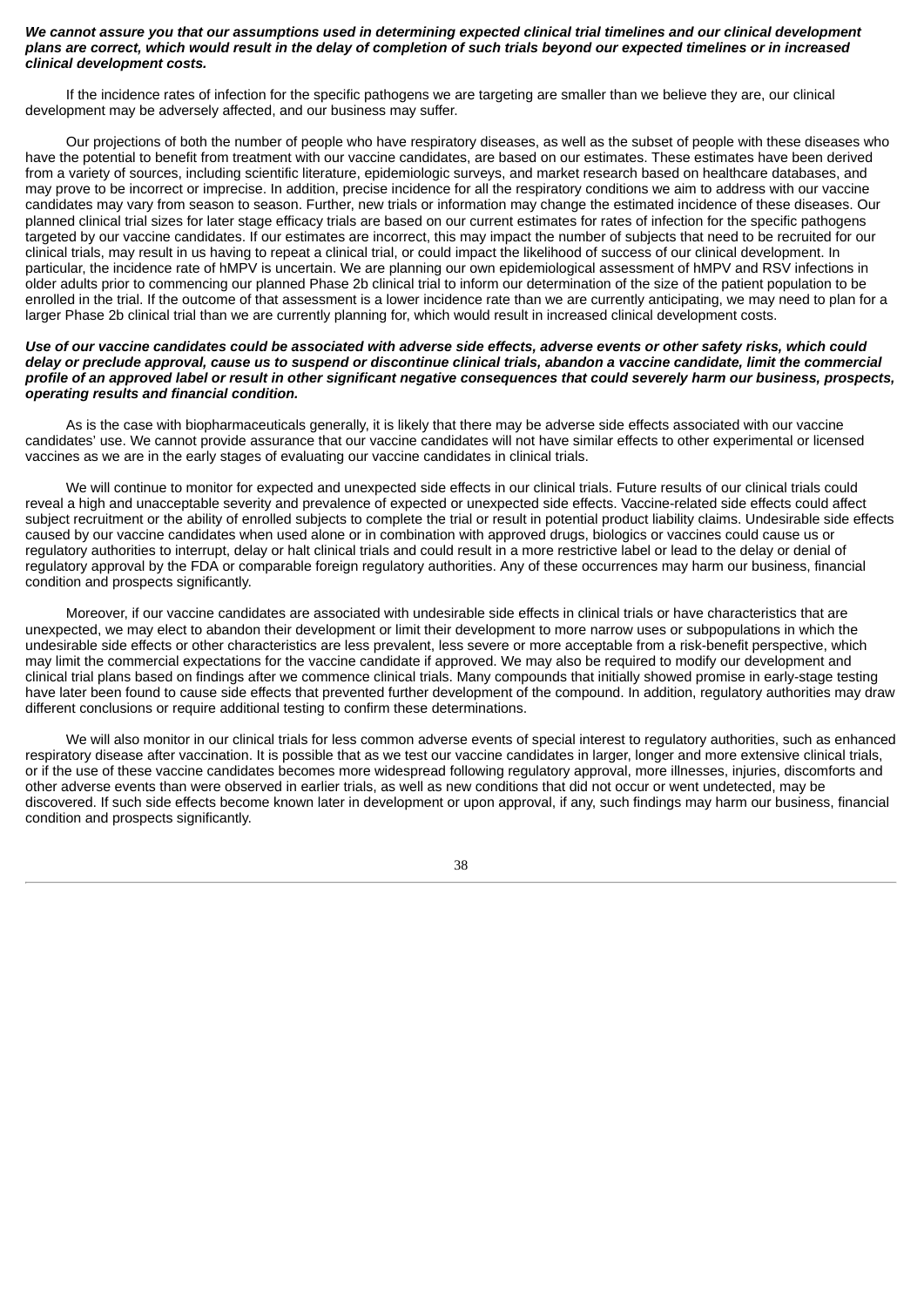***We cannot assure you that our assumptions used in determining expected clinical trial timelines and our clinical development plans are correct, which would result in the delay of completion of such trials beyond our expected timelines or in increased clinical development costs.***

If the incidence rates of infection for the specific pathogens we are targeting are smaller than we believe they are, our clinical development may be adversely affected, and our business may suffer.

Our projections of both the number of people who have respiratory diseases, as well as the subset of people with these diseases who have the potential to benefit from treatment with our vaccine candidates, are based on our estimates. These estimates have been derived from a variety of sources, including scientific literature, epidemiologic surveys, and market research based on healthcare databases, and may prove to be incorrect or imprecise. In addition, precise incidence for all the respiratory conditions we aim to address with our vaccine candidates may vary from season to season. Further, new trials or information may change the estimated incidence of these diseases. Our planned clinical trial sizes for later stage efficacy trials are based on our current estimates for rates of infection for the specific pathogens targeted by our vaccine candidates. If our estimates are incorrect, this may impact the number of subjects that need to be recruited for our clinical trials, may result in us having to repeat a clinical trial, or could impact the likelihood of success of our clinical development. In particular, the incidence rate of hMPV is uncertain. We are planning our own epidemiological assessment of hMPV and RSV infections in older adults prior to commencing our planned Phase 2b clinical trial to inform our determination of the size of the patient population to be enrolled in the trial. If the outcome of that assessment is a lower incidence rate than we are currently anticipating, we may need to plan for a larger Phase 2b clinical trial than we are currently planning for, which would result in increased clinical development costs.

***Use of our vaccine candidates could be associated with adverse side effects, adverse events or other safety risks, which could delay or preclude approval, cause us to suspend or discontinue clinical trials, abandon a vaccine candidate, limit the commercial profile of an approved label or result in other significant negative consequences that could severely harm our business, prospects, operating results and financial condition.***

As is the case with biopharmaceuticals generally, it is likely that there may be adverse side effects associated with our vaccine candidates' use. We cannot provide assurance that our vaccine candidates will not have similar effects to other experimental or licensed vaccines as we are in the early stages of evaluating our vaccine candidates in clinical trials.

We will continue to monitor for expected and unexpected side effects in our clinical trials. Future results of our clinical trials could reveal a high and unacceptable severity and prevalence of expected or unexpected side effects. Vaccine-related side effects could affect subject recruitment or the ability of enrolled subjects to complete the trial or result in potential product liability claims. Undesirable side effects caused by our vaccine candidates when used alone or in combination with approved drugs, biologics or vaccines could cause us or regulatory authorities to interrupt, delay or halt clinical trials and could result in a more restrictive label or lead to the delay or denial of regulatory approval by the FDA or comparable foreign regulatory authorities. Any of these occurrences may harm our business, financial condition and prospects significantly.

Moreover, if our vaccine candidates are associated with undesirable side effects in clinical trials or have characteristics that are unexpected, we may elect to abandon their development or limit their development to more narrow uses or subpopulations in which the undesirable side effects or other characteristics are less prevalent, less severe or more acceptable from a risk-benefit perspective, which may limit the commercial expectations for the vaccine candidate if approved. We may also be required to modify our development and clinical trial plans based on findings after we commence clinical trials. Many compounds that initially showed promise in early-stage testing have later been found to cause side effects that prevented further development of the compound. In addition, regulatory authorities may draw different conclusions or require additional testing to confirm these determinations.

We will also monitor in our clinical trials for less common adverse events of special interest to regulatory authorities, such as enhanced respiratory disease after vaccination. It is possible that as we test our vaccine candidates in larger, longer and more extensive clinical trials, or if the use of these vaccine candidates becomes more widespread following regulatory approval, more illnesses, injuries, discomforts and other adverse events than were observed in earlier trials, as well as new conditions that did not occur or went undetected, may be discovered. If such side effects become known later in development or upon approval, if any, such findings may harm our business, financial condition and prospects significantly.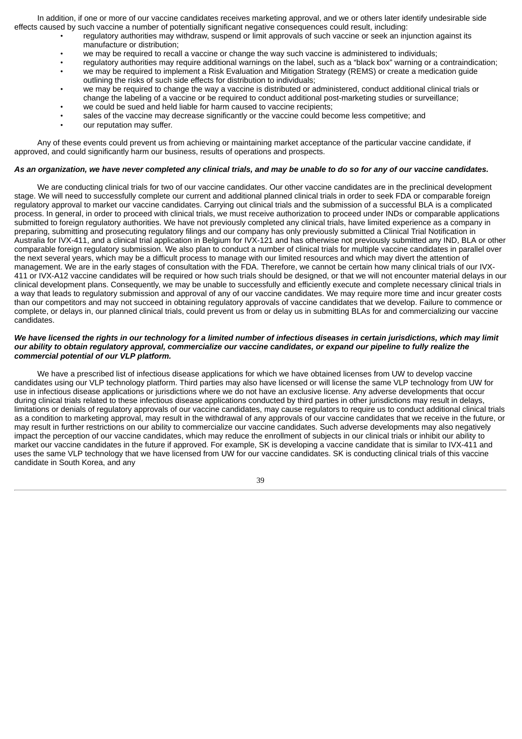In addition, if one or more of our vaccine candidates receives marketing approval, and we or others later identify undesirable side effects caused by such vaccine a number of potentially significant negative consequences could result, including:

- regulatory authorities may withdraw, suspend or limit approvals of such vaccine or seek an injunction against its manufacture or distribution;
- we may be required to recall a vaccine or change the way such vaccine is administered to individuals;
- regulatory authorities may require additional warnings on the label, such as a "black box" warning or a contraindication;
- we may be required to implement a Risk Evaluation and Mitigation Strategy (REMS) or create a medication guide outlining the risks of such side effects for distribution to individuals;
- we may be required to change the way a vaccine is distributed or administered, conduct additional clinical trials or change the labeling of a vaccine or be required to conduct additional post-marketing studies or surveillance;
- we could be sued and held liable for harm caused to vaccine recipients;
- sales of the vaccine may decrease significantly or the vaccine could become less competitive; and
- our reputation may suffer.

Any of these events could prevent us from achieving or maintaining market acceptance of the particular vaccine candidate, if approved, and could significantly harm our business, results of operations and prospects.

***As an organization, we have never completed any clinical trials, and may be unable to do so for any of our vaccine candidates.***

We are conducting clinical trials for two of our vaccine candidates. Our other vaccine candidates are in the preclinical development stage. We will need to successfully complete our current and additional planned clinical trials in order to seek FDA or comparable foreign regulatory approval to market our vaccine candidates. Carrying out clinical trials and the submission of a successful BLA is a complicated process. In general, in order to proceed with clinical trials, we must receive authorization to proceed under INDs or comparable applications submitted to foreign regulatory authorities. We have not previously completed any clinical trials, have limited experience as a company in preparing, submitting and prosecuting regulatory filings and our company has only previously submitted a Clinical Trial Notification in Australia for IVX-411, and a clinical trial application in Belgium for IVX-121 and has otherwise not previously submitted any IND, BLA or other comparable foreign regulatory submission. We also plan to conduct a number of clinical trials for multiple vaccine candidates in parallel over the next several years, which may be a difficult process to manage with our limited resources and which may divert the attention of management. We are in the early stages of consultation with the FDA. Therefore, we cannot be certain how many clinical trials of our IVX-411 or IVX-A12 vaccine candidates will be required or how such trials should be designed, or that we will not encounter material delays in our clinical development plans. Consequently, we may be unable to successfully and efficiently execute and complete necessary clinical trials in a way that leads to regulatory submission and approval of any of our vaccine candidates. We may require more time and incur greater costs than our competitors and may not succeed in obtaining regulatory approvals of vaccine candidates that we develop. Failure to commence or complete, or delays in, our planned clinical trials, could prevent us from or delay us in submitting BLAs for and commercializing our vaccine candidates.

***We have licensed the rights in our technology for a limited number of infectious diseases in certain jurisdictions, which may limit our ability to obtain regulatory approval, commercialize our vaccine candidates, or expand our pipeline to fully realize the commercial potential of our VLP platform.***

We have a prescribed list of infectious disease applications for which we have obtained licenses from UW to develop vaccine candidates using our VLP technology platform. Third parties may also have licensed or will license the same VLP technology from UW for use in infectious disease applications or jurisdictions where we do not have an exclusive license. Any adverse developments that occur during clinical trials related to these infectious disease applications conducted by third parties in other jurisdictions may result in delays, limitations or denials of regulatory approvals of our vaccine candidates, may cause regulators to require us to conduct additional clinical trials as a condition to marketing approval, may result in the withdrawal of any approvals of our vaccine candidates that we receive in the future, or may result in further restrictions on our ability to commercialize our vaccine candidates. Such adverse developments may also negatively impact the perception of our vaccine candidates, which may reduce the enrollment of subjects in our clinical trials or inhibit our ability to market our vaccine candidates in the future if approved. For example, SK is developing a vaccine candidate that is similar to IVX-411 and uses the same VLP technology that we have licensed from UW for our vaccine candidates. SK is conducting clinical trials of this vaccine candidate in South Korea, and any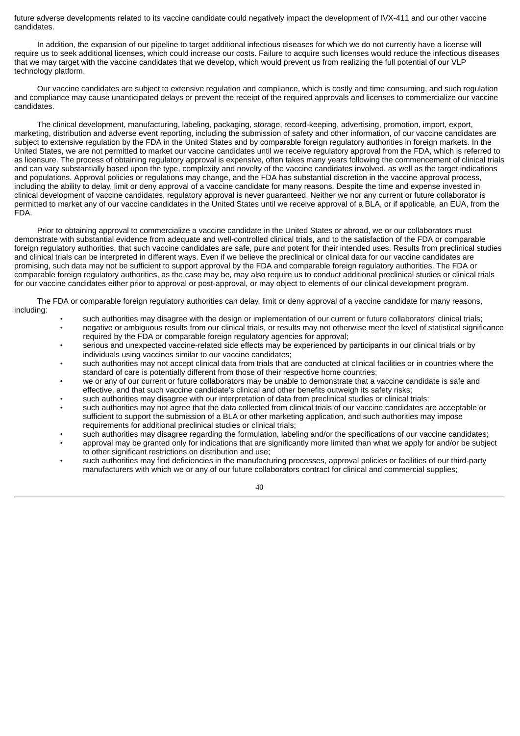future adverse developments related to its vaccine candidate could negatively impact the development of IVX-411 and our other vaccine candidates.

In addition, the expansion of our pipeline to target additional infectious diseases for which we do not currently have a license will require us to seek additional licenses, which could increase our costs. Failure to acquire such licenses would reduce the infectious diseases that we may target with the vaccine candidates that we develop, which would prevent us from realizing the full potential of our VLP technology platform.

Our vaccine candidates are subject to extensive regulation and compliance, which is costly and time consuming, and such regulation and compliance may cause unanticipated delays or prevent the receipt of the required approvals and licenses to commercialize our vaccine candidates.

The clinical development, manufacturing, labeling, packaging, storage, record-keeping, advertising, promotion, import, export, marketing, distribution and adverse event reporting, including the submission of safety and other information, of our vaccine candidates are subject to extensive regulation by the FDA in the United States and by comparable foreign regulatory authorities in foreign markets. In the United States, we are not permitted to market our vaccine candidates until we receive regulatory approval from the FDA, which is referred to as licensure. The process of obtaining regulatory approval is expensive, often takes many years following the commencement of clinical trials and can vary substantially based upon the type, complexity and novelty of the vaccine candidates involved, as well as the target indications and populations. Approval policies or regulations may change, and the FDA has substantial discretion in the vaccine approval process, including the ability to delay, limit or deny approval of a vaccine candidate for many reasons. Despite the time and expense invested in clinical development of vaccine candidates, regulatory approval is never guaranteed. Neither we nor any current or future collaborator is permitted to market any of our vaccine candidates in the United States until we receive approval of a BLA, or if applicable, an EUA, from the FDA.

Prior to obtaining approval to commercialize a vaccine candidate in the United States or abroad, we or our collaborators must demonstrate with substantial evidence from adequate and well-controlled clinical trials, and to the satisfaction of the FDA or comparable foreign regulatory authorities, that such vaccine candidates are safe, pure and potent for their intended uses. Results from preclinical studies and clinical trials can be interpreted in different ways. Even if we believe the preclinical or clinical data for our vaccine candidates are promising, such data may not be sufficient to support approval by the FDA and comparable foreign regulatory authorities. The FDA or comparable foreign regulatory authorities, as the case may be, may also require us to conduct additional preclinical studies or clinical trials for our vaccine candidates either prior to approval or post-approval, or may object to elements of our clinical development program.

The FDA or comparable foreign regulatory authorities can delay, limit or deny approval of a vaccine candidate for many reasons, including:

- such authorities may disagree with the design or implementation of our current or future collaborators' clinical trials;
- negative or ambiguous results from our clinical trials, or results may not otherwise meet the level of statistical significance required by the FDA or comparable foreign regulatory agencies for approval;
- serious and unexpected vaccine-related side effects may be experienced by participants in our clinical trials or by individuals using vaccines similar to our vaccine candidates;
- such authorities may not accept clinical data from trials that are conducted at clinical facilities or in countries where the standard of care is potentially different from those of their respective home countries;
- we or any of our current or future collaborators may be unable to demonstrate that a vaccine candidate is safe and effective, and that such vaccine candidate's clinical and other benefits outweigh its safety risks;
- such authorities may disagree with our interpretation of data from preclinical studies or clinical trials;
- such authorities may not agree that the data collected from clinical trials of our vaccine candidates are acceptable or sufficient to support the submission of a BLA or other marketing application, and such authorities may impose requirements for additional preclinical studies or clinical trials;
- such authorities may disagree regarding the formulation, labeling and/or the specifications of our vaccine candidates;
- approval may be granted only for indications that are significantly more limited than what we apply for and/or be subject to other significant restrictions on distribution and use;
- such authorities may find deficiencies in the manufacturing processes, approval policies or facilities of our third-party manufacturers with which we or any of our future collaborators contract for clinical and commercial supplies;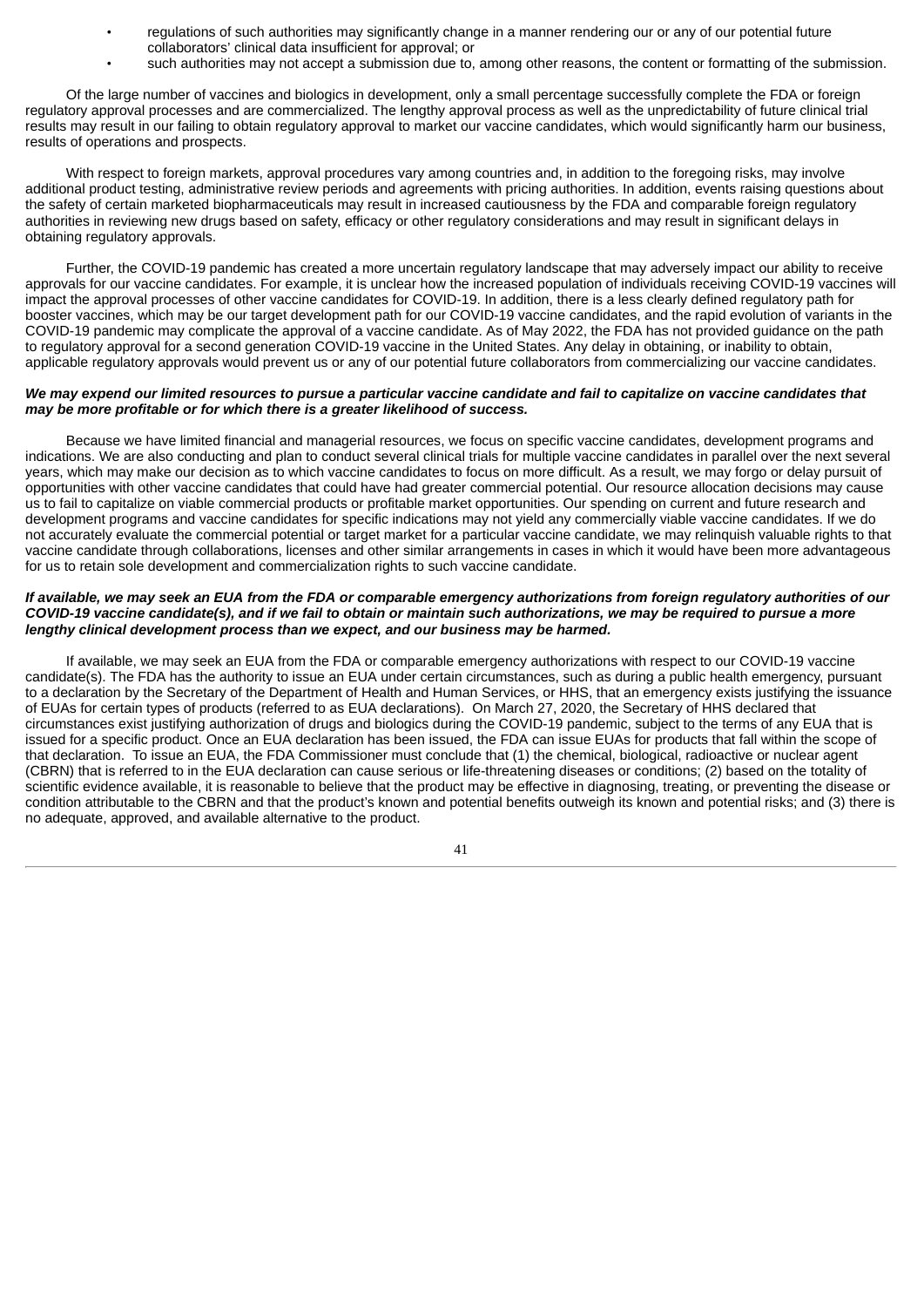- regulations of such authorities may significantly change in a manner rendering our or any of our potential future collaborators' clinical data insufficient for approval; or
- such authorities may not accept a submission due to, among other reasons, the content or formatting of the submission.

Of the large number of vaccines and biologics in development, only a small percentage successfully complete the FDA or foreign regulatory approval processes and are commercialized. The lengthy approval process as well as the unpredictability of future clinical trial results may result in our failing to obtain regulatory approval to market our vaccine candidates, which would significantly harm our business, results of operations and prospects.

With respect to foreign markets, approval procedures vary among countries and, in addition to the foregoing risks, may involve additional product testing, administrative review periods and agreements with pricing authorities. In addition, events raising questions about the safety of certain marketed biopharmaceuticals may result in increased cautiousness by the FDA and comparable foreign regulatory authorities in reviewing new drugs based on safety, efficacy or other regulatory considerations and may result in significant delays in obtaining regulatory approvals.

Further, the COVID-19 pandemic has created a more uncertain regulatory landscape that may adversely impact our ability to receive approvals for our vaccine candidates. For example, it is unclear how the increased population of individuals receiving COVID-19 vaccines will impact the approval processes of other vaccine candidates for COVID-19. In addition, there is a less clearly defined regulatory path for booster vaccines, which may be our target development path for our COVID-19 vaccine candidates, and the rapid evolution of variants in the COVID-19 pandemic may complicate the approval of a vaccine candidate. As of May 2022, the FDA has not provided guidance on the path to regulatory approval for a second generation COVID-19 vaccine in the United States. Any delay in obtaining, or inability to obtain, applicable regulatory approvals would prevent us or any of our potential future collaborators from commercializing our vaccine candidates.

***We may expend our limited resources to pursue a particular vaccine candidate and fail to capitalize on vaccine candidates that may be more profitable or for which there is a greater likelihood of success.***

Because we have limited financial and managerial resources, we focus on specific vaccine candidates, development programs and indications. We are also conducting and plan to conduct several clinical trials for multiple vaccine candidates in parallel over the next several years, which may make our decision as to which vaccine candidates to focus on more difficult. As a result, we may forgo or delay pursuit of opportunities with other vaccine candidates that could have had greater commercial potential. Our resource allocation decisions may cause us to fail to capitalize on viable commercial products or profitable market opportunities. Our spending on current and future research and development programs and vaccine candidates for specific indications may not yield any commercially viable vaccine candidates. If we do not accurately evaluate the commercial potential or target market for a particular vaccine candidate, we may relinquish valuable rights to that vaccine candidate through collaborations, licenses and other similar arrangements in cases in which it would have been more advantageous for us to retain sole development and commercialization rights to such vaccine candidate.

***If available, we may seek an EUA from the FDA or comparable emergency authorizations from foreign regulatory authorities of our COVID-19 vaccine candidate(s), and if we fail to obtain or maintain such authorizations, we may be required to pursue a more lengthy clinical development process than we expect, and our business may be harmed.***

If available, we may seek an EUA from the FDA or comparable emergency authorizations with respect to our COVID-19 vaccine candidate(s). The FDA has the authority to issue an EUA under certain circumstances, such as during a public health emergency, pursuant to a declaration by the Secretary of the Department of Health and Human Services, or HHS, that an emergency exists justifying the issuance of EUAs for certain types of products (referred to as EUA declarations). On March 27, 2020, the Secretary of HHS declared that circumstances exist justifying authorization of drugs and biologics during the COVID-19 pandemic, subject to the terms of any EUA that is issued for a specific product. Once an EUA declaration has been issued, the FDA can issue EUAs for products that fall within the scope of that declaration. To issue an EUA, the FDA Commissioner must conclude that (1) the chemical, biological, radioactive or nuclear agent (CBRN) that is referred to in the EUA declaration can cause serious or life-threatening diseases or conditions; (2) based on the totality of scientific evidence available, it is reasonable to believe that the product may be effective in diagnosing, treating, or preventing the disease or condition attributable to the CBRN and that the product's known and potential benefits outweigh its known and potential risks; and (3) there is no adequate, approved, and available alternative to the product.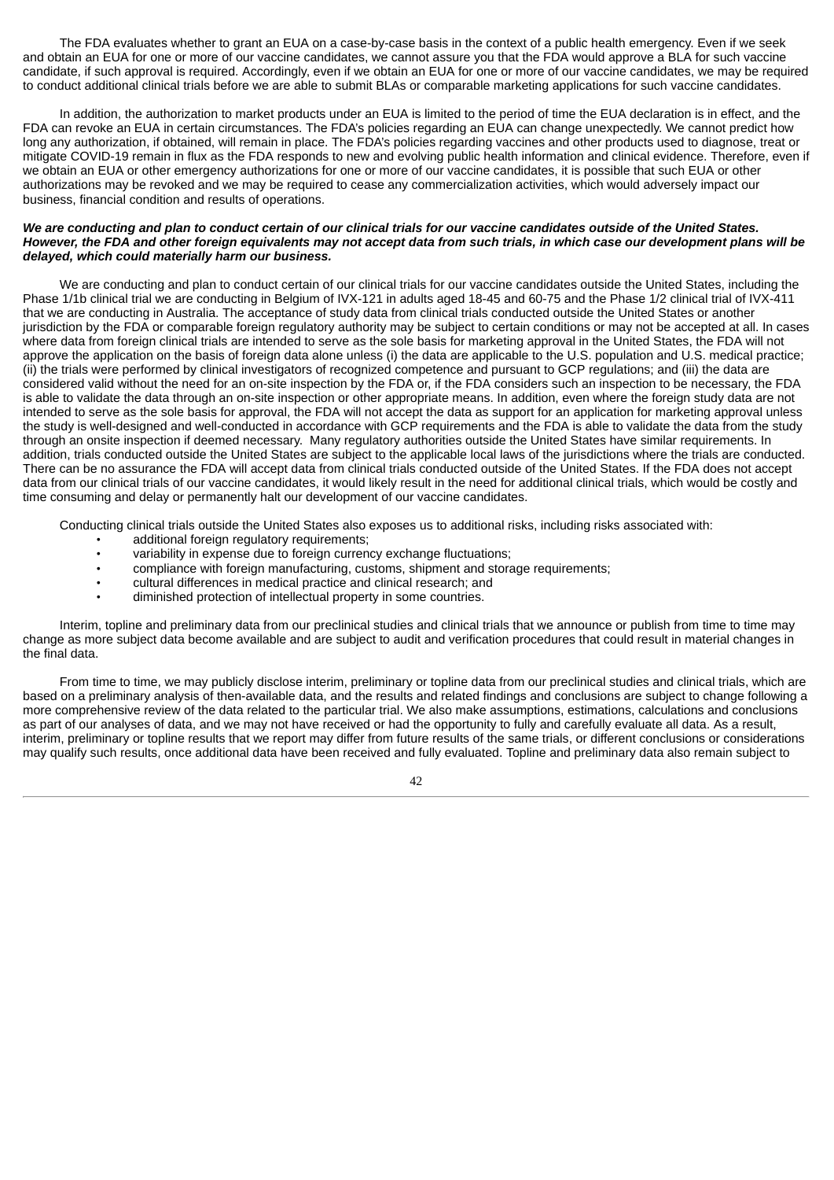The FDA evaluates whether to grant an EUA on a case-by-case basis in the context of a public health emergency. Even if we seek and obtain an EUA for one or more of our vaccine candidates, we cannot assure you that the FDA would approve a BLA for such vaccine candidate, if such approval is required. Accordingly, even if we obtain an EUA for one or more of our vaccine candidates, we may be required to conduct additional clinical trials before we are able to submit BLAs or comparable marketing applications for such vaccine candidates.

In addition, the authorization to market products under an EUA is limited to the period of time the EUA declaration is in effect, and the FDA can revoke an EUA in certain circumstances. The FDA's policies regarding an EUA can change unexpectedly. We cannot predict how long any authorization, if obtained, will remain in place. The FDA's policies regarding vaccines and other products used to diagnose, treat or mitigate COVID-19 remain in flux as the FDA responds to new and evolving public health information and clinical evidence. Therefore, even if we obtain an EUA or other emergency authorizations for one or more of our vaccine candidates, it is possible that such EUA or other authorizations may be revoked and we may be required to cease any commercialization activities, which would adversely impact our business, financial condition and results of operations.

***We are conducting and plan to conduct certain of our clinical trials for our vaccine candidates outside of the United States. However, the FDA and other foreign equivalents may not accept data from such trials, in which case our development plans will be delayed, which could materially harm our business.***

We are conducting and plan to conduct certain of our clinical trials for our vaccine candidates outside the United States, including the Phase 1/1b clinical trial we are conducting in Belgium of IVX-121 in adults aged 18-45 and 60-75 and the Phase 1/2 clinical trial of IVX-411 that we are conducting in Australia. The acceptance of study data from clinical trials conducted outside the United States or another jurisdiction by the FDA or comparable foreign regulatory authority may be subject to certain conditions or may not be accepted at all. In cases where data from foreign clinical trials are intended to serve as the sole basis for marketing approval in the United States, the FDA will not approve the application on the basis of foreign data alone unless (i) the data are applicable to the U.S. population and U.S. medical practice; (ii) the trials were performed by clinical investigators of recognized competence and pursuant to GCP regulations; and (iii) the data are considered valid without the need for an on-site inspection by the FDA or, if the FDA considers such an inspection to be necessary, the FDA is able to validate the data through an on-site inspection or other appropriate means. In addition, even where the foreign study data are not intended to serve as the sole basis for approval, the FDA will not accept the data as support for an application for marketing approval unless the study is well-designed and well-conducted in accordance with GCP requirements and the FDA is able to validate the data from the study through an onsite inspection if deemed necessary. Many regulatory authorities outside the United States have similar requirements. In addition, trials conducted outside the United States are subject to the applicable local laws of the jurisdictions where the trials are conducted. There can be no assurance the FDA will accept data from clinical trials conducted outside of the United States. If the FDA does not accept data from our clinical trials of our vaccine candidates, it would likely result in the need for additional clinical trials, which would be costly and time consuming and delay or permanently halt our development of our vaccine candidates.

Conducting clinical trials outside the United States also exposes us to additional risks, including risks associated with:

- additional foreign regulatory requirements;
- variability in expense due to foreign currency exchange fluctuations;
- compliance with foreign manufacturing, customs, shipment and storage requirements;
- cultural differences in medical practice and clinical research; and
- diminished protection of intellectual property in some countries.

Interim, topline and preliminary data from our preclinical studies and clinical trials that we announce or publish from time to time may change as more subject data become available and are subject to audit and verification procedures that could result in material changes in the final data.

From time to time, we may publicly disclose interim, preliminary or topline data from our preclinical studies and clinical trials, which are based on a preliminary analysis of then-available data, and the results and related findings and conclusions are subject to change following a more comprehensive review of the data related to the particular trial. We also make assumptions, estimations, calculations and conclusions as part of our analyses of data, and we may not have received or had the opportunity to fully and carefully evaluate all data. As a result, interim, preliminary or topline results that we report may differ from future results of the same trials, or different conclusions or considerations may qualify such results, once additional data have been received and fully evaluated. Topline and preliminary data also remain subject to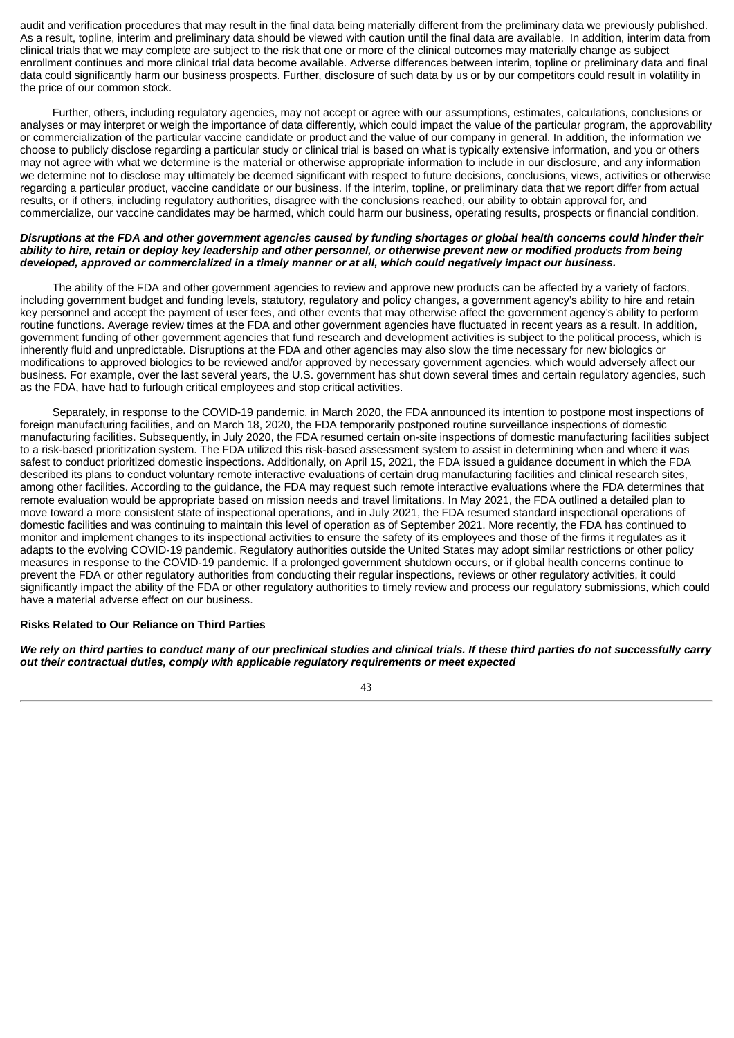audit and verification procedures that may result in the final data being materially different from the preliminary data we previously published. As a result, topline, interim and preliminary data should be viewed with caution until the final data are available. In addition, interim data from clinical trials that we may complete are subject to the risk that one or more of the clinical outcomes may materially change as subject enrollment continues and more clinical trial data become available. Adverse differences between interim, topline or preliminary data and final data could significantly harm our business prospects. Further, disclosure of such data by us or by our competitors could result in volatility in the price of our common stock.

Further, others, including regulatory agencies, may not accept or agree with our assumptions, estimates, calculations, conclusions or analyses or may interpret or weigh the importance of data differently, which could impact the value of the particular program, the approvability or commercialization of the particular vaccine candidate or product and the value of our company in general. In addition, the information we choose to publicly disclose regarding a particular study or clinical trial is based on what is typically extensive information, and you or others may not agree with what we determine is the material or otherwise appropriate information to include in our disclosure, and any information we determine not to disclose may ultimately be deemed significant with respect to future decisions, conclusions, views, activities or otherwise regarding a particular product, vaccine candidate or our business. If the interim, topline, or preliminary data that we report differ from actual results, or if others, including regulatory authorities, disagree with the conclusions reached, our ability to obtain approval for, and commercialize, our vaccine candidates may be harmed, which could harm our business, operating results, prospects or financial condition.

***Disruptions at the FDA and other government agencies caused by funding shortages or global health concerns could hinder their ability to hire, retain or deploy key leadership and other personnel, or otherwise prevent new or modified products from being developed, approved or commercialized in a timely manner or at all, which could negatively impact our business.***

The ability of the FDA and other government agencies to review and approve new products can be affected by a variety of factors, including government budget and funding levels, statutory, regulatory and policy changes, a government agency's ability to hire and retain key personnel and accept the payment of user fees, and other events that may otherwise affect the government agency's ability to perform routine functions. Average review times at the FDA and other government agencies have fluctuated in recent years as a result. In addition, government funding of other government agencies that fund research and development activities is subject to the political process, which is inherently fluid and unpredictable. Disruptions at the FDA and other agencies may also slow the time necessary for new biologics or modifications to approved biologics to be reviewed and/or approved by necessary government agencies, which would adversely affect our business. For example, over the last several years, the U.S. government has shut down several times and certain regulatory agencies, such as the FDA, have had to furlough critical employees and stop critical activities.

Separately, in response to the COVID-19 pandemic, in March 2020, the FDA announced its intention to postpone most inspections of foreign manufacturing facilities, and on March 18, 2020, the FDA temporarily postponed routine surveillance inspections of domestic manufacturing facilities. Subsequently, in July 2020, the FDA resumed certain on-site inspections of domestic manufacturing facilities subject to a risk-based prioritization system. The FDA utilized this risk-based assessment system to assist in determining when and where it was safest to conduct prioritized domestic inspections. Additionally, on April 15, 2021, the FDA issued a guidance document in which the FDA described its plans to conduct voluntary remote interactive evaluations of certain drug manufacturing facilities and clinical research sites, among other facilities. According to the guidance, the FDA may request such remote interactive evaluations where the FDA determines that remote evaluation would be appropriate based on mission needs and travel limitations. In May 2021, the FDA outlined a detailed plan to move toward a more consistent state of inspectional operations, and in July 2021, the FDA resumed standard inspectional operations of domestic facilities and was continuing to maintain this level of operation as of September 2021. More recently, the FDA has continued to monitor and implement changes to its inspectional activities to ensure the safety of its employees and those of the firms it regulates as it adapts to the evolving COVID-19 pandemic. Regulatory authorities outside the United States may adopt similar restrictions or other policy measures in response to the COVID-19 pandemic. If a prolonged government shutdown occurs, or if global health concerns continue to prevent the FDA or other regulatory authorities from conducting their regular inspections, reviews or other regulatory activities, it could significantly impact the ability of the FDA or other regulatory authorities to timely review and process our regulatory submissions, which could have a material adverse effect on our business.

**Risks Related to Our Reliance on Third Parties**

***We rely on third parties to conduct many of our preclinical studies and clinical trials. If these third parties do not successfully carry out their contractual duties, comply with applicable regulatory requirements or meet expected***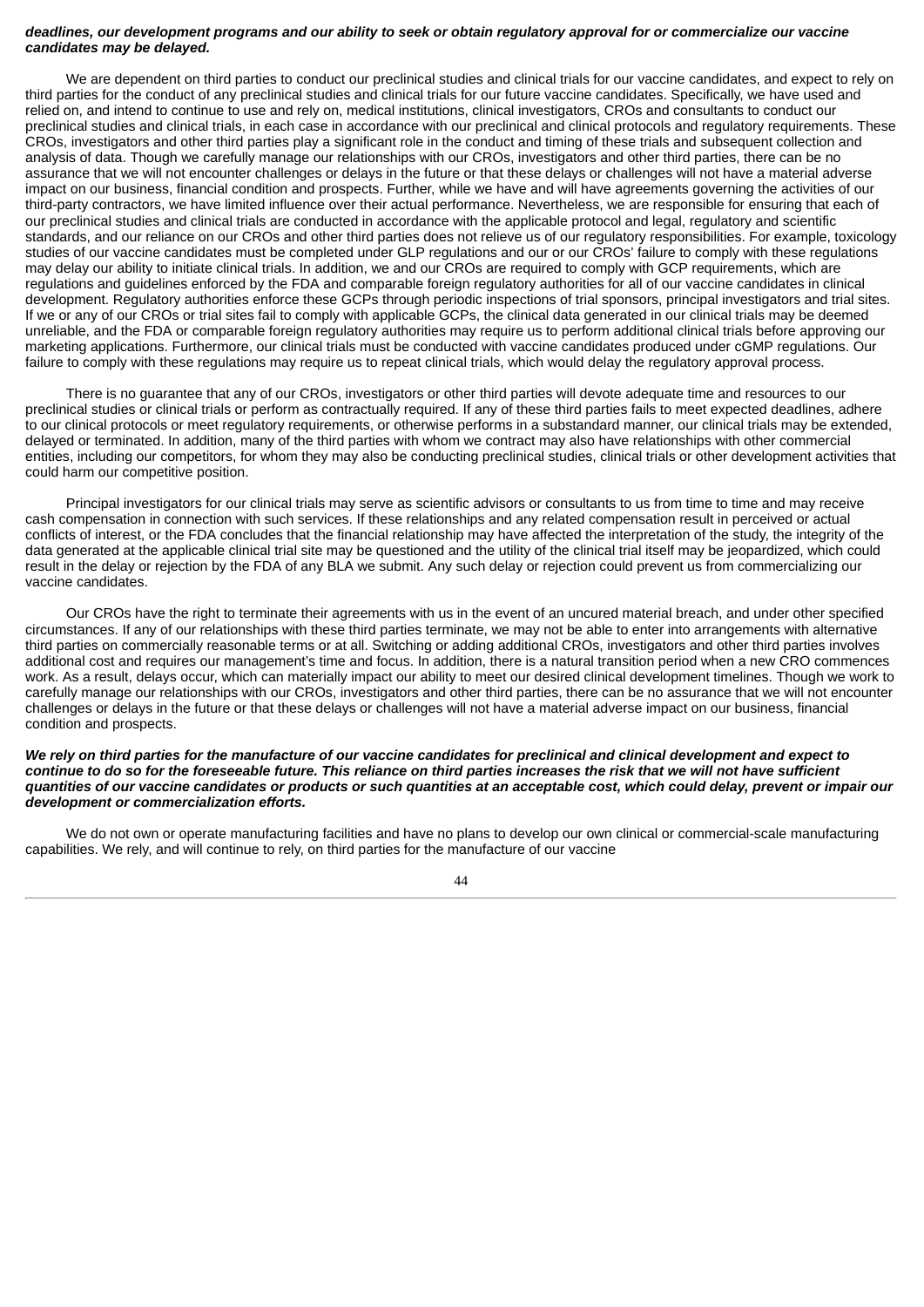***deadlines, our development programs and our ability to seek or obtain regulatory approval for or commercialize our vaccine candidates may be delayed.***

We are dependent on third parties to conduct our preclinical studies and clinical trials for our vaccine candidates, and expect to rely on third parties for the conduct of any preclinical studies and clinical trials for our future vaccine candidates. Specifically, we have used and relied on, and intend to continue to use and rely on, medical institutions, clinical investigators, CROs and consultants to conduct our preclinical studies and clinical trials, in each case in accordance with our preclinical and clinical protocols and regulatory requirements. These CROs, investigators and other third parties play a significant role in the conduct and timing of these trials and subsequent collection and analysis of data. Though we carefully manage our relationships with our CROs, investigators and other third parties, there can be no assurance that we will not encounter challenges or delays in the future or that these delays or challenges will not have a material adverse impact on our business, financial condition and prospects. Further, while we have and will have agreements governing the activities of our third-party contractors, we have limited influence over their actual performance. Nevertheless, we are responsible for ensuring that each of our preclinical studies and clinical trials are conducted in accordance with the applicable protocol and legal, regulatory and scientific standards, and our reliance on our CROs and other third parties does not relieve us of our regulatory responsibilities. For example, toxicology studies of our vaccine candidates must be completed under GLP regulations and our or our CROs' failure to comply with these regulations may delay our ability to initiate clinical trials. In addition, we and our CROs are required to comply with GCP requirements, which are regulations and guidelines enforced by the FDA and comparable foreign regulatory authorities for all of our vaccine candidates in clinical development. Regulatory authorities enforce these GCPs through periodic inspections of trial sponsors, principal investigators and trial sites. If we or any of our CROs or trial sites fail to comply with applicable GCPs, the clinical data generated in our clinical trials may be deemed unreliable, and the FDA or comparable foreign regulatory authorities may require us to perform additional clinical trials before approving our marketing applications. Furthermore, our clinical trials must be conducted with vaccine candidates produced under cGMP regulations. Our failure to comply with these regulations may require us to repeat clinical trials, which would delay the regulatory approval process.

There is no guarantee that any of our CROs, investigators or other third parties will devote adequate time and resources to our preclinical studies or clinical trials or perform as contractually required. If any of these third parties fails to meet expected deadlines, adhere to our clinical protocols or meet regulatory requirements, or otherwise performs in a substandard manner, our clinical trials may be extended, delayed or terminated. In addition, many of the third parties with whom we contract may also have relationships with other commercial entities, including our competitors, for whom they may also be conducting preclinical studies, clinical trials or other development activities that could harm our competitive position.

Principal investigators for our clinical trials may serve as scientific advisors or consultants to us from time to time and may receive cash compensation in connection with such services. If these relationships and any related compensation result in perceived or actual conflicts of interest, or the FDA concludes that the financial relationship may have affected the interpretation of the study, the integrity of the data generated at the applicable clinical trial site may be questioned and the utility of the clinical trial itself may be jeopardized, which could result in the delay or rejection by the FDA of any BLA we submit. Any such delay or rejection could prevent us from commercializing our vaccine candidates.

Our CROs have the right to terminate their agreements with us in the event of an uncured material breach, and under other specified circumstances. If any of our relationships with these third parties terminate, we may not be able to enter into arrangements with alternative third parties on commercially reasonable terms or at all. Switching or adding additional CROs, investigators and other third parties involves additional cost and requires our management's time and focus. In addition, there is a natural transition period when a new CRO commences work. As a result, delays occur, which can materially impact our ability to meet our desired clinical development timelines. Though we work to carefully manage our relationships with our CROs, investigators and other third parties, there can be no assurance that we will not encounter challenges or delays in the future or that these delays or challenges will not have a material adverse impact on our business, financial condition and prospects.

***We rely on third parties for the manufacture of our vaccine candidates for preclinical and clinical development and expect to continue to do so for the foreseeable future. This reliance on third parties increases the risk that we will not have sufficient quantities of our vaccine candidates or products or such quantities at an acceptable cost, which could delay, prevent or impair our development or commercialization efforts.***

We do not own or operate manufacturing facilities and have no plans to develop our own clinical or commercial-scale manufacturing capabilities. We rely, and will continue to rely, on third parties for the manufacture of our vaccine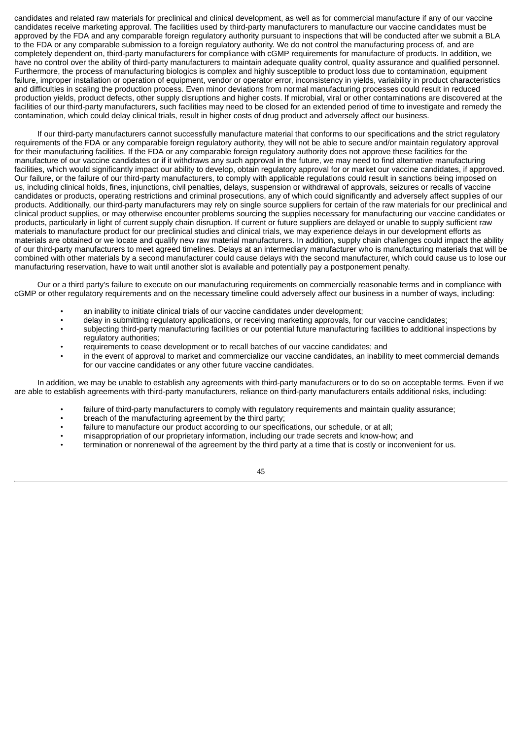candidates and related raw materials for preclinical and clinical development, as well as for commercial manufacture if any of our vaccine candidates receive marketing approval. The facilities used by third-party manufacturers to manufacture our vaccine candidates must be approved by the FDA and any comparable foreign regulatory authority pursuant to inspections that will be conducted after we submit a BLA to the FDA or any comparable submission to a foreign regulatory authority. We do not control the manufacturing process of, and are completely dependent on, third-party manufacturers for compliance with cGMP requirements for manufacture of products. In addition, we have no control over the ability of third-party manufacturers to maintain adequate quality control, quality assurance and qualified personnel. Furthermore, the process of manufacturing biologics is complex and highly susceptible to product loss due to contamination, equipment failure, improper installation or operation of equipment, vendor or operator error, inconsistency in yields, variability in product characteristics and difficulties in scaling the production process. Even minor deviations from normal manufacturing processes could result in reduced production yields, product defects, other supply disruptions and higher costs. If microbial, viral or other contaminations are discovered at the facilities of our third-party manufacturers, such facilities may need to be closed for an extended period of time to investigate and remedy the contamination, which could delay clinical trials, result in higher costs of drug product and adversely affect our business.

If our third-party manufacturers cannot successfully manufacture material that conforms to our specifications and the strict regulatory requirements of the FDA or any comparable foreign regulatory authority, they will not be able to secure and/or maintain regulatory approval for their manufacturing facilities. If the FDA or any comparable foreign regulatory authority does not approve these facilities for the manufacture of our vaccine candidates or if it withdraws any such approval in the future, we may need to find alternative manufacturing facilities, which would significantly impact our ability to develop, obtain regulatory approval for or market our vaccine candidates, if approved. Our failure, or the failure of our third-party manufacturers, to comply with applicable regulations could result in sanctions being imposed on us, including clinical holds, fines, injunctions, civil penalties, delays, suspension or withdrawal of approvals, seizures or recalls of vaccine candidates or products, operating restrictions and criminal prosecutions, any of which could significantly and adversely affect supplies of our products. Additionally, our third-party manufacturers may rely on single source suppliers for certain of the raw materials for our preclinical and clinical product supplies, or may otherwise encounter problems sourcing the supplies necessary for manufacturing our vaccine candidates or products, particularly in light of current supply chain disruption. If current or future suppliers are delayed or unable to supply sufficient raw materials to manufacture product for our preclinical studies and clinical trials, we may experience delays in our development efforts as materials are obtained or we locate and qualify new raw material manufacturers. In addition, supply chain challenges could impact the ability of our third-party manufacturers to meet agreed timelines. Delays at an intermediary manufacturer who is manufacturing materials that will be combined with other materials by a second manufacturer could cause delays with the second manufacturer, which could cause us to lose our manufacturing reservation, have to wait until another slot is available and potentially pay a postponement penalty.

Our or a third party's failure to execute on our manufacturing requirements on commercially reasonable terms and in compliance with cGMP or other regulatory requirements and on the necessary timeline could adversely affect our business in a number of ways, including:

- an inability to initiate clinical trials of our vaccine candidates under development;
- delay in submitting regulatory applications, or receiving marketing approvals, for our vaccine candidates;
- subjecting third-party manufacturing facilities or our potential future manufacturing facilities to additional inspections by regulatory authorities;
- requirements to cease development or to recall batches of our vaccine candidates; and
- in the event of approval to market and commercialize our vaccine candidates, an inability to meet commercial demands for our vaccine candidates or any other future vaccine candidates.

In addition, we may be unable to establish any agreements with third-party manufacturers or to do so on acceptable terms. Even if we are able to establish agreements with third-party manufacturers, reliance on third-party manufacturers entails additional risks, including:

- failure of third-party manufacturers to comply with regulatory requirements and maintain quality assurance;
- breach of the manufacturing agreement by the third party;
- failure to manufacture our product according to our specifications, our schedule, or at all;
- misappropriation of our proprietary information, including our trade secrets and know-how; and
- termination or nonrenewal of the agreement by the third party at a time that is costly or inconvenient for us.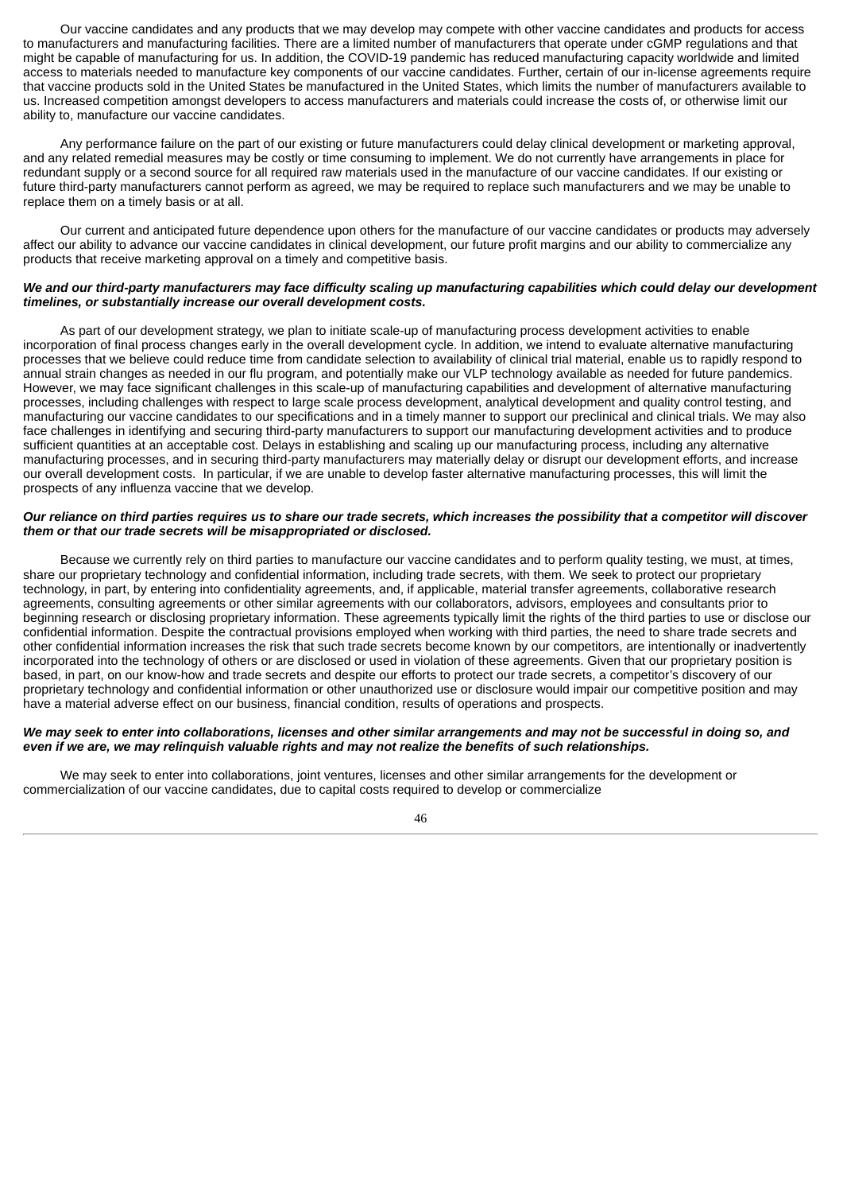Our vaccine candidates and any products that we may develop may compete with other vaccine candidates and products for access to manufacturers and manufacturing facilities. There are a limited number of manufacturers that operate under cGMP regulations and that might be capable of manufacturing for us. In addition, the COVID-19 pandemic has reduced manufacturing capacity worldwide and limited access to materials needed to manufacture key components of our vaccine candidates. Further, certain of our in-license agreements require that vaccine products sold in the United States be manufactured in the United States, which limits the number of manufacturers available to us. Increased competition amongst developers to access manufacturers and materials could increase the costs of, or otherwise limit our ability to, manufacture our vaccine candidates.

Any performance failure on the part of our existing or future manufacturers could delay clinical development or marketing approval, and any related remedial measures may be costly or time consuming to implement. We do not currently have arrangements in place for redundant supply or a second source for all required raw materials used in the manufacture of our vaccine candidates. If our existing or future third-party manufacturers cannot perform as agreed, we may be required to replace such manufacturers and we may be unable to replace them on a timely basis or at all.

Our current and anticipated future dependence upon others for the manufacture of our vaccine candidates or products may adversely affect our ability to advance our vaccine candidates in clinical development, our future profit margins and our ability to commercialize any products that receive marketing approval on a timely and competitive basis.

***We and our third-party manufacturers may face difficulty scaling up manufacturing capabilities which could delay our development timelines, or substantially increase our overall development costs.***

As part of our development strategy, we plan to initiate scale-up of manufacturing process development activities to enable incorporation of final process changes early in the overall development cycle. In addition, we intend to evaluate alternative manufacturing processes that we believe could reduce time from candidate selection to availability of clinical trial material, enable us to rapidly respond to annual strain changes as needed in our flu program, and potentially make our VLP technology available as needed for future pandemics. However, we may face significant challenges in this scale-up of manufacturing capabilities and development of alternative manufacturing processes, including challenges with respect to large scale process development, analytical development and quality control testing, and manufacturing our vaccine candidates to our specifications and in a timely manner to support our preclinical and clinical trials. We may also face challenges in identifying and securing third-party manufacturers to support our manufacturing development activities and to produce sufficient quantities at an acceptable cost. Delays in establishing and scaling up our manufacturing process, including any alternative manufacturing processes, and in securing third-party manufacturers may materially delay or disrupt our development efforts, and increase our overall development costs. In particular, if we are unable to develop faster alternative manufacturing processes, this will limit the prospects of any influenza vaccine that we develop.

***Our reliance on third parties requires us to share our trade secrets, which increases the possibility that a competitor will discover them or that our trade secrets will be misappropriated or disclosed.***

Because we currently rely on third parties to manufacture our vaccine candidates and to perform quality testing, we must, at times, share our proprietary technology and confidential information, including trade secrets, with them. We seek to protect our proprietary technology, in part, by entering into confidentiality agreements, and, if applicable, material transfer agreements, collaborative research agreements, consulting agreements or other similar agreements with our collaborators, advisors, employees and consultants prior to beginning research or disclosing proprietary information. These agreements typically limit the rights of the third parties to use or disclose our confidential information. Despite the contractual provisions employed when working with third parties, the need to share trade secrets and other confidential information increases the risk that such trade secrets become known by our competitors, are intentionally or inadvertently incorporated into the technology of others or are disclosed or used in violation of these agreements. Given that our proprietary position is based, in part, on our know-how and trade secrets and despite our efforts to protect our trade secrets, a competitor's discovery of our proprietary technology and confidential information or other unauthorized use or disclosure would impair our competitive position and may have a material adverse effect on our business, financial condition, results of operations and prospects.

***We may seek to enter into collaborations, licenses and other similar arrangements and may not be successful in doing so, and even if we are, we may relinquish valuable rights and may not realize the benefits of such relationships.***

We may seek to enter into collaborations, joint ventures, licenses and other similar arrangements for the development or commercialization of our vaccine candidates, due to capital costs required to develop or commercialize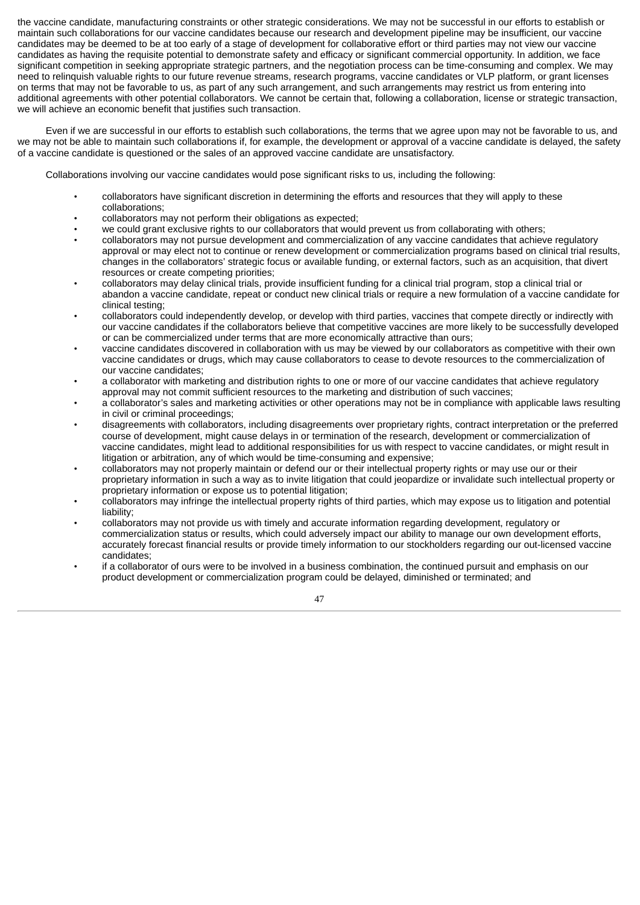the vaccine candidate, manufacturing constraints or other strategic considerations. We may not be successful in our efforts to establish or maintain such collaborations for our vaccine candidates because our research and development pipeline may be insufficient, our vaccine candidates may be deemed to be at too early of a stage of development for collaborative effort or third parties may not view our vaccine candidates as having the requisite potential to demonstrate safety and efficacy or significant commercial opportunity. In addition, we face significant competition in seeking appropriate strategic partners, and the negotiation process can be time-consuming and complex. We may need to relinquish valuable rights to our future revenue streams, research programs, vaccine candidates or VLP platform, or grant licenses on terms that may not be favorable to us, as part of any such arrangement, and such arrangements may restrict us from entering into additional agreements with other potential collaborators. We cannot be certain that, following a collaboration, license or strategic transaction, we will achieve an economic benefit that justifies such transaction.

Even if we are successful in our efforts to establish such collaborations, the terms that we agree upon may not be favorable to us, and we may not be able to maintain such collaborations if, for example, the development or approval of a vaccine candidate is delayed, the safety of a vaccine candidate is questioned or the sales of an approved vaccine candidate are unsatisfactory.

Collaborations involving our vaccine candidates would pose significant risks to us, including the following:

- collaborators have significant discretion in determining the efforts and resources that they will apply to these collaborations;
- collaborators may not perform their obligations as expected;
- we could grant exclusive rights to our collaborators that would prevent us from collaborating with others;
- collaborators may not pursue development and commercialization of any vaccine candidates that achieve regulatory approval or may elect not to continue or renew development or commercialization programs based on clinical trial results, changes in the collaborators' strategic focus or available funding, or external factors, such as an acquisition, that divert resources or create competing priorities;
- collaborators may delay clinical trials, provide insufficient funding for a clinical trial program, stop a clinical trial or abandon a vaccine candidate, repeat or conduct new clinical trials or require a new formulation of a vaccine candidate for clinical testing;
- collaborators could independently develop, or develop with third parties, vaccines that compete directly or indirectly with our vaccine candidates if the collaborators believe that competitive vaccines are more likely to be successfully developed or can be commercialized under terms that are more economically attractive than ours;
- vaccine candidates discovered in collaboration with us may be viewed by our collaborators as competitive with their own vaccine candidates or drugs, which may cause collaborators to cease to devote resources to the commercialization of our vaccine candidates;
- a collaborator with marketing and distribution rights to one or more of our vaccine candidates that achieve regulatory approval may not commit sufficient resources to the marketing and distribution of such vaccines;
- a collaborator's sales and marketing activities or other operations may not be in compliance with applicable laws resulting in civil or criminal proceedings;
- disagreements with collaborators, including disagreements over proprietary rights, contract interpretation or the preferred course of development, might cause delays in or termination of the research, development or commercialization of vaccine candidates, might lead to additional responsibilities for us with respect to vaccine candidates, or might result in litigation or arbitration, any of which would be time-consuming and expensive;
- collaborators may not properly maintain or defend our or their intellectual property rights or may use our or their proprietary information in such a way as to invite litigation that could jeopardize or invalidate such intellectual property or proprietary information or expose us to potential litigation;
- collaborators may infringe the intellectual property rights of third parties, which may expose us to litigation and potential liability;
- collaborators may not provide us with timely and accurate information regarding development, regulatory or commercialization status or results, which could adversely impact our ability to manage our own development efforts, accurately forecast financial results or provide timely information to our stockholders regarding our out-licensed vaccine candidates;
- if a collaborator of ours were to be involved in a business combination, the continued pursuit and emphasis on our product development or commercialization program could be delayed, diminished or terminated; and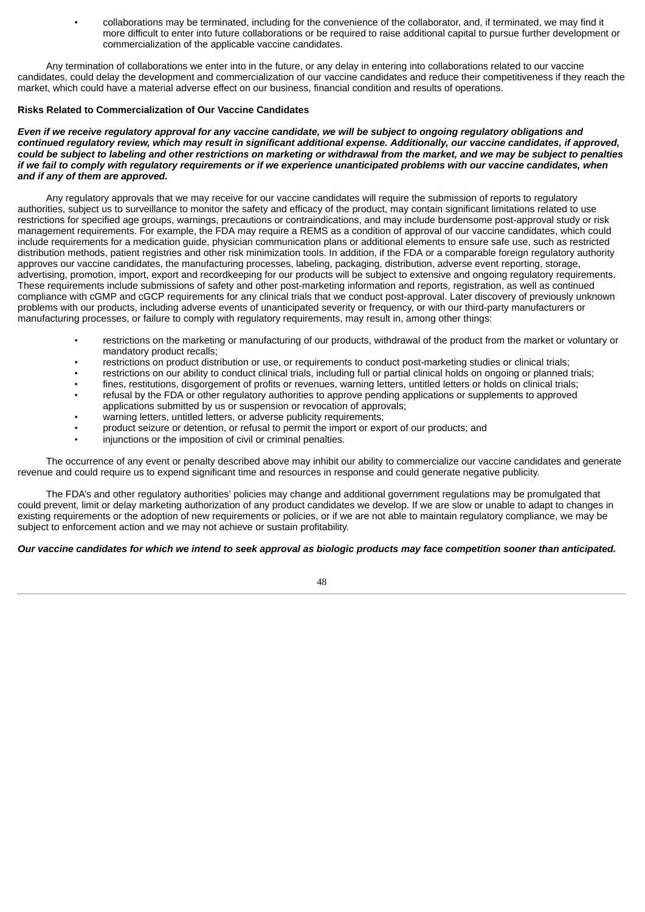- collaborations may be terminated, including for the convenience of the collaborator, and, if terminated, we may find it more difficult to enter into future collaborations or be required to raise additional capital to pursue further development or commercialization of the applicable vaccine candidates.

Any termination of collaborations we enter into in the future, or any delay in entering into collaborations related to our vaccine candidates, could delay the development and commercialization of our vaccine candidates and reduce their competitiveness if they reach the market, which could have a material adverse effect on our business, financial condition and results of operations.

**Risks Related to Commercialization of Our Vaccine Candidates**

***Even if we receive regulatory approval for any vaccine candidate, we will be subject to ongoing regulatory obligations and continued regulatory review, which may result in significant additional expense. Additionally, our vaccine candidates, if approved, could be subject to labeling and other restrictions on marketing or withdrawal from the market, and we may be subject to penalties if we fail to comply with regulatory requirements or if we experience unanticipated problems with our vaccine candidates, when and if any of them are approved.***

Any regulatory approvals that we may receive for our vaccine candidates will require the submission of reports to regulatory authorities, subject us to surveillance to monitor the safety and efficacy of the product, may contain significant limitations related to use restrictions for specified age groups, warnings, precautions or contraindications, and may include burdensome post-approval study or risk management requirements. For example, the FDA may require a REMS as a condition of approval of our vaccine candidates, which could include requirements for a medication guide, physician communication plans or additional elements to ensure safe use, such as restricted distribution methods, patient registries and other risk minimization tools. In addition, if the FDA or a comparable foreign regulatory authority approves our vaccine candidates, the manufacturing processes, labeling, packaging, distribution, adverse event reporting, storage, advertising, promotion, import, export and recordkeeping for our products will be subject to extensive and ongoing regulatory requirements. These requirements include submissions of safety and other post-marketing information and reports, registration, as well as continued compliance with cGMP and cGCP requirements for any clinical trials that we conduct post-approval. Later discovery of previously unknown problems with our products, including adverse events of unanticipated severity or frequency, or with our third-party manufacturers or manufacturing processes, or failure to comply with regulatory requirements, may result in, among other things:

- restrictions on the marketing or manufacturing of our products, withdrawal of the product from the market or voluntary or mandatory product recalls;
- restrictions on product distribution or use, or requirements to conduct post-marketing studies or clinical trials;
- restrictions on our ability to conduct clinical trials, including full or partial clinical holds on ongoing or planned trials;
- fines, restitutions, disgorgement of profits or revenues, warning letters, untitled letters or holds on clinical trials;
- refusal by the FDA or other regulatory authorities to approve pending applications or supplements to approved applications submitted by us or suspension or revocation of approvals;
- warning letters, untitled letters, or adverse publicity requirements;
- product seizure or detention, or refusal to permit the import or export of our products; and
- injunctions or the imposition of civil or criminal penalties.

The occurrence of any event or penalty described above may inhibit our ability to commercialize our vaccine candidates and generate revenue and could require us to expend significant time and resources in response and could generate negative publicity.

The FDA's and other regulatory authorities' policies may change and additional government regulations may be promulgated that could prevent, limit or delay marketing authorization of any product candidates we develop. If we are slow or unable to adapt to changes in existing requirements or the adoption of new requirements or policies, or if we are not able to maintain regulatory compliance, we may be subject to enforcement action and we may not achieve or sustain profitability.

***Our vaccine candidates for which we intend to seek approval as biologic products may face competition sooner than anticipated.***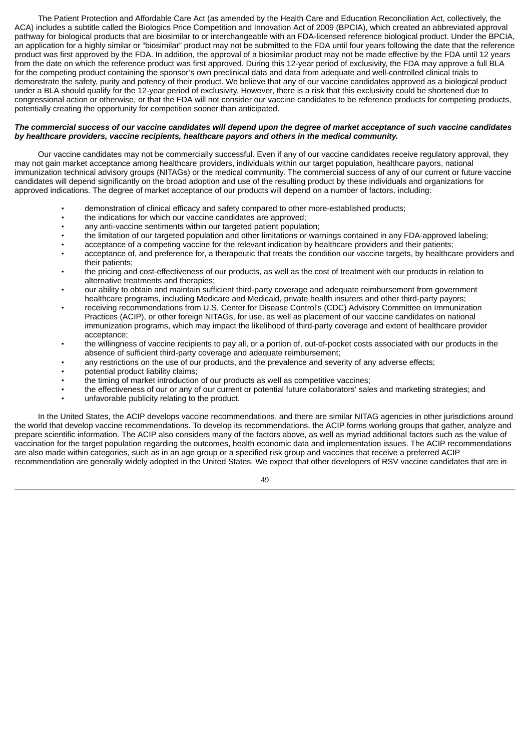The Patient Protection and Affordable Care Act (as amended by the Health Care and Education Reconciliation Act, collectively, the ACA) includes a subtitle called the Biologics Price Competition and Innovation Act of 2009 (BPCIA), which created an abbreviated approval pathway for biological products that are biosimilar to or interchangeable with an FDA-licensed reference biological product. Under the BPCIA, an application for a highly similar or "biosimilar" product may not be submitted to the FDA until four years following the date that the reference product was first approved by the FDA. In addition, the approval of a biosimilar product may not be made effective by the FDA until 12 years from the date on which the reference product was first approved. During this 12-year period of exclusivity, the FDA may approve a full BLA for the competing product containing the sponsor's own preclinical data and data from adequate and well-controlled clinical trials to demonstrate the safety, purity and potency of their product. We believe that any of our vaccine candidates approved as a biological product under a BLA should qualify for the 12-year period of exclusivity. However, there is a risk that this exclusivity could be shortened due to congressional action or otherwise, or that the FDA will not consider our vaccine candidates to be reference products for competing products, potentially creating the opportunity for competition sooner than anticipated.

***The commercial success of our vaccine candidates will depend upon the degree of market acceptance of such vaccine candidates by healthcare providers, vaccine recipients, healthcare payors and others in the medical community.***

Our vaccine candidates may not be commercially successful. Even if any of our vaccine candidates receive regulatory approval, they may not gain market acceptance among healthcare providers, individuals within our target population, healthcare payors, national immunization technical advisory groups (NITAGs) or the medical community. The commercial success of any of our current or future vaccine candidates will depend significantly on the broad adoption and use of the resulting product by these individuals and organizations for approved indications. The degree of market acceptance of our products will depend on a number of factors, including:

- demonstration of clinical efficacy and safety compared to other more-established products;
- the indications for which our vaccine candidates are approved;
- any anti-vaccine sentiments within our targeted patient population;
- the limitation of our targeted population and other limitations or warnings contained in any FDA-approved labeling;
- acceptance of a competing vaccine for the relevant indication by healthcare providers and their patients;
- acceptance of, and preference for, a therapeutic that treats the condition our vaccine targets, by healthcare providers and their patients;
- the pricing and cost-effectiveness of our products, as well as the cost of treatment with our products in relation to alternative treatments and therapies;
- our ability to obtain and maintain sufficient third-party coverage and adequate reimbursement from government healthcare programs, including Medicare and Medicaid, private health insurers and other third-party payors;
- receiving recommendations from U.S. Center for Disease Control's (CDC) Advisory Committee on Immunization Practices (ACIP), or other foreign NITAGs, for use, as well as placement of our vaccine candidates on national immunization programs, which may impact the likelihood of third-party coverage and extent of healthcare provider acceptance;
- the willingness of vaccine recipients to pay all, or a portion of, out-of-pocket costs associated with our products in the absence of sufficient third-party coverage and adequate reimbursement;
- any restrictions on the use of our products, and the prevalence and severity of any adverse effects;
- potential product liability claims;
- the timing of market introduction of our products as well as competitive vaccines;
- the effectiveness of our or any of our current or potential future collaborators' sales and marketing strategies; and
- unfavorable publicity relating to the product.

In the United States, the ACIP develops vaccine recommendations, and there are similar NITAG agencies in other jurisdictions around the world that develop vaccine recommendations. To develop its recommendations, the ACIP forms working groups that gather, analyze and prepare scientific information. The ACIP also considers many of the factors above, as well as myriad additional factors such as the value of vaccination for the target population regarding the outcomes, health economic data and implementation issues. The ACIP recommendations are also made within categories, such as in an age group or a specified risk group and vaccines that receive a preferred ACIP recommendation are generally widely adopted in the United States. We expect that other developers of RSV vaccine candidates that are in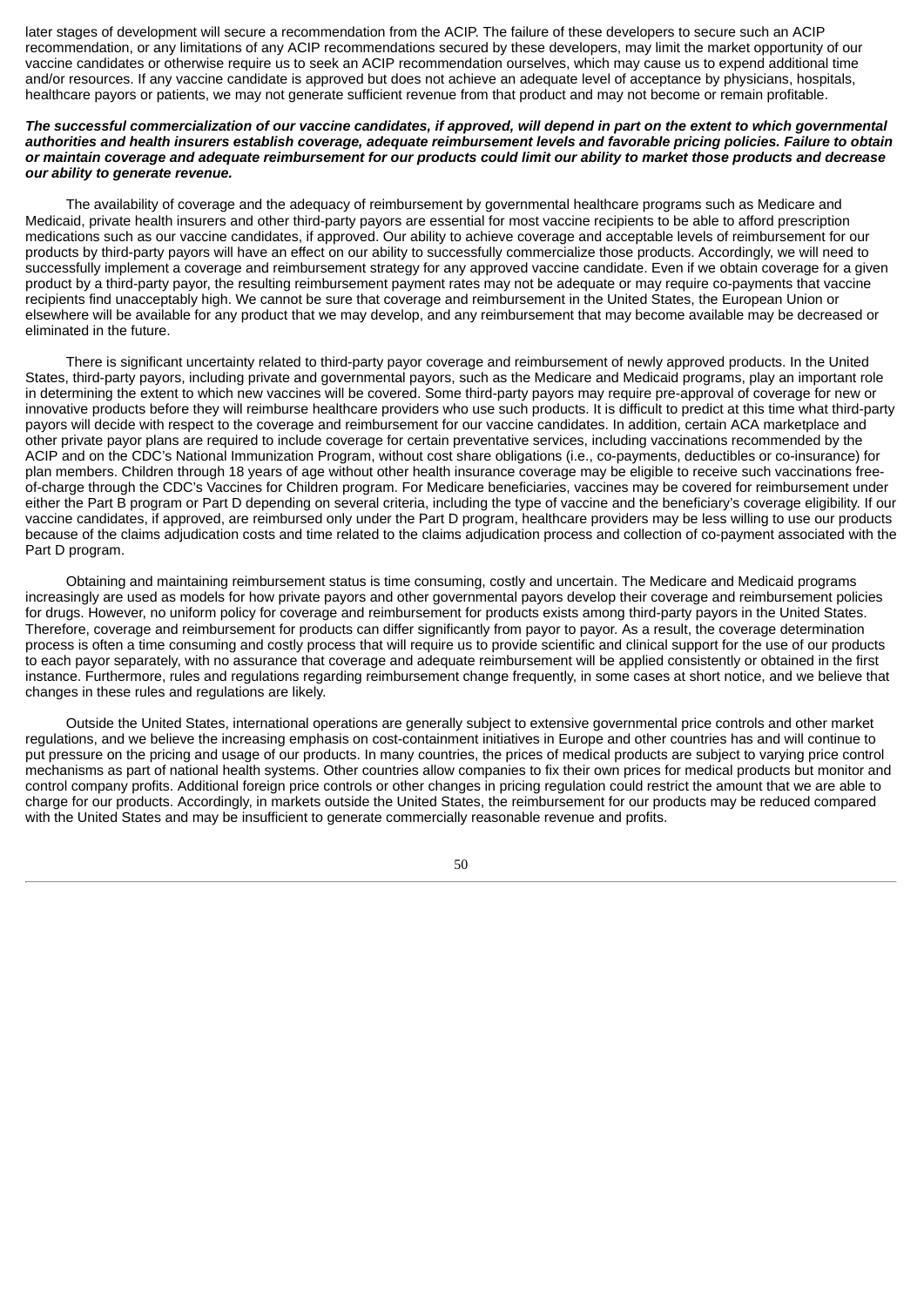later stages of development will secure a recommendation from the ACIP. The failure of these developers to secure such an ACIP recommendation, or any limitations of any ACIP recommendations secured by these developers, may limit the market opportunity of our vaccine candidates or otherwise require us to seek an ACIP recommendation ourselves, which may cause us to expend additional time and/or resources. If any vaccine candidate is approved but does not achieve an adequate level of acceptance by physicians, hospitals, healthcare payors or patients, we may not generate sufficient revenue from that product and may not become or remain profitable.

***The successful commercialization of our vaccine candidates, if approved, will depend in part on the extent to which governmental authorities and health insurers establish coverage, adequate reimbursement levels and favorable pricing policies. Failure to obtain or maintain coverage and adequate reimbursement for our products could limit our ability to market those products and decrease our ability to generate revenue.***

The availability of coverage and the adequacy of reimbursement by governmental healthcare programs such as Medicare and Medicaid, private health insurers and other third-party payors are essential for most vaccine recipients to be able to afford prescription medications such as our vaccine candidates, if approved. Our ability to achieve coverage and acceptable levels of reimbursement for our products by third-party payors will have an effect on our ability to successfully commercialize those products. Accordingly, we will need to successfully implement a coverage and reimbursement strategy for any approved vaccine candidate. Even if we obtain coverage for a given product by a third-party payor, the resulting reimbursement payment rates may not be adequate or may require co-payments that vaccine recipients find unacceptably high. We cannot be sure that coverage and reimbursement in the United States, the European Union or elsewhere will be available for any product that we may develop, and any reimbursement that may become available may be decreased or eliminated in the future.

There is significant uncertainty related to third-party payor coverage and reimbursement of newly approved products. In the United States, third-party payors, including private and governmental payors, such as the Medicare and Medicaid programs, play an important role in determining the extent to which new vaccines will be covered. Some third-party payors may require pre-approval of coverage for new or innovative products before they will reimburse healthcare providers who use such products. It is difficult to predict at this time what third-party payors will decide with respect to the coverage and reimbursement for our vaccine candidates. In addition, certain ACA marketplace and other private payor plans are required to include coverage for certain preventative services, including vaccinations recommended by the ACIP and on the CDC's National Immunization Program, without cost share obligations (i.e., co-payments, deductibles or co-insurance) for plan members. Children through 18 years of age without other health insurance coverage may be eligible to receive such vaccinations free-of-charge through the CDC's Vaccines for Children program. For Medicare beneficiaries, vaccines may be covered for reimbursement under either the Part B program or Part D depending on several criteria, including the type of vaccine and the beneficiary's coverage eligibility. If our vaccine candidates, if approved, are reimbursed only under the Part D program, healthcare providers may be less willing to use our products because of the claims adjudication costs and time related to the claims adjudication process and collection of co-payment associated with the Part D program.

Obtaining and maintaining reimbursement status is time consuming, costly and uncertain. The Medicare and Medicaid programs increasingly are used as models for how private payors and other governmental payors develop their coverage and reimbursement policies for drugs. However, no uniform policy for coverage and reimbursement for products exists among third-party payors in the United States. Therefore, coverage and reimbursement for products can differ significantly from payor to payor. As a result, the coverage determination process is often a time consuming and costly process that will require us to provide scientific and clinical support for the use of our products to each payor separately, with no assurance that coverage and adequate reimbursement will be applied consistently or obtained in the first instance. Furthermore, rules and regulations regarding reimbursement change frequently, in some cases at short notice, and we believe that changes in these rules and regulations are likely.

Outside the United States, international operations are generally subject to extensive governmental price controls and other market regulations, and we believe the increasing emphasis on cost-containment initiatives in Europe and other countries has and will continue to put pressure on the pricing and usage of our products. In many countries, the prices of medical products are subject to varying price control mechanisms as part of national health systems. Other countries allow companies to fix their own prices for medical products but monitor and control company profits. Additional foreign price controls or other changes in pricing regulation could restrict the amount that we are able to charge for our products. Accordingly, in markets outside the United States, the reimbursement for our products may be reduced compared with the United States and may be insufficient to generate commercially reasonable revenue and profits.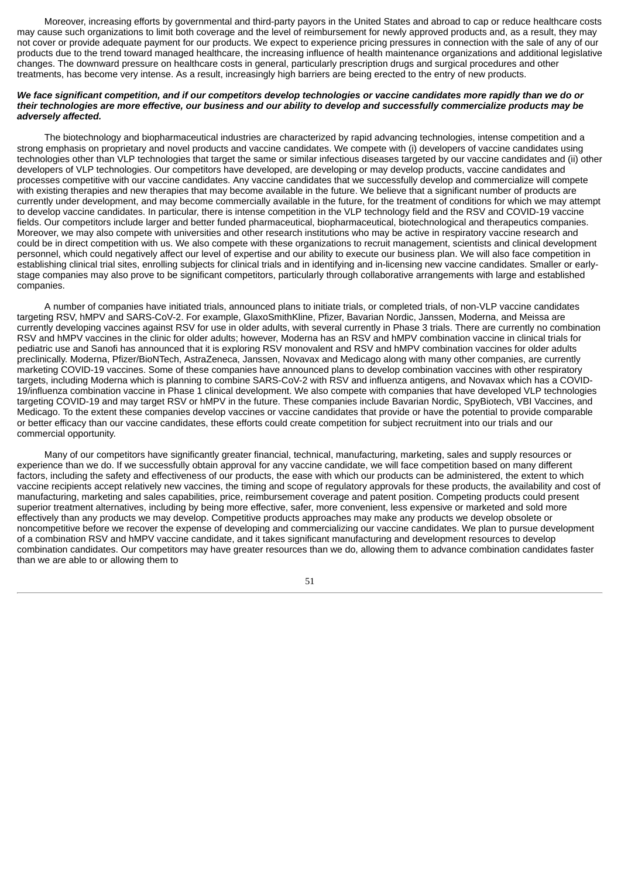Moreover, increasing efforts by governmental and third-party payors in the United States and abroad to cap or reduce healthcare costs may cause such organizations to limit both coverage and the level of reimbursement for newly approved products and, as a result, they may not cover or provide adequate payment for our products. We expect to experience pricing pressures in connection with the sale of any of our products due to the trend toward managed healthcare, the increasing influence of health maintenance organizations and additional legislative changes. The downward pressure on healthcare costs in general, particularly prescription drugs and surgical procedures and other treatments, has become very intense. As a result, increasingly high barriers are being erected to the entry of new products.

***We face significant competition, and if our competitors develop technologies or vaccine candidates more rapidly than we do or their technologies are more effective, our business and our ability to develop and successfully commercialize products may be adversely affected.***

The biotechnology and biopharmaceutical industries are characterized by rapid advancing technologies, intense competition and a strong emphasis on proprietary and novel products and vaccine candidates. We compete with (i) developers of vaccine candidates using technologies other than VLP technologies that target the same or similar infectious diseases targeted by our vaccine candidates and (ii) other developers of VLP technologies. Our competitors have developed, are developing or may develop products, vaccine candidates and processes competitive with our vaccine candidates. Any vaccine candidates that we successfully develop and commercialize will compete with existing therapies and new therapies that may become available in the future. We believe that a significant number of products are currently under development, and may become commercially available in the future, for the treatment of conditions for which we may attempt to develop vaccine candidates. In particular, there is intense competition in the VLP technology field and the RSV and COVID-19 vaccine fields. Our competitors include larger and better funded pharmaceutical, biopharmaceutical, biotechnological and therapeutics companies. Moreover, we may also compete with universities and other research institutions who may be active in respiratory vaccine research and could be in direct competition with us. We also compete with these organizations to recruit management, scientists and clinical development personnel, which could negatively affect our level of expertise and our ability to execute our business plan. We will also face competition in establishing clinical trial sites, enrolling subjects for clinical trials and in identifying and in-licensing new vaccine candidates. Smaller or early-stage companies may also prove to be significant competitors, particularly through collaborative arrangements with large and established companies.

A number of companies have initiated trials, announced plans to initiate trials, or completed trials, of non-VLP vaccine candidates targeting RSV, hMPV and SARS-CoV-2. For example, GlaxoSmithKline, Pfizer, Bavarian Nordic, Janssen, Moderna, and Meissa are currently developing vaccines against RSV for use in older adults, with several currently in Phase 3 trials. There are currently no combination RSV and hMPV vaccines in the clinic for older adults; however, Moderna has an RSV and hMPV combination vaccine in clinical trials for pediatric use and Sanofi has announced that it is exploring RSV monovalent and RSV and hMPV combination vaccines for older adults preclinically. Moderna, Pfizer/BioNTech, AstraZeneca, Janssen, Novavax and Medicago along with many other companies, are currently marketing COVID-19 vaccines. Some of these companies have announced plans to develop combination vaccines with other respiratory targets, including Moderna which is planning to combine SARS-CoV-2 with RSV and influenza antigens, and Novavax which has a COVID-19/influenza combination vaccine in Phase 1 clinical development. We also compete with companies that have developed VLP technologies targeting COVID-19 and may target RSV or hMPV in the future. These companies include Bavarian Nordic, SpyBiotech, VBI Vaccines, and Medicago. To the extent these companies develop vaccines or vaccine candidates that provide or have the potential to provide comparable or better efficacy than our vaccine candidates, these efforts could create competition for subject recruitment into our trials and our commercial opportunity.

Many of our competitors have significantly greater financial, technical, manufacturing, marketing, sales and supply resources or experience than we do. If we successfully obtain approval for any vaccine candidate, we will face competition based on many different factors, including the safety and effectiveness of our products, the ease with which our products can be administered, the extent to which vaccine recipients accept relatively new vaccines, the timing and scope of regulatory approvals for these products, the availability and cost of manufacturing, marketing and sales capabilities, price, reimbursement coverage and patent position. Competing products could present superior treatment alternatives, including by being more effective, safer, more convenient, less expensive or marketed and sold more effectively than any products we may develop. Competitive products approaches may make any products we develop obsolete or noncompetitive before we recover the expense of developing and commercializing our vaccine candidates. We plan to pursue development of a combination RSV and hMPV vaccine candidate, and it takes significant manufacturing and development resources to develop combination candidates. Our competitors may have greater resources than we do, allowing them to advance combination candidates faster than we are able to or allowing them to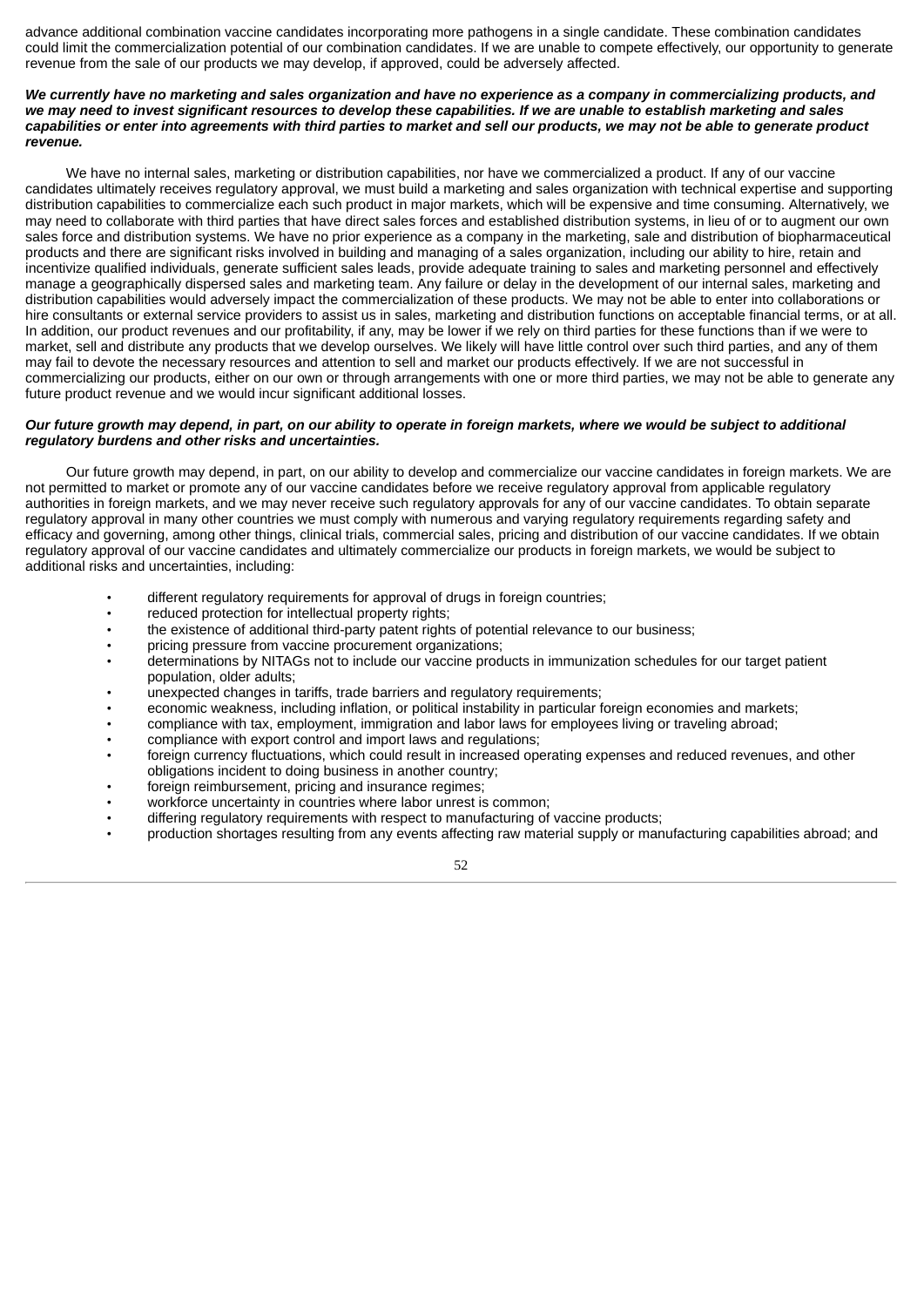advance additional combination vaccine candidates incorporating more pathogens in a single candidate. These combination candidates could limit the commercialization potential of our combination candidates. If we are unable to compete effectively, our opportunity to generate revenue from the sale of our products we may develop, if approved, could be adversely affected.

***We currently have no marketing and sales organization and have no experience as a company in commercializing products, and we may need to invest significant resources to develop these capabilities. If we are unable to establish marketing and sales capabilities or enter into agreements with third parties to market and sell our products, we may not be able to generate product revenue.***

We have no internal sales, marketing or distribution capabilities, nor have we commercialized a product. If any of our vaccine candidates ultimately receives regulatory approval, we must build a marketing and sales organization with technical expertise and supporting distribution capabilities to commercialize each such product in major markets, which will be expensive and time consuming. Alternatively, we may need to collaborate with third parties that have direct sales forces and established distribution systems, in lieu of or to augment our own sales force and distribution systems. We have no prior experience as a company in the marketing, sale and distribution of biopharmaceutical products and there are significant risks involved in building and managing of a sales organization, including our ability to hire, retain and incentivize qualified individuals, generate sufficient sales leads, provide adequate training to sales and marketing personnel and effectively manage a geographically dispersed sales and marketing team. Any failure or delay in the development of our internal sales, marketing and distribution capabilities would adversely impact the commercialization of these products. We may not be able to enter into collaborations or hire consultants or external service providers to assist us in sales, marketing and distribution functions on acceptable financial terms, or at all. In addition, our product revenues and our profitability, if any, may be lower if we rely on third parties for these functions than if we were to market, sell and distribute any products that we develop ourselves. We likely will have little control over such third parties, and any of them may fail to devote the necessary resources and attention to sell and market our products effectively. If we are not successful in commercializing our products, either on our own or through arrangements with one or more third parties, we may not be able to generate any future product revenue and we would incur significant additional losses.

***Our future growth may depend, in part, on our ability to operate in foreign markets, where we would be subject to additional regulatory burdens and other risks and uncertainties.***

Our future growth may depend, in part, on our ability to develop and commercialize our vaccine candidates in foreign markets. We are not permitted to market or promote any of our vaccine candidates before we receive regulatory approval from applicable regulatory authorities in foreign markets, and we may never receive such regulatory approvals for any of our vaccine candidates. To obtain separate regulatory approval in many other countries we must comply with numerous and varying regulatory requirements regarding safety and efficacy and governing, among other things, clinical trials, commercial sales, pricing and distribution of our vaccine candidates. If we obtain regulatory approval of our vaccine candidates and ultimately commercialize our products in foreign markets, we would be subject to additional risks and uncertainties, including:

- different regulatory requirements for approval of drugs in foreign countries;
- reduced protection for intellectual property rights;
- the existence of additional third-party patent rights of potential relevance to our business;
- pricing pressure from vaccine procurement organizations;
- determinations by NITAGs not to include our vaccine products in immunization schedules for our target patient population, older adults;
- unexpected changes in tariffs, trade barriers and regulatory requirements;
- economic weakness, including inflation, or political instability in particular foreign economies and markets;
- compliance with tax, employment, immigration and labor laws for employees living or traveling abroad;
- compliance with export control and import laws and regulations;
- foreign currency fluctuations, which could result in increased operating expenses and reduced revenues, and other obligations incident to doing business in another country;
- foreign reimbursement, pricing and insurance regimes;
- workforce uncertainty in countries where labor unrest is common;
- differing regulatory requirements with respect to manufacturing of vaccine products;
- production shortages resulting from any events affecting raw material supply or manufacturing capabilities abroad; and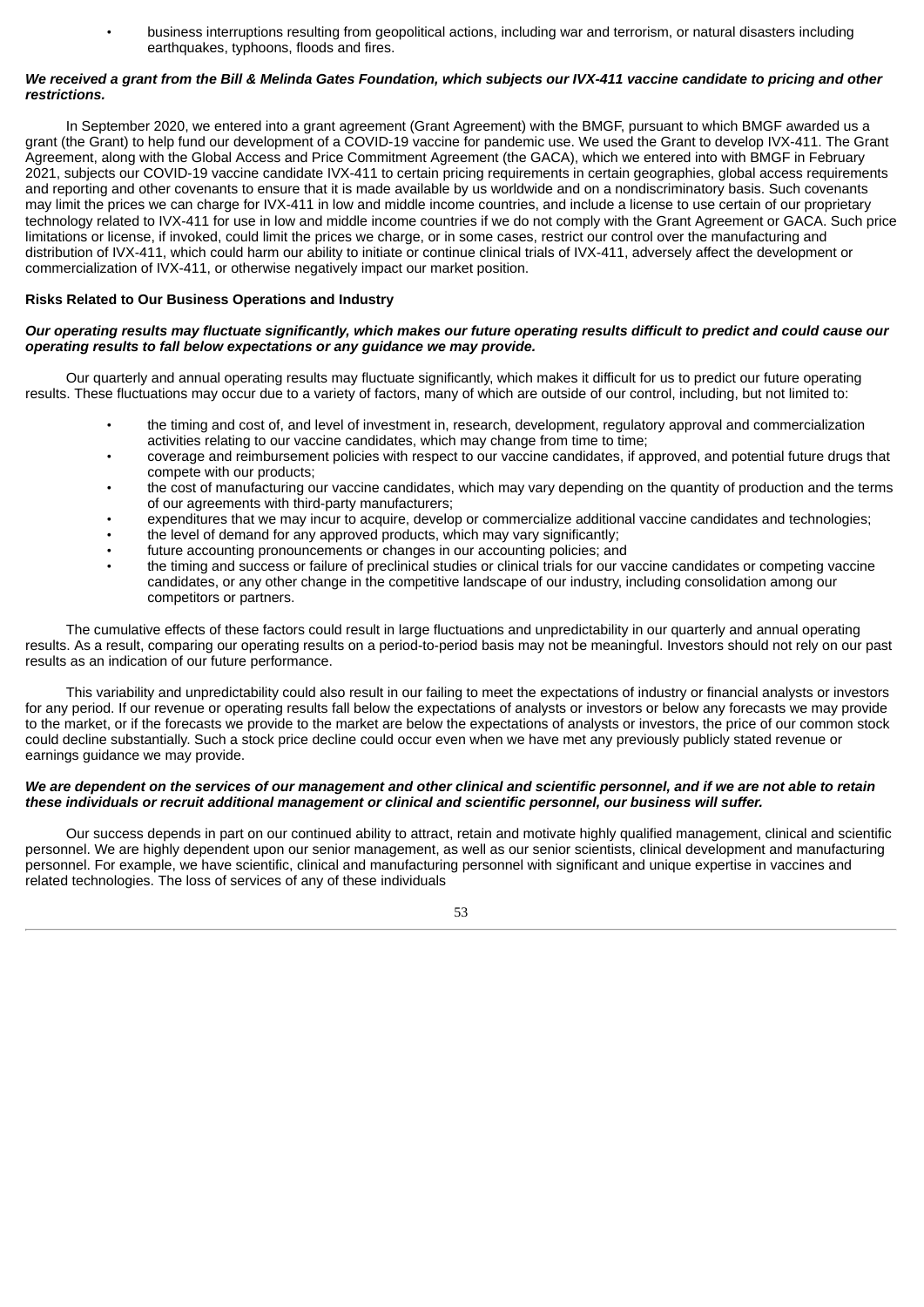- business interruptions resulting from geopolitical actions, including war and terrorism, or natural disasters including earthquakes, typhoons, floods and fires.

***We received a grant from the Bill & Melinda Gates Foundation, which subjects our IVX-411 vaccine candidate to pricing and other restrictions.***

In September 2020, we entered into a grant agreement (Grant Agreement) with the BMGF, pursuant to which BMGF awarded us a grant (the Grant) to help fund our development of a COVID-19 vaccine for pandemic use. We used the Grant to develop IVX-411. The Grant Agreement, along with the Global Access and Price Commitment Agreement (the GACA), which we entered into with BMGF in February 2021, subjects our COVID-19 vaccine candidate IVX-411 to certain pricing requirements in certain geographies, global access requirements and reporting and other covenants to ensure that it is made available by us worldwide and on a nondiscriminatory basis. Such covenants may limit the prices we can charge for IVX-411 in low and middle income countries, and include a license to use certain of our proprietary technology related to IVX-411 for use in low and middle income countries if we do not comply with the Grant Agreement or GACA. Such price limitations or license, if invoked, could limit the prices we charge, or in some cases, restrict our control over the manufacturing and distribution of IVX-411, which could harm our ability to initiate or continue clinical trials of IVX-411, adversely affect the development or commercialization of IVX-411, or otherwise negatively impact our market position.

**Risks Related to Our Business Operations and Industry**

***Our operating results may fluctuate significantly, which makes our future operating results difficult to predict and could cause our operating results to fall below expectations or any guidance we may provide.***

Our quarterly and annual operating results may fluctuate significantly, which makes it difficult for us to predict our future operating results. These fluctuations may occur due to a variety of factors, many of which are outside of our control, including, but not limited to:

- the timing and cost of, and level of investment in, research, development, regulatory approval and commercialization activities relating to our vaccine candidates, which may change from time to time;
- coverage and reimbursement policies with respect to our vaccine candidates, if approved, and potential future drugs that compete with our products;
- the cost of manufacturing our vaccine candidates, which may vary depending on the quantity of production and the terms of our agreements with third-party manufacturers;
- expenditures that we may incur to acquire, develop or commercialize additional vaccine candidates and technologies;
- the level of demand for any approved products, which may vary significantly;
- future accounting pronouncements or changes in our accounting policies; and
- the timing and success or failure of preclinical studies or clinical trials for our vaccine candidates or competing vaccine candidates, or any other change in the competitive landscape of our industry, including consolidation among our competitors or partners.

The cumulative effects of these factors could result in large fluctuations and unpredictability in our quarterly and annual operating results. As a result, comparing our operating results on a period-to-period basis may not be meaningful. Investors should not rely on our past results as an indication of our future performance.

This variability and unpredictability could also result in our failing to meet the expectations of industry or financial analysts or investors for any period. If our revenue or operating results fall below the expectations of analysts or investors or below any forecasts we may provide to the market, or if the forecasts we provide to the market are below the expectations of analysts or investors, the price of our common stock could decline substantially. Such a stock price decline could occur even when we have met any previously publicly stated revenue or earnings guidance we may provide.

***We are dependent on the services of our management and other clinical and scientific personnel, and if we are not able to retain these individuals or recruit additional management or clinical and scientific personnel, our business will suffer.***

Our success depends in part on our continued ability to attract, retain and motivate highly qualified management, clinical and scientific personnel. We are highly dependent upon our senior management, as well as our senior scientists, clinical development and manufacturing personnel. For example, we have scientific, clinical and manufacturing personnel with significant and unique expertise in vaccines and related technologies. The loss of services of any of these individuals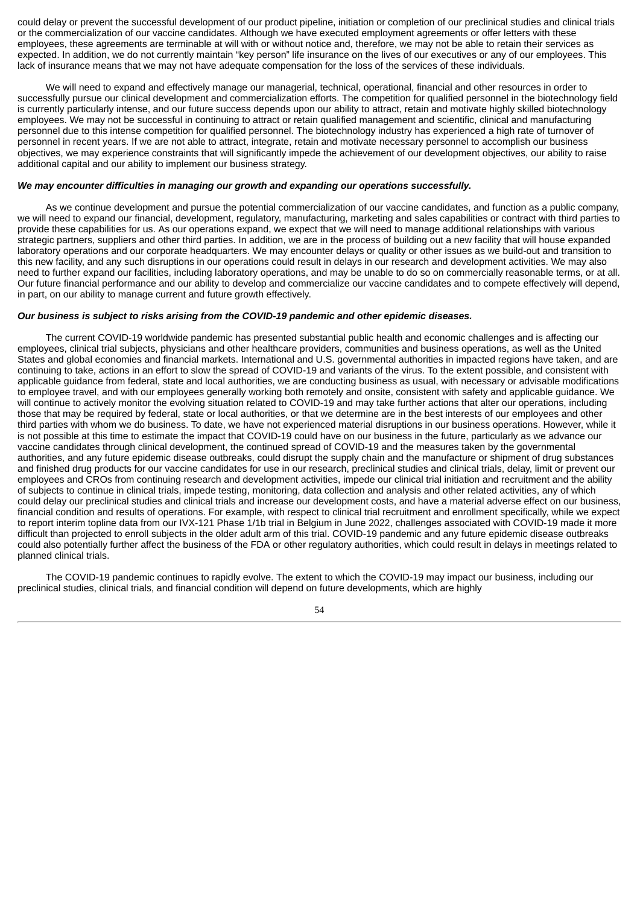could delay or prevent the successful development of our product pipeline, initiation or completion of our preclinical studies and clinical trials or the commercialization of our vaccine candidates. Although we have executed employment agreements or offer letters with these employees, these agreements are terminable at will with or without notice and, therefore, we may not be able to retain their services as expected. In addition, we do not currently maintain "key person" life insurance on the lives of our executives or any of our employees. This lack of insurance means that we may not have adequate compensation for the loss of the services of these individuals.

We will need to expand and effectively manage our managerial, technical, operational, financial and other resources in order to successfully pursue our clinical development and commercialization efforts. The competition for qualified personnel in the biotechnology field is currently particularly intense, and our future success depends upon our ability to attract, retain and motivate highly skilled biotechnology employees. We may not be successful in continuing to attract or retain qualified management and scientific, clinical and manufacturing personnel due to this intense competition for qualified personnel. The biotechnology industry has experienced a high rate of turnover of personnel in recent years. If we are not able to attract, integrate, retain and motivate necessary personnel to accomplish our business objectives, we may experience constraints that will significantly impede the achievement of our development objectives, our ability to raise additional capital and our ability to implement our business strategy.

***We may encounter difficulties in managing our growth and expanding our operations successfully.***

As we continue development and pursue the potential commercialization of our vaccine candidates, and function as a public company, we will need to expand our financial, development, regulatory, manufacturing, marketing and sales capabilities or contract with third parties to provide these capabilities for us. As our operations expand, we expect that we will need to manage additional relationships with various strategic partners, suppliers and other third parties. In addition, we are in the process of building out a new facility that will house expanded laboratory operations and our corporate headquarters. We may encounter delays or quality or other issues as we build-out and transition to this new facility, and any such disruptions in our operations could result in delays in our research and development activities. We may also need to further expand our facilities, including laboratory operations, and may be unable to do so on commercially reasonable terms, or at all. Our future financial performance and our ability to develop and commercialize our vaccine candidates and to compete effectively will depend, in part, on our ability to manage current and future growth effectively.

***Our business is subject to risks arising from the COVID-19 pandemic and other epidemic diseases.***

The current COVID-19 worldwide pandemic has presented substantial public health and economic challenges and is affecting our employees, clinical trial subjects, physicians and other healthcare providers, communities and business operations, as well as the United States and global economies and financial markets. International and U.S. governmental authorities in impacted regions have taken, and are continuing to take, actions in an effort to slow the spread of COVID-19 and variants of the virus. To the extent possible, and consistent with applicable guidance from federal, state and local authorities, we are conducting business as usual, with necessary or advisable modifications to employee travel, and with our employees generally working both remotely and onsite, consistent with safety and applicable guidance. We will continue to actively monitor the evolving situation related to COVID-19 and may take further actions that alter our operations, including those that may be required by federal, state or local authorities, or that we determine are in the best interests of our employees and other third parties with whom we do business. To date, we have not experienced material disruptions in our business operations. However, while it is not possible at this time to estimate the impact that COVID-19 could have on our business in the future, particularly as we advance our vaccine candidates through clinical development, the continued spread of COVID-19 and the measures taken by the governmental authorities, and any future epidemic disease outbreaks, could disrupt the supply chain and the manufacture or shipment of drug substances and finished drug products for our vaccine candidates for use in our research, preclinical studies and clinical trials, delay, limit or prevent our employees and CROs from continuing research and development activities, impede our clinical trial initiation and recruitment and the ability of subjects to continue in clinical trials, impede testing, monitoring, data collection and analysis and other related activities, any of which could delay our preclinical studies and clinical trials and increase our development costs, and have a material adverse effect on our business, financial condition and results of operations. For example, with respect to clinical trial recruitment and enrollment specifically, while we expect to report interim topline data from our IVX-121 Phase 1/1b trial in Belgium in June 2022, challenges associated with COVID-19 made it more difficult than projected to enroll subjects in the older adult arm of this trial. COVID-19 pandemic and any future epidemic disease outbreaks could also potentially further affect the business of the FDA or other regulatory authorities, which could result in delays in meetings related to planned clinical trials.

The COVID-19 pandemic continues to rapidly evolve. The extent to which the COVID-19 may impact our business, including our preclinical studies, clinical trials, and financial condition will depend on future developments, which are highly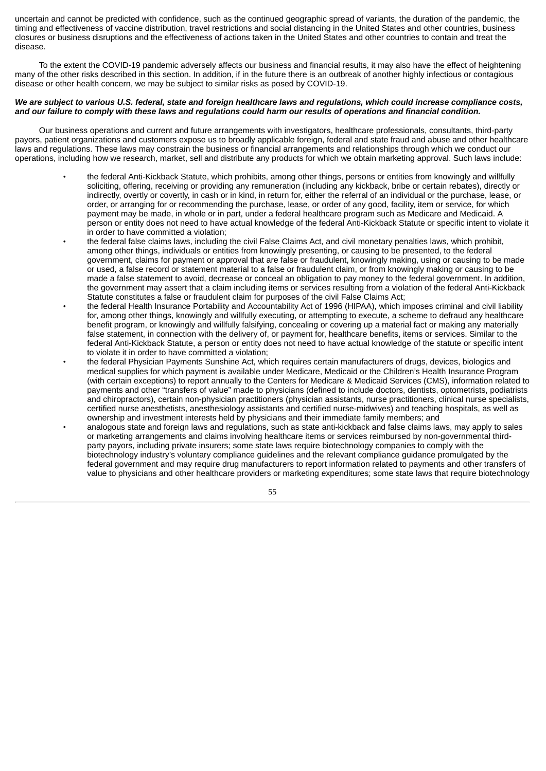uncertain and cannot be predicted with confidence, such as the continued geographic spread of variants, the duration of the pandemic, the timing and effectiveness of vaccine distribution, travel restrictions and social distancing in the United States and other countries, business closures or business disruptions and the effectiveness of actions taken in the United States and other countries to contain and treat the disease.

To the extent the COVID-19 pandemic adversely affects our business and financial results, it may also have the effect of heightening many of the other risks described in this section. In addition, if in the future there is an outbreak of another highly infectious or contagious disease or other health concern, we may be subject to similar risks as posed by COVID-19.

***We are subject to various U.S. federal, state and foreign healthcare laws and regulations, which could increase compliance costs, and our failure to comply with these laws and regulations could harm our results of operations and financial condition.***

Our business operations and current and future arrangements with investigators, healthcare professionals, consultants, third-party payors, patient organizations and customers expose us to broadly applicable foreign, federal and state fraud and abuse and other healthcare laws and regulations. These laws may constrain the business or financial arrangements and relationships through which we conduct our operations, including how we research, market, sell and distribute any products for which we obtain marketing approval. Such laws include:

- the federal Anti-Kickback Statute, which prohibits, among other things, persons or entities from knowingly and willfully soliciting, offering, receiving or providing any remuneration (including any kickback, bribe or certain rebates), directly or indirectly, overtly or covertly, in cash or in kind, in return for, either the referral of an individual or the purchase, lease, or order, or arranging for or recommending the purchase, lease, or order of any good, facility, item or service, for which payment may be made, in whole or in part, under a federal healthcare program such as Medicare and Medicaid. A person or entity does not need to have actual knowledge of the federal Anti-Kickback Statute or specific intent to violate it in order to have committed a violation;
- the federal false claims laws, including the civil False Claims Act, and civil monetary penalties laws, which prohibit, among other things, individuals or entities from knowingly presenting, or causing to be presented, to the federal government, claims for payment or approval that are false or fraudulent, knowingly making, using or causing to be made or used, a false record or statement material to a false or fraudulent claim, or from knowingly making or causing to be made a false statement to avoid, decrease or conceal an obligation to pay money to the federal government. In addition, the government may assert that a claim including items or services resulting from a violation of the federal Anti-Kickback Statute constitutes a false or fraudulent claim for purposes of the civil False Claims Act;
- the federal Health Insurance Portability and Accountability Act of 1996 (HIPAA), which imposes criminal and civil liability for, among other things, knowingly and willfully executing, or attempting to execute, a scheme to defraud any healthcare benefit program, or knowingly and willfully falsifying, concealing or covering up a material fact or making any materially false statement, in connection with the delivery of, or payment for, healthcare benefits, items or services. Similar to the federal Anti-Kickback Statute, a person or entity does not need to have actual knowledge of the statute or specific intent to violate it in order to have committed a violation;
- the federal Physician Payments Sunshine Act, which requires certain manufacturers of drugs, devices, biologics and medical supplies for which payment is available under Medicare, Medicaid or the Children's Health Insurance Program (with certain exceptions) to report annually to the Centers for Medicare & Medicaid Services (CMS), information related to payments and other "transfers of value" made to physicians (defined to include doctors, dentists, optometrists, podiatrists and chiropractors), certain non-physician practitioners (physician assistants, nurse practitioners, clinical nurse specialists, certified nurse anesthetists, anesthesiology assistants and certified nurse-midwives) and teaching hospitals, as well as ownership and investment interests held by physicians and their immediate family members; and
- analogous state and foreign laws and regulations, such as state anti-kickback and false claims laws, may apply to sales or marketing arrangements and claims involving healthcare items or services reimbursed by non-governmental third-party payors, including private insurers; some state laws require biotechnology companies to comply with the biotechnology industry's voluntary compliance guidelines and the relevant compliance guidance promulgated by the federal government and may require drug manufacturers to report information related to payments and other transfers of value to physicians and other healthcare providers or marketing expenditures; some state laws that require biotechnology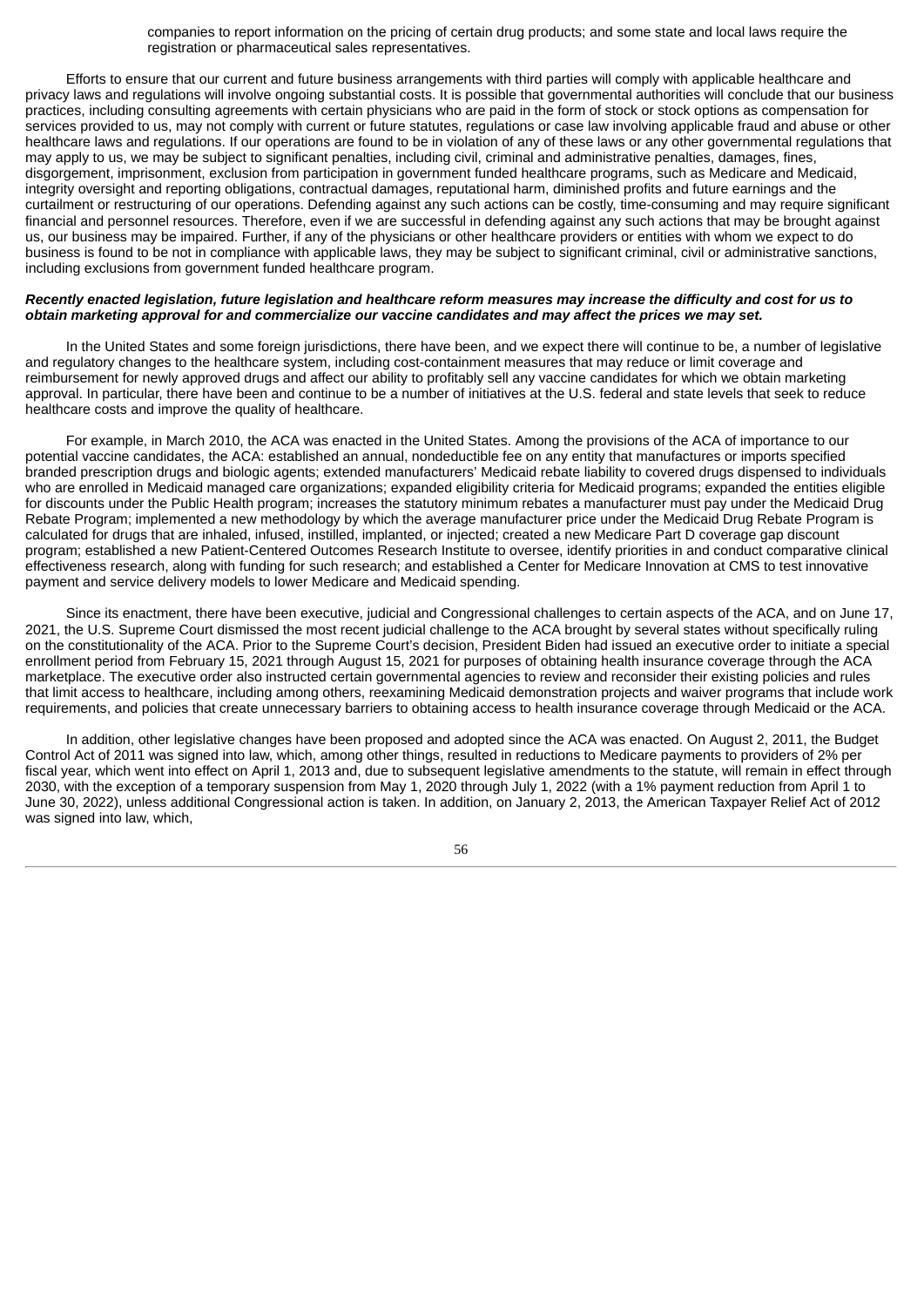companies to report information on the pricing of certain drug products; and some state and local laws require the registration or pharmaceutical sales representatives.

Efforts to ensure that our current and future business arrangements with third parties will comply with applicable healthcare and privacy laws and regulations will involve ongoing substantial costs. It is possible that governmental authorities will conclude that our business practices, including consulting agreements with certain physicians who are paid in the form of stock or stock options as compensation for services provided to us, may not comply with current or future statutes, regulations or case law involving applicable fraud and abuse or other healthcare laws and regulations. If our operations are found to be in violation of any of these laws or any other governmental regulations that may apply to us, we may be subject to significant penalties, including civil, criminal and administrative penalties, damages, fines, disgorgement, imprisonment, exclusion from participation in government funded healthcare programs, such as Medicare and Medicaid, integrity oversight and reporting obligations, contractual damages, reputational harm, diminished profits and future earnings and the curtailment or restructuring of our operations. Defending against any such actions can be costly, time-consuming and may require significant financial and personnel resources. Therefore, even if we are successful in defending against any such actions that may be brought against us, our business may be impaired. Further, if any of the physicians or other healthcare providers or entities with whom we expect to do business is found to be not in compliance with applicable laws, they may be subject to significant criminal, civil or administrative sanctions, including exclusions from government funded healthcare program.

***Recently enacted legislation, future legislation and healthcare reform measures may increase the difficulty and cost for us to obtain marketing approval for and commercialize our vaccine candidates and may affect the prices we may set.***

In the United States and some foreign jurisdictions, there have been, and we expect there will continue to be, a number of legislative and regulatory changes to the healthcare system, including cost-containment measures that may reduce or limit coverage and reimbursement for newly approved drugs and affect our ability to profitably sell any vaccine candidates for which we obtain marketing approval. In particular, there have been and continue to be a number of initiatives at the U.S. federal and state levels that seek to reduce healthcare costs and improve the quality of healthcare.

For example, in March 2010, the ACA was enacted in the United States. Among the provisions of the ACA of importance to our potential vaccine candidates, the ACA: established an annual, nondeductible fee on any entity that manufactures or imports specified branded prescription drugs and biologic agents; extended manufacturers' Medicaid rebate liability to covered drugs dispensed to individuals who are enrolled in Medicaid managed care organizations; expanded eligibility criteria for Medicaid programs; expanded the entities eligible for discounts under the Public Health program; increases the statutory minimum rebates a manufacturer must pay under the Medicaid Drug Rebate Program; implemented a new methodology by which the average manufacturer price under the Medicaid Drug Rebate Program is calculated for drugs that are inhaled, infused, instilled, implanted, or injected; created a new Medicare Part D coverage gap discount program; established a new Patient-Centered Outcomes Research Institute to oversee, identify priorities in and conduct comparative clinical effectiveness research, along with funding for such research; and established a Center for Medicare Innovation at CMS to test innovative payment and service delivery models to lower Medicare and Medicaid spending.

Since its enactment, there have been executive, judicial and Congressional challenges to certain aspects of the ACA, and on June 17, 2021, the U.S. Supreme Court dismissed the most recent judicial challenge to the ACA brought by several states without specifically ruling on the constitutionality of the ACA. Prior to the Supreme Court's decision, President Biden had issued an executive order to initiate a special enrollment period from February 15, 2021 through August 15, 2021 for purposes of obtaining health insurance coverage through the ACA marketplace. The executive order also instructed certain governmental agencies to review and reconsider their existing policies and rules that limit access to healthcare, including among others, reexamining Medicaid demonstration projects and waiver programs that include work requirements, and policies that create unnecessary barriers to obtaining access to health insurance coverage through Medicaid or the ACA.

In addition, other legislative changes have been proposed and adopted since the ACA was enacted. On August 2, 2011, the Budget Control Act of 2011 was signed into law, which, among other things, resulted in reductions to Medicare payments to providers of 2% per fiscal year, which went into effect on April 1, 2013 and, due to subsequent legislative amendments to the statute, will remain in effect through 2030, with the exception of a temporary suspension from May 1, 2020 through July 1, 2022 (with a 1% payment reduction from April 1 to June 30, 2022), unless additional Congressional action is taken. In addition, on January 2, 2013, the American Taxpayer Relief Act of 2012 was signed into law, which,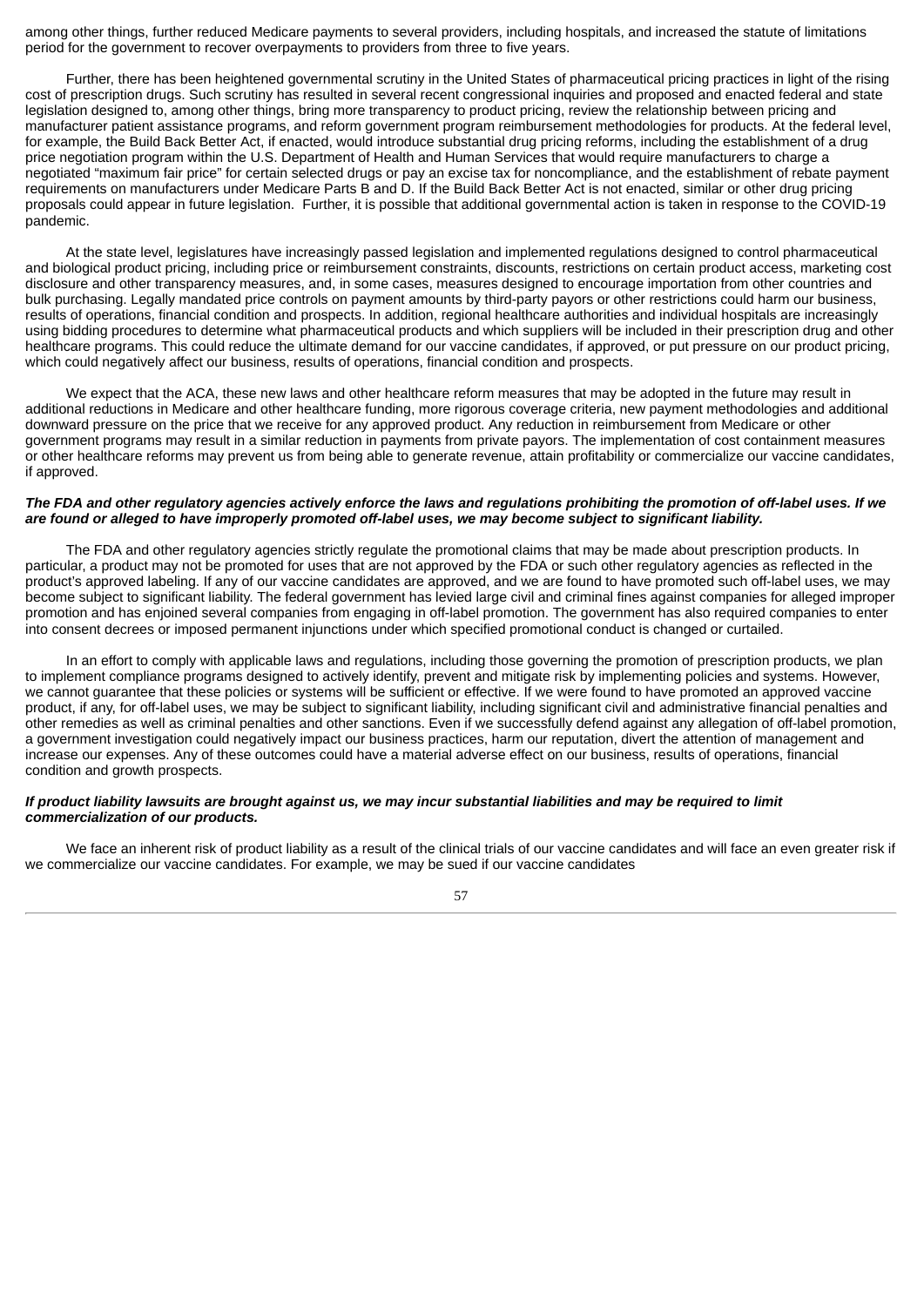among other things, further reduced Medicare payments to several providers, including hospitals, and increased the statute of limitations period for the government to recover overpayments to providers from three to five years.

Further, there has been heightened governmental scrutiny in the United States of pharmaceutical pricing practices in light of the rising cost of prescription drugs. Such scrutiny has resulted in several recent congressional inquiries and proposed and enacted federal and state legislation designed to, among other things, bring more transparency to product pricing, review the relationship between pricing and manufacturer patient assistance programs, and reform government program reimbursement methodologies for products. At the federal level, for example, the Build Back Better Act, if enacted, would introduce substantial drug pricing reforms, including the establishment of a drug price negotiation program within the U.S. Department of Health and Human Services that would require manufacturers to charge a negotiated "maximum fair price" for certain selected drugs or pay an excise tax for noncompliance, and the establishment of rebate payment requirements on manufacturers under Medicare Parts B and D. If the Build Back Better Act is not enacted, similar or other drug pricing proposals could appear in future legislation. Further, it is possible that additional governmental action is taken in response to the COVID-19 pandemic.

At the state level, legislatures have increasingly passed legislation and implemented regulations designed to control pharmaceutical and biological product pricing, including price or reimbursement constraints, discounts, restrictions on certain product access, marketing cost disclosure and other transparency measures, and, in some cases, measures designed to encourage importation from other countries and bulk purchasing. Legally mandated price controls on payment amounts by third-party payors or other restrictions could harm our business, results of operations, financial condition and prospects. In addition, regional healthcare authorities and individual hospitals are increasingly using bidding procedures to determine what pharmaceutical products and which suppliers will be included in their prescription drug and other healthcare programs. This could reduce the ultimate demand for our vaccine candidates, if approved, or put pressure on our product pricing, which could negatively affect our business, results of operations, financial condition and prospects.

We expect that the ACA, these new laws and other healthcare reform measures that may be adopted in the future may result in additional reductions in Medicare and other healthcare funding, more rigorous coverage criteria, new payment methodologies and additional downward pressure on the price that we receive for any approved product. Any reduction in reimbursement from Medicare or other government programs may result in a similar reduction in payments from private payors. The implementation of cost containment measures or other healthcare reforms may prevent us from being able to generate revenue, attain profitability or commercialize our vaccine candidates, if approved.

***The FDA and other regulatory agencies actively enforce the laws and regulations prohibiting the promotion of off-label uses. If we are found or alleged to have improperly promoted off-label uses, we may become subject to significant liability.***

The FDA and other regulatory agencies strictly regulate the promotional claims that may be made about prescription products. In particular, a product may not be promoted for uses that are not approved by the FDA or such other regulatory agencies as reflected in the product's approved labeling. If any of our vaccine candidates are approved, and we are found to have promoted such off-label uses, we may become subject to significant liability. The federal government has levied large civil and criminal fines against companies for alleged improper promotion and has enjoined several companies from engaging in off-label promotion. The government has also required companies to enter into consent decrees or imposed permanent injunctions under which specified promotional conduct is changed or curtailed.

In an effort to comply with applicable laws and regulations, including those governing the promotion of prescription products, we plan to implement compliance programs designed to actively identify, prevent and mitigate risk by implementing policies and systems. However, we cannot guarantee that these policies or systems will be sufficient or effective. If we were found to have promoted an approved vaccine product, if any, for off-label uses, we may be subject to significant liability, including significant civil and administrative financial penalties and other remedies as well as criminal penalties and other sanctions. Even if we successfully defend against any allegation of off-label promotion, a government investigation could negatively impact our business practices, harm our reputation, divert the attention of management and increase our expenses. Any of these outcomes could have a material adverse effect on our business, results of operations, financial condition and growth prospects.

***If product liability lawsuits are brought against us, we may incur substantial liabilities and may be required to limit commercialization of our products.***

We face an inherent risk of product liability as a result of the clinical trials of our vaccine candidates and will face an even greater risk if we commercialize our vaccine candidates. For example, we may be sued if our vaccine candidates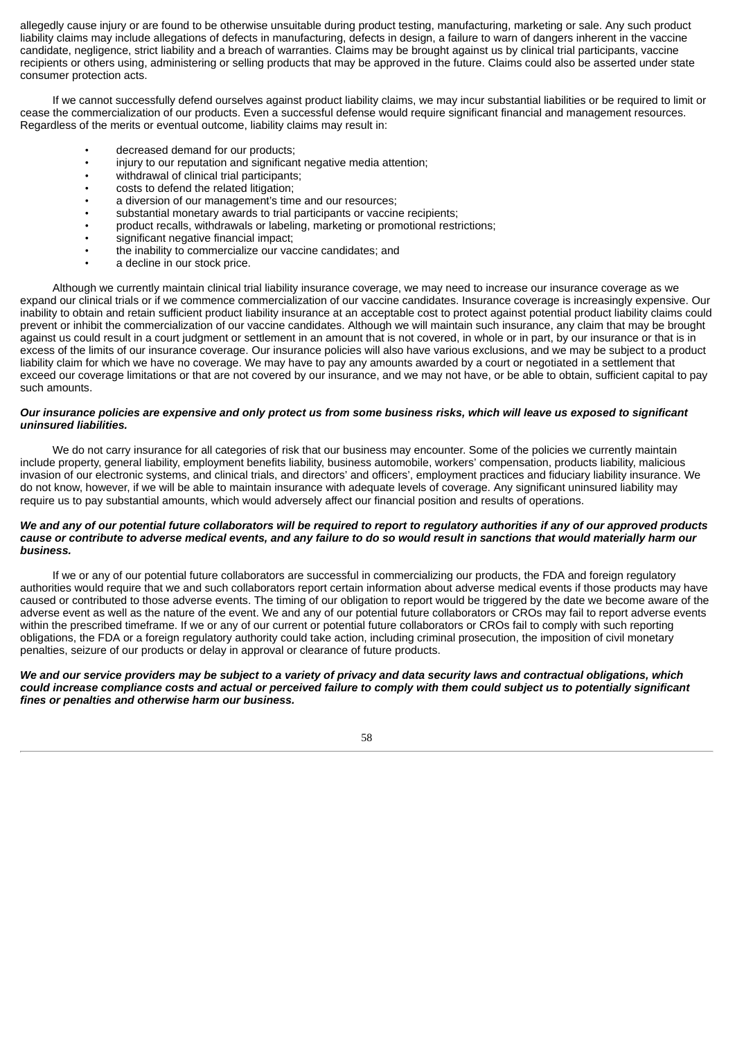allegedly cause injury or are found to be otherwise unsuitable during product testing, manufacturing, marketing or sale. Any such product liability claims may include allegations of defects in manufacturing, defects in design, a failure to warn of dangers inherent in the vaccine candidate, negligence, strict liability and a breach of warranties. Claims may be brought against us by clinical trial participants, vaccine recipients or others using, administering or selling products that may be approved in the future. Claims could also be asserted under state consumer protection acts.

If we cannot successfully defend ourselves against product liability claims, we may incur substantial liabilities or be required to limit or cease the commercialization of our products. Even a successful defense would require significant financial and management resources. Regardless of the merits or eventual outcome, liability claims may result in:

- decreased demand for our products;
- injury to our reputation and significant negative media attention;
- withdrawal of clinical trial participants;
- costs to defend the related litigation;
- a diversion of our management's time and our resources;
- substantial monetary awards to trial participants or vaccine recipients;
- product recalls, withdrawals or labeling, marketing or promotional restrictions;
- significant negative financial impact;
- the inability to commercialize our vaccine candidates; and
- a decline in our stock price.

Although we currently maintain clinical trial liability insurance coverage, we may need to increase our insurance coverage as we expand our clinical trials or if we commence commercialization of our vaccine candidates. Insurance coverage is increasingly expensive. Our inability to obtain and retain sufficient product liability insurance at an acceptable cost to protect against potential product liability claims could prevent or inhibit the commercialization of our vaccine candidates. Although we will maintain such insurance, any claim that may be brought against us could result in a court judgment or settlement in an amount that is not covered, in whole or in part, by our insurance or that is in excess of the limits of our insurance coverage. Our insurance policies will also have various exclusions, and we may be subject to a product liability claim for which we have no coverage. We may have to pay any amounts awarded by a court or negotiated in a settlement that exceed our coverage limitations or that are not covered by our insurance, and we may not have, or be able to obtain, sufficient capital to pay such amounts.

***Our insurance policies are expensive and only protect us from some business risks, which will leave us exposed to significant uninsured liabilities.***

We do not carry insurance for all categories of risk that our business may encounter. Some of the policies we currently maintain include property, general liability, employment benefits liability, business automobile, workers' compensation, products liability, malicious invasion of our electronic systems, and clinical trials, and directors' and officers', employment practices and fiduciary liability insurance. We do not know, however, if we will be able to maintain insurance with adequate levels of coverage. Any significant uninsured liability may require us to pay substantial amounts, which would adversely affect our financial position and results of operations.

***We and any of our potential future collaborators will be required to report to regulatory authorities if any of our approved products cause or contribute to adverse medical events, and any failure to do so would result in sanctions that would materially harm our business.***

If we or any of our potential future collaborators are successful in commercializing our products, the FDA and foreign regulatory authorities would require that we and such collaborators report certain information about adverse medical events if those products may have caused or contributed to those adverse events. The timing of our obligation to report would be triggered by the date we become aware of the adverse event as well as the nature of the event. We and any of our potential future collaborators or CROs may fail to report adverse events within the prescribed timeframe. If we or any of our current or potential future collaborators or CROs fail to comply with such reporting obligations, the FDA or a foreign regulatory authority could take action, including criminal prosecution, the imposition of civil monetary penalties, seizure of our products or delay in approval or clearance of future products.

***We and our service providers may be subject to a variety of privacy and data security laws and contractual obligations, which could increase compliance costs and actual or perceived failure to comply with them could subject us to potentially significant fines or penalties and otherwise harm our business.***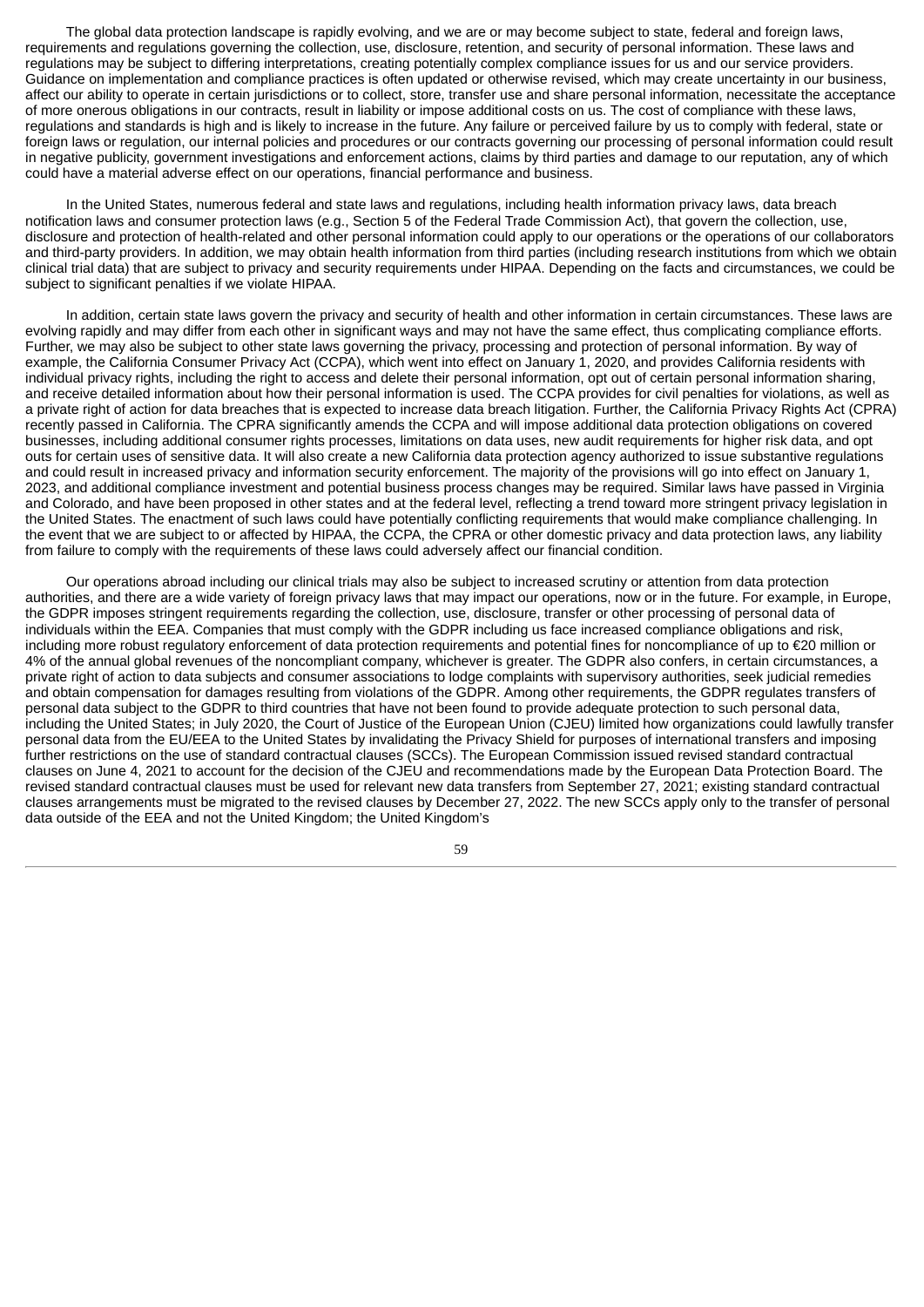The global data protection landscape is rapidly evolving, and we are or may become subject to state, federal and foreign laws, requirements and regulations governing the collection, use, disclosure, retention, and security of personal information. These laws and regulations may be subject to differing interpretations, creating potentially complex compliance issues for us and our service providers. Guidance on implementation and compliance practices is often updated or otherwise revised, which may create uncertainty in our business, affect our ability to operate in certain jurisdictions or to collect, store, transfer use and share personal information, necessitate the acceptance of more onerous obligations in our contracts, result in liability or impose additional costs on us. The cost of compliance with these laws, regulations and standards is high and is likely to increase in the future. Any failure or perceived failure by us to comply with federal, state or foreign laws or regulation, our internal policies and procedures or our contracts governing our processing of personal information could result in negative publicity, government investigations and enforcement actions, claims by third parties and damage to our reputation, any of which could have a material adverse effect on our operations, financial performance and business.

In the United States, numerous federal and state laws and regulations, including health information privacy laws, data breach notification laws and consumer protection laws (e.g., Section 5 of the Federal Trade Commission Act), that govern the collection, use, disclosure and protection of health-related and other personal information could apply to our operations or the operations of our collaborators and third-party providers. In addition, we may obtain health information from third parties (including research institutions from which we obtain clinical trial data) that are subject to privacy and security requirements under HIPAA. Depending on the facts and circumstances, we could be subject to significant penalties if we violate HIPAA.

In addition, certain state laws govern the privacy and security of health and other information in certain circumstances. These laws are evolving rapidly and may differ from each other in significant ways and may not have the same effect, thus complicating compliance efforts. Further, we may also be subject to other state laws governing the privacy, processing and protection of personal information. By way of example, the California Consumer Privacy Act (CCPA), which went into effect on January 1, 2020, and provides California residents with individual privacy rights, including the right to access and delete their personal information, opt out of certain personal information sharing, and receive detailed information about how their personal information is used. The CCPA provides for civil penalties for violations, as well as a private right of action for data breaches that is expected to increase data breach litigation. Further, the California Privacy Rights Act (CPRA) recently passed in California. The CPRA significantly amends the CCPA and will impose additional data protection obligations on covered businesses, including additional consumer rights processes, limitations on data uses, new audit requirements for higher risk data, and opt outs for certain uses of sensitive data. It will also create a new California data protection agency authorized to issue substantive regulations and could result in increased privacy and information security enforcement. The majority of the provisions will go into effect on January 1, 2023, and additional compliance investment and potential business process changes may be required. Similar laws have passed in Virginia and Colorado, and have been proposed in other states and at the federal level, reflecting a trend toward more stringent privacy legislation in the United States. The enactment of such laws could have potentially conflicting requirements that would make compliance challenging. In the event that we are subject to or affected by HIPAA, the CCPA, the CPRA or other domestic privacy and data protection laws, any liability from failure to comply with the requirements of these laws could adversely affect our financial condition.

Our operations abroad including our clinical trials may also be subject to increased scrutiny or attention from data protection authorities, and there are a wide variety of foreign privacy laws that may impact our operations, now or in the future. For example, in Europe, the GDPR imposes stringent requirements regarding the collection, use, disclosure, transfer or other processing of personal data of individuals within the EEA. Companies that must comply with the GDPR including us face increased compliance obligations and risk, including more robust regulatory enforcement of data protection requirements and potential fines for noncompliance of up to €20 million or 4% of the annual global revenues of the noncompliant company, whichever is greater. The GDPR also confers, in certain circumstances, a private right of action to data subjects and consumer associations to lodge complaints with supervisory authorities, seek judicial remedies and obtain compensation for damages resulting from violations of the GDPR. Among other requirements, the GDPR regulates transfers of personal data subject to the GDPR to third countries that have not been found to provide adequate protection to such personal data, including the United States; in July 2020, the Court of Justice of the European Union (CJEU) limited how organizations could lawfully transfer personal data from the EU/EEA to the United States by invalidating the Privacy Shield for purposes of international transfers and imposing further restrictions on the use of standard contractual clauses (SCCs). The European Commission issued revised standard contractual clauses on June 4, 2021 to account for the decision of the CJEU and recommendations made by the European Data Protection Board. The revised standard contractual clauses must be used for relevant new data transfers from September 27, 2021; existing standard contractual clauses arrangements must be migrated to the revised clauses by December 27, 2022. The new SCCs apply only to the transfer of personal data outside of the EEA and not the United Kingdom; the United Kingdom's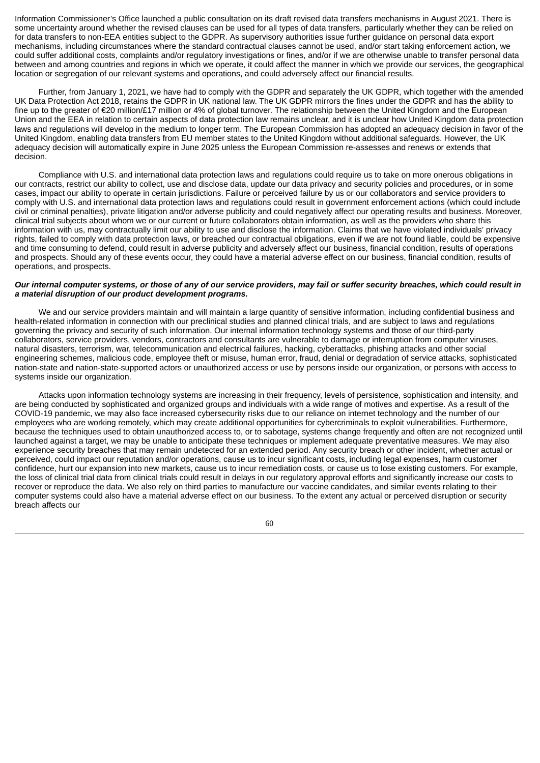Information Commissioner's Office launched a public consultation on its draft revised data transfers mechanisms in August 2021. There is some uncertainty around whether the revised clauses can be used for all types of data transfers, particularly whether they can be relied on for data transfers to non-EEA entities subject to the GDPR. As supervisory authorities issue further guidance on personal data export mechanisms, including circumstances where the standard contractual clauses cannot be used, and/or start taking enforcement action, we could suffer additional costs, complaints and/or regulatory investigations or fines, and/or if we are otherwise unable to transfer personal data between and among countries and regions in which we operate, it could affect the manner in which we provide our services, the geographical location or segregation of our relevant systems and operations, and could adversely affect our financial results.

Further, from January 1, 2021, we have had to comply with the GDPR and separately the UK GDPR, which together with the amended UK Data Protection Act 2018, retains the GDPR in UK national law. The UK GDPR mirrors the fines under the GDPR and has the ability to fine up to the greater of €20 million/£17 million or 4% of global turnover. The relationship between the United Kingdom and the European Union and the EEA in relation to certain aspects of data protection law remains unclear, and it is unclear how United Kingdom data protection laws and regulations will develop in the medium to longer term. The European Commission has adopted an adequacy decision in favor of the United Kingdom, enabling data transfers from EU member states to the United Kingdom without additional safeguards. However, the UK adequacy decision will automatically expire in June 2025 unless the European Commission re-assesses and renews or extends that decision.

Compliance with U.S. and international data protection laws and regulations could require us to take on more onerous obligations in our contracts, restrict our ability to collect, use and disclose data, update our data privacy and security policies and procedures, or in some cases, impact our ability to operate in certain jurisdictions. Failure or perceived failure by us or our collaborators and service providers to comply with U.S. and international data protection laws and regulations could result in government enforcement actions (which could include civil or criminal penalties), private litigation and/or adverse publicity and could negatively affect our operating results and business. Moreover, clinical trial subjects about whom we or our current or future collaborators obtain information, as well as the providers who share this information with us, may contractually limit our ability to use and disclose the information. Claims that we have violated individuals' privacy rights, failed to comply with data protection laws, or breached our contractual obligations, even if we are not found liable, could be expensive and time consuming to defend, could result in adverse publicity and adversely affect our business, financial condition, results of operations and prospects. Should any of these events occur, they could have a material adverse effect on our business, financial condition, results of operations, and prospects.

***Our internal computer systems, or those of any of our service providers, may fail or suffer security breaches, which could result in a material disruption of our product development programs.***

We and our service providers maintain and will maintain a large quantity of sensitive information, including confidential business and health-related information in connection with our preclinical studies and planned clinical trials, and are subject to laws and regulations governing the privacy and security of such information. Our internal information technology systems and those of our third-party collaborators, service providers, vendors, contractors and consultants are vulnerable to damage or interruption from computer viruses, natural disasters, terrorism, war, telecommunication and electrical failures, hacking, cyberattacks, phishing attacks and other social engineering schemes, malicious code, employee theft or misuse, human error, fraud, denial or degradation of service attacks, sophisticated nation-state and nation-state-supported actors or unauthorized access or use by persons inside our organization, or persons with access to systems inside our organization.

Attacks upon information technology systems are increasing in their frequency, levels of persistence, sophistication and intensity, and are being conducted by sophisticated and organized groups and individuals with a wide range of motives and expertise. As a result of the COVID-19 pandemic, we may also face increased cybersecurity risks due to our reliance on internet technology and the number of our employees who are working remotely, which may create additional opportunities for cybercriminals to exploit vulnerabilities. Furthermore, because the techniques used to obtain unauthorized access to, or to sabotage, systems change frequently and often are not recognized until launched against a target, we may be unable to anticipate these techniques or implement adequate preventative measures. We may also experience security breaches that may remain undetected for an extended period. Any security breach or other incident, whether actual or perceived, could impact our reputation and/or operations, cause us to incur significant costs, including legal expenses, harm customer confidence, hurt our expansion into new markets, cause us to incur remediation costs, or cause us to lose existing customers. For example, the loss of clinical trial data from clinical trials could result in delays in our regulatory approval efforts and significantly increase our costs to recover or reproduce the data. We also rely on third parties to manufacture our vaccine candidates, and similar events relating to their computer systems could also have a material adverse effect on our business. To the extent any actual or perceived disruption or security breach affects our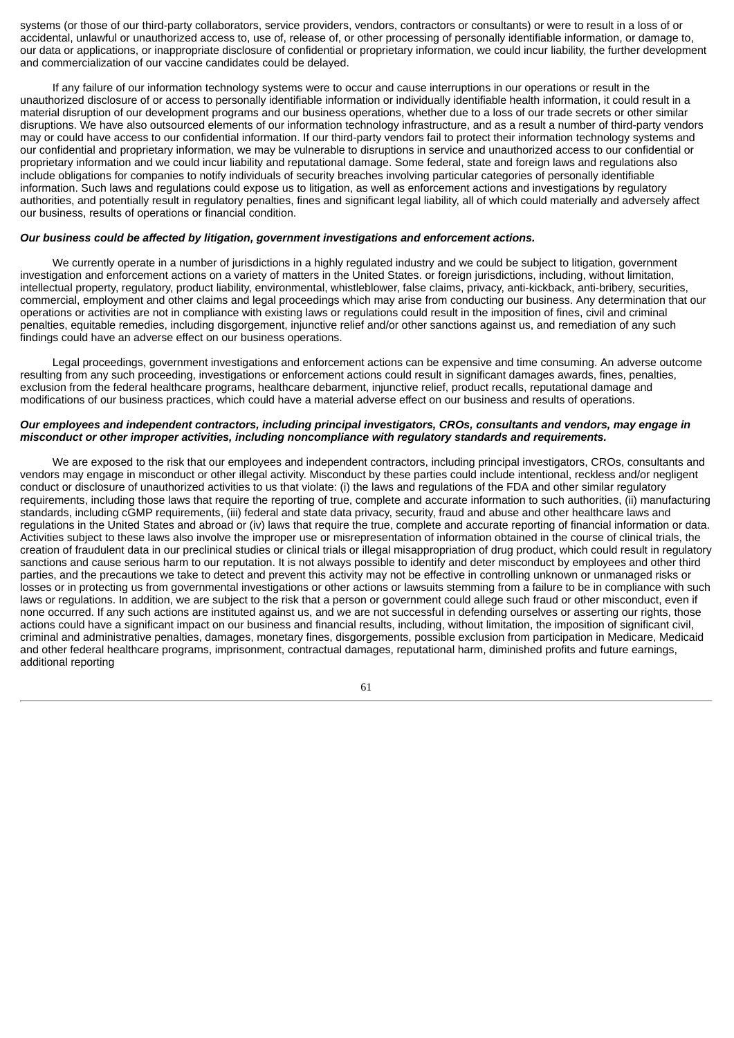systems (or those of our third-party collaborators, service providers, vendors, contractors or consultants) or were to result in a loss of or accidental, unlawful or unauthorized access to, use of, release of, or other processing of personally identifiable information, or damage to, our data or applications, or inappropriate disclosure of confidential or proprietary information, we could incur liability, the further development and commercialization of our vaccine candidates could be delayed.

If any failure of our information technology systems were to occur and cause interruptions in our operations or result in the unauthorized disclosure of or access to personally identifiable information or individually identifiable health information, it could result in a material disruption of our development programs and our business operations, whether due to a loss of our trade secrets or other similar disruptions. We have also outsourced elements of our information technology infrastructure, and as a result a number of third-party vendors may or could have access to our confidential information. If our third-party vendors fail to protect their information technology systems and our confidential and proprietary information, we may be vulnerable to disruptions in service and unauthorized access to our confidential or proprietary information and we could incur liability and reputational damage. Some federal, state and foreign laws and regulations also include obligations for companies to notify individuals of security breaches involving particular categories of personally identifiable information. Such laws and regulations could expose us to litigation, as well as enforcement actions and investigations by regulatory authorities, and potentially result in regulatory penalties, fines and significant legal liability, all of which could materially and adversely affect our business, results of operations or financial condition.

***Our business could be affected by litigation, government investigations and enforcement actions.***

We currently operate in a number of jurisdictions in a highly regulated industry and we could be subject to litigation, government investigation and enforcement actions on a variety of matters in the United States. or foreign jurisdictions, including, without limitation, intellectual property, regulatory, product liability, environmental, whistleblower, false claims, privacy, anti-kickback, anti-bribery, securities, commercial, employment and other claims and legal proceedings which may arise from conducting our business. Any determination that our operations or activities are not in compliance with existing laws or regulations could result in the imposition of fines, civil and criminal penalties, equitable remedies, including disgorgement, injunctive relief and/or other sanctions against us, and remediation of any such findings could have an adverse effect on our business operations.

Legal proceedings, government investigations and enforcement actions can be expensive and time consuming. An adverse outcome resulting from any such proceeding, investigations or enforcement actions could result in significant damages awards, fines, penalties, exclusion from the federal healthcare programs, healthcare debarment, injunctive relief, product recalls, reputational damage and modifications of our business practices, which could have a material adverse effect on our business and results of operations.

***Our employees and independent contractors, including principal investigators, CROs, consultants and vendors, may engage in misconduct or other improper activities, including noncompliance with regulatory standards and requirements.***

We are exposed to the risk that our employees and independent contractors, including principal investigators, CROs, consultants and vendors may engage in misconduct or other illegal activity. Misconduct by these parties could include intentional, reckless and/or negligent conduct or disclosure of unauthorized activities to us that violate: (i) the laws and regulations of the FDA and other similar regulatory requirements, including those laws that require the reporting of true, complete and accurate information to such authorities, (ii) manufacturing standards, including cGMP requirements, (iii) federal and state data privacy, security, fraud and abuse and other healthcare laws and regulations in the United States and abroad or (iv) laws that require the true, complete and accurate reporting of financial information or data. Activities subject to these laws also involve the improper use or misrepresentation of information obtained in the course of clinical trials, the creation of fraudulent data in our preclinical studies or clinical trials or illegal misappropriation of drug product, which could result in regulatory sanctions and cause serious harm to our reputation. It is not always possible to identify and deter misconduct by employees and other third parties, and the precautions we take to detect and prevent this activity may not be effective in controlling unknown or unmanaged risks or losses or in protecting us from governmental investigations or other actions or lawsuits stemming from a failure to be in compliance with such laws or regulations. In addition, we are subject to the risk that a person or government could allege such fraud or other misconduct, even if none occurred. If any such actions are instituted against us, and we are not successful in defending ourselves or asserting our rights, those actions could have a significant impact on our business and financial results, including, without limitation, the imposition of significant civil, criminal and administrative penalties, damages, monetary fines, disgorgements, possible exclusion from participation in Medicare, Medicaid and other federal healthcare programs, imprisonment, contractual damages, reputational harm, diminished profits and future earnings, additional reporting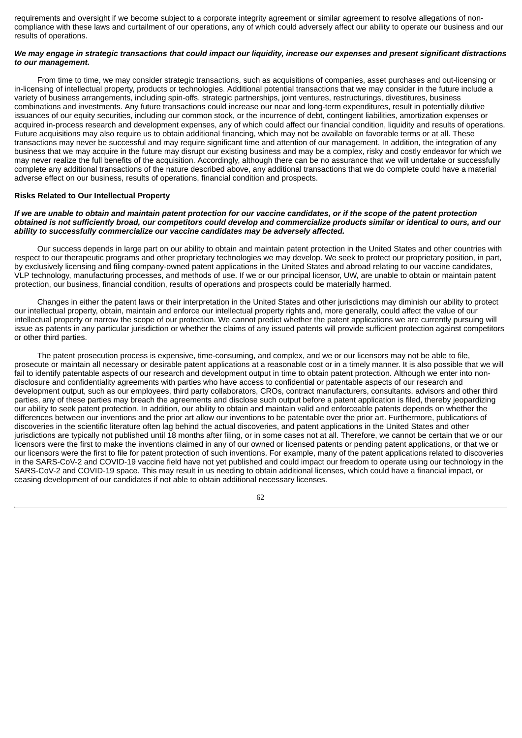requirements and oversight if we become subject to a corporate integrity agreement or similar agreement to resolve allegations of non-compliance with these laws and curtailment of our operations, any of which could adversely affect our ability to operate our business and our results of operations.

***We may engage in strategic transactions that could impact our liquidity, increase our expenses and present significant distractions to our management.***

From time to time, we may consider strategic transactions, such as acquisitions of companies, asset purchases and out-licensing or in-licensing of intellectual property, products or technologies. Additional potential transactions that we may consider in the future include a variety of business arrangements, including spin-offs, strategic partnerships, joint ventures, restructurings, divestitures, business combinations and investments. Any future transactions could increase our near and long-term expenditures, result in potentially dilutive issuances of our equity securities, including our common stock, or the incurrence of debt, contingent liabilities, amortization expenses or acquired in-process research and development expenses, any of which could affect our financial condition, liquidity and results of operations. Future acquisitions may also require us to obtain additional financing, which may not be available on favorable terms or at all. These transactions may never be successful and may require significant time and attention of our management. In addition, the integration of any business that we may acquire in the future may disrupt our existing business and may be a complex, risky and costly endeavor for which we may never realize the full benefits of the acquisition. Accordingly, although there can be no assurance that we will undertake or successfully complete any additional transactions of the nature described above, any additional transactions that we do complete could have a material adverse effect on our business, results of operations, financial condition and prospects.

**Risks Related to Our Intellectual Property**

***If we are unable to obtain and maintain patent protection for our vaccine candidates, or if the scope of the patent protection obtained is not sufficiently broad, our competitors could develop and commercialize products similar or identical to ours, and our ability to successfully commercialize our vaccine candidates may be adversely affected.***

Our success depends in large part on our ability to obtain and maintain patent protection in the United States and other countries with respect to our therapeutic programs and other proprietary technologies we may develop. We seek to protect our proprietary position, in part, by exclusively licensing and filing company-owned patent applications in the United States and abroad relating to our vaccine candidates, VLP technology, manufacturing processes, and methods of use. If we or our principal licensor, UW, are unable to obtain or maintain patent protection, our business, financial condition, results of operations and prospects could be materially harmed.

Changes in either the patent laws or their interpretation in the United States and other jurisdictions may diminish our ability to protect our intellectual property, obtain, maintain and enforce our intellectual property rights and, more generally, could affect the value of our intellectual property or narrow the scope of our protection. We cannot predict whether the patent applications we are currently pursuing will issue as patents in any particular jurisdiction or whether the claims of any issued patents will provide sufficient protection against competitors or other third parties.

The patent prosecution process is expensive, time-consuming, and complex, and we or our licensors may not be able to file, prosecute or maintain all necessary or desirable patent applications at a reasonable cost or in a timely manner. It is also possible that we will fail to identify patentable aspects of our research and development output in time to obtain patent protection. Although we enter into non-disclosure and confidentiality agreements with parties who have access to confidential or patentable aspects of our research and development output, such as our employees, third party collaborators, CROs, contract manufacturers, consultants, advisors and other third parties, any of these parties may breach the agreements and disclose such output before a patent application is filed, thereby jeopardizing our ability to seek patent protection. In addition, our ability to obtain and maintain valid and enforceable patents depends on whether the differences between our inventions and the prior art allow our inventions to be patentable over the prior art. Furthermore, publications of discoveries in the scientific literature often lag behind the actual discoveries, and patent applications in the United States and other jurisdictions are typically not published until 18 months after filing, or in some cases not at all. Therefore, we cannot be certain that we or our licensors were the first to make the inventions claimed in any of our owned or licensed patents or pending patent applications, or that we or our licensors were the first to file for patent protection of such inventions. For example, many of the patent applications related to discoveries in the SARS-CoV-2 and COVID-19 vaccine field have not yet published and could impact our freedom to operate using our technology in the SARS-CoV-2 and COVID-19 space. This may result in us needing to obtain additional licenses, which could have a financial impact, or ceasing development of our candidates if not able to obtain additional necessary licenses.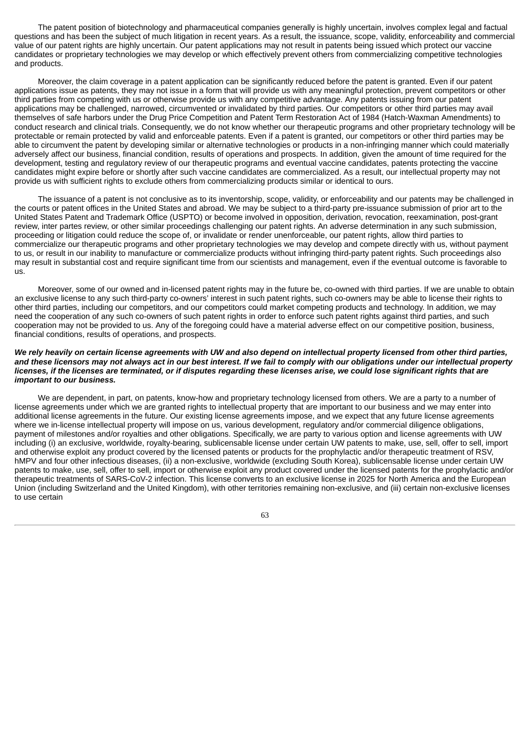The patent position of biotechnology and pharmaceutical companies generally is highly uncertain, involves complex legal and factual questions and has been the subject of much litigation in recent years. As a result, the issuance, scope, validity, enforceability and commercial value of our patent rights are highly uncertain. Our patent applications may not result in patents being issued which protect our vaccine candidates or proprietary technologies we may develop or which effectively prevent others from commercializing competitive technologies and products.

Moreover, the claim coverage in a patent application can be significantly reduced before the patent is granted. Even if our patent applications issue as patents, they may not issue in a form that will provide us with any meaningful protection, prevent competitors or other third parties from competing with us or otherwise provide us with any competitive advantage. Any patents issuing from our patent applications may be challenged, narrowed, circumvented or invalidated by third parties. Our competitors or other third parties may avail themselves of safe harbors under the Drug Price Competition and Patent Term Restoration Act of 1984 (Hatch-Waxman Amendments) to conduct research and clinical trials. Consequently, we do not know whether our therapeutic programs and other proprietary technology will be protectable or remain protected by valid and enforceable patents. Even if a patent is granted, our competitors or other third parties may be able to circumvent the patent by developing similar or alternative technologies or products in a non-infringing manner which could materially adversely affect our business, financial condition, results of operations and prospects. In addition, given the amount of time required for the development, testing and regulatory review of our therapeutic programs and eventual vaccine candidates, patents protecting the vaccine candidates might expire before or shortly after such vaccine candidates are commercialized. As a result, our intellectual property may not provide us with sufficient rights to exclude others from commercializing products similar or identical to ours.

The issuance of a patent is not conclusive as to its inventorship, scope, validity, or enforceability and our patents may be challenged in the courts or patent offices in the United States and abroad. We may be subject to a third-party pre-issuance submission of prior art to the United States Patent and Trademark Office (USPTO) or become involved in opposition, derivation, revocation, reexamination, post-grant review, inter partes review, or other similar proceedings challenging our patent rights. An adverse determination in any such submission, proceeding or litigation could reduce the scope of, or invalidate or render unenforceable, our patent rights, allow third parties to commercialize our therapeutic programs and other proprietary technologies we may develop and compete directly with us, without payment to us, or result in our inability to manufacture or commercialize products without infringing third-party patent rights. Such proceedings also may result in substantial cost and require significant time from our scientists and management, even if the eventual outcome is favorable to us.

Moreover, some of our owned and in-licensed patent rights may in the future be, co-owned with third parties. If we are unable to obtain an exclusive license to any such third-party co-owners' interest in such patent rights, such co-owners may be able to license their rights to other third parties, including our competitors, and our competitors could market competing products and technology. In addition, we may need the cooperation of any such co-owners of such patent rights in order to enforce such patent rights against third parties, and such cooperation may not be provided to us. Any of the foregoing could have a material adverse effect on our competitive position, business, financial conditions, results of operations, and prospects.

***We rely heavily on certain license agreements with UW and also depend on intellectual property licensed from other third parties, and these licensors may not always act in our best interest. If we fail to comply with our obligations under our intellectual property licenses, if the licenses are terminated, or if disputes regarding these licenses arise, we could lose significant rights that are important to our business.***

We are dependent, in part, on patents, know-how and proprietary technology licensed from others. We are a party to a number of license agreements under which we are granted rights to intellectual property that are important to our business and we may enter into additional license agreements in the future. Our existing license agreements impose, and we expect that any future license agreements where we in-license intellectual property will impose on us, various development, regulatory and/or commercial diligence obligations, payment of milestones and/or royalties and other obligations. Specifically, we are party to various option and license agreements with UW including (i) an exclusive, worldwide, royalty-bearing, sublicensable license under certain UW patents to make, use, sell, offer to sell, import and otherwise exploit any product covered by the licensed patents or products for the prophylactic and/or therapeutic treatment of RSV, hMPV and four other infectious diseases, (ii) a non-exclusive, worldwide (excluding South Korea), sublicensable license under certain UW patents to make, use, sell, offer to sell, import or otherwise exploit any product covered under the licensed patents for the prophylactic and/or therapeutic treatments of SARS-CoV-2 infection. This license converts to an exclusive license in 2025 for North America and the European Union (including Switzerland and the United Kingdom), with other territories remaining non-exclusive, and (iii) certain non-exclusive licenses to use certain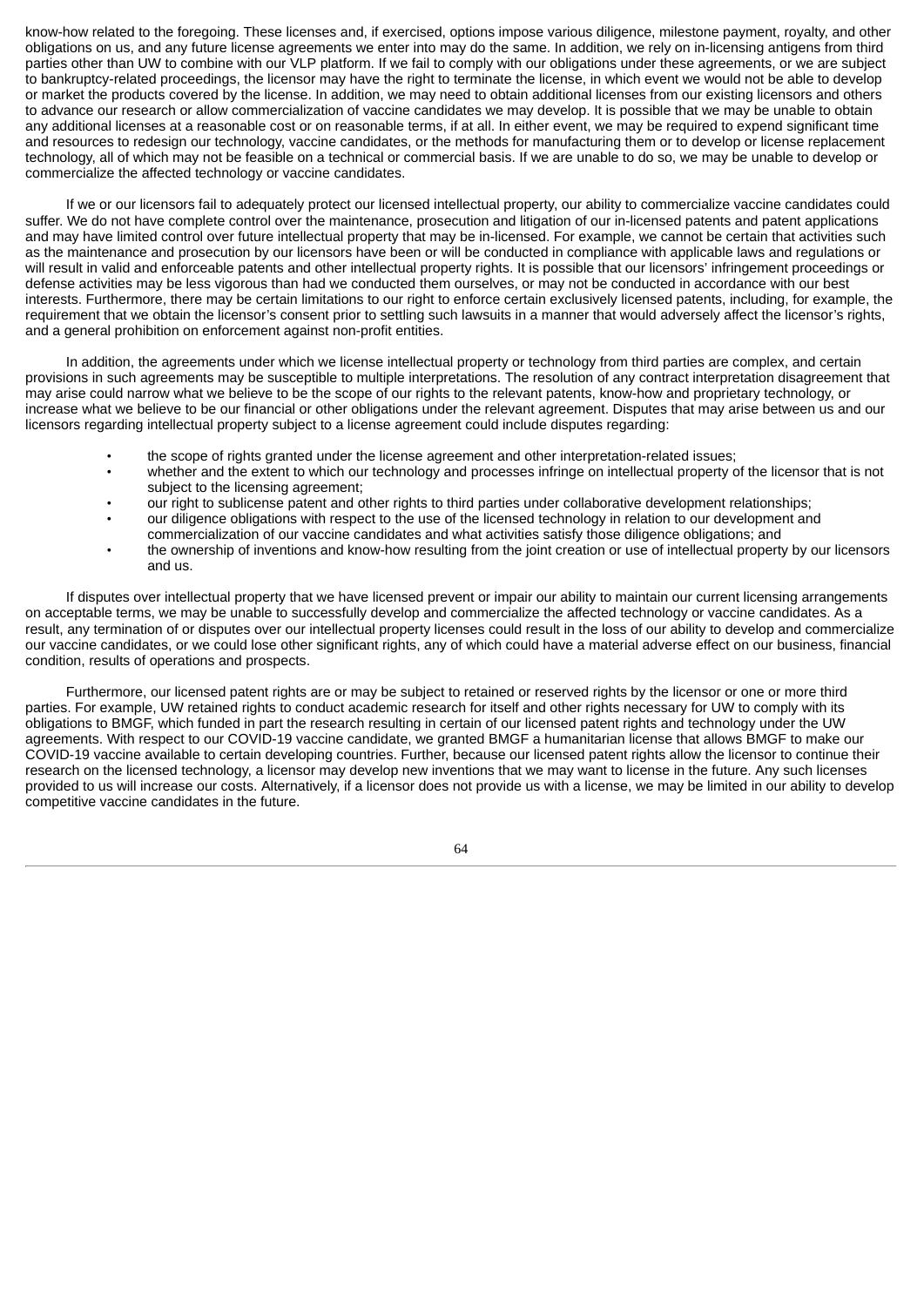know-how related to the foregoing. These licenses and, if exercised, options impose various diligence, milestone payment, royalty, and other obligations on us, and any future license agreements we enter into may do the same. In addition, we rely on in-licensing antigens from third parties other than UW to combine with our VLP platform. If we fail to comply with our obligations under these agreements, or we are subject to bankruptcy-related proceedings, the licensor may have the right to terminate the license, in which event we would not be able to develop or market the products covered by the license. In addition, we may need to obtain additional licenses from our existing licensors and others to advance our research or allow commercialization of vaccine candidates we may develop. It is possible that we may be unable to obtain any additional licenses at a reasonable cost or on reasonable terms, if at all. In either event, we may be required to expend significant time and resources to redesign our technology, vaccine candidates, or the methods for manufacturing them or to develop or license replacement technology, all of which may not be feasible on a technical or commercial basis. If we are unable to do so, we may be unable to develop or commercialize the affected technology or vaccine candidates.

If we or our licensors fail to adequately protect our licensed intellectual property, our ability to commercialize vaccine candidates could suffer. We do not have complete control over the maintenance, prosecution and litigation of our in-licensed patents and patent applications and may have limited control over future intellectual property that may be in-licensed. For example, we cannot be certain that activities such as the maintenance and prosecution by our licensors have been or will be conducted in compliance with applicable laws and regulations or will result in valid and enforceable patents and other intellectual property rights. It is possible that our licensors' infringement proceedings or defense activities may be less vigorous than had we conducted them ourselves, or may not be conducted in accordance with our best interests. Furthermore, there may be certain limitations to our right to enforce certain exclusively licensed patents, including, for example, the requirement that we obtain the licensor's consent prior to settling such lawsuits in a manner that would adversely affect the licensor's rights, and a general prohibition on enforcement against non-profit entities.

In addition, the agreements under which we license intellectual property or technology from third parties are complex, and certain provisions in such agreements may be susceptible to multiple interpretations. The resolution of any contract interpretation disagreement that may arise could narrow what we believe to be the scope of our rights to the relevant patents, know-how and proprietary technology, or increase what we believe to be our financial or other obligations under the relevant agreement. Disputes that may arise between us and our licensors regarding intellectual property subject to a license agreement could include disputes regarding:

- the scope of rights granted under the license agreement and other interpretation-related issues;
- whether and the extent to which our technology and processes infringe on intellectual property of the licensor that is not subject to the licensing agreement;
- our right to sublicense patent and other rights to third parties under collaborative development relationships;
- our diligence obligations with respect to the use of the licensed technology in relation to our development and commercialization of our vaccine candidates and what activities satisfy those diligence obligations; and
- the ownership of inventions and know-how resulting from the joint creation or use of intellectual property by our licensors and us.

If disputes over intellectual property that we have licensed prevent or impair our ability to maintain our current licensing arrangements on acceptable terms, we may be unable to successfully develop and commercialize the affected technology or vaccine candidates. As a result, any termination of or disputes over our intellectual property licenses could result in the loss of our ability to develop and commercialize our vaccine candidates, or we could lose other significant rights, any of which could have a material adverse effect on our business, financial condition, results of operations and prospects.

Furthermore, our licensed patent rights are or may be subject to retained or reserved rights by the licensor or one or more third parties. For example, UW retained rights to conduct academic research for itself and other rights necessary for UW to comply with its obligations to BMGF, which funded in part the research resulting in certain of our licensed patent rights and technology under the UW agreements. With respect to our COVID-19 vaccine candidate, we granted BMGF a humanitarian license that allows BMGF to make our COVID-19 vaccine available to certain developing countries. Further, because our licensed patent rights allow the licensor to continue their research on the licensed technology, a licensor may develop new inventions that we may want to license in the future. Any such licenses provided to us will increase our costs. Alternatively, if a licensor does not provide us with a license, we may be limited in our ability to develop competitive vaccine candidates in the future.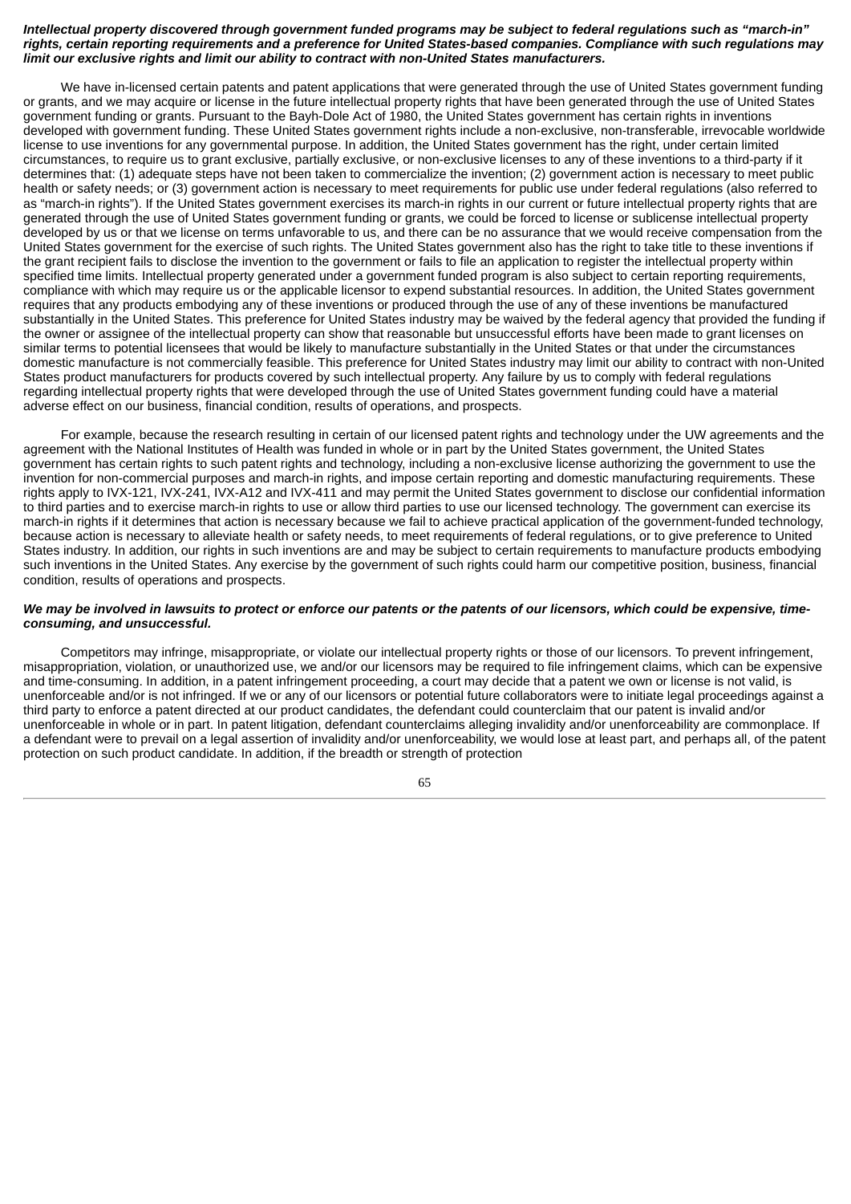***Intellectual property discovered through government funded programs may be subject to federal regulations such as "march-in" rights, certain reporting requirements and a preference for United States-based companies. Compliance with such regulations may limit our exclusive rights and limit our ability to contract with non-United States manufacturers.***

We have in-licensed certain patents and patent applications that were generated through the use of United States government funding or grants, and we may acquire or license in the future intellectual property rights that have been generated through the use of United States government funding or grants. Pursuant to the Bayh-Dole Act of 1980, the United States government has certain rights in inventions developed with government funding. These United States government rights include a non-exclusive, non-transferable, irrevocable worldwide license to use inventions for any governmental purpose. In addition, the United States government has the right, under certain limited circumstances, to require us to grant exclusive, partially exclusive, or non-exclusive licenses to any of these inventions to a third-party if it determines that: (1) adequate steps have not been taken to commercialize the invention; (2) government action is necessary to meet public health or safety needs; or (3) government action is necessary to meet requirements for public use under federal regulations (also referred to as "march-in rights"). If the United States government exercises its march-in rights in our current or future intellectual property rights that are generated through the use of United States government funding or grants, we could be forced to license or sublicense intellectual property developed by us or that we license on terms unfavorable to us, and there can be no assurance that we would receive compensation from the United States government for the exercise of such rights. The United States government also has the right to take title to these inventions if the grant recipient fails to disclose the invention to the government or fails to file an application to register the intellectual property within specified time limits. Intellectual property generated under a government funded program is also subject to certain reporting requirements, compliance with which may require us or the applicable licensor to expend substantial resources. In addition, the United States government requires that any products embodying any of these inventions or produced through the use of any of these inventions be manufactured substantially in the United States. This preference for United States industry may be waived by the federal agency that provided the funding if the owner or assignee of the intellectual property can show that reasonable but unsuccessful efforts have been made to grant licenses on similar terms to potential licensees that would be likely to manufacture substantially in the United States or that under the circumstances domestic manufacture is not commercially feasible. This preference for United States industry may limit our ability to contract with non-United States product manufacturers for products covered by such intellectual property. Any failure by us to comply with federal regulations regarding intellectual property rights that were developed through the use of United States government funding could have a material adverse effect on our business, financial condition, results of operations, and prospects.

For example, because the research resulting in certain of our licensed patent rights and technology under the UW agreements and the agreement with the National Institutes of Health was funded in whole or in part by the United States government, the United States government has certain rights to such patent rights and technology, including a non-exclusive license authorizing the government to use the invention for non-commercial purposes and march-in rights, and impose certain reporting and domestic manufacturing requirements. These rights apply to IVX-121, IVX-241, IVX-A12 and IVX-411 and may permit the United States government to disclose our confidential information to third parties and to exercise march-in rights to use or allow third parties to use our licensed technology. The government can exercise its march-in rights if it determines that action is necessary because we fail to achieve practical application of the government-funded technology, because action is necessary to alleviate health or safety needs, to meet requirements of federal regulations, or to give preference to United States industry. In addition, our rights in such inventions are and may be subject to certain requirements to manufacture products embodying such inventions in the United States. Any exercise by the government of such rights could harm our competitive position, business, financial condition, results of operations and prospects.

***We may be involved in lawsuits to protect or enforce our patents or the patents of our licensors, which could be expensive, time-consuming, and unsuccessful.***

Competitors may infringe, misappropriate, or violate our intellectual property rights or those of our licensors. To prevent infringement, misappropriation, violation, or unauthorized use, we and/or our licensors may be required to file infringement claims, which can be expensive and time-consuming. In addition, in a patent infringement proceeding, a court may decide that a patent we own or license is not valid, is unenforceable and/or is not infringed. If we or any of our licensors or potential future collaborators were to initiate legal proceedings against a third party to enforce a patent directed at our product candidates, the defendant could counterclaim that our patent is invalid and/or unenforceable in whole or in part. In patent litigation, defendant counterclaims alleging invalidity and/or unenforceability are commonplace. If a defendant were to prevail on a legal assertion of invalidity and/or unenforceability, we would lose at least part, and perhaps all, of the patent protection on such product candidate. In addition, if the breadth or strength of protection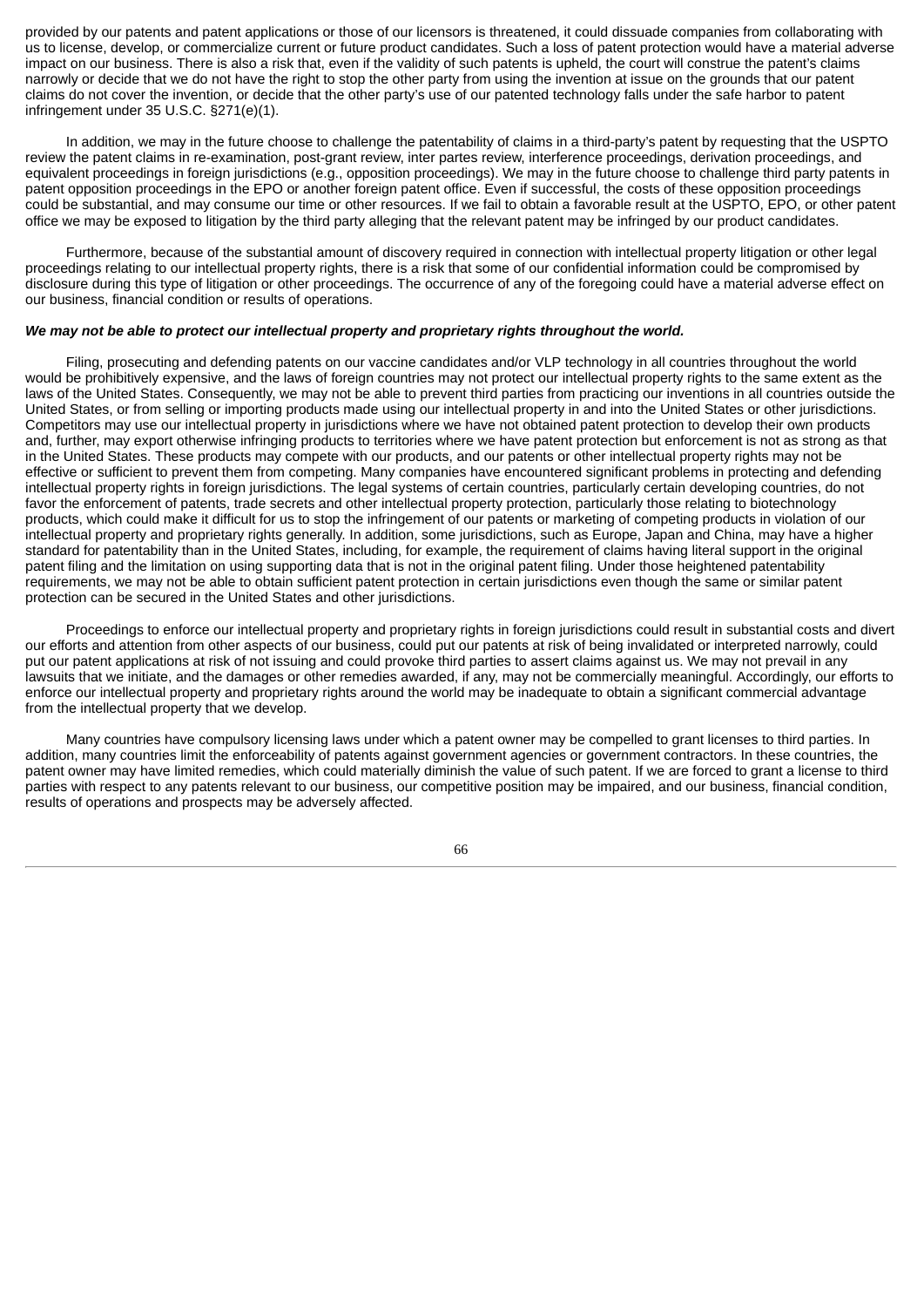provided by our patents and patent applications or those of our licensors is threatened, it could dissuade companies from collaborating with us to license, develop, or commercialize current or future product candidates. Such a loss of patent protection would have a material adverse impact on our business. There is also a risk that, even if the validity of such patents is upheld, the court will construe the patent's claims narrowly or decide that we do not have the right to stop the other party from using the invention at issue on the grounds that our patent claims do not cover the invention, or decide that the other party's use of our patented technology falls under the safe harbor to patent infringement under 35 U.S.C. §271(e)(1).

In addition, we may in the future choose to challenge the patentability of claims in a third-party's patent by requesting that the USPTO review the patent claims in re-examination, post-grant review, inter partes review, interference proceedings, derivation proceedings, and equivalent proceedings in foreign jurisdictions (e.g., opposition proceedings). We may in the future choose to challenge third party patents in patent opposition proceedings in the EPO or another foreign patent office. Even if successful, the costs of these opposition proceedings could be substantial, and may consume our time or other resources. If we fail to obtain a favorable result at the USPTO, EPO, or other patent office we may be exposed to litigation by the third party alleging that the relevant patent may be infringed by our product candidates.

Furthermore, because of the substantial amount of discovery required in connection with intellectual property litigation or other legal proceedings relating to our intellectual property rights, there is a risk that some of our confidential information could be compromised by disclosure during this type of litigation or other proceedings. The occurrence of any of the foregoing could have a material adverse effect on our business, financial condition or results of operations.

***We may not be able to protect our intellectual property and proprietary rights throughout the world.***

Filing, prosecuting and defending patents on our vaccine candidates and/or VLP technology in all countries throughout the world would be prohibitively expensive, and the laws of foreign countries may not protect our intellectual property rights to the same extent as the laws of the United States. Consequently, we may not be able to prevent third parties from practicing our inventions in all countries outside the United States, or from selling or importing products made using our intellectual property in and into the United States or other jurisdictions. Competitors may use our intellectual property in jurisdictions where we have not obtained patent protection to develop their own products and, further, may export otherwise infringing products to territories where we have patent protection but enforcement is not as strong as that in the United States. These products may compete with our products, and our patents or other intellectual property rights may not be effective or sufficient to prevent them from competing. Many companies have encountered significant problems in protecting and defending intellectual property rights in foreign jurisdictions. The legal systems of certain countries, particularly certain developing countries, do not favor the enforcement of patents, trade secrets and other intellectual property protection, particularly those relating to biotechnology products, which could make it difficult for us to stop the infringement of our patents or marketing of competing products in violation of our intellectual property and proprietary rights generally. In addition, some jurisdictions, such as Europe, Japan and China, may have a higher standard for patentability than in the United States, including, for example, the requirement of claims having literal support in the original patent filing and the limitation on using supporting data that is not in the original patent filing. Under those heightened patentability requirements, we may not be able to obtain sufficient patent protection in certain jurisdictions even though the same or similar patent protection can be secured in the United States and other jurisdictions.

Proceedings to enforce our intellectual property and proprietary rights in foreign jurisdictions could result in substantial costs and divert our efforts and attention from other aspects of our business, could put our patents at risk of being invalidated or interpreted narrowly, could put our patent applications at risk of not issuing and could provoke third parties to assert claims against us. We may not prevail in any lawsuits that we initiate, and the damages or other remedies awarded, if any, may not be commercially meaningful. Accordingly, our efforts to enforce our intellectual property and proprietary rights around the world may be inadequate to obtain a significant commercial advantage from the intellectual property that we develop.

Many countries have compulsory licensing laws under which a patent owner may be compelled to grant licenses to third parties. In addition, many countries limit the enforceability of patents against government agencies or government contractors. In these countries, the patent owner may have limited remedies, which could materially diminish the value of such patent. If we are forced to grant a license to third parties with respect to any patents relevant to our business, our competitive position may be impaired, and our business, financial condition, results of operations and prospects may be adversely affected.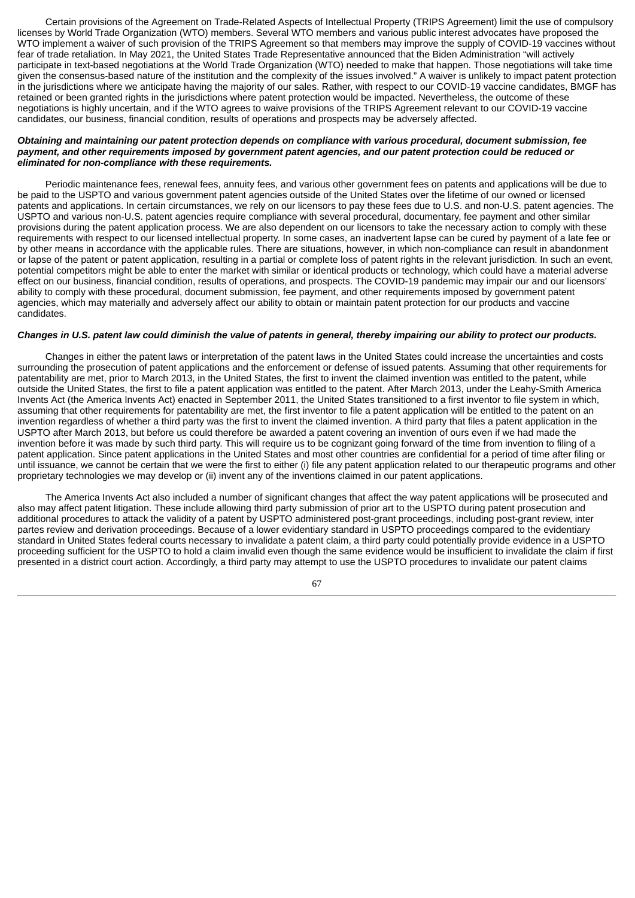Certain provisions of the Agreement on Trade-Related Aspects of Intellectual Property (TRIPS Agreement) limit the use of compulsory licenses by World Trade Organization (WTO) members. Several WTO members and various public interest advocates have proposed the WTO implement a waiver of such provision of the TRIPS Agreement so that members may improve the supply of COVID-19 vaccines without fear of trade retaliation. In May 2021, the United States Trade Representative announced that the Biden Administration "will actively participate in text-based negotiations at the World Trade Organization (WTO) needed to make that happen. Those negotiations will take time given the consensus-based nature of the institution and the complexity of the issues involved." A waiver is unlikely to impact patent protection in the jurisdictions where we anticipate having the majority of our sales. Rather, with respect to our COVID-19 vaccine candidates, BMGF has retained or been granted rights in the jurisdictions where patent protection would be impacted. Nevertheless, the outcome of these negotiations is highly uncertain, and if the WTO agrees to waive provisions of the TRIPS Agreement relevant to our COVID-19 vaccine candidates, our business, financial condition, results of operations and prospects may be adversely affected.

***Obtaining and maintaining our patent protection depends on compliance with various procedural, document submission, fee payment, and other requirements imposed by government patent agencies, and our patent protection could be reduced or eliminated for non-compliance with these requirements.***

Periodic maintenance fees, renewal fees, annuity fees, and various other government fees on patents and applications will be due to be paid to the USPTO and various government patent agencies outside of the United States over the lifetime of our owned or licensed patents and applications. In certain circumstances, we rely on our licensors to pay these fees due to U.S. and non-U.S. patent agencies. The USPTO and various non-U.S. patent agencies require compliance with several procedural, documentary, fee payment and other similar provisions during the patent application process. We are also dependent on our licensors to take the necessary action to comply with these requirements with respect to our licensed intellectual property. In some cases, an inadvertent lapse can be cured by payment of a late fee or by other means in accordance with the applicable rules. There are situations, however, in which non-compliance can result in abandonment or lapse of the patent or patent application, resulting in a partial or complete loss of patent rights in the relevant jurisdiction. In such an event, potential competitors might be able to enter the market with similar or identical products or technology, which could have a material adverse effect on our business, financial condition, results of operations, and prospects. The COVID-19 pandemic may impair our and our licensors' ability to comply with these procedural, document submission, fee payment, and other requirements imposed by government patent agencies, which may materially and adversely affect our ability to obtain or maintain patent protection for our products and vaccine candidates.

***Changes in U.S. patent law could diminish the value of patents in general, thereby impairing our ability to protect our products.***

Changes in either the patent laws or interpretation of the patent laws in the United States could increase the uncertainties and costs surrounding the prosecution of patent applications and the enforcement or defense of issued patents. Assuming that other requirements for patentability are met, prior to March 2013, in the United States, the first to invent the claimed invention was entitled to the patent, while outside the United States, the first to file a patent application was entitled to the patent. After March 2013, under the Leahy-Smith America Invents Act (the America Invents Act) enacted in September 2011, the United States transitioned to a first inventor to file system in which, assuming that other requirements for patentability are met, the first inventor to file a patent application will be entitled to the patent on an invention regardless of whether a third party was the first to invent the claimed invention. A third party that files a patent application in the USPTO after March 2013, but before us could therefore be awarded a patent covering an invention of ours even if we had made the invention before it was made by such third party. This will require us to be cognizant going forward of the time from invention to filing of a patent application. Since patent applications in the United States and most other countries are confidential for a period of time after filing or until issuance, we cannot be certain that we were the first to either (i) file any patent application related to our therapeutic programs and other proprietary technologies we may develop or (ii) invent any of the inventions claimed in our patent applications.

The America Invents Act also included a number of significant changes that affect the way patent applications will be prosecuted and also may affect patent litigation. These include allowing third party submission of prior art to the USPTO during patent prosecution and additional procedures to attack the validity of a patent by USPTO administered post-grant proceedings, including post-grant review, inter partes review and derivation proceedings. Because of a lower evidentiary standard in USPTO proceedings compared to the evidentiary standard in United States federal courts necessary to invalidate a patent claim, a third party could potentially provide evidence in a USPTO proceeding sufficient for the USPTO to hold a claim invalid even though the same evidence would be insufficient to invalidate the claim if first presented in a district court action. Accordingly, a third party may attempt to use the USPTO procedures to invalidate our patent claims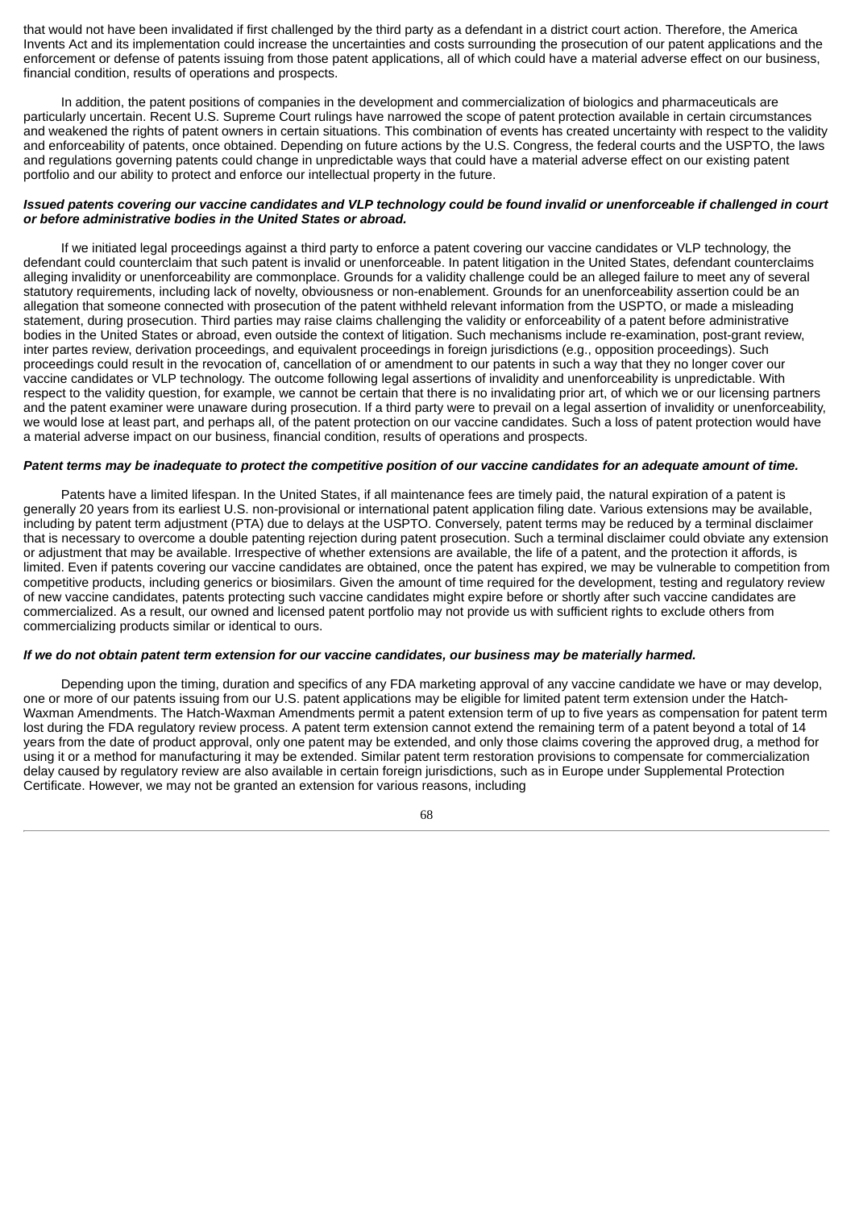that would not have been invalidated if first challenged by the third party as a defendant in a district court action. Therefore, the America Invents Act and its implementation could increase the uncertainties and costs surrounding the prosecution of our patent applications and the enforcement or defense of patents issuing from those patent applications, all of which could have a material adverse effect on our business, financial condition, results of operations and prospects.

In addition, the patent positions of companies in the development and commercialization of biologics and pharmaceuticals are particularly uncertain. Recent U.S. Supreme Court rulings have narrowed the scope of patent protection available in certain circumstances and weakened the rights of patent owners in certain situations. This combination of events has created uncertainty with respect to the validity and enforceability of patents, once obtained. Depending on future actions by the U.S. Congress, the federal courts and the USPTO, the laws and regulations governing patents could change in unpredictable ways that could have a material adverse effect on our existing patent portfolio and our ability to protect and enforce our intellectual property in the future.

***Issued patents covering our vaccine candidates and VLP technology could be found invalid or unenforceable if challenged in court or before administrative bodies in the United States or abroad.***

If we initiated legal proceedings against a third party to enforce a patent covering our vaccine candidates or VLP technology, the defendant could counterclaim that such patent is invalid or unenforceable. In patent litigation in the United States, defendant counterclaims alleging invalidity or unenforceability are commonplace. Grounds for a validity challenge could be an alleged failure to meet any of several statutory requirements, including lack of novelty, obviousness or non-enablement. Grounds for an unenforceability assertion could be an allegation that someone connected with prosecution of the patent withheld relevant information from the USPTO, or made a misleading statement, during prosecution. Third parties may raise claims challenging the validity or enforceability of a patent before administrative bodies in the United States or abroad, even outside the context of litigation. Such mechanisms include re-examination, post-grant review, inter partes review, derivation proceedings, and equivalent proceedings in foreign jurisdictions (e.g., opposition proceedings). Such proceedings could result in the revocation of, cancellation of or amendment to our patents in such a way that they no longer cover our vaccine candidates or VLP technology. The outcome following legal assertions of invalidity and unenforceability is unpredictable. With respect to the validity question, for example, we cannot be certain that there is no invalidating prior art, of which we or our licensing partners and the patent examiner were unaware during prosecution. If a third party were to prevail on a legal assertion of invalidity or unenforceability, we would lose at least part, and perhaps all, of the patent protection on our vaccine candidates. Such a loss of patent protection would have a material adverse impact on our business, financial condition, results of operations and prospects.

***Patent terms may be inadequate to protect the competitive position of our vaccine candidates for an adequate amount of time.***

Patents have a limited lifespan. In the United States, if all maintenance fees are timely paid, the natural expiration of a patent is generally 20 years from its earliest U.S. non-provisional or international patent application filing date. Various extensions may be available, including by patent term adjustment (PTA) due to delays at the USPTO. Conversely, patent terms may be reduced by a terminal disclaimer that is necessary to overcome a double patenting rejection during patent prosecution. Such a terminal disclaimer could obviate any extension or adjustment that may be available. Irrespective of whether extensions are available, the life of a patent, and the protection it affords, is limited. Even if patents covering our vaccine candidates are obtained, once the patent has expired, we may be vulnerable to competition from competitive products, including generics or biosimilars. Given the amount of time required for the development, testing and regulatory review of new vaccine candidates, patents protecting such vaccine candidates might expire before or shortly after such vaccine candidates are commercialized. As a result, our owned and licensed patent portfolio may not provide us with sufficient rights to exclude others from commercializing products similar or identical to ours.

***If we do not obtain patent term extension for our vaccine candidates, our business may be materially harmed.***

Depending upon the timing, duration and specifics of any FDA marketing approval of any vaccine candidate we have or may develop, one or more of our patents issuing from our U.S. patent applications may be eligible for limited patent term extension under the Hatch-Waxman Amendments. The Hatch-Waxman Amendments permit a patent extension term of up to five years as compensation for patent term lost during the FDA regulatory review process. A patent term extension cannot extend the remaining term of a patent beyond a total of 14 years from the date of product approval, only one patent may be extended, and only those claims covering the approved drug, a method for using it or a method for manufacturing it may be extended. Similar patent term restoration provisions to compensate for commercialization delay caused by regulatory review are also available in certain foreign jurisdictions, such as in Europe under Supplemental Protection Certificate. However, we may not be granted an extension for various reasons, including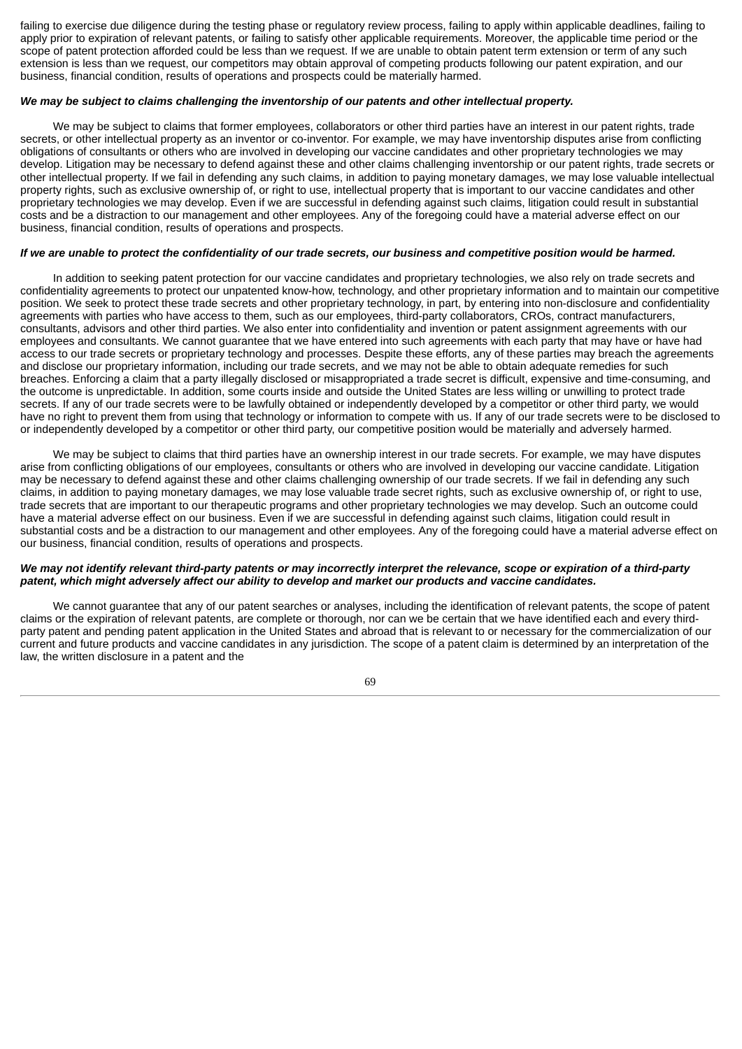failing to exercise due diligence during the testing phase or regulatory review process, failing to apply within applicable deadlines, failing to apply prior to expiration of relevant patents, or failing to satisfy other applicable requirements. Moreover, the applicable time period or the scope of patent protection afforded could be less than we request. If we are unable to obtain patent term extension or term of any such extension is less than we request, our competitors may obtain approval of competing products following our patent expiration, and our business, financial condition, results of operations and prospects could be materially harmed.

***We may be subject to claims challenging the inventorship of our patents and other intellectual property.***

We may be subject to claims that former employees, collaborators or other third parties have an interest in our patent rights, trade secrets, or other intellectual property as an inventor or co-inventor. For example, we may have inventorship disputes arise from conflicting obligations of consultants or others who are involved in developing our vaccine candidates and other proprietary technologies we may develop. Litigation may be necessary to defend against these and other claims challenging inventorship or our patent rights, trade secrets or other intellectual property. If we fail in defending any such claims, in addition to paying monetary damages, we may lose valuable intellectual property rights, such as exclusive ownership of, or right to use, intellectual property that is important to our vaccine candidates and other proprietary technologies we may develop. Even if we are successful in defending against such claims, litigation could result in substantial costs and be a distraction to our management and other employees. Any of the foregoing could have a material adverse effect on our business, financial condition, results of operations and prospects.

***If we are unable to protect the confidentiality of our trade secrets, our business and competitive position would be harmed.***

In addition to seeking patent protection for our vaccine candidates and proprietary technologies, we also rely on trade secrets and confidentiality agreements to protect our unpatented know-how, technology, and other proprietary information and to maintain our competitive position. We seek to protect these trade secrets and other proprietary technology, in part, by entering into non-disclosure and confidentiality agreements with parties who have access to them, such as our employees, third-party collaborators, CROs, contract manufacturers, consultants, advisors and other third parties. We also enter into confidentiality and invention or patent assignment agreements with our employees and consultants. We cannot guarantee that we have entered into such agreements with each party that may have or have had access to our trade secrets or proprietary technology and processes. Despite these efforts, any of these parties may breach the agreements and disclose our proprietary information, including our trade secrets, and we may not be able to obtain adequate remedies for such breaches. Enforcing a claim that a party illegally disclosed or misappropriated a trade secret is difficult, expensive and time-consuming, and the outcome is unpredictable. In addition, some courts inside and outside the United States are less willing or unwilling to protect trade secrets. If any of our trade secrets were to be lawfully obtained or independently developed by a competitor or other third party, we would have no right to prevent them from using that technology or information to compete with us. If any of our trade secrets were to be disclosed to or independently developed by a competitor or other third party, our competitive position would be materially and adversely harmed.

We may be subject to claims that third parties have an ownership interest in our trade secrets. For example, we may have disputes arise from conflicting obligations of our employees, consultants or others who are involved in developing our vaccine candidate. Litigation may be necessary to defend against these and other claims challenging ownership of our trade secrets. If we fail in defending any such claims, in addition to paying monetary damages, we may lose valuable trade secret rights, such as exclusive ownership of, or right to use, trade secrets that are important to our therapeutic programs and other proprietary technologies we may develop. Such an outcome could have a material adverse effect on our business. Even if we are successful in defending against such claims, litigation could result in substantial costs and be a distraction to our management and other employees. Any of the foregoing could have a material adverse effect on our business, financial condition, results of operations and prospects.

***We may not identify relevant third-party patents or may incorrectly interpret the relevance, scope or expiration of a third-party patent, which might adversely affect our ability to develop and market our products and vaccine candidates.***

We cannot guarantee that any of our patent searches or analyses, including the identification of relevant patents, the scope of patent claims or the expiration of relevant patents, are complete or thorough, nor can we be certain that we have identified each and every third-party patent and pending patent application in the United States and abroad that is relevant to or necessary for the commercialization of our current and future products and vaccine candidates in any jurisdiction. The scope of a patent claim is determined by an interpretation of the law, the written disclosure in a patent and the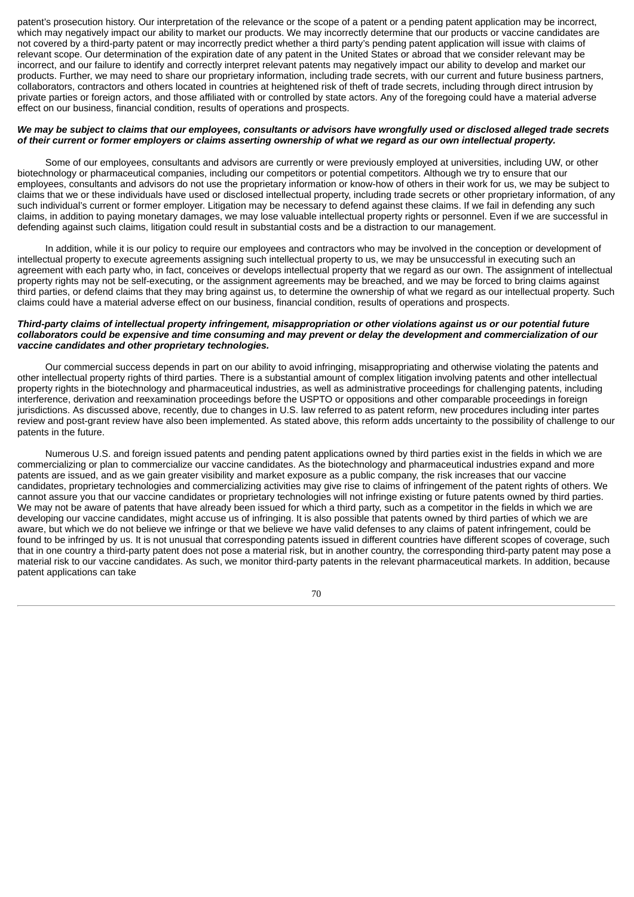patent's prosecution history. Our interpretation of the relevance or the scope of a patent or a pending patent application may be incorrect, which may negatively impact our ability to market our products. We may incorrectly determine that our products or vaccine candidates are not covered by a third-party patent or may incorrectly predict whether a third party's pending patent application will issue with claims of relevant scope. Our determination of the expiration date of any patent in the United States or abroad that we consider relevant may be incorrect, and our failure to identify and correctly interpret relevant patents may negatively impact our ability to develop and market our products. Further, we may need to share our proprietary information, including trade secrets, with our current and future business partners, collaborators, contractors and others located in countries at heightened risk of theft of trade secrets, including through direct intrusion by private parties or foreign actors, and those affiliated with or controlled by state actors. Any of the foregoing could have a material adverse effect on our business, financial condition, results of operations and prospects.

***We may be subject to claims that our employees, consultants or advisors have wrongfully used or disclosed alleged trade secrets of their current or former employers or claims asserting ownership of what we regard as our own intellectual property.***

Some of our employees, consultants and advisors are currently or were previously employed at universities, including UW, or other biotechnology or pharmaceutical companies, including our competitors or potential competitors. Although we try to ensure that our employees, consultants and advisors do not use the proprietary information or know-how of others in their work for us, we may be subject to claims that we or these individuals have used or disclosed intellectual property, including trade secrets or other proprietary information, of any such individual's current or former employer. Litigation may be necessary to defend against these claims. If we fail in defending any such claims, in addition to paying monetary damages, we may lose valuable intellectual property rights or personnel. Even if we are successful in defending against such claims, litigation could result in substantial costs and be a distraction to our management.

In addition, while it is our policy to require our employees and contractors who may be involved in the conception or development of intellectual property to execute agreements assigning such intellectual property to us, we may be unsuccessful in executing such an agreement with each party who, in fact, conceives or develops intellectual property that we regard as our own. The assignment of intellectual property rights may not be self-executing, or the assignment agreements may be breached, and we may be forced to bring claims against third parties, or defend claims that they may bring against us, to determine the ownership of what we regard as our intellectual property. Such claims could have a material adverse effect on our business, financial condition, results of operations and prospects.

***Third-party claims of intellectual property infringement, misappropriation or other violations against us or our potential future collaborators could be expensive and time consuming and may prevent or delay the development and commercialization of our vaccine candidates and other proprietary technologies.***

Our commercial success depends in part on our ability to avoid infringing, misappropriating and otherwise violating the patents and other intellectual property rights of third parties. There is a substantial amount of complex litigation involving patents and other intellectual property rights in the biotechnology and pharmaceutical industries, as well as administrative proceedings for challenging patents, including interference, derivation and reexamination proceedings before the USPTO or oppositions and other comparable proceedings in foreign jurisdictions. As discussed above, recently, due to changes in U.S. law referred to as patent reform, new procedures including inter partes review and post-grant review have also been implemented. As stated above, this reform adds uncertainty to the possibility of challenge to our patents in the future.

Numerous U.S. and foreign issued patents and pending patent applications owned by third parties exist in the fields in which we are commercializing or plan to commercialize our vaccine candidates. As the biotechnology and pharmaceutical industries expand and more patents are issued, and as we gain greater visibility and market exposure as a public company, the risk increases that our vaccine candidates, proprietary technologies and commercializing activities may give rise to claims of infringement of the patent rights of others. We cannot assure you that our vaccine candidates or proprietary technologies will not infringe existing or future patents owned by third parties. We may not be aware of patents that have already been issued for which a third party, such as a competitor in the fields in which we are developing our vaccine candidates, might accuse us of infringing. It is also possible that patents owned by third parties of which we are aware, but which we do not believe we infringe or that we believe we have valid defenses to any claims of patent infringement, could be found to be infringed by us. It is not unusual that corresponding patents issued in different countries have different scopes of coverage, such that in one country a third-party patent does not pose a material risk, but in another country, the corresponding third-party patent may pose a material risk to our vaccine candidates. As such, we monitor third-party patents in the relevant pharmaceutical markets. In addition, because patent applications can take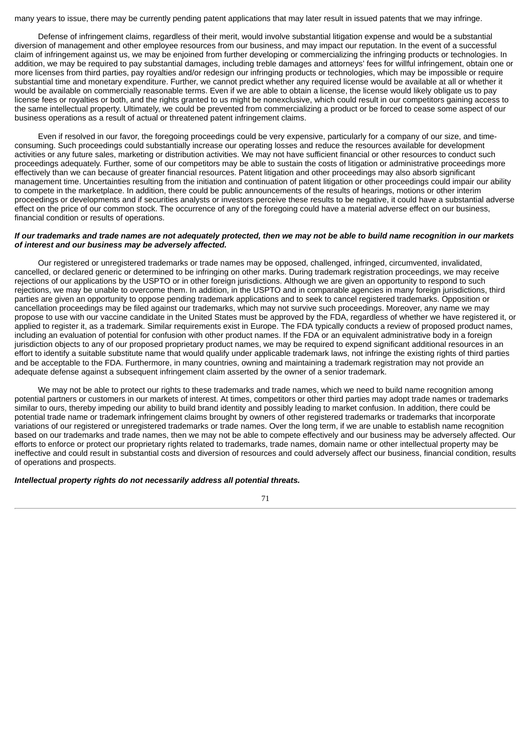many years to issue, there may be currently pending patent applications that may later result in issued patents that we may infringe.

Defense of infringement claims, regardless of their merit, would involve substantial litigation expense and would be a substantial diversion of management and other employee resources from our business, and may impact our reputation. In the event of a successful claim of infringement against us, we may be enjoined from further developing or commercializing the infringing products or technologies. In addition, we may be required to pay substantial damages, including treble damages and attorneys' fees for willful infringement, obtain one or more licenses from third parties, pay royalties and/or redesign our infringing products or technologies, which may be impossible or require substantial time and monetary expenditure. Further, we cannot predict whether any required license would be available at all or whether it would be available on commercially reasonable terms. Even if we are able to obtain a license, the license would likely obligate us to pay license fees or royalties or both, and the rights granted to us might be nonexclusive, which could result in our competitors gaining access to the same intellectual property. Ultimately, we could be prevented from commercializing a product or be forced to cease some aspect of our business operations as a result of actual or threatened patent infringement claims.

Even if resolved in our favor, the foregoing proceedings could be very expensive, particularly for a company of our size, and time-consuming. Such proceedings could substantially increase our operating losses and reduce the resources available for development activities or any future sales, marketing or distribution activities. We may not have sufficient financial or other resources to conduct such proceedings adequately. Further, some of our competitors may be able to sustain the costs of litigation or administrative proceedings more effectively than we can because of greater financial resources. Patent litigation and other proceedings may also absorb significant management time. Uncertainties resulting from the initiation and continuation of patent litigation or other proceedings could impair our ability to compete in the marketplace. In addition, there could be public announcements of the results of hearings, motions or other interim proceedings or developments and if securities analysts or investors perceive these results to be negative, it could have a substantial adverse effect on the price of our common stock. The occurrence of any of the foregoing could have a material adverse effect on our business, financial condition or results of operations.

***If our trademarks and trade names are not adequately protected, then we may not be able to build name recognition in our markets of interest and our business may be adversely affected.***

Our registered or unregistered trademarks or trade names may be opposed, challenged, infringed, circumvented, invalidated, cancelled, or declared generic or determined to be infringing on other marks. During trademark registration proceedings, we may receive rejections of our applications by the USPTO or in other foreign jurisdictions. Although we are given an opportunity to respond to such rejections, we may be unable to overcome them. In addition, in the USPTO and in comparable agencies in many foreign jurisdictions, third parties are given an opportunity to oppose pending trademark applications and to seek to cancel registered trademarks. Opposition or cancellation proceedings may be filed against our trademarks, which may not survive such proceedings. Moreover, any name we may propose to use with our vaccine candidate in the United States must be approved by the FDA, regardless of whether we have registered it, or applied to register it, as a trademark. Similar requirements exist in Europe. The FDA typically conducts a review of proposed product names, including an evaluation of potential for confusion with other product names. If the FDA or an equivalent administrative body in a foreign jurisdiction objects to any of our proposed proprietary product names, we may be required to expend significant additional resources in an effort to identify a suitable substitute name that would qualify under applicable trademark laws, not infringe the existing rights of third parties and be acceptable to the FDA. Furthermore, in many countries, owning and maintaining a trademark registration may not provide an adequate defense against a subsequent infringement claim asserted by the owner of a senior trademark.

We may not be able to protect our rights to these trademarks and trade names, which we need to build name recognition among potential partners or customers in our markets of interest. At times, competitors or other third parties may adopt trade names or trademarks similar to ours, thereby impeding our ability to build brand identity and possibly leading to market confusion. In addition, there could be potential trade name or trademark infringement claims brought by owners of other registered trademarks or trademarks that incorporate variations of our registered or unregistered trademarks or trade names. Over the long term, if we are unable to establish name recognition based on our trademarks and trade names, then we may not be able to compete effectively and our business may be adversely affected. Our efforts to enforce or protect our proprietary rights related to trademarks, trade names, domain name or other intellectual property may be ineffective and could result in substantial costs and diversion of resources and could adversely affect our business, financial condition, results of operations and prospects.

***Intellectual property rights do not necessarily address all potential threats.***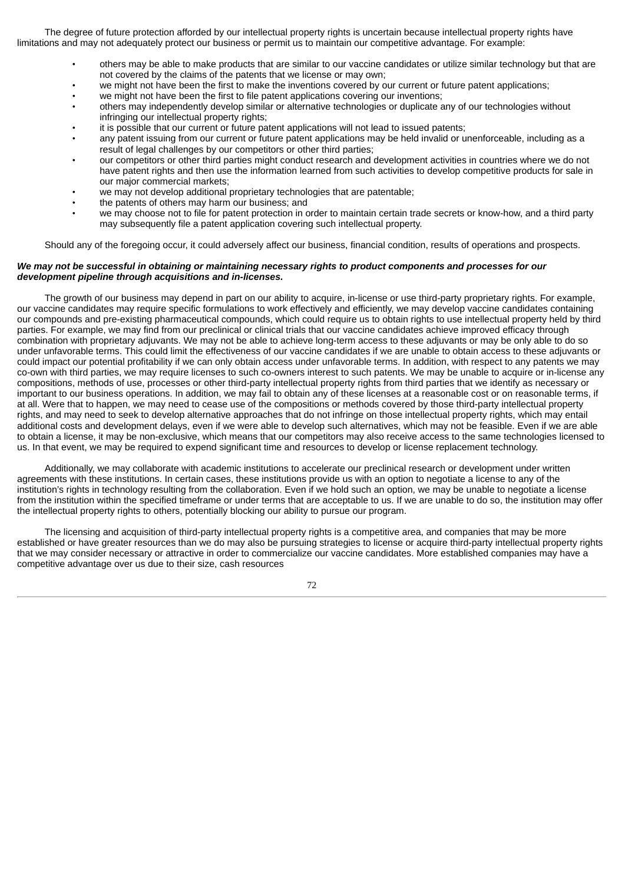The degree of future protection afforded by our intellectual property rights is uncertain because intellectual property rights have limitations and may not adequately protect our business or permit us to maintain our competitive advantage. For example:

- others may be able to make products that are similar to our vaccine candidates or utilize similar technology but that are not covered by the claims of the patents that we license or may own;
- we might not have been the first to make the inventions covered by our current or future patent applications;
- we might not have been the first to file patent applications covering our inventions;
- others may independently develop similar or alternative technologies or duplicate any of our technologies without infringing our intellectual property rights;
- it is possible that our current or future patent applications will not lead to issued patents;
- any patent issuing from our current or future patent applications may be held invalid or unenforceable, including as a result of legal challenges by our competitors or other third parties;
- our competitors or other third parties might conduct research and development activities in countries where we do not have patent rights and then use the information learned from such activities to develop competitive products for sale in our major commercial markets;
- we may not develop additional proprietary technologies that are patentable;
- the patents of others may harm our business; and
- we may choose not to file for patent protection in order to maintain certain trade secrets or know-how, and a third party may subsequently file a patent application covering such intellectual property.

Should any of the foregoing occur, it could adversely affect our business, financial condition, results of operations and prospects.

***We may not be successful in obtaining or maintaining necessary rights to product components and processes for our development pipeline through acquisitions and in-licenses.***

The growth of our business may depend in part on our ability to acquire, in-license or use third-party proprietary rights. For example, our vaccine candidates may require specific formulations to work effectively and efficiently, we may develop vaccine candidates containing our compounds and pre-existing pharmaceutical compounds, which could require us to obtain rights to use intellectual property held by third parties. For example, we may find from our preclinical or clinical trials that our vaccine candidates achieve improved efficacy through combination with proprietary adjuvants. We may not be able to achieve long-term access to these adjuvants or may be only able to do so under unfavorable terms. This could limit the effectiveness of our vaccine candidates if we are unable to obtain access to these adjuvants or could impact our potential profitability if we can only obtain access under unfavorable terms. In addition, with respect to any patents we may co-own with third parties, we may require licenses to such co-owners interest to such patents. We may be unable to acquire or in-license any compositions, methods of use, processes or other third-party intellectual property rights from third parties that we identify as necessary or important to our business operations. In addition, we may fail to obtain any of these licenses at a reasonable cost or on reasonable terms, if at all. Were that to happen, we may need to cease use of the compositions or methods covered by those third-party intellectual property rights, and may need to seek to develop alternative approaches that do not infringe on those intellectual property rights, which may entail additional costs and development delays, even if we were able to develop such alternatives, which may not be feasible. Even if we are able to obtain a license, it may be non-exclusive, which means that our competitors may also receive access to the same technologies licensed to us. In that event, we may be required to expend significant time and resources to develop or license replacement technology.

Additionally, we may collaborate with academic institutions to accelerate our preclinical research or development under written agreements with these institutions. In certain cases, these institutions provide us with an option to negotiate a license to any of the institution's rights in technology resulting from the collaboration. Even if we hold such an option, we may be unable to negotiate a license from the institution within the specified timeframe or under terms that are acceptable to us. If we are unable to do so, the institution may offer the intellectual property rights to others, potentially blocking our ability to pursue our program.

The licensing and acquisition of third-party intellectual property rights is a competitive area, and companies that may be more established or have greater resources than we do may also be pursuing strategies to license or acquire third-party intellectual property rights that we may consider necessary or attractive in order to commercialize our vaccine candidates. More established companies may have a competitive advantage over us due to their size, cash resources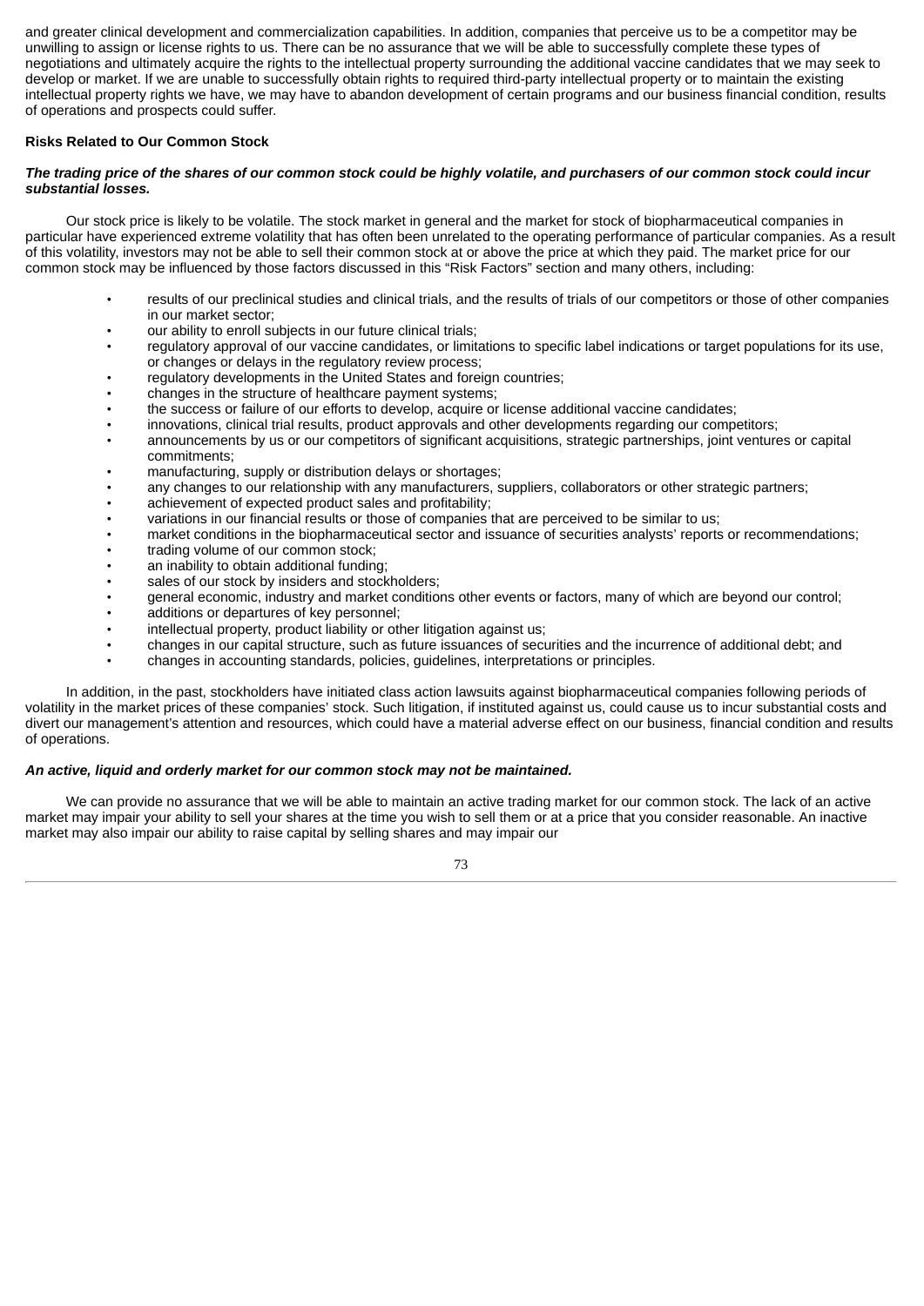and greater clinical development and commercialization capabilities. In addition, companies that perceive us to be a competitor may be unwilling to assign or license rights to us. There can be no assurance that we will be able to successfully complete these types of negotiations and ultimately acquire the rights to the intellectual property surrounding the additional vaccine candidates that we may seek to develop or market. If we are unable to successfully obtain rights to required third-party intellectual property or to maintain the existing intellectual property rights we have, we may have to abandon development of certain programs and our business financial condition, results of operations and prospects could suffer.

**Risks Related to Our Common Stock**

***The trading price of the shares of our common stock could be highly volatile, and purchasers of our common stock could incur substantial losses.***

Our stock price is likely to be volatile. The stock market in general and the market for stock of biopharmaceutical companies in particular have experienced extreme volatility that has often been unrelated to the operating performance of particular companies. As a result of this volatility, investors may not be able to sell their common stock at or above the price at which they paid. The market price for our common stock may be influenced by those factors discussed in this "Risk Factors" section and many others, including:

- results of our preclinical studies and clinical trials, and the results of trials of our competitors or those of other companies in our market sector;
- our ability to enroll subjects in our future clinical trials;
- regulatory approval of our vaccine candidates, or limitations to specific label indications or target populations for its use, or changes or delays in the regulatory review process;
- regulatory developments in the United States and foreign countries;
- changes in the structure of healthcare payment systems;
- the success or failure of our efforts to develop, acquire or license additional vaccine candidates;
- innovations, clinical trial results, product approvals and other developments regarding our competitors;
- announcements by us or our competitors of significant acquisitions, strategic partnerships, joint ventures or capital commitments;
- manufacturing, supply or distribution delays or shortages;
- any changes to our relationship with any manufacturers, suppliers, collaborators or other strategic partners;
- achievement of expected product sales and profitability;
- variations in our financial results or those of companies that are perceived to be similar to us;
- market conditions in the biopharmaceutical sector and issuance of securities analysts' reports or recommendations;
- trading volume of our common stock;
- an inability to obtain additional funding;
- sales of our stock by insiders and stockholders;
- general economic, industry and market conditions other events or factors, many of which are beyond our control;
- additions or departures of key personnel;
- intellectual property, product liability or other litigation against us;
- changes in our capital structure, such as future issuances of securities and the incurrence of additional debt; and
- changes in accounting standards, policies, guidelines, interpretations or principles.

In addition, in the past, stockholders have initiated class action lawsuits against biopharmaceutical companies following periods of volatility in the market prices of these companies' stock. Such litigation, if instituted against us, could cause us to incur substantial costs and divert our management's attention and resources, which could have a material adverse effect on our business, financial condition and results of operations.

***An active, liquid and orderly market for our common stock may not be maintained.***

We can provide no assurance that we will be able to maintain an active trading market for our common stock. The lack of an active market may impair your ability to sell your shares at the time you wish to sell them or at a price that you consider reasonable. An inactive market may also impair our ability to raise capital by selling shares and may impair our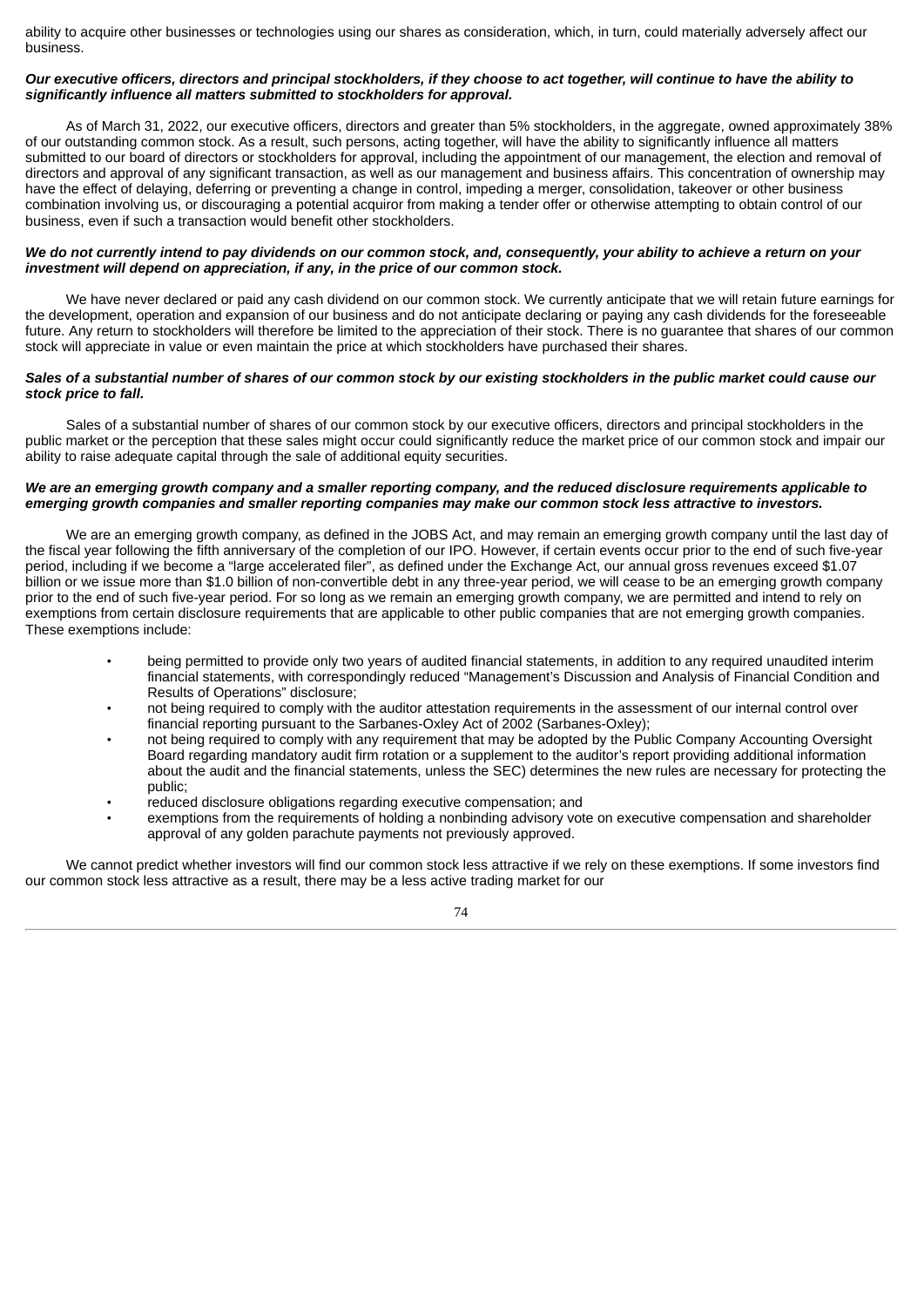ability to acquire other businesses or technologies using our shares as consideration, which, in turn, could materially adversely affect our business.

***Our executive officers, directors and principal stockholders, if they choose to act together, will continue to have the ability to significantly influence all matters submitted to stockholders for approval.***

As of March 31, 2022, our executive officers, directors and greater than 5% stockholders, in the aggregate, owned approximately 38% of our outstanding common stock. As a result, such persons, acting together, will have the ability to significantly influence all matters submitted to our board of directors or stockholders for approval, including the appointment of our management, the election and removal of directors and approval of any significant transaction, as well as our management and business affairs. This concentration of ownership may have the effect of delaying, deferring or preventing a change in control, impeding a merger, consolidation, takeover or other business combination involving us, or discouraging a potential acquiror from making a tender offer or otherwise attempting to obtain control of our business, even if such a transaction would benefit other stockholders.

***We do not currently intend to pay dividends on our common stock, and, consequently, your ability to achieve a return on your investment will depend on appreciation, if any, in the price of our common stock.***

We have never declared or paid any cash dividend on our common stock. We currently anticipate that we will retain future earnings for the development, operation and expansion of our business and do not anticipate declaring or paying any cash dividends for the foreseeable future. Any return to stockholders will therefore be limited to the appreciation of their stock. There is no guarantee that shares of our common stock will appreciate in value or even maintain the price at which stockholders have purchased their shares.

***Sales of a substantial number of shares of our common stock by our existing stockholders in the public market could cause our stock price to fall.***

Sales of a substantial number of shares of our common stock by our executive officers, directors and principal stockholders in the public market or the perception that these sales might occur could significantly reduce the market price of our common stock and impair our ability to raise adequate capital through the sale of additional equity securities.

***We are an emerging growth company and a smaller reporting company, and the reduced disclosure requirements applicable to emerging growth companies and smaller reporting companies may make our common stock less attractive to investors.***

We are an emerging growth company, as defined in the JOBS Act, and may remain an emerging growth company until the last day of the fiscal year following the fifth anniversary of the completion of our IPO. However, if certain events occur prior to the end of such five-year period, including if we become a "large accelerated filer", as defined under the Exchange Act, our annual gross revenues exceed $1.07 billion or we issue more than $1.0 billion of non-convertible debt in any three-year period, we will cease to be an emerging growth company prior to the end of such five-year period. For so long as we remain an emerging growth company, we are permitted and intend to rely on exemptions from certain disclosure requirements that are applicable to other public companies that are not emerging growth companies. These exemptions include:

- being permitted to provide only two years of audited financial statements, in addition to any required unaudited interim financial statements, with correspondingly reduced "Management's Discussion and Analysis of Financial Condition and Results of Operations" disclosure;
- not being required to comply with the auditor attestation requirements in the assessment of our internal control over financial reporting pursuant to the Sarbanes-Oxley Act of 2002 (Sarbanes-Oxley);
- not being required to comply with any requirement that may be adopted by the Public Company Accounting Oversight Board regarding mandatory audit firm rotation or a supplement to the auditor's report providing additional information about the audit and the financial statements, unless the SEC) determines the new rules are necessary for protecting the public;
- reduced disclosure obligations regarding executive compensation; and
- exemptions from the requirements of holding a nonbinding advisory vote on executive compensation and shareholder approval of any golden parachute payments not previously approved.

We cannot predict whether investors will find our common stock less attractive if we rely on these exemptions. If some investors find our common stock less attractive as a result, there may be a less active trading market for our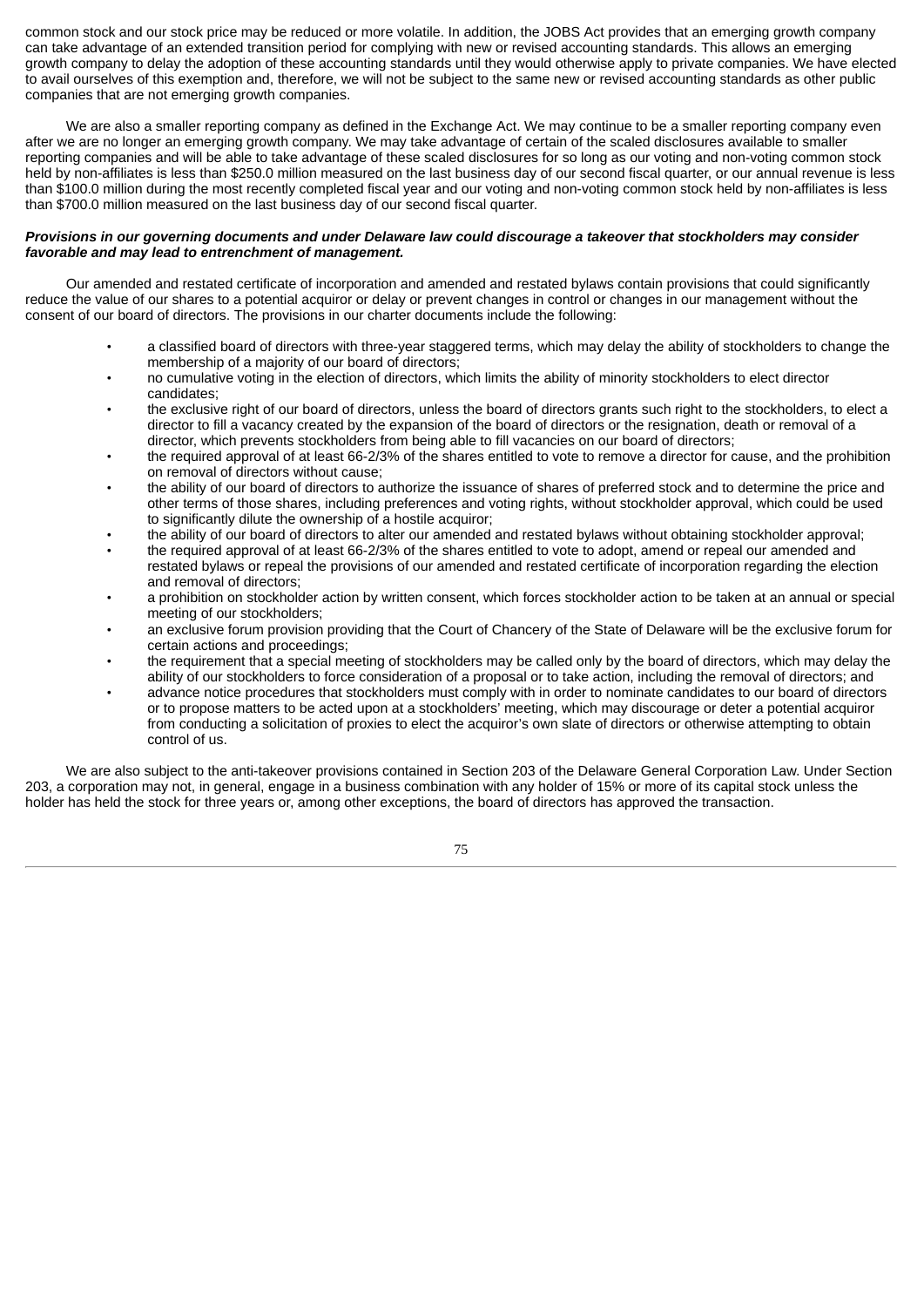common stock and our stock price may be reduced or more volatile. In addition, the JOBS Act provides that an emerging growth company can take advantage of an extended transition period for complying with new or revised accounting standards. This allows an emerging growth company to delay the adoption of these accounting standards until they would otherwise apply to private companies. We have elected to avail ourselves of this exemption and, therefore, we will not be subject to the same new or revised accounting standards as other public companies that are not emerging growth companies.

We are also a smaller reporting company as defined in the Exchange Act. We may continue to be a smaller reporting company even after we are no longer an emerging growth company. We may take advantage of certain of the scaled disclosures available to smaller reporting companies and will be able to take advantage of these scaled disclosures for so long as our voting and non-voting common stock held by non-affiliates is less than $250.0 million measured on the last business day of our second fiscal quarter, or our annual revenue is less than $100.0 million during the most recently completed fiscal year and our voting and non-voting common stock held by non-affiliates is less than $700.0 million measured on the last business day of our second fiscal quarter.

***Provisions in our governing documents and under Delaware law could discourage a takeover that stockholders may consider favorable and may lead to entrenchment of management.***

Our amended and restated certificate of incorporation and amended and restated bylaws contain provisions that could significantly reduce the value of our shares to a potential acquiror or delay or prevent changes in control or changes in our management without the consent of our board of directors. The provisions in our charter documents include the following:

- a classified board of directors with three-year staggered terms, which may delay the ability of stockholders to change the membership of a majority of our board of directors;
- no cumulative voting in the election of directors, which limits the ability of minority stockholders to elect director candidates;
- the exclusive right of our board of directors, unless the board of directors grants such right to the stockholders, to elect a director to fill a vacancy created by the expansion of the board of directors or the resignation, death or removal of a director, which prevents stockholders from being able to fill vacancies on our board of directors;
- the required approval of at least 66-2/3% of the shares entitled to vote to remove a director for cause, and the prohibition on removal of directors without cause;
- the ability of our board of directors to authorize the issuance of shares of preferred stock and to determine the price and other terms of those shares, including preferences and voting rights, without stockholder approval, which could be used to significantly dilute the ownership of a hostile acquiror;
- the ability of our board of directors to alter our amended and restated bylaws without obtaining stockholder approval;
- the required approval of at least 66-2/3% of the shares entitled to vote to adopt, amend or repeal our amended and restated bylaws or repeal the provisions of our amended and restated certificate of incorporation regarding the election and removal of directors;
- a prohibition on stockholder action by written consent, which forces stockholder action to be taken at an annual or special meeting of our stockholders;
- an exclusive forum provision providing that the Court of Chancery of the State of Delaware will be the exclusive forum for certain actions and proceedings;
- the requirement that a special meeting of stockholders may be called only by the board of directors, which may delay the ability of our stockholders to force consideration of a proposal or to take action, including the removal of directors; and
- advance notice procedures that stockholders must comply with in order to nominate candidates to our board of directors or to propose matters to be acted upon at a stockholders' meeting, which may discourage or deter a potential acquiror from conducting a solicitation of proxies to elect the acquiror's own slate of directors or otherwise attempting to obtain control of us.

We are also subject to the anti-takeover provisions contained in Section 203 of the Delaware General Corporation Law. Under Section 203, a corporation may not, in general, engage in a business combination with any holder of 15% or more of its capital stock unless the holder has held the stock for three years or, among other exceptions, the board of directors has approved the transaction.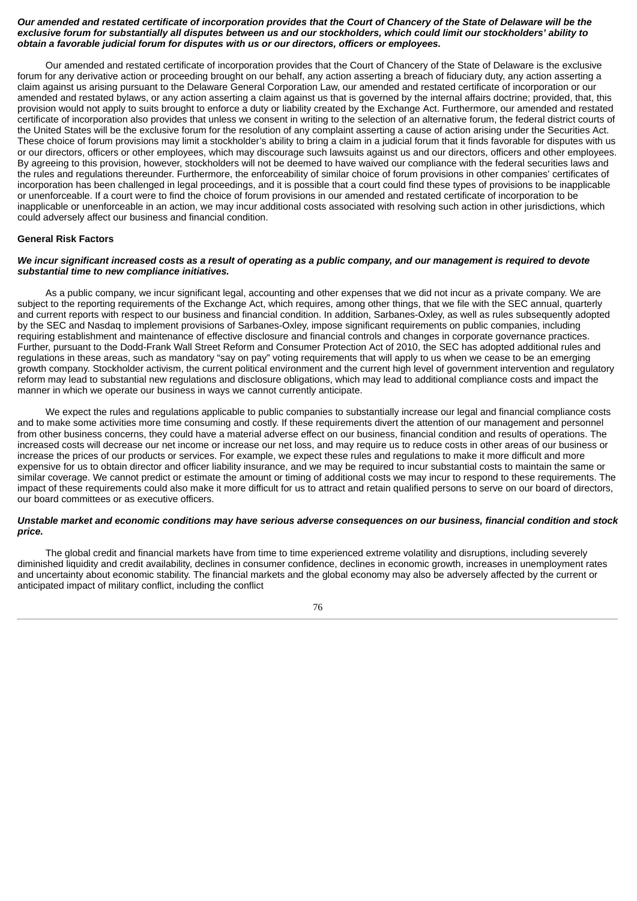***Our amended and restated certificate of incorporation provides that the Court of Chancery of the State of Delaware will be the exclusive forum for substantially all disputes between us and our stockholders, which could limit our stockholders' ability to obtain a favorable judicial forum for disputes with us or our directors, officers or employees.***

Our amended and restated certificate of incorporation provides that the Court of Chancery of the State of Delaware is the exclusive forum for any derivative action or proceeding brought on our behalf, any action asserting a breach of fiduciary duty, any action asserting a claim against us arising pursuant to the Delaware General Corporation Law, our amended and restated certificate of incorporation or our amended and restated bylaws, or any action asserting a claim against us that is governed by the internal affairs doctrine; provided, that, this provision would not apply to suits brought to enforce a duty or liability created by the Exchange Act. Furthermore, our amended and restated certificate of incorporation also provides that unless we consent in writing to the selection of an alternative forum, the federal district courts of the United States will be the exclusive forum for the resolution of any complaint asserting a cause of action arising under the Securities Act. These choice of forum provisions may limit a stockholder's ability to bring a claim in a judicial forum that it finds favorable for disputes with us or our directors, officers or other employees, which may discourage such lawsuits against us and our directors, officers and other employees. By agreeing to this provision, however, stockholders will not be deemed to have waived our compliance with the federal securities laws and the rules and regulations thereunder. Furthermore, the enforceability of similar choice of forum provisions in other companies' certificates of incorporation has been challenged in legal proceedings, and it is possible that a court could find these types of provisions to be inapplicable or unenforceable. If a court were to find the choice of forum provisions in our amended and restated certificate of incorporation to be inapplicable or unenforceable in an action, we may incur additional costs associated with resolving such action in other jurisdictions, which could adversely affect our business and financial condition.

**General Risk Factors**

***We incur significant increased costs as a result of operating as a public company, and our management is required to devote substantial time to new compliance initiatives.***

As a public company, we incur significant legal, accounting and other expenses that we did not incur as a private company. We are subject to the reporting requirements of the Exchange Act, which requires, among other things, that we file with the SEC annual, quarterly and current reports with respect to our business and financial condition. In addition, Sarbanes-Oxley, as well as rules subsequently adopted by the SEC and Nasdaq to implement provisions of Sarbanes-Oxley, impose significant requirements on public companies, including requiring establishment and maintenance of effective disclosure and financial controls and changes in corporate governance practices. Further, pursuant to the Dodd-Frank Wall Street Reform and Consumer Protection Act of 2010, the SEC has adopted additional rules and regulations in these areas, such as mandatory "say on pay" voting requirements that will apply to us when we cease to be an emerging growth company. Stockholder activism, the current political environment and the current high level of government intervention and regulatory reform may lead to substantial new regulations and disclosure obligations, which may lead to additional compliance costs and impact the manner in which we operate our business in ways we cannot currently anticipate.

We expect the rules and regulations applicable to public companies to substantially increase our legal and financial compliance costs and to make some activities more time consuming and costly. If these requirements divert the attention of our management and personnel from other business concerns, they could have a material adverse effect on our business, financial condition and results of operations. The increased costs will decrease our net income or increase our net loss, and may require us to reduce costs in other areas of our business or increase the prices of our products or services. For example, we expect these rules and regulations to make it more difficult and more expensive for us to obtain director and officer liability insurance, and we may be required to incur substantial costs to maintain the same or similar coverage. We cannot predict or estimate the amount or timing of additional costs we may incur to respond to these requirements. The impact of these requirements could also make it more difficult for us to attract and retain qualified persons to serve on our board of directors, our board committees or as executive officers.

***Unstable market and economic conditions may have serious adverse consequences on our business, financial condition and stock price.***

The global credit and financial markets have from time to time experienced extreme volatility and disruptions, including severely diminished liquidity and credit availability, declines in consumer confidence, declines in economic growth, increases in unemployment rates and uncertainty about economic stability. The financial markets and the global economy may also be adversely affected by the current or anticipated impact of military conflict, including the conflict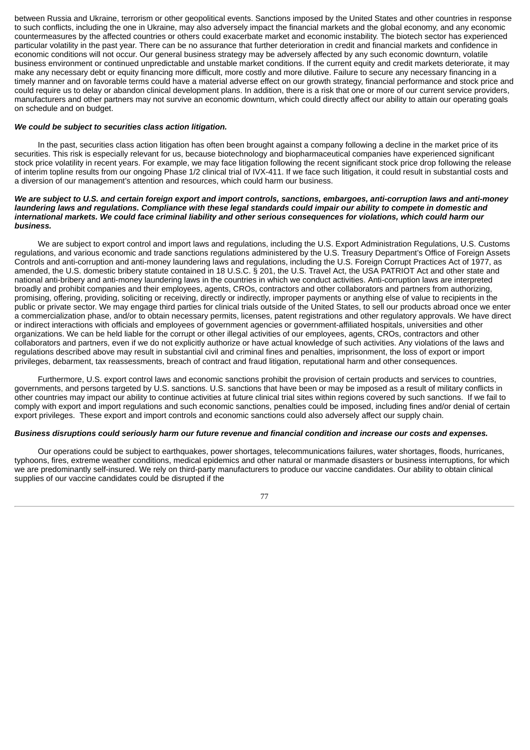between Russia and Ukraine, terrorism or other geopolitical events. Sanctions imposed by the United States and other countries in response to such conflicts, including the one in Ukraine, may also adversely impact the financial markets and the global economy, and any economic countermeasures by the affected countries or others could exacerbate market and economic instability. The biotech sector has experienced particular volatility in the past year. There can be no assurance that further deterioration in credit and financial markets and confidence in economic conditions will not occur. Our general business strategy may be adversely affected by any such economic downturn, volatile business environment or continued unpredictable and unstable market conditions. If the current equity and credit markets deteriorate, it may make any necessary debt or equity financing more difficult, more costly and more dilutive. Failure to secure any necessary financing in a timely manner and on favorable terms could have a material adverse effect on our growth strategy, financial performance and stock price and could require us to delay or abandon clinical development plans. In addition, there is a risk that one or more of our current service providers, manufacturers and other partners may not survive an economic downturn, which could directly affect our ability to attain our operating goals on schedule and on budget.

***We could be subject to securities class action litigation.***

In the past, securities class action litigation has often been brought against a company following a decline in the market price of its securities. This risk is especially relevant for us, because biotechnology and biopharmaceutical companies have experienced significant stock price volatility in recent years. For example, we may face litigation following the recent significant stock price drop following the release of interim topline results from our ongoing Phase 1/2 clinical trial of IVX-411. If we face such litigation, it could result in substantial costs and a diversion of our management's attention and resources, which could harm our business.

***We are subject to U.S. and certain foreign export and import controls, sanctions, embargoes, anti-corruption laws and anti-money laundering laws and regulations. Compliance with these legal standards could impair our ability to compete in domestic and international markets. We could face criminal liability and other serious consequences for violations, which could harm our business.***

We are subject to export control and import laws and regulations, including the U.S. Export Administration Regulations, U.S. Customs regulations, and various economic and trade sanctions regulations administered by the U.S. Treasury Department's Office of Foreign Assets Controls and anti-corruption and anti-money laundering laws and regulations, including the U.S. Foreign Corrupt Practices Act of 1977, as amended, the U.S. domestic bribery statute contained in 18 U.S.C. § 201, the U.S. Travel Act, the USA PATRIOT Act and other state and national anti-bribery and anti-money laundering laws in the countries in which we conduct activities. Anti-corruption laws are interpreted broadly and prohibit companies and their employees, agents, CROs, contractors and other collaborators and partners from authorizing, promising, offering, providing, soliciting or receiving, directly or indirectly, improper payments or anything else of value to recipients in the public or private sector. We may engage third parties for clinical trials outside of the United States, to sell our products abroad once we enter a commercialization phase, and/or to obtain necessary permits, licenses, patent registrations and other regulatory approvals. We have direct or indirect interactions with officials and employees of government agencies or government-affiliated hospitals, universities and other organizations. We can be held liable for the corrupt or other illegal activities of our employees, agents, CROs, contractors and other collaborators and partners, even if we do not explicitly authorize or have actual knowledge of such activities. Any violations of the laws and regulations described above may result in substantial civil and criminal fines and penalties, imprisonment, the loss of export or import privileges, debarment, tax reassessments, breach of contract and fraud litigation, reputational harm and other consequences.

Furthermore, U.S. export control laws and economic sanctions prohibit the provision of certain products and services to countries, governments, and persons targeted by U.S. sanctions. U.S. sanctions that have been or may be imposed as a result of military conflicts in other countries may impact our ability to continue activities at future clinical trial sites within regions covered by such sanctions. If we fail to comply with export and import regulations and such economic sanctions, penalties could be imposed, including fines and/or denial of certain export privileges. These export and import controls and economic sanctions could also adversely affect our supply chain.

***Business disruptions could seriously harm our future revenue and financial condition and increase our costs and expenses.***

Our operations could be subject to earthquakes, power shortages, telecommunications failures, water shortages, floods, hurricanes, typhoons, fires, extreme weather conditions, medical epidemics and other natural or manmade disasters or business interruptions, for which we are predominantly self-insured. We rely on third-party manufacturers to produce our vaccine candidates. Our ability to obtain clinical supplies of our vaccine candidates could be disrupted if the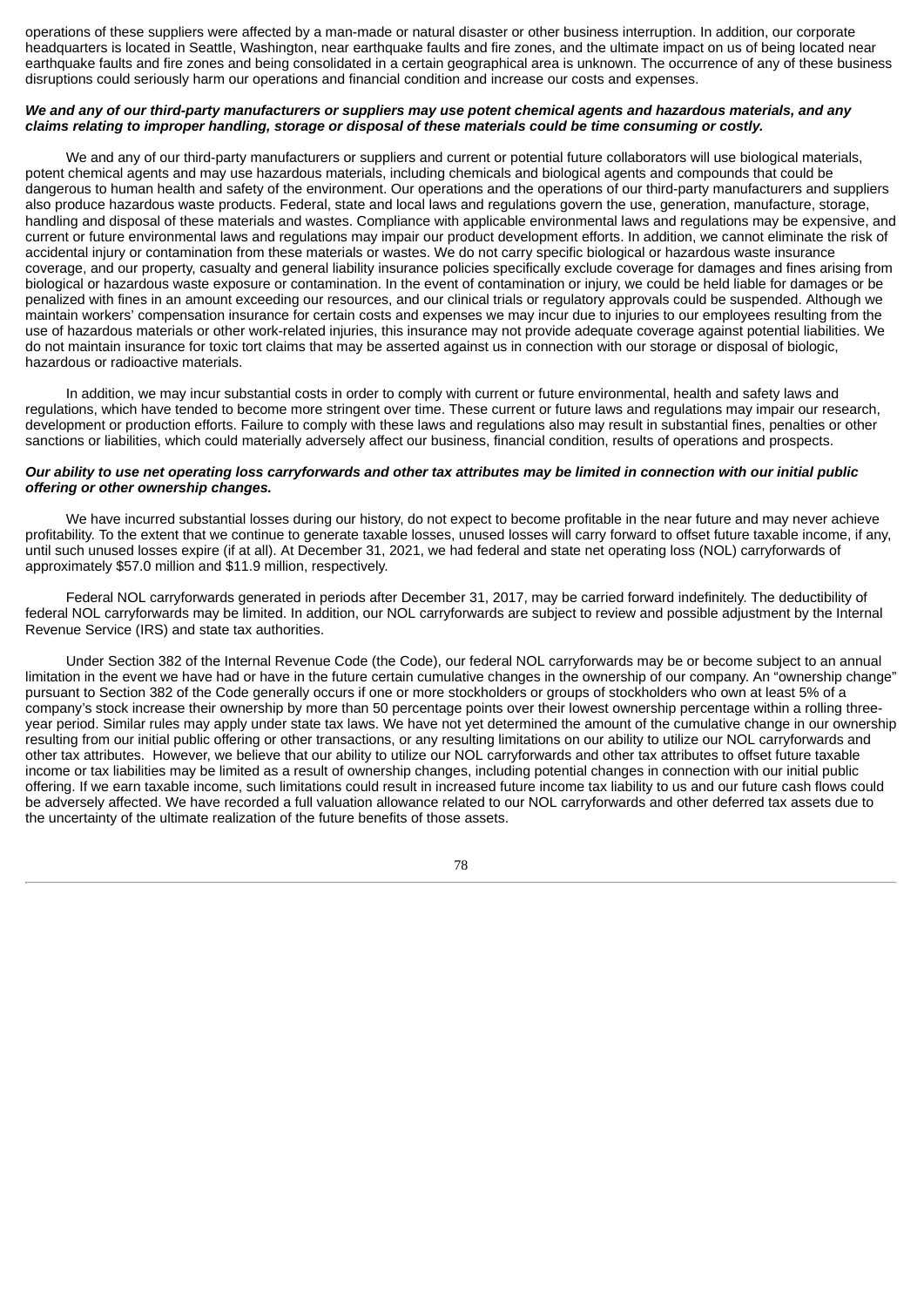operations of these suppliers were affected by a man-made or natural disaster or other business interruption. In addition, our corporate headquarters is located in Seattle, Washington, near earthquake faults and fire zones, and the ultimate impact on us of being located near earthquake faults and fire zones and being consolidated in a certain geographical area is unknown. The occurrence of any of these business disruptions could seriously harm our operations and financial condition and increase our costs and expenses.

***We and any of our third-party manufacturers or suppliers may use potent chemical agents and hazardous materials, and any claims relating to improper handling, storage or disposal of these materials could be time consuming or costly.***

We and any of our third-party manufacturers or suppliers and current or potential future collaborators will use biological materials, potent chemical agents and may use hazardous materials, including chemicals and biological agents and compounds that could be dangerous to human health and safety of the environment. Our operations and the operations of our third-party manufacturers and suppliers also produce hazardous waste products. Federal, state and local laws and regulations govern the use, generation, manufacture, storage, handling and disposal of these materials and wastes. Compliance with applicable environmental laws and regulations may be expensive, and current or future environmental laws and regulations may impair our product development efforts. In addition, we cannot eliminate the risk of accidental injury or contamination from these materials or wastes. We do not carry specific biological or hazardous waste insurance coverage, and our property, casualty and general liability insurance policies specifically exclude coverage for damages and fines arising from biological or hazardous waste exposure or contamination. In the event of contamination or injury, we could be held liable for damages or be penalized with fines in an amount exceeding our resources, and our clinical trials or regulatory approvals could be suspended. Although we maintain workers' compensation insurance for certain costs and expenses we may incur due to injuries to our employees resulting from the use of hazardous materials or other work-related injuries, this insurance may not provide adequate coverage against potential liabilities. We do not maintain insurance for toxic tort claims that may be asserted against us in connection with our storage or disposal of biologic, hazardous or radioactive materials.

In addition, we may incur substantial costs in order to comply with current or future environmental, health and safety laws and regulations, which have tended to become more stringent over time. These current or future laws and regulations may impair our research, development or production efforts. Failure to comply with these laws and regulations also may result in substantial fines, penalties or other sanctions or liabilities, which could materially adversely affect our business, financial condition, results of operations and prospects.

***Our ability to use net operating loss carryforwards and other tax attributes may be limited in connection with our initial public offering or other ownership changes.***

We have incurred substantial losses during our history, do not expect to become profitable in the near future and may never achieve profitability. To the extent that we continue to generate taxable losses, unused losses will carry forward to offset future taxable income, if any, until such unused losses expire (if at all). At December 31, 2021, we had federal and state net operating loss (NOL) carryforwards of approximately $57.0 million and $11.9 million, respectively.

Federal NOL carryforwards generated in periods after December 31, 2017, may be carried forward indefinitely. The deductibility of federal NOL carryforwards may be limited. In addition, our NOL carryforwards are subject to review and possible adjustment by the Internal Revenue Service (IRS) and state tax authorities.

Under Section 382 of the Internal Revenue Code (the Code), our federal NOL carryforwards may be or become subject to an annual limitation in the event we have had or have in the future certain cumulative changes in the ownership of our company. An "ownership change" pursuant to Section 382 of the Code generally occurs if one or more stockholders or groups of stockholders who own at least 5% of a company's stock increase their ownership by more than 50 percentage points over their lowest ownership percentage within a rolling three-year period. Similar rules may apply under state tax laws. We have not yet determined the amount of the cumulative change in our ownership resulting from our initial public offering or other transactions, or any resulting limitations on our ability to utilize our NOL carryforwards and other tax attributes. However, we believe that our ability to utilize our NOL carryforwards and other tax attributes to offset future taxable income or tax liabilities may be limited as a result of ownership changes, including potential changes in connection with our initial public offering. If we earn taxable income, such limitations could result in increased future income tax liability to us and our future cash flows could be adversely affected. We have recorded a full valuation allowance related to our NOL carryforwards and other deferred tax assets due to the uncertainty of the ultimate realization of the future benefits of those assets.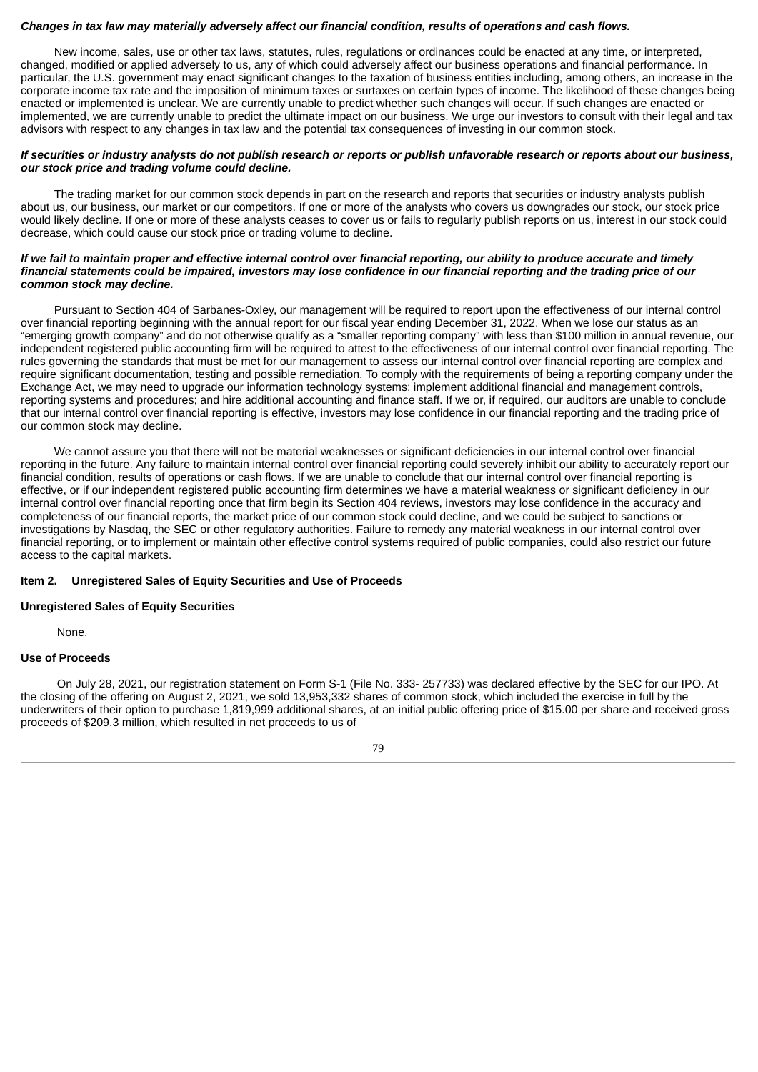***Changes in tax law may materially adversely affect our financial condition, results of operations and cash flows.***

New income, sales, use or other tax laws, statutes, rules, regulations or ordinances could be enacted at any time, or interpreted, changed, modified or applied adversely to us, any of which could adversely affect our business operations and financial performance. In particular, the U.S. government may enact significant changes to the taxation of business entities including, among others, an increase in the corporate income tax rate and the imposition of minimum taxes or surtaxes on certain types of income. The likelihood of these changes being enacted or implemented is unclear. We are currently unable to predict whether such changes will occur. If such changes are enacted or implemented, we are currently unable to predict the ultimate impact on our business. We urge our investors to consult with their legal and tax advisors with respect to any changes in tax law and the potential tax consequences of investing in our common stock.

***If securities or industry analysts do not publish research or reports or publish unfavorable research or reports about our business, our stock price and trading volume could decline.***

The trading market for our common stock depends in part on the research and reports that securities or industry analysts publish about us, our business, our market or our competitors. If one or more of the analysts who covers us downgrades our stock, our stock price would likely decline. If one or more of these analysts ceases to cover us or fails to regularly publish reports on us, interest in our stock could decrease, which could cause our stock price or trading volume to decline.

***If we fail to maintain proper and effective internal control over financial reporting, our ability to produce accurate and timely financial statements could be impaired, investors may lose confidence in our financial reporting and the trading price of our common stock may decline.***

Pursuant to Section 404 of Sarbanes-Oxley, our management will be required to report upon the effectiveness of our internal control over financial reporting beginning with the annual report for our fiscal year ending December 31, 2022. When we lose our status as an "emerging growth company" and do not otherwise qualify as a "smaller reporting company" with less than $100 million in annual revenue, our independent registered public accounting firm will be required to attest to the effectiveness of our internal control over financial reporting. The rules governing the standards that must be met for our management to assess our internal control over financial reporting are complex and require significant documentation, testing and possible remediation. To comply with the requirements of being a reporting company under the Exchange Act, we may need to upgrade our information technology systems; implement additional financial and management controls, reporting systems and procedures; and hire additional accounting and finance staff. If we or, if required, our auditors are unable to conclude that our internal control over financial reporting is effective, investors may lose confidence in our financial reporting and the trading price of our common stock may decline.

We cannot assure you that there will not be material weaknesses or significant deficiencies in our internal control over financial reporting in the future. Any failure to maintain internal control over financial reporting could severely inhibit our ability to accurately report our financial condition, results of operations or cash flows. If we are unable to conclude that our internal control over financial reporting is effective, or if our independent registered public accounting firm determines we have a material weakness or significant deficiency in our internal control over financial reporting once that firm begin its Section 404 reviews, investors may lose confidence in the accuracy and completeness of our financial reports, the market price of our common stock could decline, and we could be subject to sanctions or investigations by Nasdaq, the SEC or other regulatory authorities. Failure to remedy any material weakness in our internal control over financial reporting, or to implement or maintain other effective control systems required of public companies, could also restrict our future access to the capital markets.

## Item 2. Unregistered Sales of Equity Securities and Use of Proceeds

**Unregistered Sales of Equity Securities**

None.

**Use of Proceeds**

On July 28, 2021, our registration statement on Form S-1 (File No. 333- 257733) was declared effective by the SEC for our IPO. At the closing of the offering on August 2, 2021, we sold 13,953,332 shares of common stock, which included the exercise in full by the underwriters of their option to purchase 1,819,999 additional shares, at an initial public offering price of $15.00 per share and received gross proceeds of $209.3 million, which resulted in net proceeds to us of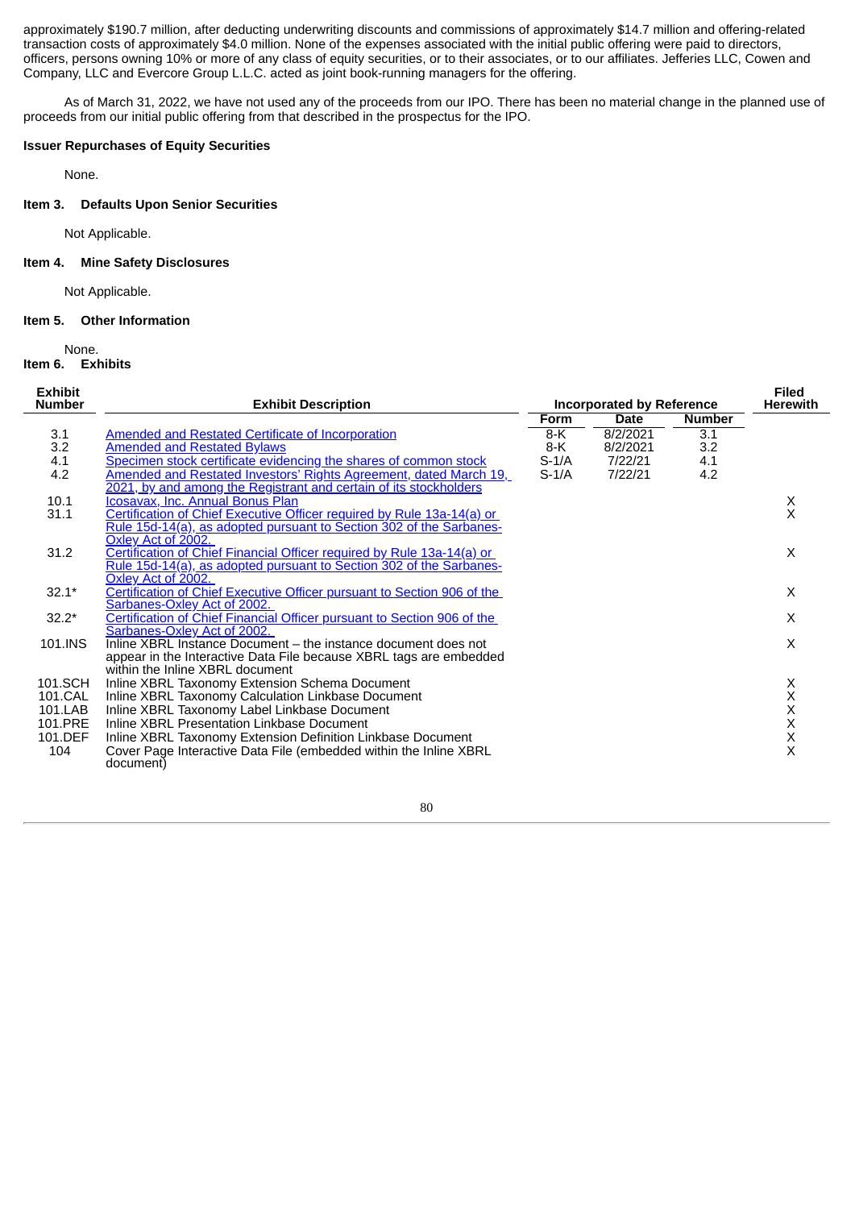approximately $190.7 million, after deducting underwriting discounts and commissions of approximately $14.7 million and offering-related transaction costs of approximately $4.0 million. None of the expenses associated with the initial public offering were paid to directors, officers, persons owning 10% or more of any class of equity securities, or to their associates, or to our affiliates. Jefferies LLC, Cowen and Company, LLC and Evercore Group L.L.C. acted as joint book-running managers for the offering.

As of March 31, 2022, we have not used any of the proceeds from our IPO. There has been no material change in the planned use of proceeds from our initial public offering from that described in the prospectus for the IPO.

**Issuer Repurchases of Equity Securities**

None.

### Item 3. Defaults Upon Senior Securities

Not Applicable.

### Item 4. Mine Safety Disclosures

Not Applicable.

### Item 5. Other Information

None.

### Item 6. Exhibits

| Exhibit Number | Exhibit Description | Incorporated by Reference | | | Filed Herewith |
|---|---|---|---|---|---|
| | | Form | Date | Number | |
| 3.1 | Amended and Restated Certificate of Incorporation | 8-K | 8/2/2021 | 3.1 | |
| 3.2 | Amended and Restated Bylaws | 8-K | 8/2/2021 | 3.2 | |
| 4.1 | Specimen stock certificate evidencing the shares of common stock | S-1/A | 7/22/21 | 4.1 | |
| 4.2 | Amended and Restated Investors' Rights Agreement, dated March 19, 2021, by and among the Registrant and certain of its stockholders | S-1/A | 7/22/21 | 4.2 | |
| 10.1 | Icosavax, Inc. Annual Bonus Plan | | | | X |
| 31.1 | Certification of Chief Executive Officer required by Rule 13a-14(a) or Rule 15d-14(a), as adopted pursuant to Section 302 of the Sarbanes-Oxley Act of 2002. | | | | X |
| 31.2 | Certification of Chief Financial Officer required by Rule 13a-14(a) or Rule 15d-14(a), as adopted pursuant to Section 302 of the Sarbanes-Oxley Act of 2002. | | | | X |
| 32.1* | Certification of Chief Executive Officer pursuant to Section 906 of the Sarbanes-Oxley Act of 2002. | | | | X |
| 32.2* | Certification of Chief Financial Officer pursuant to Section 906 of the Sarbanes-Oxley Act of 2002. | | | | X |
| 101.INS | Inline XBRL Instance Document – the instance document does not appear in the Interactive Data File because XBRL tags are embedded within the Inline XBRL document | | | | X |
| 101.SCH | Inline XBRL Taxonomy Extension Schema Document | | | | X |
| 101.CAL | Inline XBRL Taxonomy Calculation Linkbase Document | | | | X |
| 101.LAB | Inline XBRL Taxonomy Label Linkbase Document | | | | X |
| 101.PRE | Inline XBRL Presentation Linkbase Document | | | | X |
| 101.DEF | Inline XBRL Taxonomy Extension Definition Linkbase Document | | | | X |
| 104 | Cover Page Interactive Data File (embedded within the Inline XBRL document) | | | | X |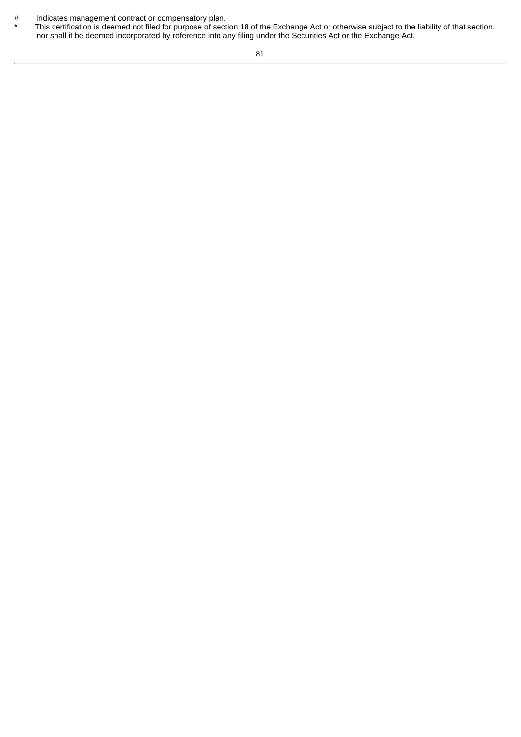# Indicates management contract or compensatory plan.

\* This certification is deemed not filed for purpose of section 18 of the Exchange Act or otherwise subject to the liability of that section, nor shall it be deemed incorporated by reference into any filing under the Securities Act or the Exchange Act.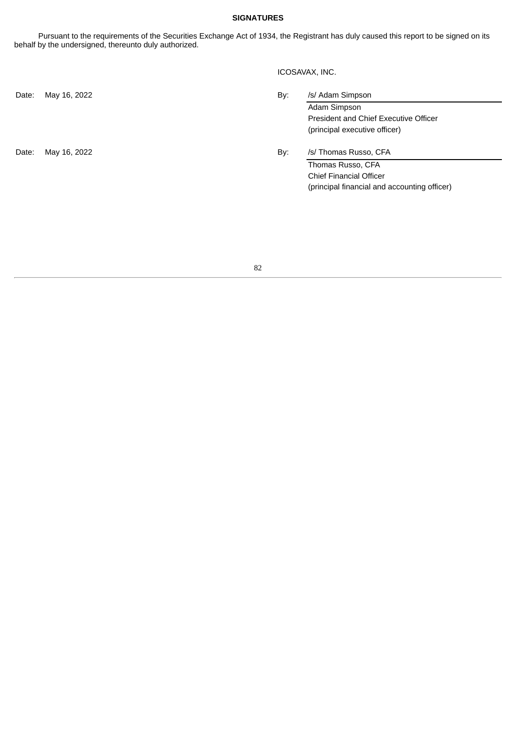**SIGNATURES**

Pursuant to the requirements of the Securities Exchange Act of 1934, the Registrant has duly caused this report to be signed on its behalf by the undersigned, thereunto duly authorized.

ICOSAVAX, INC.

| | | | |
|---|---|---|---|
| Date: | May 16, 2022 | By: | /s/ Adam Simpson |
| | | | Adam Simpson<br>President and Chief Executive Officer<br>(principal executive officer) |
| Date: | May 16, 2022 | By: | /s/ Thomas Russo, CFA |
| | | | Thomas Russo, CFA<br>Chief Financial Officer<br>(principal financial and accounting officer) |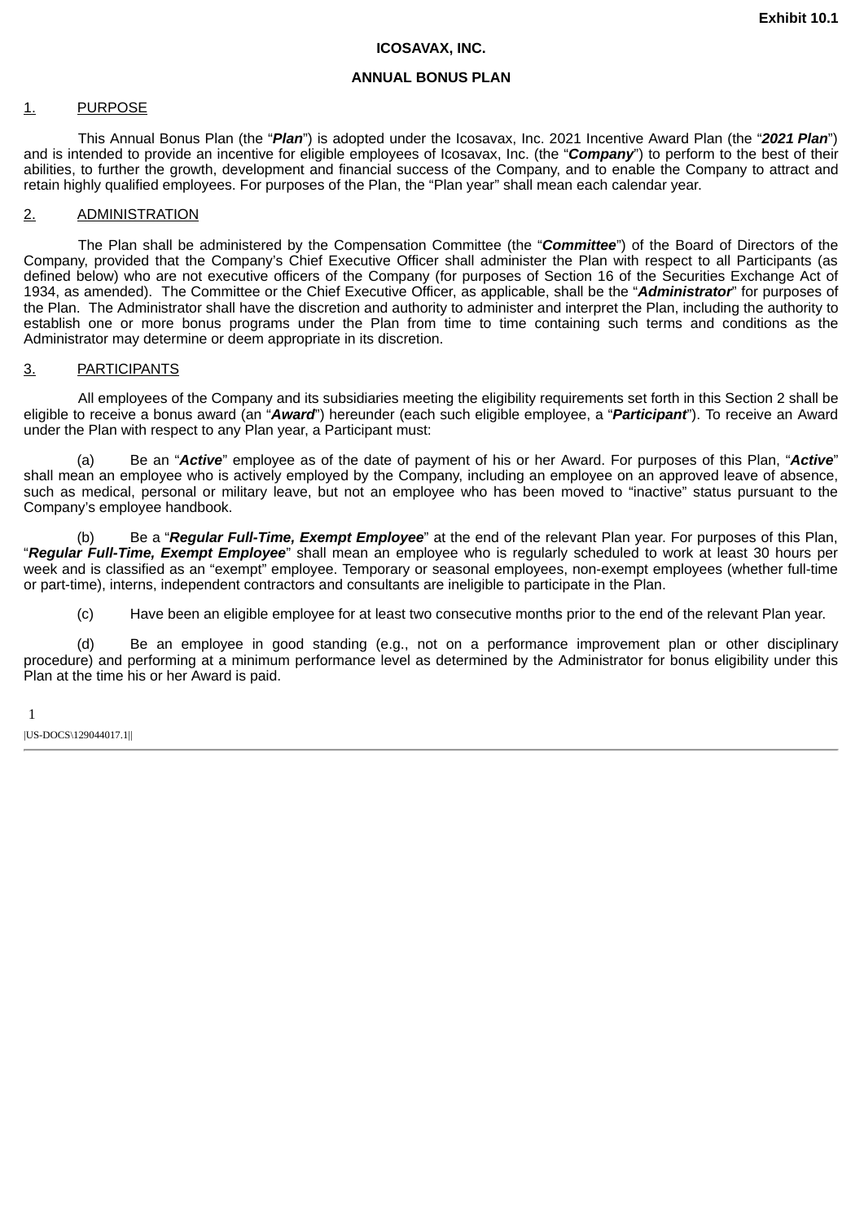Exhibit 10.1

**ICOSAVAX, INC.**

**ANNUAL BONUS PLAN**

## 1. PURPOSE

This Annual Bonus Plan (the "***Plan***") is adopted under the Icosavax, Inc. 2021 Incentive Award Plan (the "***2021 Plan***") and is intended to provide an incentive for eligible employees of Icosavax, Inc. (the "***Company***") to perform to the best of their abilities, to further the growth, development and financial success of the Company, and to enable the Company to attract and retain highly qualified employees. For purposes of the Plan, the "Plan year" shall mean each calendar year.

## 2. ADMINISTRATION

The Plan shall be administered by the Compensation Committee (the "***Committee***") of the Board of Directors of the Company, provided that the Company's Chief Executive Officer shall administer the Plan with respect to all Participants (as defined below) who are not executive officers of the Company (for purposes of Section 16 of the Securities Exchange Act of 1934, as amended). The Committee or the Chief Executive Officer, as applicable, shall be the "***Administrator***" for purposes of the Plan. The Administrator shall have the discretion and authority to administer and interpret the Plan, including the authority to establish one or more bonus programs under the Plan from time to time containing such terms and conditions as the Administrator may determine or deem appropriate in its discretion.

## 3. PARTICIPANTS

All employees of the Company and its subsidiaries meeting the eligibility requirements set forth in this Section 2 shall be eligible to receive a bonus award (an "***Award***") hereunder (each such eligible employee, a "***Participant***"). To receive an Award under the Plan with respect to any Plan year, a Participant must:

(a) Be an "***Active***" employee as of the date of payment of his or her Award. For purposes of this Plan, "***Active***" shall mean an employee who is actively employed by the Company, including an employee on an approved leave of absence, such as medical, personal or military leave, but not an employee who has been moved to "inactive" status pursuant to the Company's employee handbook.

(b) Be a "***Regular Full-Time, Exempt Employee***" at the end of the relevant Plan year. For purposes of this Plan, "***Regular Full-Time, Exempt Employee***" shall mean an employee who is regularly scheduled to work at least 30 hours per week and is classified as an "exempt" employee. Temporary or seasonal employees, non-exempt employees (whether full-time or part-time), interns, independent contractors and consultants are ineligible to participate in the Plan.

(c) Have been an eligible employee for at least two consecutive months prior to the end of the relevant Plan year.

(d) Be an employee in good standing (e.g., not on a performance improvement plan or other disciplinary procedure) and performing at a minimum performance level as determined by the Administrator for bonus eligibility under this Plan at the time his or her Award is paid.

|US-DOCS\129044017.1||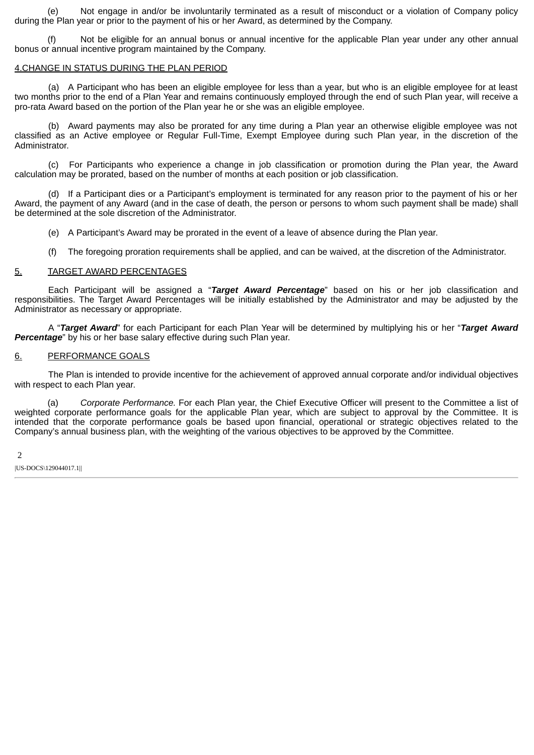(e) Not engage in and/or be involuntarily terminated as a result of misconduct or a violation of Company policy during the Plan year or prior to the payment of his or her Award, as determined by the Company.

(f) Not be eligible for an annual bonus or annual incentive for the applicable Plan year under any other annual bonus or annual incentive program maintained by the Company.

4.<u>CHANGE IN STATUS DURING THE PLAN PERIOD</u>

(a) A Participant who has been an eligible employee for less than a year, but who is an eligible employee for at least two months prior to the end of a Plan Year and remains continuously employed through the end of such Plan year, will receive a pro-rata Award based on the portion of the Plan year he or she was an eligible employee.

(b) Award payments may also be prorated for any time during a Plan year an otherwise eligible employee was not classified as an Active employee or Regular Full-Time, Exempt Employee during such Plan year, in the discretion of the Administrator.

(c) For Participants who experience a change in job classification or promotion during the Plan year, the Award calculation may be prorated, based on the number of months at each position or job classification.

(d) If a Participant dies or a Participant's employment is terminated for any reason prior to the payment of his or her Award, the payment of any Award (and in the case of death, the person or persons to whom such payment shall be made) shall be determined at the sole discretion of the Administrator.

(e) A Participant's Award may be prorated in the event of a leave of absence during the Plan year.

(f) The foregoing proration requirements shall be applied, and can be waived, at the discretion of the Administrator.

5. <u>TARGET AWARD PERCENTAGES</u>

Each Participant will be assigned a "***Target Award Percentage***" based on his or her job classification and responsibilities. The Target Award Percentages will be initially established by the Administrator and may be adjusted by the Administrator as necessary or appropriate.

A "***Target Award***" for each Participant for each Plan Year will be determined by multiplying his or her "***Target Award Percentage***" by his or her base salary effective during such Plan year.

6. <u>PERFORMANCE GOALS</u>

The Plan is intended to provide incentive for the achievement of approved annual corporate and/or individual objectives with respect to each Plan year.

(a) *Corporate Performance.* For each Plan year, the Chief Executive Officer will present to the Committee a list of weighted corporate performance goals for the applicable Plan year, which are subject to approval by the Committee. It is intended that the corporate performance goals be based upon financial, operational or strategic objectives related to the Company's annual business plan, with the weighting of the various objectives to be approved by the Committee.

|US-DOCS\129044017.1||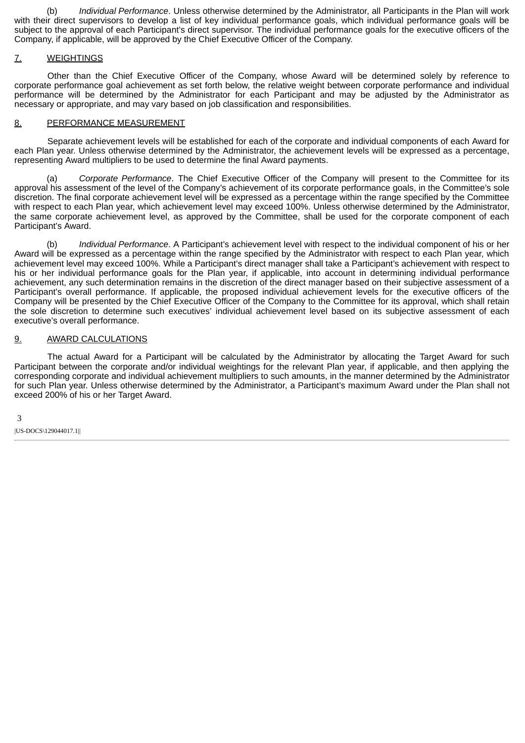(b) *Individual Performance*. Unless otherwise determined by the Administrator, all Participants in the Plan will work with their direct supervisors to develop a list of key individual performance goals, which individual performance goals will be subject to the approval of each Participant's direct supervisor. The individual performance goals for the executive officers of the Company, if applicable, will be approved by the Chief Executive Officer of the Company.

## 7. WEIGHTINGS

Other than the Chief Executive Officer of the Company, whose Award will be determined solely by reference to corporate performance goal achievement as set forth below, the relative weight between corporate performance and individual performance will be determined by the Administrator for each Participant and may be adjusted by the Administrator as necessary or appropriate, and may vary based on job classification and responsibilities.

## 8. PERFORMANCE MEASUREMENT

Separate achievement levels will be established for each of the corporate and individual components of each Award for each Plan year. Unless otherwise determined by the Administrator, the achievement levels will be expressed as a percentage, representing Award multipliers to be used to determine the final Award payments.

(a) *Corporate Performance*. The Chief Executive Officer of the Company will present to the Committee for its approval his assessment of the level of the Company's achievement of its corporate performance goals, in the Committee's sole discretion. The final corporate achievement level will be expressed as a percentage within the range specified by the Committee with respect to each Plan year, which achievement level may exceed 100%. Unless otherwise determined by the Administrator, the same corporate achievement level, as approved by the Committee, shall be used for the corporate component of each Participant's Award.

(b) *Individual Performance*. A Participant's achievement level with respect to the individual component of his or her Award will be expressed as a percentage within the range specified by the Administrator with respect to each Plan year, which achievement level may exceed 100%. While a Participant's direct manager shall take a Participant's achievement with respect to his or her individual performance goals for the Plan year, if applicable, into account in determining individual performance achievement, any such determination remains in the discretion of the direct manager based on their subjective assessment of a Participant's overall performance. If applicable, the proposed individual achievement levels for the executive officers of the Company will be presented by the Chief Executive Officer of the Company to the Committee for its approval, which shall retain the sole discretion to determine such executives' individual achievement level based on its subjective assessment of each executive's overall performance.

## 9. AWARD CALCULATIONS

The actual Award for a Participant will be calculated by the Administrator by allocating the Target Award for such Participant between the corporate and/or individual weightings for the relevant Plan year, if applicable, and then applying the corresponding corporate and individual achievement multipliers to such amounts, in the manner determined by the Administrator for such Plan year. Unless otherwise determined by the Administrator, a Participant's maximum Award under the Plan shall not exceed 200% of his or her Target Award.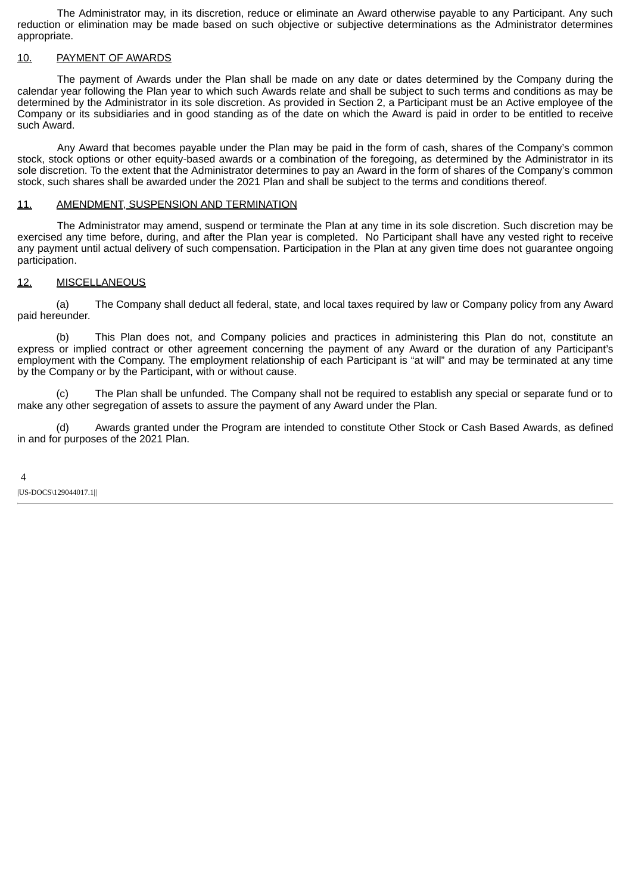The Administrator may, in its discretion, reduce or eliminate an Award otherwise payable to any Participant. Any such reduction or elimination may be made based on such objective or subjective determinations as the Administrator determines appropriate.

## 10. PAYMENT OF AWARDS

The payment of Awards under the Plan shall be made on any date or dates determined by the Company during the calendar year following the Plan year to which such Awards relate and shall be subject to such terms and conditions as may be determined by the Administrator in its sole discretion. As provided in Section 2, a Participant must be an Active employee of the Company or its subsidiaries and in good standing as of the date on which the Award is paid in order to be entitled to receive such Award.

Any Award that becomes payable under the Plan may be paid in the form of cash, shares of the Company's common stock, stock options or other equity-based awards or a combination of the foregoing, as determined by the Administrator in its sole discretion. To the extent that the Administrator determines to pay an Award in the form of shares of the Company's common stock, such shares shall be awarded under the 2021 Plan and shall be subject to the terms and conditions thereof.

## 11. AMENDMENT, SUSPENSION AND TERMINATION

The Administrator may amend, suspend or terminate the Plan at any time in its sole discretion. Such discretion may be exercised any time before, during, and after the Plan year is completed. No Participant shall have any vested right to receive any payment until actual delivery of such compensation. Participation in the Plan at any given time does not guarantee ongoing participation.

## 12. MISCELLANEOUS

(a) The Company shall deduct all federal, state, and local taxes required by law or Company policy from any Award paid hereunder.

(b) This Plan does not, and Company policies and practices in administering this Plan do not, constitute an express or implied contract or other agreement concerning the payment of any Award or the duration of any Participant's employment with the Company. The employment relationship of each Participant is "at will" and may be terminated at any time by the Company or by the Participant, with or without cause.

(c) The Plan shall be unfunded. The Company shall not be required to establish any special or separate fund or to make any other segregation of assets to assure the payment of any Award under the Plan.

(d) Awards granted under the Program are intended to constitute Other Stock or Cash Based Awards, as defined in and for purposes of the 2021 Plan.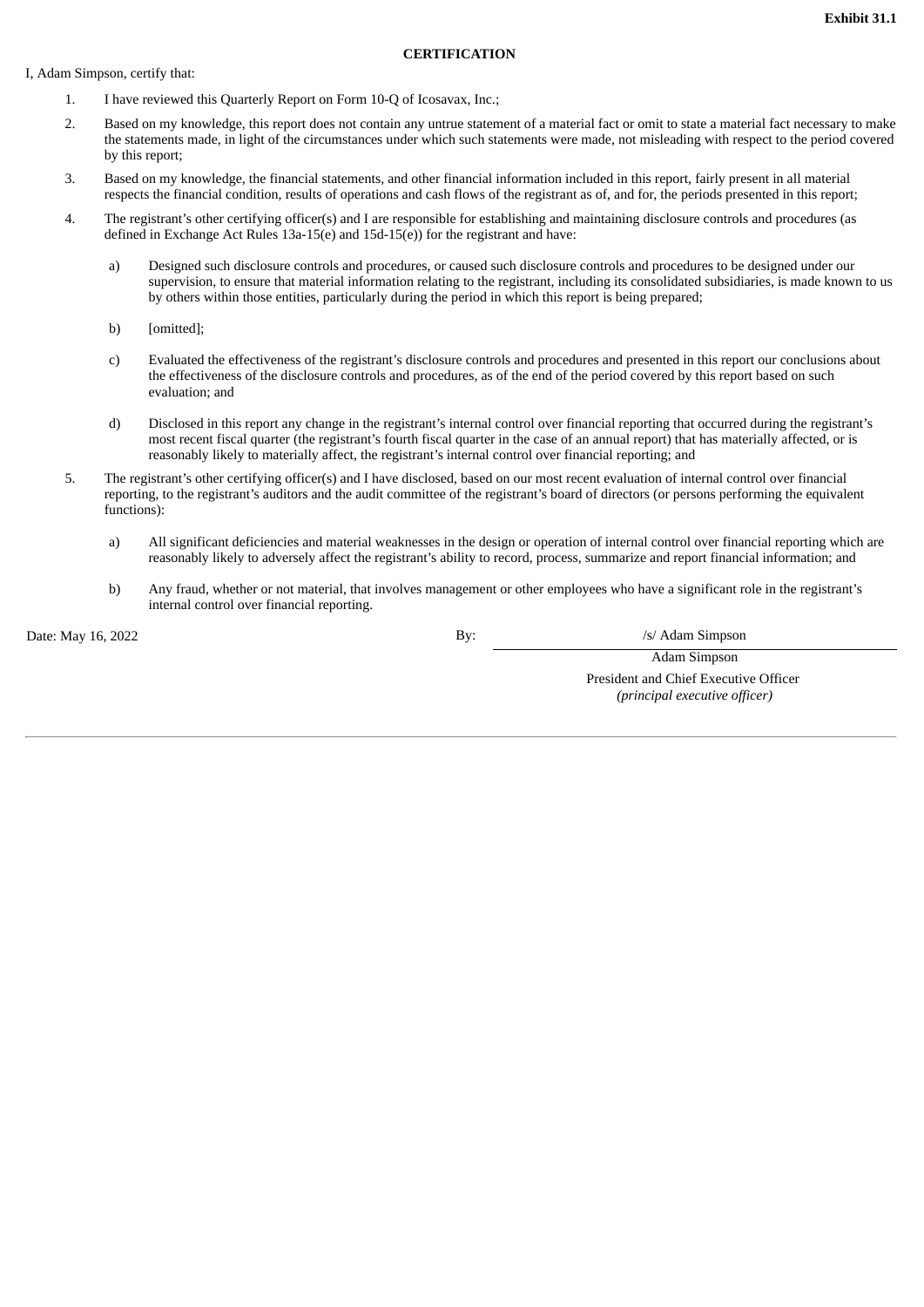**Exhibit 31.1**

**CERTIFICATION**

I, Adam Simpson, certify that:

1. I have reviewed this Quarterly Report on Form 10-Q of Icosavax, Inc.;
2. Based on my knowledge, this report does not contain any untrue statement of a material fact or omit to state a material fact necessary to make the statements made, in light of the circumstances under which such statements were made, not misleading with respect to the period covered by this report;
3. Based on my knowledge, the financial statements, and other financial information included in this report, fairly present in all material respects the financial condition, results of operations and cash flows of the registrant as of, and for, the periods presented in this report;
4. The registrant's other certifying officer(s) and I are responsible for establishing and maintaining disclosure controls and procedures (as defined in Exchange Act Rules 13a-15(e) and 15d-15(e)) for the registrant and have:
   a) Designed such disclosure controls and procedures, or caused such disclosure controls and procedures to be designed under our supervision, to ensure that material information relating to the registrant, including its consolidated subsidiaries, is made known to us by others within those entities, particularly during the period in which this report is being prepared;
   b) [omitted];
   c) Evaluated the effectiveness of the registrant's disclosure controls and procedures and presented in this report our conclusions about the effectiveness of the disclosure controls and procedures, as of the end of the period covered by this report based on such evaluation; and
   d) Disclosed in this report any change in the registrant's internal control over financial reporting that occurred during the registrant's most recent fiscal quarter (the registrant's fourth fiscal quarter in the case of an annual report) that has materially affected, or is reasonably likely to materially affect, the registrant's internal control over financial reporting; and
5. The registrant's other certifying officer(s) and I have disclosed, based on our most recent evaluation of internal control over financial reporting, to the registrant's auditors and the audit committee of the registrant's board of directors (or persons performing the equivalent functions):
   a) All significant deficiencies and material weaknesses in the design or operation of internal control over financial reporting which are reasonably likely to adversely affect the registrant's ability to record, process, summarize and report financial information; and
   b) Any fraud, whether or not material, that involves management or other employees who have a significant role in the registrant's internal control over financial reporting.

Date: May 16, 2022

By: /s/ Adam Simpson

Adam Simpson

President and Chief Executive Officer

*(principal executive officer)*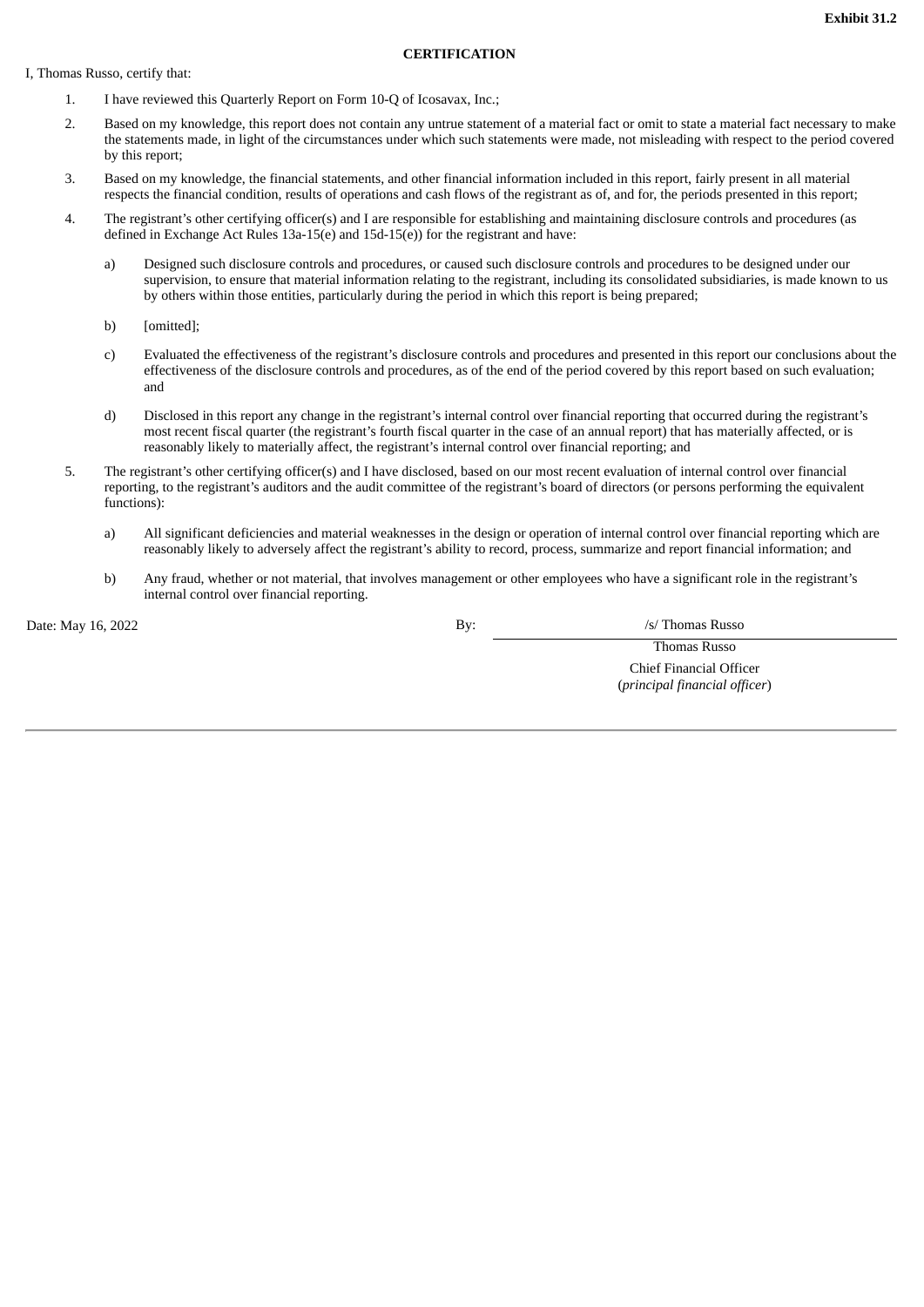**Exhibit 31.2**

**CERTIFICATION**

I, Thomas Russo, certify that:

1. I have reviewed this Quarterly Report on Form 10-Q of Icosavax, Inc.;
2. Based on my knowledge, this report does not contain any untrue statement of a material fact or omit to state a material fact necessary to make the statements made, in light of the circumstances under which such statements were made, not misleading with respect to the period covered by this report;
3. Based on my knowledge, the financial statements, and other financial information included in this report, fairly present in all material respects the financial condition, results of operations and cash flows of the registrant as of, and for, the periods presented in this report;
4. The registrant's other certifying officer(s) and I are responsible for establishing and maintaining disclosure controls and procedures (as defined in Exchange Act Rules 13a-15(e) and 15d-15(e)) for the registrant and have:
   a) Designed such disclosure controls and procedures, or caused such disclosure controls and procedures to be designed under our supervision, to ensure that material information relating to the registrant, including its consolidated subsidiaries, is made known to us by others within those entities, particularly during the period in which this report is being prepared;
   b) [omitted];
   c) Evaluated the effectiveness of the registrant's disclosure controls and procedures and presented in this report our conclusions about the effectiveness of the disclosure controls and procedures, as of the end of the period covered by this report based on such evaluation; and
   d) Disclosed in this report any change in the registrant's internal control over financial reporting that occurred during the registrant's most recent fiscal quarter (the registrant's fourth fiscal quarter in the case of an annual report) that has materially affected, or is reasonably likely to materially affect, the registrant's internal control over financial reporting; and
5. The registrant's other certifying officer(s) and I have disclosed, based on our most recent evaluation of internal control over financial reporting, to the registrant's auditors and the audit committee of the registrant's board of directors (or persons performing the equivalent functions):
   a) All significant deficiencies and material weaknesses in the design or operation of internal control over financial reporting which are reasonably likely to adversely affect the registrant's ability to record, process, summarize and report financial information; and
   b) Any fraud, whether or not material, that involves management or other employees who have a significant role in the registrant's internal control over financial reporting.

Date: May 16, 2022

By: /s/ Thomas Russo

Thomas Russo

Chief Financial Officer

(*principal financial officer*)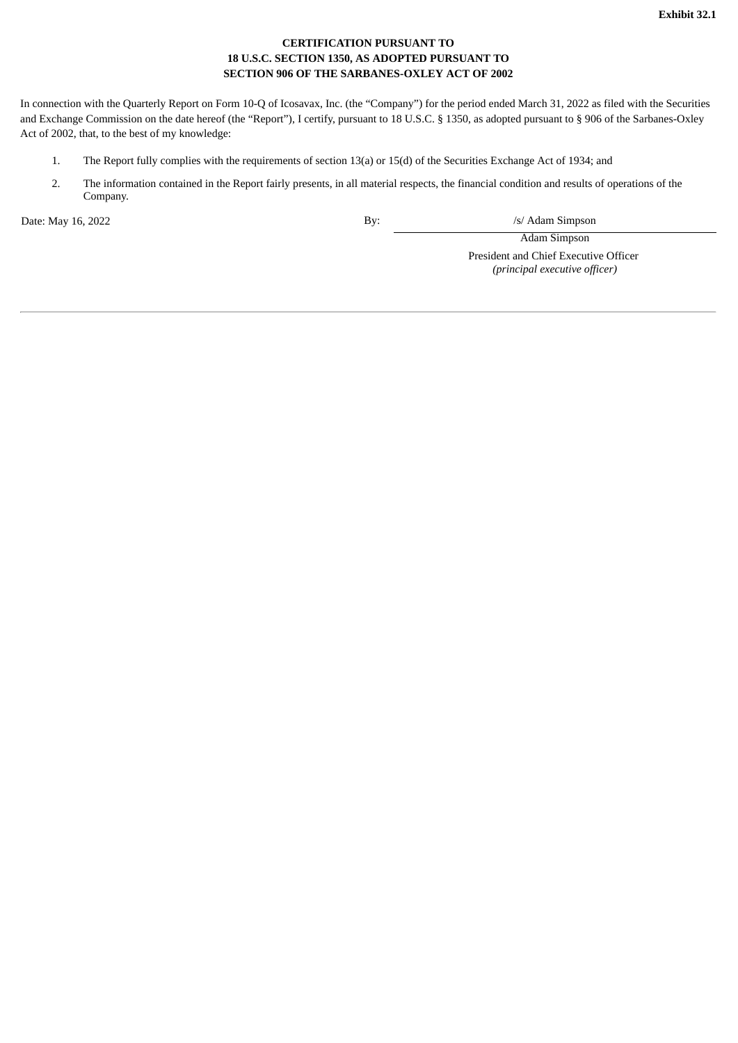**Exhibit 32.1**

**CERTIFICATION PURSUANT TO**
**18 U.S.C. SECTION 1350, AS ADOPTED PURSUANT TO**
**SECTION 906 OF THE SARBANES-OXLEY ACT OF 2002**

In connection with the Quarterly Report on Form 10-Q of Icosavax, Inc. (the "Company") for the period ended March 31, 2022 as filed with the Securities and Exchange Commission on the date hereof (the "Report"), I certify, pursuant to 18 U.S.C. § 1350, as adopted pursuant to § 906 of the Sarbanes-Oxley Act of 2002, that, to the best of my knowledge:

1. The Report fully complies with the requirements of section 13(a) or 15(d) of the Securities Exchange Act of 1934; and
2. The information contained in the Report fairly presents, in all material respects, the financial condition and results of operations of the Company.

Date: May 16, 2022

By: /s/ Adam Simpson

Adam Simpson
President and Chief Executive Officer
*(principal executive officer)*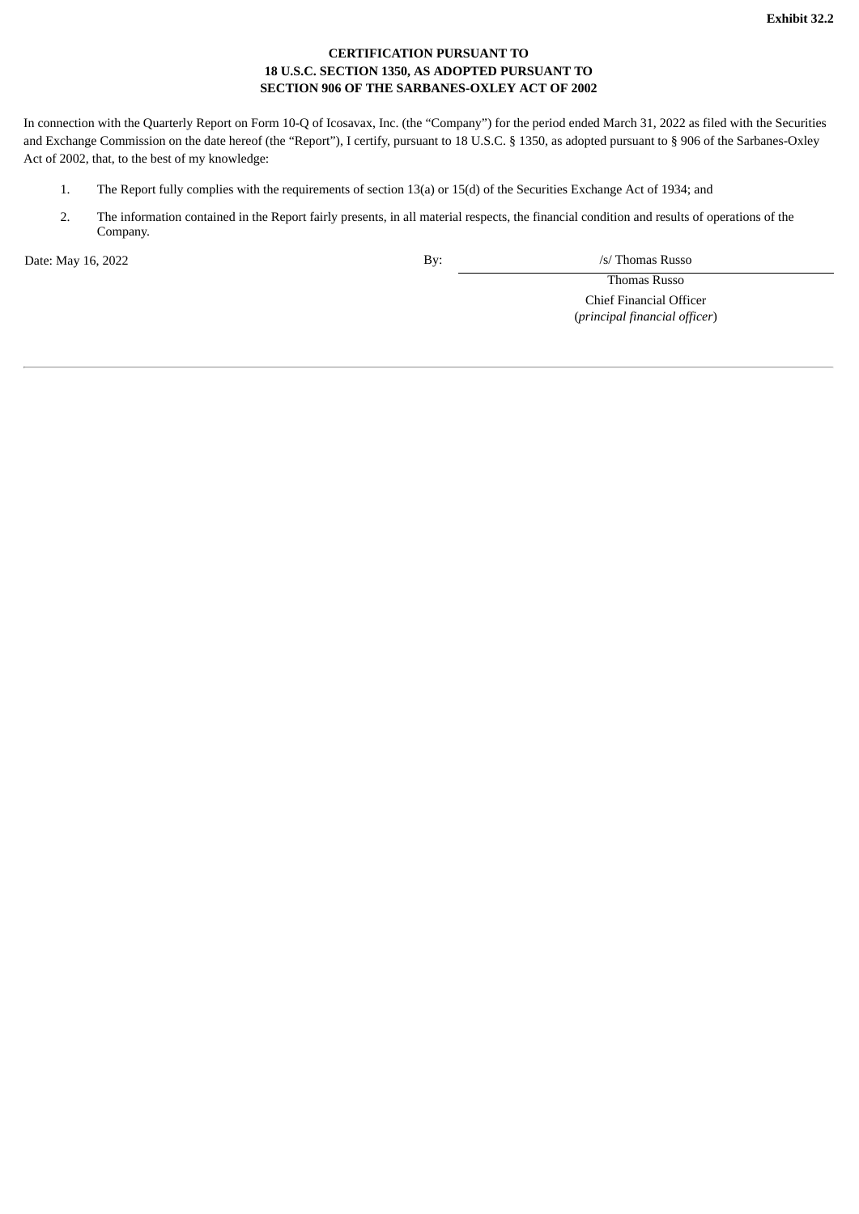**Exhibit 32.2**

**CERTIFICATION PURSUANT TO**
**18 U.S.C. SECTION 1350, AS ADOPTED PURSUANT TO**
**SECTION 906 OF THE SARBANES-OXLEY ACT OF 2002**

In connection with the Quarterly Report on Form 10-Q of Icosavax, Inc. (the "Company") for the period ended March 31, 2022 as filed with the Securities and Exchange Commission on the date hereof (the "Report"), I certify, pursuant to 18 U.S.C. § 1350, as adopted pursuant to § 906 of the Sarbanes-Oxley Act of 2002, that, to the best of my knowledge:

1. The Report fully complies with the requirements of section 13(a) or 15(d) of the Securities Exchange Act of 1934; and
2. The information contained in the Report fairly presents, in all material respects, the financial condition and results of operations of the Company.

Date: May 16, 2022

By: /s/ Thomas Russo

Thomas Russo
Chief Financial Officer
(*principal financial officer*)